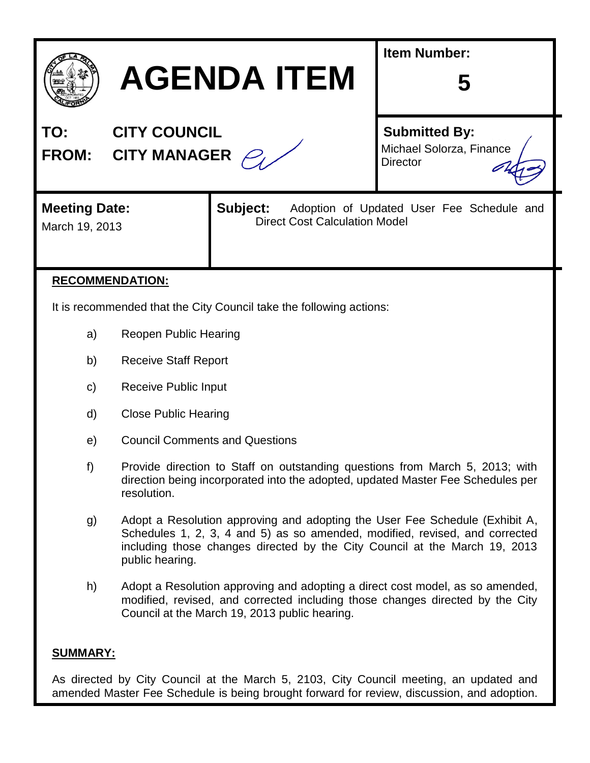# AGENDA ITEM

**Item Number:** 5

**TO:** CITY COUNCIL

**FROM:** CITY MANAGER

**Submitted By:** Michael Solorza, Finance Director

**Meeting Date:** March 19, 2013

**Subject:** Adoption of Updated User Fee Schedule and Direct Cost Calculation Model

**RECOMMENDATION:**

It is recommended that the City Council take the following actions:

a) Reopen Public Hearing

b) Receive Staff Report

c) Receive Public Input

d) Close Public Hearing

e) Council Comments and Questions

f) Provide direction to Staff on outstanding questions from March 5, 2013; with direction being incorporated into the adopted, updated Master Fee Schedules per resolution.

g) Adopt a Resolution approving and adopting the User Fee Schedule (Exhibit A, Schedules 1, 2, 3, 4 and 5) as so amended, modified, revised, and corrected including those changes directed by the City Council at the March 19, 2013 public hearing.

h) Adopt a Resolution approving and adopting a direct cost model, as so amended, modified, revised, and corrected including those changes directed by the City Council at the March 19, 2013 public hearing.

**SUMMARY:**

As directed by City Council at the March 5, 2103, City Council meeting, an updated and amended Master Fee Schedule is being brought forward for review, discussion, and adoption.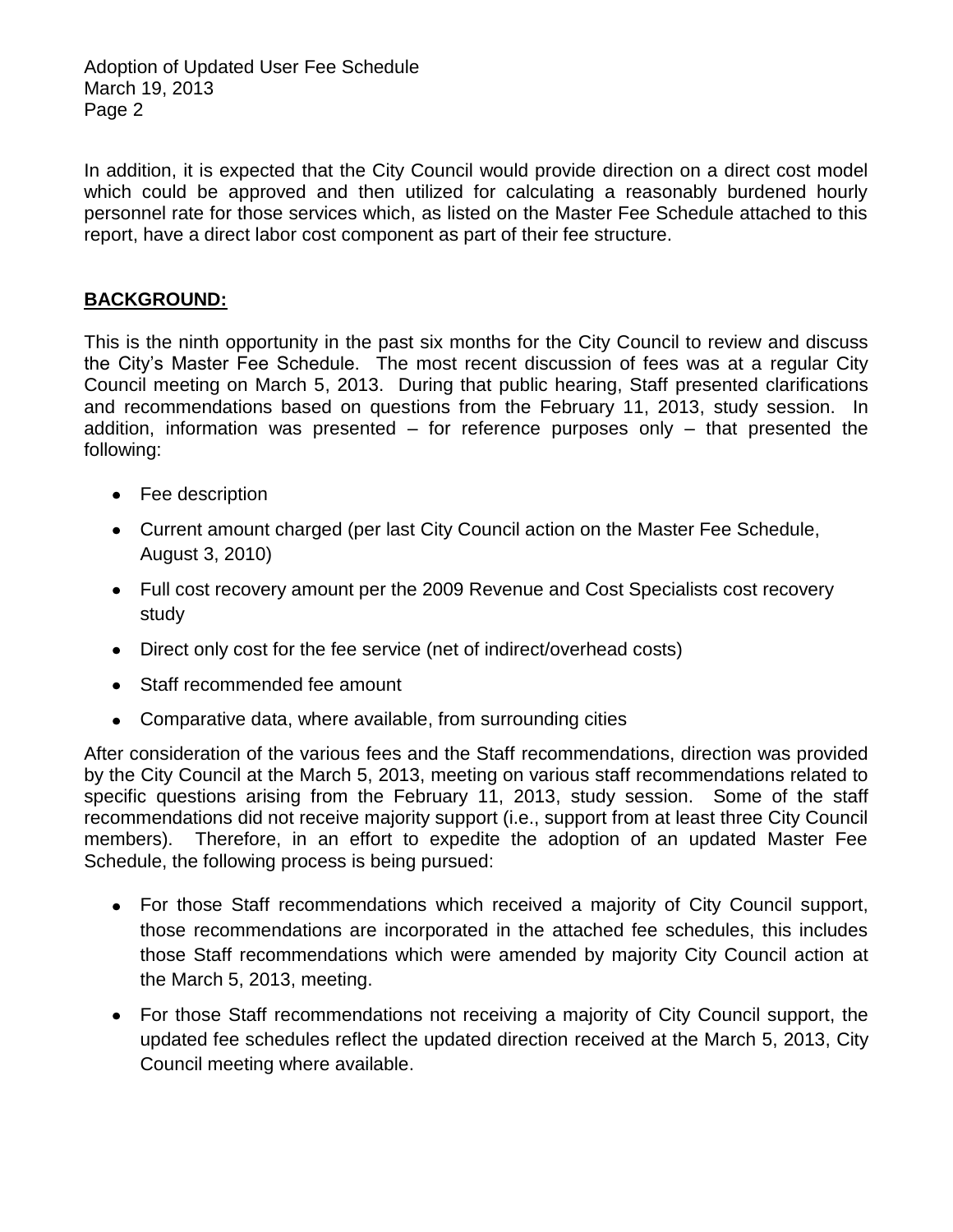In addition, it is expected that the City Council would provide direction on a direct cost model which could be approved and then utilized for calculating a reasonably burdened hourly personnel rate for those services which, as listed on the Master Fee Schedule attached to this report, have a direct labor cost component as part of their fee structure.

## BACKGROUND:

This is the ninth opportunity in the past six months for the City Council to review and discuss the City's Master Fee Schedule. The most recent discussion of fees was at a regular City Council meeting on March 5, 2013. During that public hearing, Staff presented clarifications and recommendations based on questions from the February 11, 2013, study session. In addition, information was presented – for reference purposes only – that presented the following:

- Fee description
- Current amount charged (per last City Council action on the Master Fee Schedule, August 3, 2010)
- Full cost recovery amount per the 2009 Revenue and Cost Specialists cost recovery study
- Direct only cost for the fee service (net of indirect/overhead costs)
- Staff recommended fee amount
- Comparative data, where available, from surrounding cities

After consideration of the various fees and the Staff recommendations, direction was provided by the City Council at the March 5, 2013, meeting on various staff recommendations related to specific questions arising from the February 11, 2013, study session. Some of the staff recommendations did not receive majority support (i.e., support from at least three City Council members). Therefore, in an effort to expedite the adoption of an updated Master Fee Schedule, the following process is being pursued:

- For those Staff recommendations which received a majority of City Council support, those recommendations are incorporated in the attached fee schedules, this includes those Staff recommendations which were amended by majority City Council action at the March 5, 2013, meeting.
- For those Staff recommendations not receiving a majority of City Council support, the updated fee schedules reflect the updated direction received at the March 5, 2013, City Council meeting where available.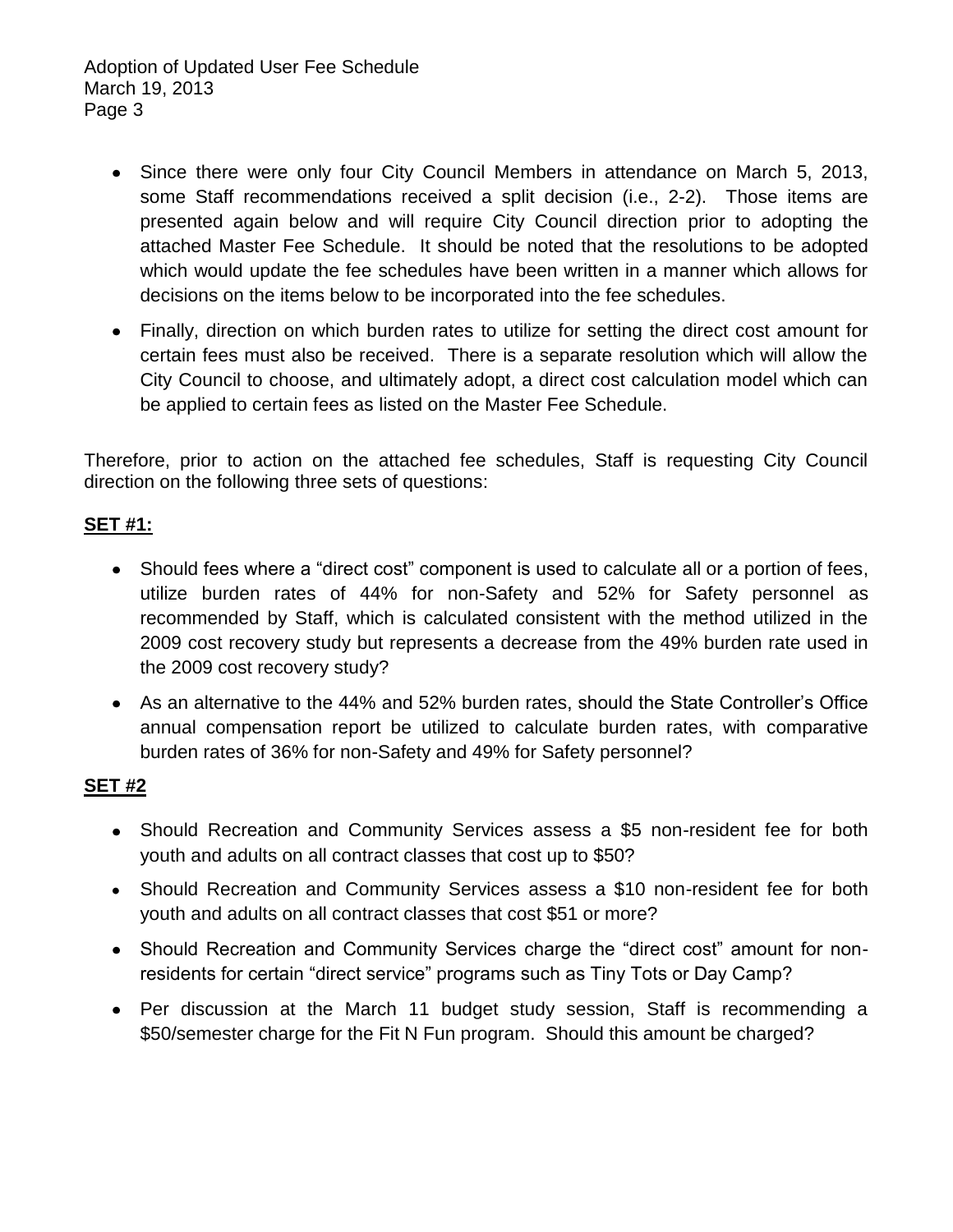- Since there were only four City Council Members in attendance on March 5, 2013, some Staff recommendations received a split decision (i.e., 2-2). Those items are presented again below and will require City Council direction prior to adopting the attached Master Fee Schedule. It should be noted that the resolutions to be adopted which would update the fee schedules have been written in a manner which allows for decisions on the items below to be incorporated into the fee schedules.
- Finally, direction on which burden rates to utilize for setting the direct cost amount for certain fees must also be received. There is a separate resolution which will allow the City Council to choose, and ultimately adopt, a direct cost calculation model which can be applied to certain fees as listed on the Master Fee Schedule.

Therefore, prior to action on the attached fee schedules, Staff is requesting City Council direction on the following three sets of questions:

**SET #1:**

- Should fees where a "direct cost" component is used to calculate all or a portion of fees, utilize burden rates of 44% for non-Safety and 52% for Safety personnel as recommended by Staff, which is calculated consistent with the method utilized in the 2009 cost recovery study but represents a decrease from the 49% burden rate used in the 2009 cost recovery study?
- As an alternative to the 44% and 52% burden rates, should the State Controller's Office annual compensation report be utilized to calculate burden rates, with comparative burden rates of 36% for non-Safety and 49% for Safety personnel?

**SET #2**

- Should Recreation and Community Services assess a $5 non-resident fee for both youth and adults on all contract classes that cost up to $50?
- Should Recreation and Community Services assess a $10 non-resident fee for both youth and adults on all contract classes that cost $51 or more?
- Should Recreation and Community Services charge the "direct cost" amount for non-residents for certain "direct service" programs such as Tiny Tots or Day Camp?
- Per discussion at the March 11 budget study session, Staff is recommending a $50/semester charge for the Fit N Fun program. Should this amount be charged?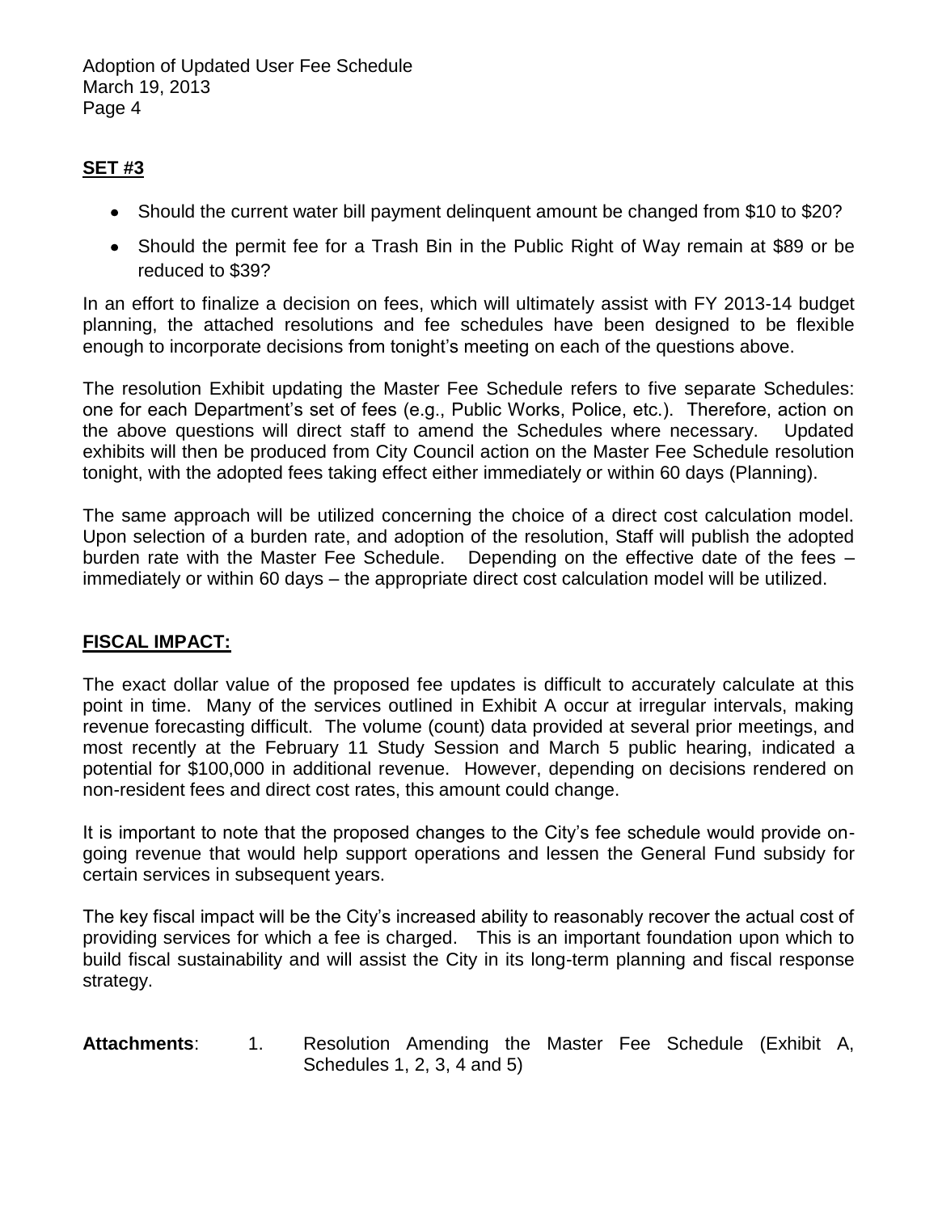## SET #3

- Should the current water bill payment delinquent amount be changed from $10 to $20?
- Should the permit fee for a Trash Bin in the Public Right of Way remain at $89 or be reduced to $39?

In an effort to finalize a decision on fees, which will ultimately assist with FY 2013-14 budget planning, the attached resolutions and fee schedules have been designed to be flexible enough to incorporate decisions from tonight's meeting on each of the questions above.

The resolution Exhibit updating the Master Fee Schedule refers to five separate Schedules: one for each Department's set of fees (e.g., Public Works, Police, etc.). Therefore, action on the above questions will direct staff to amend the Schedules where necessary. Updated exhibits will then be produced from City Council action on the Master Fee Schedule resolution tonight, with the adopted fees taking effect either immediately or within 60 days (Planning).

The same approach will be utilized concerning the choice of a direct cost calculation model. Upon selection of a burden rate, and adoption of the resolution, Staff will publish the adopted burden rate with the Master Fee Schedule. Depending on the effective date of the fees – immediately or within 60 days – the appropriate direct cost calculation model will be utilized.

## FISCAL IMPACT:

The exact dollar value of the proposed fee updates is difficult to accurately calculate at this point in time. Many of the services outlined in Exhibit A occur at irregular intervals, making revenue forecasting difficult. The volume (count) data provided at several prior meetings, and most recently at the February 11 Study Session and March 5 public hearing, indicated a potential for $100,000 in additional revenue. However, depending on decisions rendered on non-resident fees and direct cost rates, this amount could change.

It is important to note that the proposed changes to the City's fee schedule would provide on-going revenue that would help support operations and lessen the General Fund subsidy for certain services in subsequent years.

The key fiscal impact will be the City's increased ability to reasonably recover the actual cost of providing services for which a fee is charged. This is an important foundation upon which to build fiscal sustainability and will assist the City in its long-term planning and fiscal response strategy.

**Attachments**: 1. Resolution Amending the Master Fee Schedule (Exhibit A, Schedules 1, 2, 3, 4 and 5)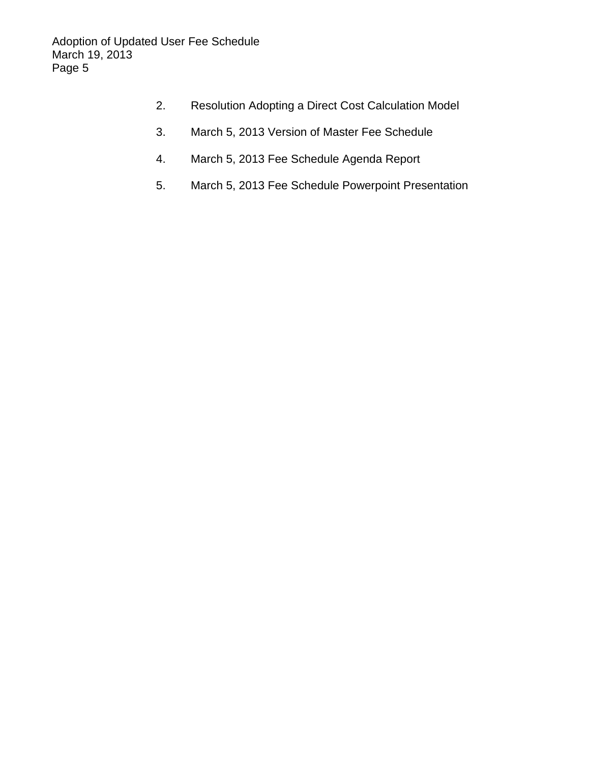2. Resolution Adopting a Direct Cost Calculation Model

3. March 5, 2013 Version of Master Fee Schedule

4. March 5, 2013 Fee Schedule Agenda Report

5. March 5, 2013 Fee Schedule Powerpoint Presentation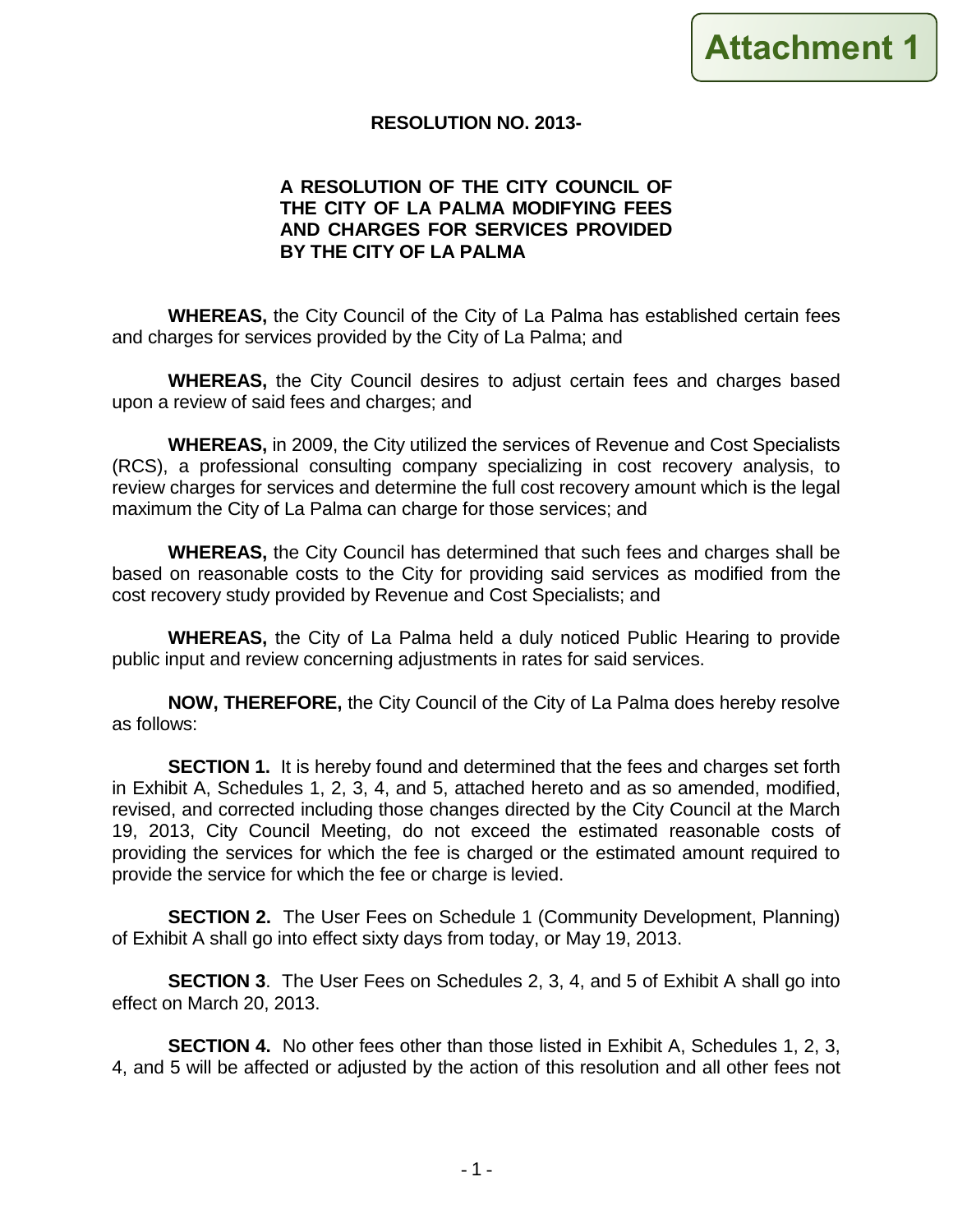Attachment 1

**RESOLUTION NO. 2013-**

**A RESOLUTION OF THE CITY COUNCIL OF THE CITY OF LA PALMA MODIFYING FEES AND CHARGES FOR SERVICES PROVIDED BY THE CITY OF LA PALMA**

**WHEREAS,** the City Council of the City of La Palma has established certain fees and charges for services provided by the City of La Palma; and

**WHEREAS,** the City Council desires to adjust certain fees and charges based upon a review of said fees and charges; and

**WHEREAS,** in 2009, the City utilized the services of Revenue and Cost Specialists (RCS), a professional consulting company specializing in cost recovery analysis, to review charges for services and determine the full cost recovery amount which is the legal maximum the City of La Palma can charge for those services; and

**WHEREAS,** the City Council has determined that such fees and charges shall be based on reasonable costs to the City for providing said services as modified from the cost recovery study provided by Revenue and Cost Specialists; and

**WHEREAS,** the City of La Palma held a duly noticed Public Hearing to provide public input and review concerning adjustments in rates for said services.

**NOW, THEREFORE,** the City Council of the City of La Palma does hereby resolve as follows:

**SECTION 1.** It is hereby found and determined that the fees and charges set forth in Exhibit A, Schedules 1, 2, 3, 4, and 5, attached hereto and as so amended, modified, revised, and corrected including those changes directed by the City Council at the March 19, 2013, City Council Meeting, do not exceed the estimated reasonable costs of providing the services for which the fee is charged or the estimated amount required to provide the service for which the fee or charge is levied.

**SECTION 2.** The User Fees on Schedule 1 (Community Development, Planning) of Exhibit A shall go into effect sixty days from today, or May 19, 2013.

**SECTION 3**. The User Fees on Schedules 2, 3, 4, and 5 of Exhibit A shall go into effect on March 20, 2013.

**SECTION 4.** No other fees other than those listed in Exhibit A, Schedules 1, 2, 3, 4, and 5 will be affected or adjusted by the action of this resolution and all other fees not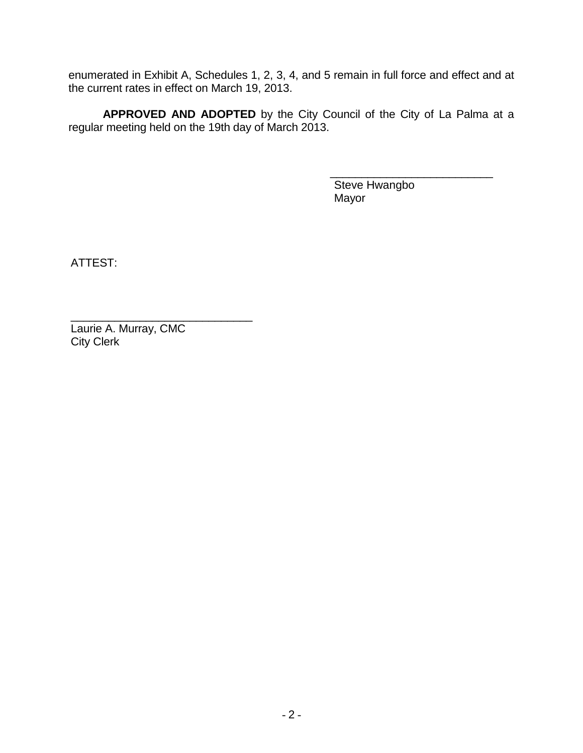enumerated in Exhibit A, Schedules 1, 2, 3, 4, and 5 remain in full force and effect and at the current rates in effect on March 19, 2013.

**APPROVED AND ADOPTED** by the City Council of the City of La Palma at a regular meeting held on the 19th day of March 2013.

\_\_\_\_\_\_\_\_\_\_\_\_\_\_\_\_\_\_\_\_\_\_\_\_\_\_
Steve Hwangbo
Mayor

ATTEST:

\_\_\_\_\_\_\_\_\_\_\_\_\_\_\_\_\_\_\_\_\_\_\_\_\_\_\_\_\_\_
Laurie A. Murray, CMC
City Clerk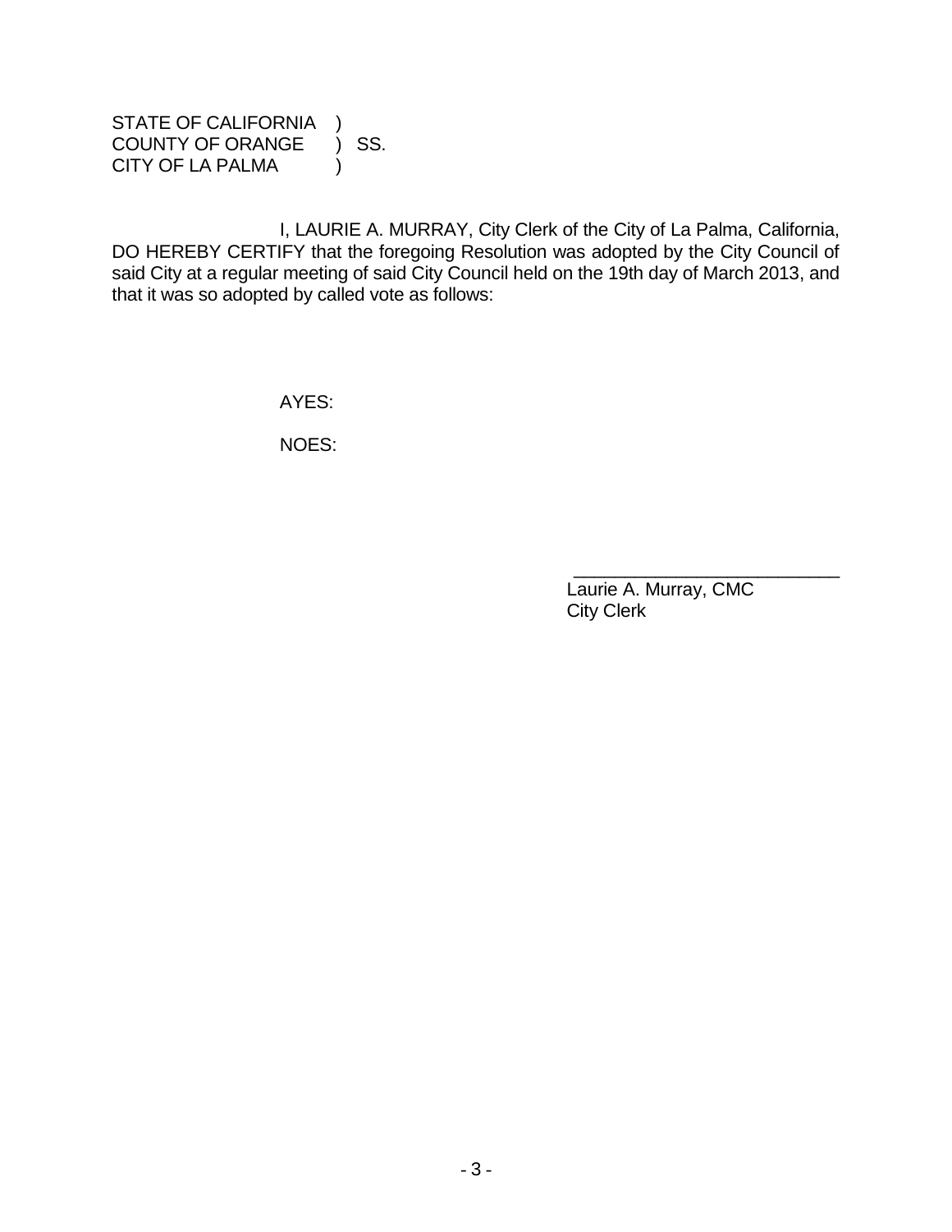STATE OF CALIFORNIA )
COUNTY OF ORANGE ) SS.
CITY OF LA PALMA )

I, LAURIE A. MURRAY, City Clerk of the City of La Palma, California, DO HEREBY CERTIFY that the foregoing Resolution was adopted by the City Council of said City at a regular meeting of said City Council held on the 19th day of March 2013, and that it was so adopted by called vote as follows:

AYES:

NOES:

\_\_\_\_\_\_\_\_\_\_\_\_\_\_\_\_\_\_\_\_\_\_\_\_\_\_

Laurie A. Murray, CMC
City Clerk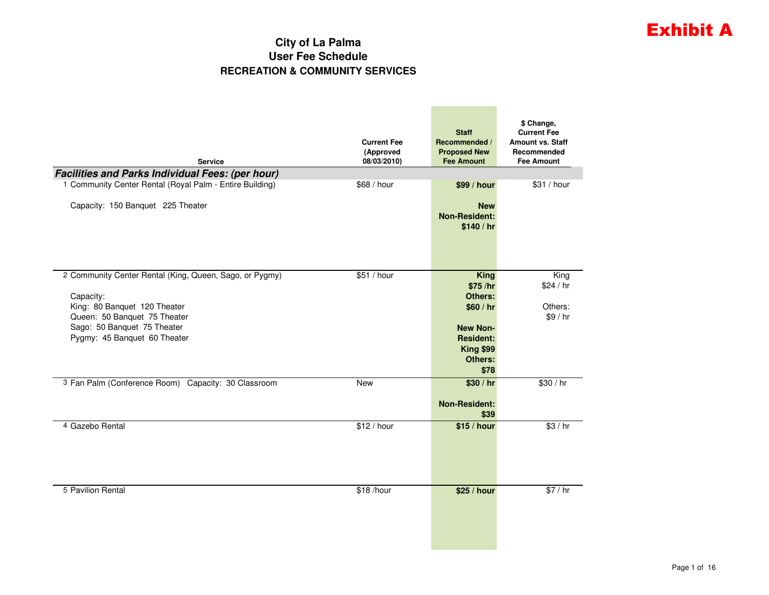**Exhibit A**

# City of La Palma
## User Fee Schedule
### RECREATION & COMMUNITY SERVICES

| Service | Current Fee (Approved 08/03/2010) | Staff Recommended / Proposed New Fee Amount | $ Change, Current Fee Amount vs. Staff Recommended Fee Amount |
|---|---|---|---|
| ***Facilities and Parks Individual Fees: (per hour)*** | | | |
| 1 Community Center Rental (Royal Palm - Entire Building)<br><br>Capacity: 150 Banquet 225 Theater | $68 / hour | **$99 / hour**<br><br>**New Non-Resident: $140 / hr** | $31 / hour |
| 2 Community Center Rental (King, Queen, Sago, or Pygmy)<br><br>Capacity:<br>King: 80 Banquet 120 Theater<br>Queen: 50 Banquet 75 Theater<br>Sago: 50 Banquet 75 Theater<br>Pygmy: 45 Banquet 60 Theater | $51 / hour | **King $75 /hr**<br>**Others: $60 / hr**<br><br>**New Non-Resident: King $99 Others: $78** | King $24 / hr<br><br>Others: $9 / hr |
| 3 Fan Palm (Conference Room) Capacity: 30 Classroom | New | **$30 / hr**<br><br>**Non-Resident: $39** | $30 / hr |
| 4 Gazebo Rental | $12 / hour | **$15 / hour** | $3 / hr |
| 5 Pavilion Rental | $18 /hour | **$25 / hour** | $7 / hr |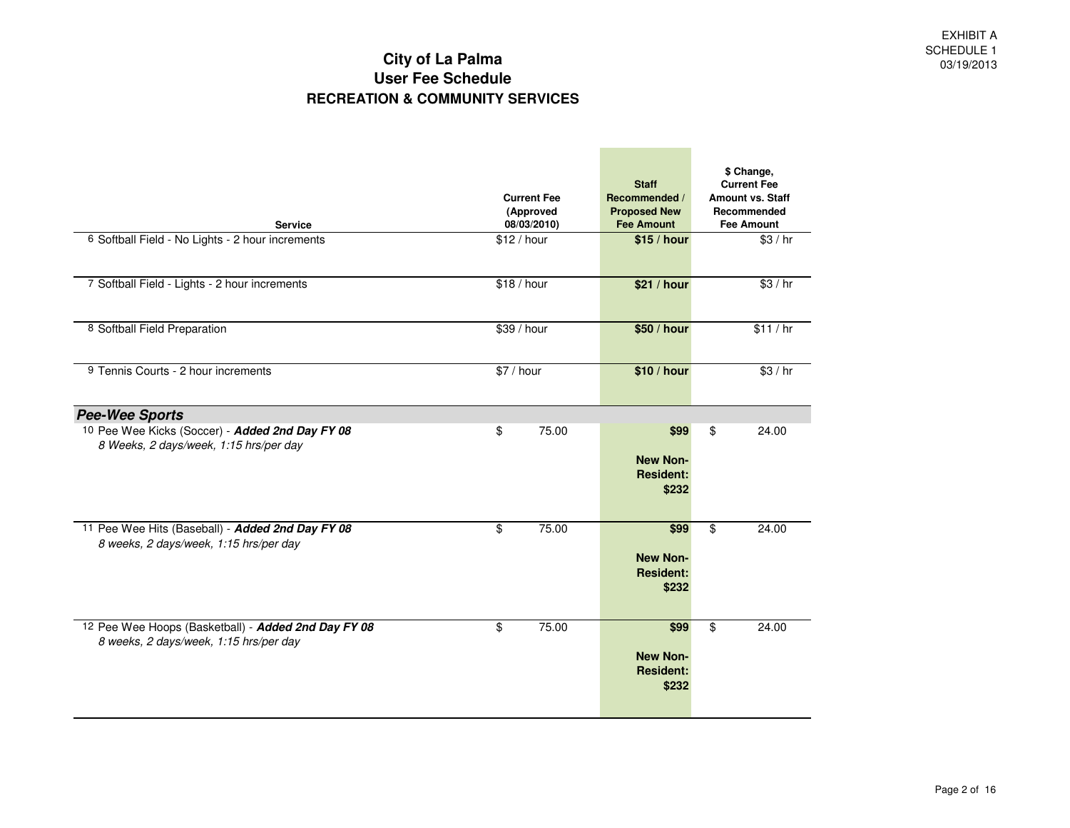EXHIBIT A
SCHEDULE 1
03/19/2013

# City of La Palma
## User Fee Schedule
### RECREATION & COMMUNITY SERVICES

| Service | Current Fee (Approved 08/03/2010) | Staff Recommended / Proposed New Fee Amount | $ Change, Current Fee Amount vs. Staff Recommended Fee Amount |
|---|---|---|---|
| 6 Softball Field - No Lights - 2 hour increments | $12 / hour | **$15 / hour** | $3 / hr |
| 7 Softball Field - Lights - 2 hour increments | $18 / hour | **$21 / hour** | $3 / hr |
| 8 Softball Field Preparation | $39 / hour | **$50 / hour** | $11 / hr |
| 9 Tennis Courts - 2 hour increments | $7 / hour | **$10 / hour** | $3 / hr |
| ***Pee-Wee Sports*** | | | |
| 10 Pee Wee Kicks (Soccer) - ***Added 2nd Day FY 08*** *8 Weeks, 2 days/week, 1:15 hrs/per day* | $ 75.00 | **$99** **New Non-Resident: $232** | $ 24.00 |
| 11 Pee Wee Hits (Baseball) - ***Added 2nd Day FY 08*** *8 weeks, 2 days/week, 1:15 hrs/per day* | $ 75.00 | **$99** **New Non-Resident: $232** | $ 24.00 |
| 12 Pee Wee Hoops (Basketball) - ***Added 2nd Day FY 08*** *8 weeks, 2 days/week, 1:15 hrs/per day* | $ 75.00 | **$99** **New Non-Resident: $232** | $ 24.00 |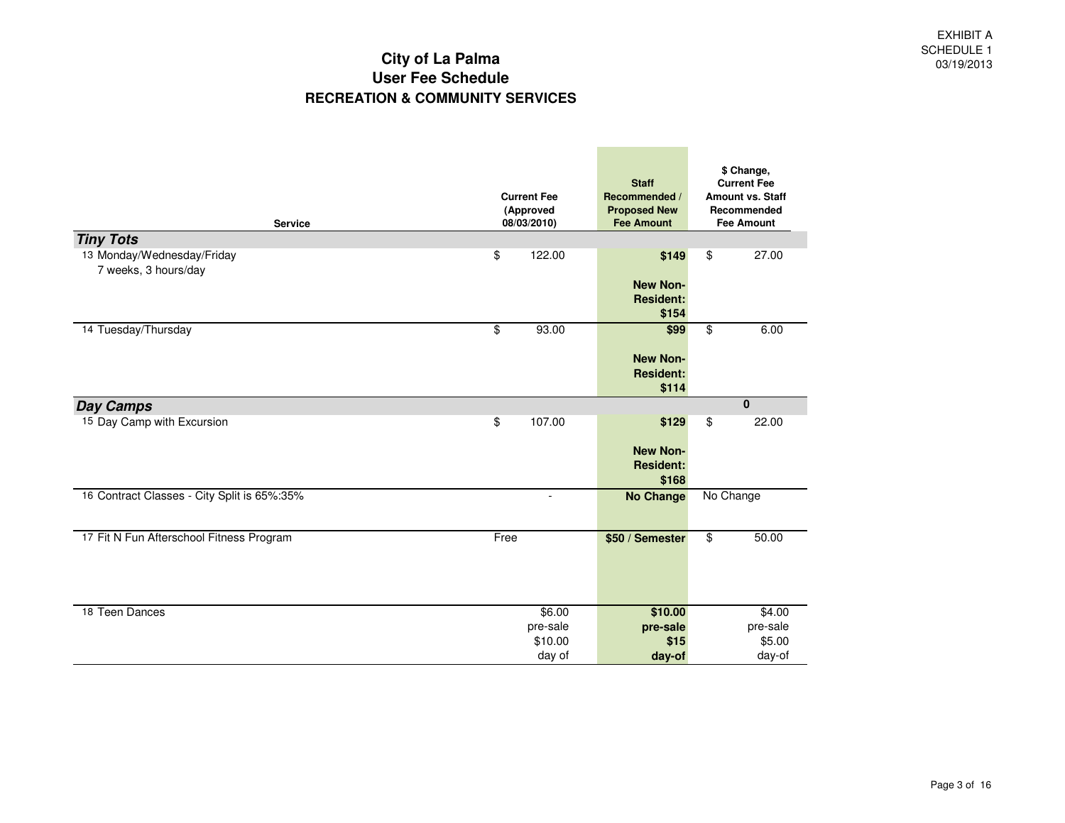EXHIBIT A
SCHEDULE 1
03/19/2013

# City of La Palma
## User Fee Schedule
### RECREATION & COMMUNITY SERVICES

| Service | Current Fee (Approved 08/03/2010) | Staff Recommended / Proposed New Fee Amount | $ Change, Current Fee Amount vs. Staff Recommended Fee Amount |
|---|---|---|---|
| ***Tiny Tots*** | | | |
| 13 Monday/Wednesday/Friday<br>7 weeks, 3 hours/day | $ 122.00 | **$149**<br><br>**New Non-Resident: $154** | $ 27.00 |
| 14 Tuesday/Thursday | $ 93.00 | **$99**<br><br>**New Non-Resident: $114** | $ 6.00 |
| ***Day Camps*** | | | **0** |
| 15 Day Camp with Excursion | $ 107.00 | **$129**<br><br>**New Non-Resident: $168** | $ 22.00 |
| 16 Contract Classes - City Split is 65%:35% | - | **No Change** | No Change |
| 17 Fit N Fun Afterschool Fitness Program | Free | **$50 / Semester** | $ 50.00 |
| 18 Teen Dances | $6.00 pre-sale<br>$10.00 day of | **$10.00 pre-sale**<br>**$15 day-of** | $4.00 pre-sale<br>$5.00 day-of |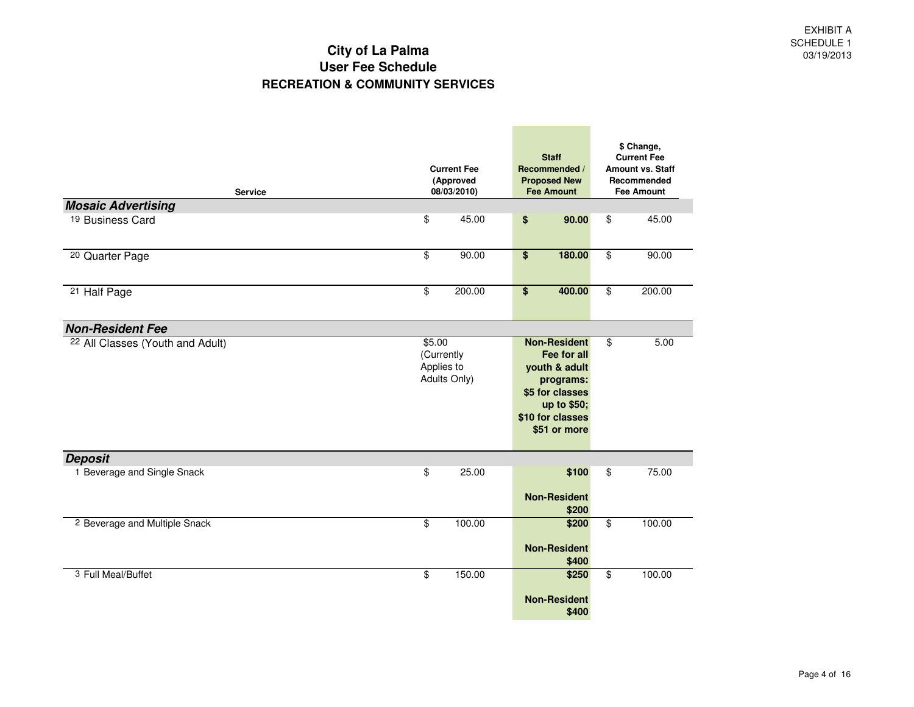EXHIBIT A
SCHEDULE 1
03/19/2013

# City of La Palma
## User Fee Schedule
### RECREATION & COMMUNITY SERVICES

| Service | Current Fee (Approved 08/03/2010) | Staff Recommended / Proposed New Fee Amount | $ Change, Current Fee Amount vs. Staff Recommended Fee Amount |
|---|---|---|---|
| ***Mosaic Advertising*** | | | |
| 19 Business Card | $ 45.00 | **$ 90.00** | $ 45.00 |
| 20 Quarter Page | $ 90.00 | **$ 180.00** | $ 90.00 |
| 21 Half Page | $ 200.00 | **$ 400.00** | $ 200.00 |
| ***Non-Resident Fee*** | | | |
| 22 All Classes (Youth and Adult) | $5.00 (Currently Applies to Adults Only) | **Non-Resident Fee for all youth & adult programs: $5 for classes up to $50; $10 for classes $51 or more** | $ 5.00 |
| ***Deposit*** | | | |
| 1 Beverage and Single Snack | $ 25.00 | **$100** **Non-Resident $200** | $ 75.00 |
| 2 Beverage and Multiple Snack | $ 100.00 | **$200** **Non-Resident $400** | $ 100.00 |
| 3 Full Meal/Buffet | $ 150.00 | **$250** **Non-Resident $400** | $ 100.00 |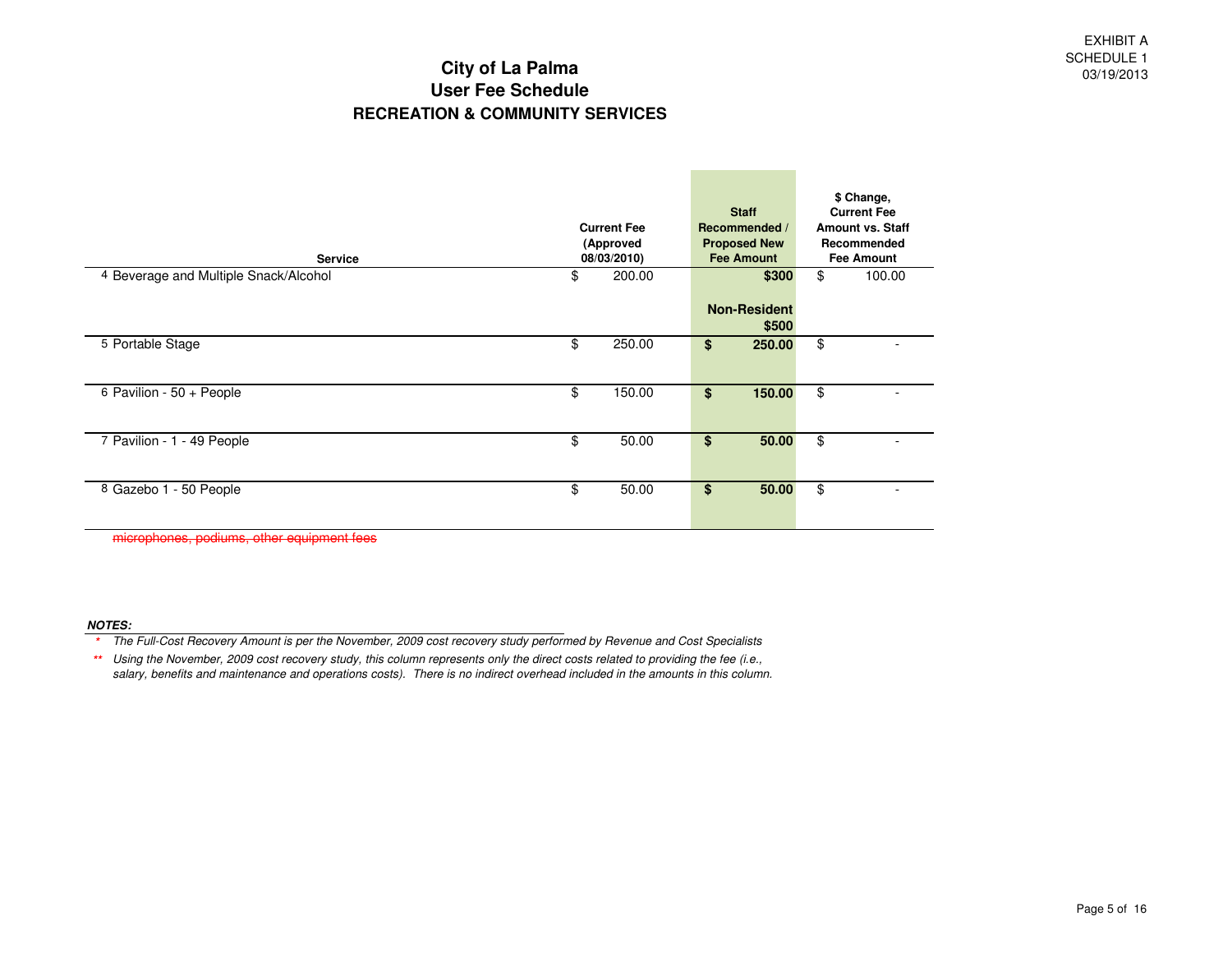EXHIBIT A
SCHEDULE 1
03/19/2013

# City of La Palma
## User Fee Schedule
### RECREATION & COMMUNITY SERVICES

| | Service | Current Fee (Approved 08/03/2010) | Staff Recommended / Proposed New Fee Amount | $ Change, Current Fee Amount vs. Staff Recommended Fee Amount |
|---|---|---|---|---|
| 4 | Beverage and Multiple Snack/Alcohol | $ 200.00 | $300<br>**Non-Resident $500** | $ 100.00 |
| 5 | Portable Stage | $ 250.00 | $ 250.00 | $ - |
| 6 | Pavilion - 50 + People | $ 150.00 | $ 150.00 | $ - |
| 7 | Pavilion - 1 - 49 People | $ 50.00 | $ 50.00 | $ - |
| 8 | Gazebo 1 - 50 People | $ 50.00 | $ 50.00 | $ - |

~~microphones, podiums, other equipment fees~~

***NOTES:***

\* *The Full-Cost Recovery Amount is per the November, 2009 cost recovery study performed by Revenue and Cost Specialists*

\*\* *Using the November, 2009 cost recovery study, this column represents only the direct costs related to providing the fee (i.e., salary, benefits and maintenance and operations costs). There is no indirect overhead included in the amounts in this column.*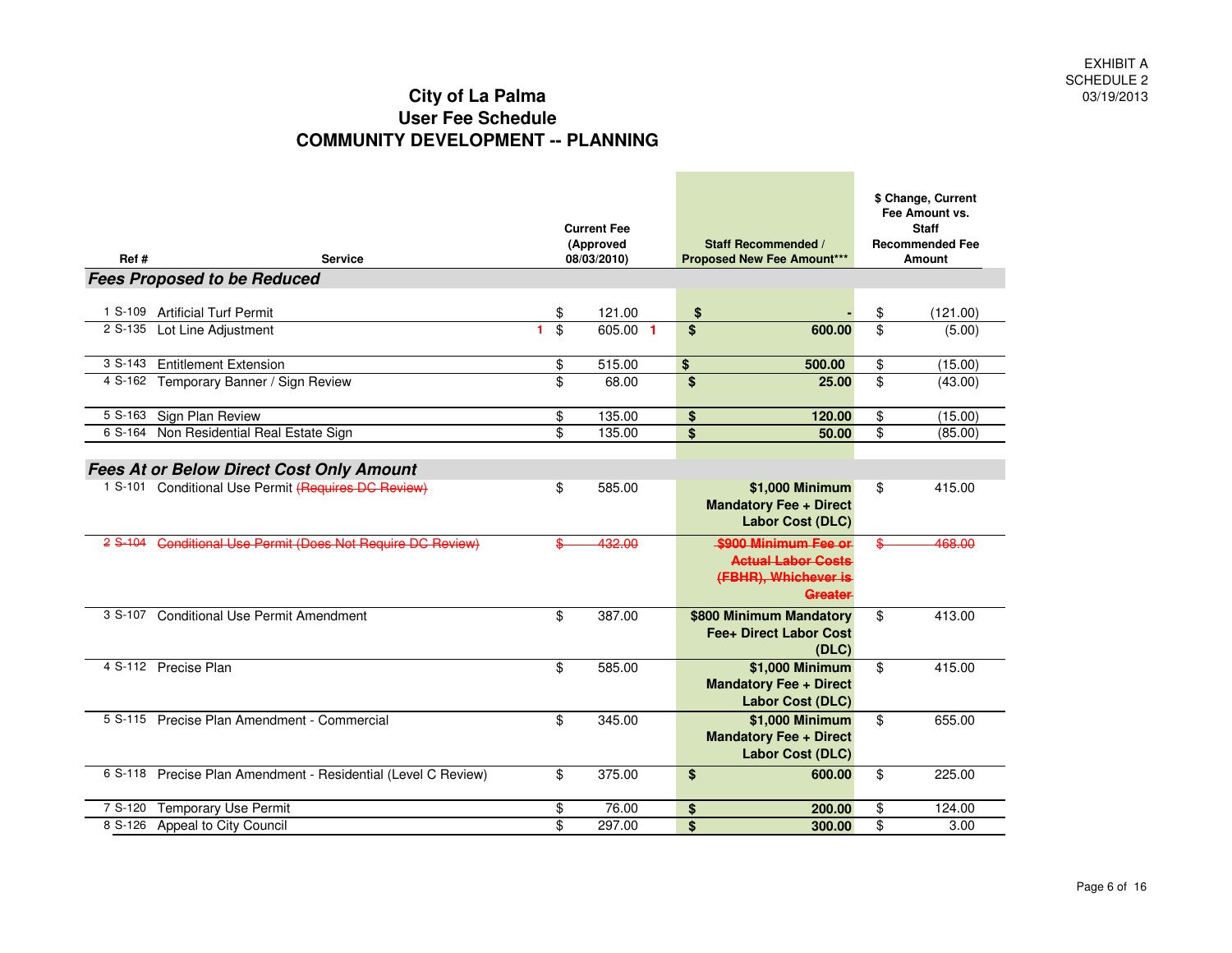EXHIBIT A
SCHEDULE 2
03/19/2013

# City of La Palma
## User Fee Schedule
## COMMUNITY DEVELOPMENT -- PLANNING

| Ref # | Service | Current Fee (Approved 08/03/2010) | Staff Recommended / Proposed New Fee Amount*** | $ Change, Current Fee Amount vs. Staff Recommended Fee Amount |
|---|---|---|---|---|
| ***Fees Proposed to be Reduced*** | | | | |
| 1 S-109 | Artificial Turf Permit | $ 121.00 | **$ -** | $ (121.00) |
| 2 S-135 | Lot Line Adjustment | 1 $ 605.00 1 | **$ 600.00** | $ (5.00) |
| 3 S-143 | Entitlement Extension | $ 515.00 | **$ 500.00** | $ (15.00) |
| 4 S-162 | Temporary Banner / Sign Review | $ 68.00 | **$ 25.00** | $ (43.00) |
| 5 S-163 | Sign Plan Review | $ 135.00 | **$ 120.00** | $ (15.00) |
| 6 S-164 | Non Residential Real Estate Sign | $ 135.00 | **$ 50.00** | $ (85.00) |
| ***Fees At or Below Direct Cost Only Amount*** | | | | |
| 1 S-101 | Conditional Use Permit ~~(Requires DC Review)~~ | $ 585.00 | **$1,000 Minimum Mandatory Fee + Direct Labor Cost (DLC)** | $ 415.00 |
| ~~2 S-104~~ | ~~Conditional Use Permit (Does Not Require DC Review)~~ | ~~$ 432.00~~ | ~~**$900 Minimum Fee or Actual Labor Costs (FBHR), Whichever is Greater**~~ | ~~$ 468.00~~ |
| 3 S-107 | Conditional Use Permit Amendment | $ 387.00 | **$800 Minimum Mandatory Fee+ Direct Labor Cost (DLC)** | $ 413.00 |
| 4 S-112 | Precise Plan | $ 585.00 | **$1,000 Minimum Mandatory Fee + Direct Labor Cost (DLC)** | $ 415.00 |
| 5 S-115 | Precise Plan Amendment - Commercial | $ 345.00 | **$1,000 Minimum Mandatory Fee + Direct Labor Cost (DLC)** | $ 655.00 |
| 6 S-118 | Precise Plan Amendment - Residential (Level C Review) | $ 375.00 | **$ 600.00** | $ 225.00 |
| 7 S-120 | Temporary Use Permit | $ 76.00 | **$ 200.00** | $ 124.00 |
| 8 S-126 | Appeal to City Council | $ 297.00 | **$ 300.00** | $ 3.00 |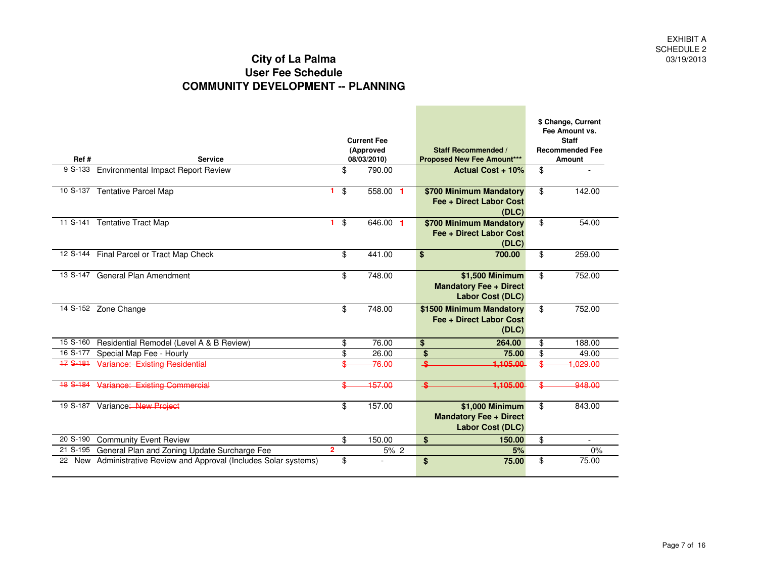EXHIBIT A
SCHEDULE 2
03/19/2013

# City of La Palma
## User Fee Schedule
## COMMUNITY DEVELOPMENT -- PLANNING

| Ref # | | Service | Current Fee (Approved 08/03/2010) | Staff Recommended / Proposed New Fee Amount*** | $ Change, Current Fee Amount vs. Staff Recommended Fee Amount |
|---|---|---|---|---|---|
| 9 | S-133 | Environmental Impact Report Review | $ 790.00 | **Actual Cost + 10%** | $ - |
| 10 | S-137 | Tentative Parcel Map 1 | $ 558.00 1 | **$700 Minimum Mandatory Fee + Direct Labor Cost (DLC)** | $ 142.00 |
| 11 | S-141 | Tentative Tract Map 1 | $ 646.00 1 | **$700 Minimum Mandatory Fee + Direct Labor Cost (DLC)** | $ 54.00 |
| 12 | S-144 | Final Parcel or Tract Map Check | $ 441.00 | **$ 700.00** | $ 259.00 |
| 13 | S-147 | General Plan Amendment | $ 748.00 | **$1,500 Minimum Mandatory Fee + Direct Labor Cost (DLC)** | $ 752.00 |
| 14 | S-152 | Zone Change | $ 748.00 | **$1500 Minimum Mandatory Fee + Direct Labor Cost (DLC)** | $ 752.00 |
| 15 | S-160 | Residential Remodel (Level A & B Review) | $ 76.00 | **$ 264.00** | $ 188.00 |
| 16 | S-177 | Special Map Fee - Hourly | $ 26.00 | **$ 75.00** | $ 49.00 |
| ~~17~~ | ~~S-181~~ | ~~Variance: Existing Residential~~ | ~~$ 76.00~~ | ~~$ 1,105.00~~ | ~~$ 1,029.00~~ |
| ~~18~~ | ~~S-184~~ | ~~Variance: Existing Commercial~~ | ~~$ 157.00~~ | ~~$ 1,105.00~~ | ~~$ 948.00~~ |
| 19 | S-187 | Variance~~: New Project~~ | $ 157.00 | **$1,000 Minimum Mandatory Fee + Direct Labor Cost (DLC)** | $ 843.00 |
| 20 | S-190 | Community Event Review | $ 150.00 | **$ 150.00** | $ - |
| 21 | S-195 | General Plan and Zoning Update Surcharge Fee 2 | 5% 2 | **5%** | 0% |
| 22 | New | Administrative Review and Approval (Includes Solar systems) | $ - | **$ 75.00** | $ 75.00 |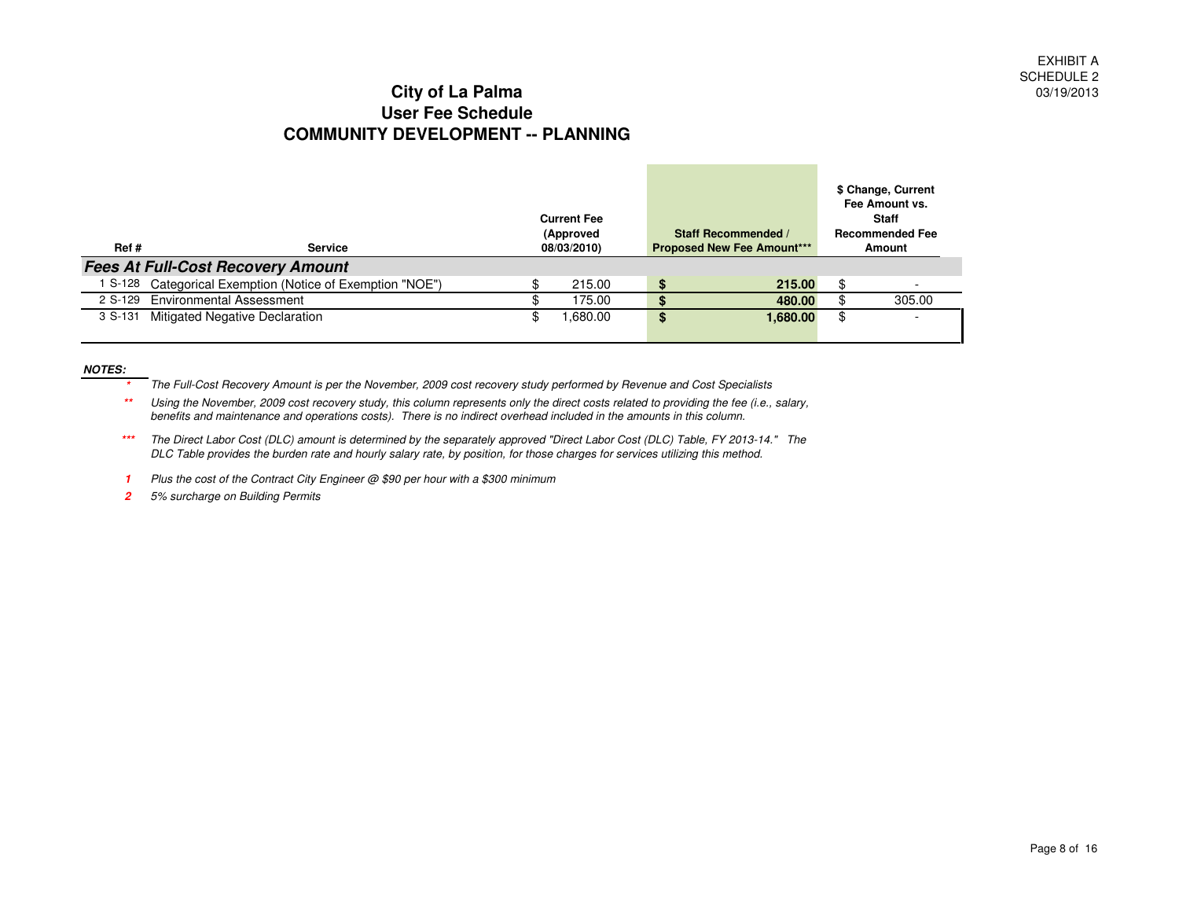EXHIBIT A
SCHEDULE 2
03/19/2013

# City of La Palma
## User Fee Schedule
## COMMUNITY DEVELOPMENT -- PLANNING

| | Ref # | Service | Current Fee (Approved 08/03/2010) | Staff Recommended / Proposed New Fee Amount*** | $ Change, Current Fee Amount vs. Staff Recommended Fee Amount |
|---|---|---|---|---|---|
| ***Fees At Full-Cost Recovery Amount*** | | | | | |
| 1 | S-128 | Categorical Exemption (Notice of Exemption "NOE") | $ 215.00 | **$ 215.00** | $ - |
| 2 | S-129 | Environmental Assessment | $ 175.00 | **$ 480.00** | $ 305.00 |
| 3 | S-131 | Mitigated Negative Declaration | $ 1,680.00 | **$ 1,680.00** | $ - |

***NOTES:***

\* *The Full-Cost Recovery Amount is per the November, 2009 cost recovery study performed by Revenue and Cost Specialists*

\*\* *Using the November, 2009 cost recovery study, this column represents only the direct costs related to providing the fee (i.e., salary, benefits and maintenance and operations costs). There is no indirect overhead included in the amounts in this column.*

\*\*\* *The Direct Labor Cost (DLC) amount is determined by the separately approved "Direct Labor Cost (DLC) Table, FY 2013-14." The DLC Table provides the burden rate and hourly salary rate, by position, for those charges for services utilizing this method.*

**1** *Plus the cost of the Contract City Engineer @ $90 per hour with a $300 minimum*

**2** *5% surcharge on Building Permits*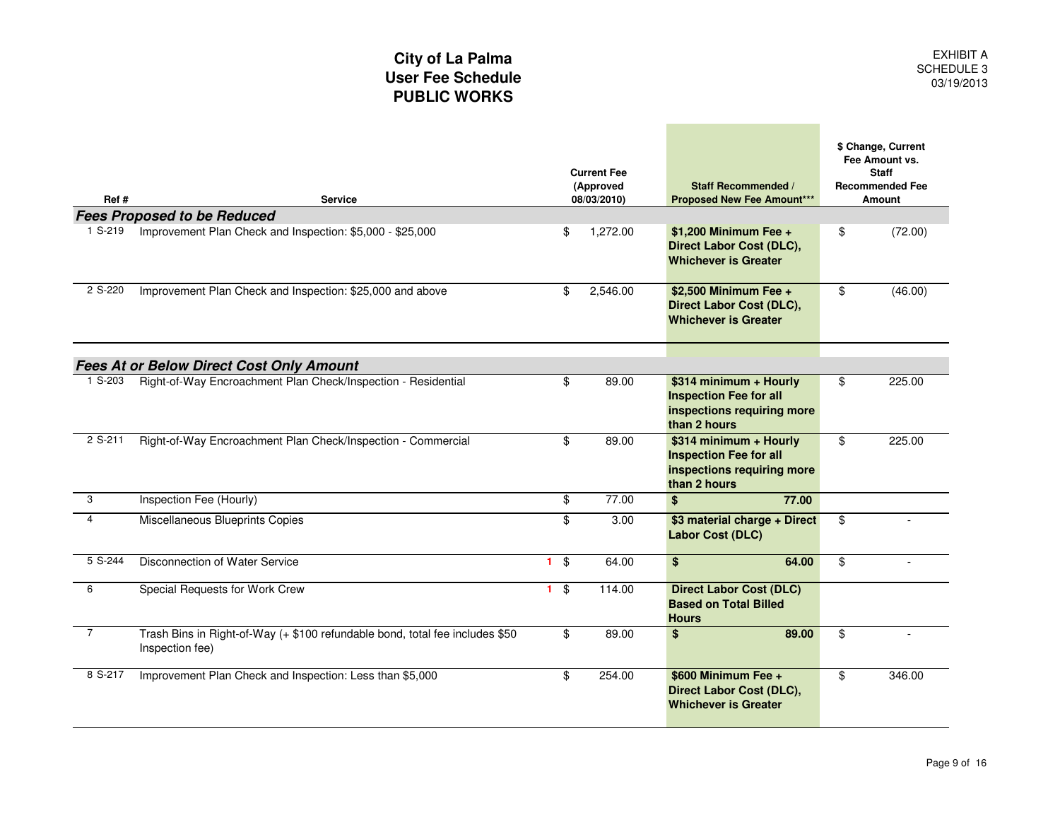# City of La Palma
# User Fee Schedule
# PUBLIC WORKS

EXHIBIT A
SCHEDULE 3
03/19/2013

| Ref # | | Service | | Current Fee (Approved 08/03/2010) | Staff Recommended / Proposed New Fee Amount*** | $ Change, Current Fee Amount vs. Staff Recommended Fee Amount |
|---|---|---|---|---|---|---|
| ***Fees Proposed to be Reduced*** | | | | | | |
| 1 | S-219 | Improvement Plan Check and Inspection: $5,000 - $25,000 | | $ 1,272.00 | **$1,200 Minimum Fee + Direct Labor Cost (DLC), Whichever is Greater** | $ (72.00) |
| 2 | S-220 | Improvement Plan Check and Inspection: $25,000 and above | | $ 2,546.00 | **$2,500 Minimum Fee + Direct Labor Cost (DLC), Whichever is Greater** | $ (46.00) |
| ***Fees At or Below Direct Cost Only Amount*** | | | | | | |
| 1 | S-203 | Right-of-Way Encroachment Plan Check/Inspection - Residential | | $ 89.00 | **$314 minimum + Hourly Inspection Fee for all inspections requiring more than 2 hours** | $ 225.00 |
| 2 | S-211 | Right-of-Way Encroachment Plan Check/Inspection - Commercial | | $ 89.00 | **$314 minimum + Hourly Inspection Fee for all inspections requiring more than 2 hours** | $ 225.00 |
| 3 | | Inspection Fee (Hourly) | | $ 77.00 | **$ 77.00** | |
| 4 | | Miscellaneous Blueprints Copies | | $ 3.00 | **$3 material charge + Direct Labor Cost (DLC)** | $ - |
| 5 | S-244 | Disconnection of Water Service | 1 | $ 64.00 | **$ 64.00** | $ - |
| 6 | | Special Requests for Work Crew | 1 | $ 114.00 | **Direct Labor Cost (DLC) Based on Total Billed Hours** | |
| 7 | | Trash Bins in Right-of-Way (+ $100 refundable bond, total fee includes $50 Inspection fee) | | $ 89.00 | **$ 89.00** | $ - |
| 8 | S-217 | Improvement Plan Check and Inspection: Less than $5,000 | | $ 254.00 | **$600 Minimum Fee + Direct Labor Cost (DLC), Whichever is Greater** | $ 346.00 |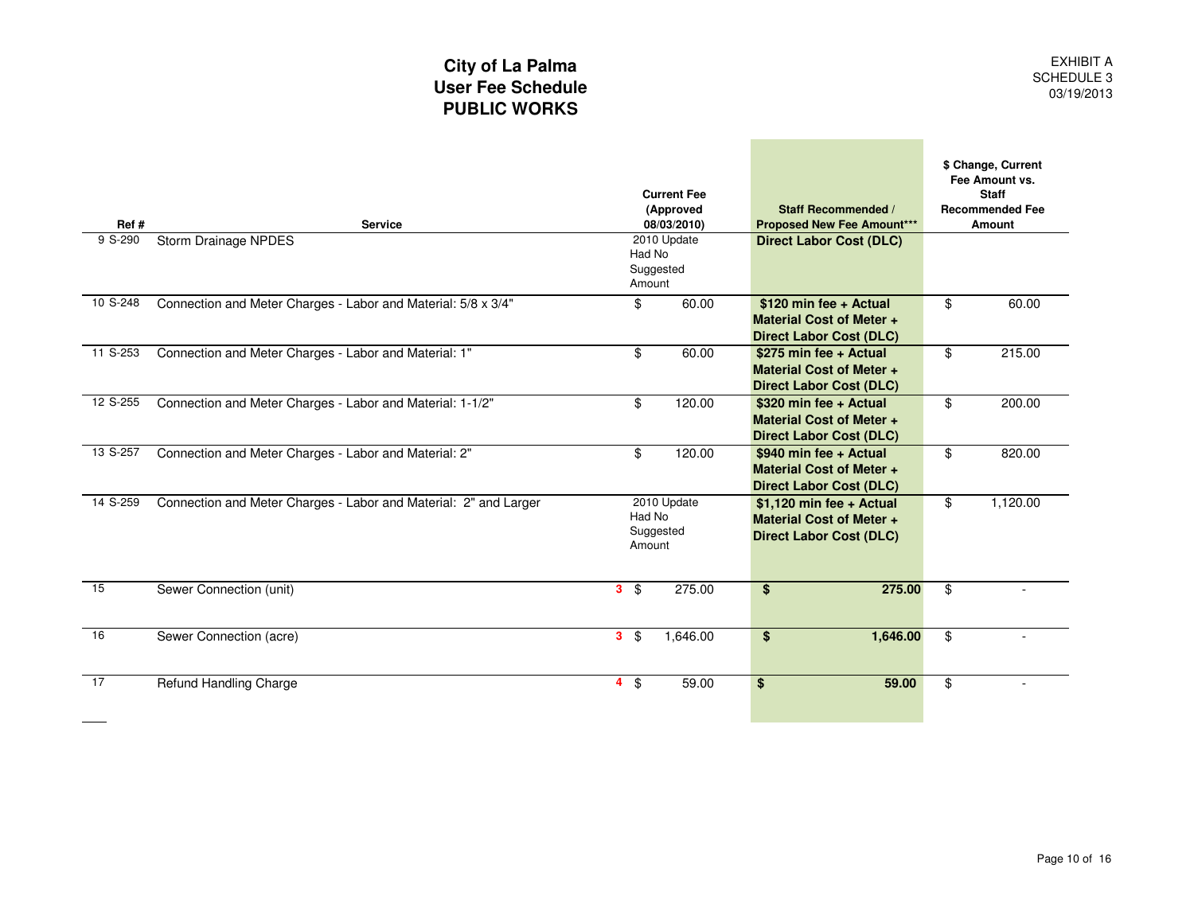# City of La Palma
## User Fee Schedule
## PUBLIC WORKS

EXHIBIT A
SCHEDULE 3
03/19/2013

| Ref # | | Service | | Current Fee (Approved 08/03/2010) | Staff Recommended / Proposed New Fee Amount*** | $ Change, Current Fee Amount vs. Staff Recommended Fee Amount |
|---|---|---|---|---|---|---|
| 9 | S-290 | Storm Drainage NPDES | | 2010 Update Had No Suggested Amount | **Direct Labor Cost (DLC)** | |
| 10 | S-248 | Connection and Meter Charges - Labor and Material: 5/8 x 3/4" | | $ 60.00 | **$120 min fee + Actual Material Cost of Meter + Direct Labor Cost (DLC)** | $ 60.00 |
| 11 | S-253 | Connection and Meter Charges - Labor and Material: 1" | | $ 60.00 | **$275 min fee + Actual Material Cost of Meter + Direct Labor Cost (DLC)** | $ 215.00 |
| 12 | S-255 | Connection and Meter Charges - Labor and Material: 1-1/2" | | $ 120.00 | **$320 min fee + Actual Material Cost of Meter + Direct Labor Cost (DLC)** | $ 200.00 |
| 13 | S-257 | Connection and Meter Charges - Labor and Material: 2" | | $ 120.00 | **$940 min fee + Actual Material Cost of Meter + Direct Labor Cost (DLC)** | $ 820.00 |
| 14 | S-259 | Connection and Meter Charges - Labor and Material: 2" and Larger | | 2010 Update Had No Suggested Amount | **$1,120 min fee + Actual Material Cost of Meter + Direct Labor Cost (DLC)** | $ 1,120.00 |
| 15 | | Sewer Connection (unit) | 3 | $ 275.00 | **$ 275.00** | $ - |
| 16 | | Sewer Connection (acre) | 3 | $ 1,646.00 | **$ 1,646.00** | $ - |
| 17 | | Refund Handling Charge | 4 | $ 59.00 | **$ 59.00** | $ - |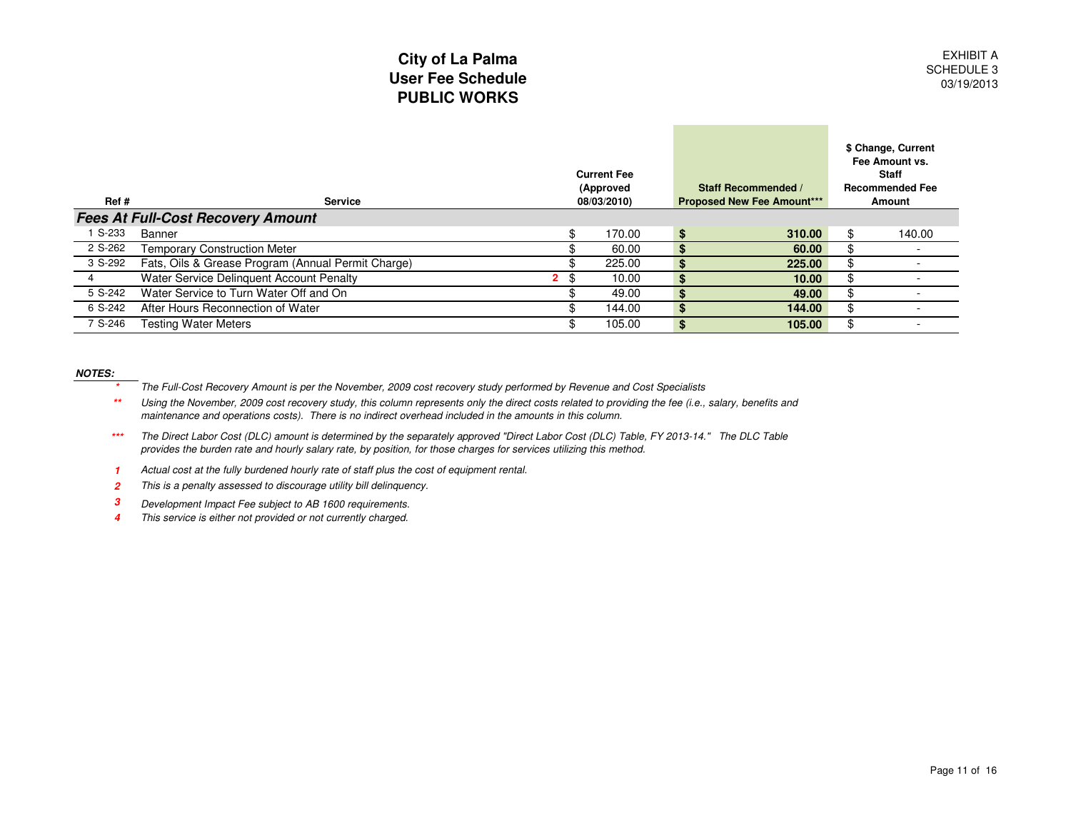# City of La Palma
## User Fee Schedule
## PUBLIC WORKS

EXHIBIT A
SCHEDULE 3
03/19/2013

| Ref # | Service | | Current Fee (Approved 08/03/2010) | Staff Recommended / Proposed New Fee Amount*** | $ Change, Current Fee Amount vs. Staff Recommended Fee Amount |
|---|---|---|---|---|---|
| ***Fees At Full-Cost Recovery Amount*** | | | | | |
| 1 S-233 | Banner | | $ 170.00 | **$ 310.00** | $ 140.00 |
| 2 S-262 | Temporary Construction Meter | | $ 60.00 | **$ 60.00** | $ - |
| 3 S-292 | Fats, Oils & Grease Program (Annual Permit Charge) | | $ 225.00 | **$ 225.00** | $ - |
| 4 | Water Service Delinquent Account Penalty | 2 | $ 10.00 | **$ 10.00** | $ - |
| 5 S-242 | Water Service to Turn Water Off and On | | $ 49.00 | **$ 49.00** | $ - |
| 6 S-242 | After Hours Reconnection of Water | | $ 144.00 | **$ 144.00** | $ - |
| 7 S-246 | Testing Water Meters | | $ 105.00 | **$ 105.00** | $ - |

***NOTES:***

\* *The Full-Cost Recovery Amount is per the November, 2009 cost recovery study performed by Revenue and Cost Specialists*

\*\* *Using the November, 2009 cost recovery study, this column represents only the direct costs related to providing the fee (i.e., salary, benefits and maintenance and operations costs). There is no indirect overhead included in the amounts in this column.*

\*\*\* *The Direct Labor Cost (DLC) amount is determined by the separately approved "Direct Labor Cost (DLC) Table, FY 2013-14." The DLC Table provides the burden rate and hourly salary rate, by position, for those charges for services utilizing this method.*

**1** *Actual cost at the fully burdened hourly rate of staff plus the cost of equipment rental.*

**2** *This is a penalty assessed to discourage utility bill delinquency.*

**3** *Development Impact Fee subject to AB 1600 requirements.*

**4** *This service is either not provided or not currently charged.*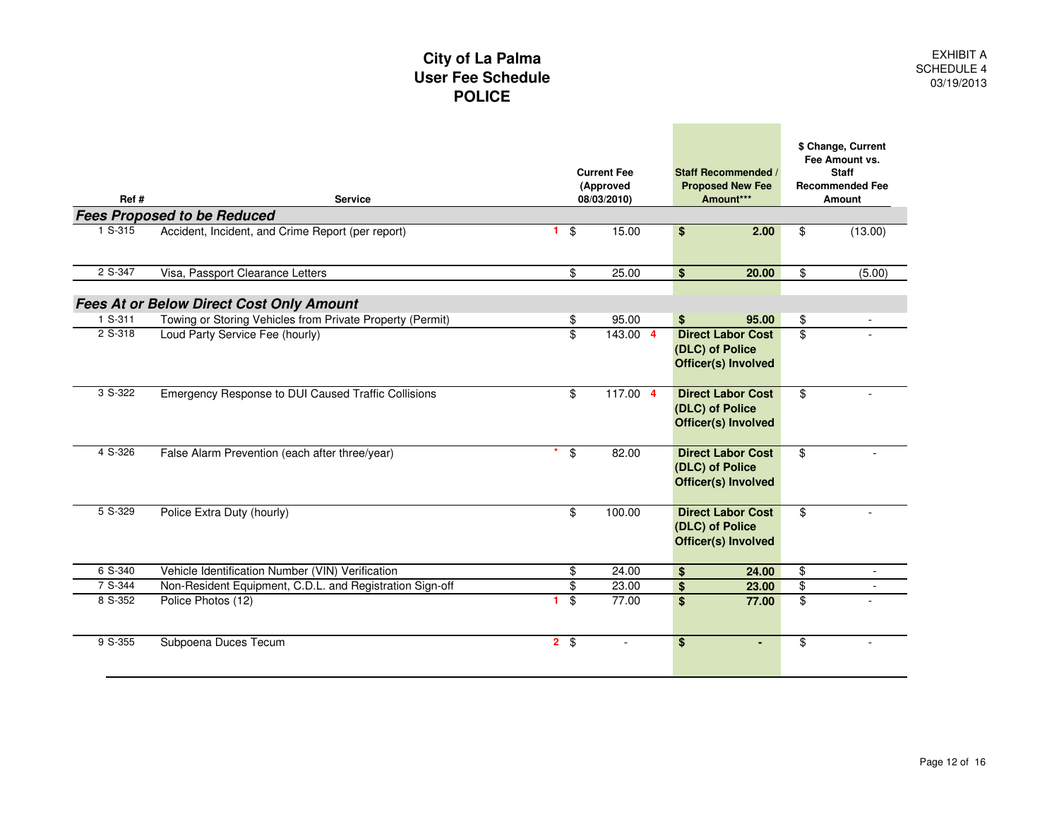# City of La Palma
## User Fee Schedule
## POLICE

EXHIBIT A
SCHEDULE 4
03/19/2013

| Ref # | | Service | | Current Fee (Approved 08/03/2010) | | Staff Recommended / Proposed New Fee Amount*** | $ Change, Current Fee Amount vs. Staff Recommended Fee Amount |
|---|---|---|---|---|---|---|---|
| ***Fees Proposed to be Reduced*** | | | | | | | |
| 1 | S-315 | Accident, Incident, and Crime Report (per report) | 1 | $ 15.00 | | **$ 2.00** | $ (13.00) |
| 2 | S-347 | Visa, Passport Clearance Letters | | $ 25.00 | | **$ 20.00** | $ (5.00) |
| ***Fees At or Below Direct Cost Only Amount*** | | | | | | | |
| 1 | S-311 | Towing or Storing Vehicles from Private Property (Permit) | | $ 95.00 | | **$ 95.00** | $ - |
| 2 | S-318 | Loud Party Service Fee (hourly) | | $ 143.00 | 4 | **Direct Labor Cost (DLC) of Police Officer(s) Involved** | $ - |
| 3 | S-322 | Emergency Response to DUI Caused Traffic Collisions | | $ 117.00 | 4 | **Direct Labor Cost (DLC) of Police Officer(s) Involved** | $ - |
| 4 | S-326 | False Alarm Prevention (each after three/year) | * | $ 82.00 | | **Direct Labor Cost (DLC) of Police Officer(s) Involved** | $ - |
| 5 | S-329 | Police Extra Duty (hourly) | | $ 100.00 | | **Direct Labor Cost (DLC) of Police Officer(s) Involved** | $ - |
| 6 | S-340 | Vehicle Identification Number (VIN) Verification | | $ 24.00 | | **$ 24.00** | $ - |
| 7 | S-344 | Non-Resident Equipment, C.D.L. and Registration Sign-off | | $ 23.00 | | **$ 23.00** | $ - |
| 8 | S-352 | Police Photos (12) | 1 | $ 77.00 | | **$ 77.00** | $ - |
| 9 | S-355 | Subpoena Duces Tecum | 2 | $ - | | **$ -** | $ - |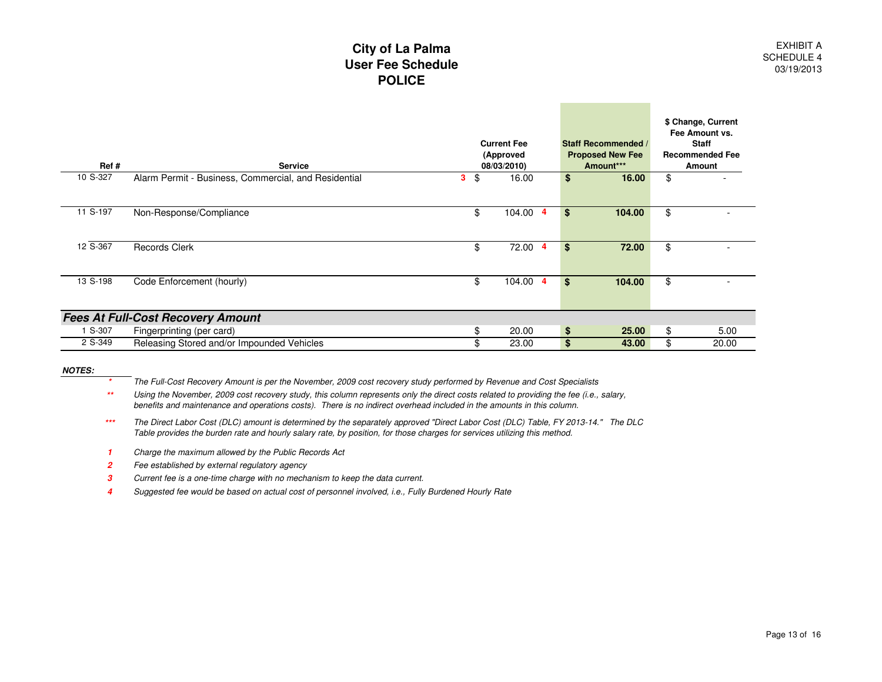# City of La Palma
## User Fee Schedule
## POLICE

EXHIBIT A
SCHEDULE 4
03/19/2013

| Ref # | | Service | Current Fee (Approved 08/03/2010) | Staff Recommended / Proposed New Fee Amount*** | $ Change, Current Fee Amount vs. Staff Recommended Fee Amount |
|---|---|---|---|---|---|
| 10 | S-327 | Alarm Permit - Business, Commercial, and Residential [3] | $ 16.00 | **$ 16.00** | $ - |
| 11 | S-197 | Non-Response/Compliance | $ 104.00 [4] | **$ 104.00** | $ - |
| 12 | S-367 | Records Clerk | $ 72.00 [4] | **$ 72.00** | $ - |
| 13 | S-198 | Code Enforcement (hourly) | $ 104.00 [4] | **$ 104.00** | $ - |
| | | ***Fees At Full-Cost Recovery Amount*** | | | |
| 1 | S-307 | Fingerprinting (per card) | $ 20.00 | **$ 25.00** | $ 5.00 |
| 2 | S-349 | Releasing Stored and/or Impounded Vehicles | $ 23.00 | **$ 43.00** | $ 20.00 |

***NOTES:***

\* *The Full-Cost Recovery Amount is per the November, 2009 cost recovery study performed by Revenue and Cost Specialists*

\*\* *Using the November, 2009 cost recovery study, this column represents only the direct costs related to providing the fee (i.e., salary, benefits and maintenance and operations costs). There is no indirect overhead included in the amounts in this column.*

\*\*\* *The Direct Labor Cost (DLC) amount is determined by the separately approved "Direct Labor Cost (DLC) Table, FY 2013-14." The DLC Table provides the burden rate and hourly salary rate, by position, for those charges for services utilizing this method.*

**1** *Charge the maximum allowed by the Public Records Act*

**2** *Fee established by external regulatory agency*

**3** *Current fee is a one-time charge with no mechanism to keep the data current.*

**4** *Suggested fee would be based on actual cost of personnel involved, i.e., Fully Burdened Hourly Rate*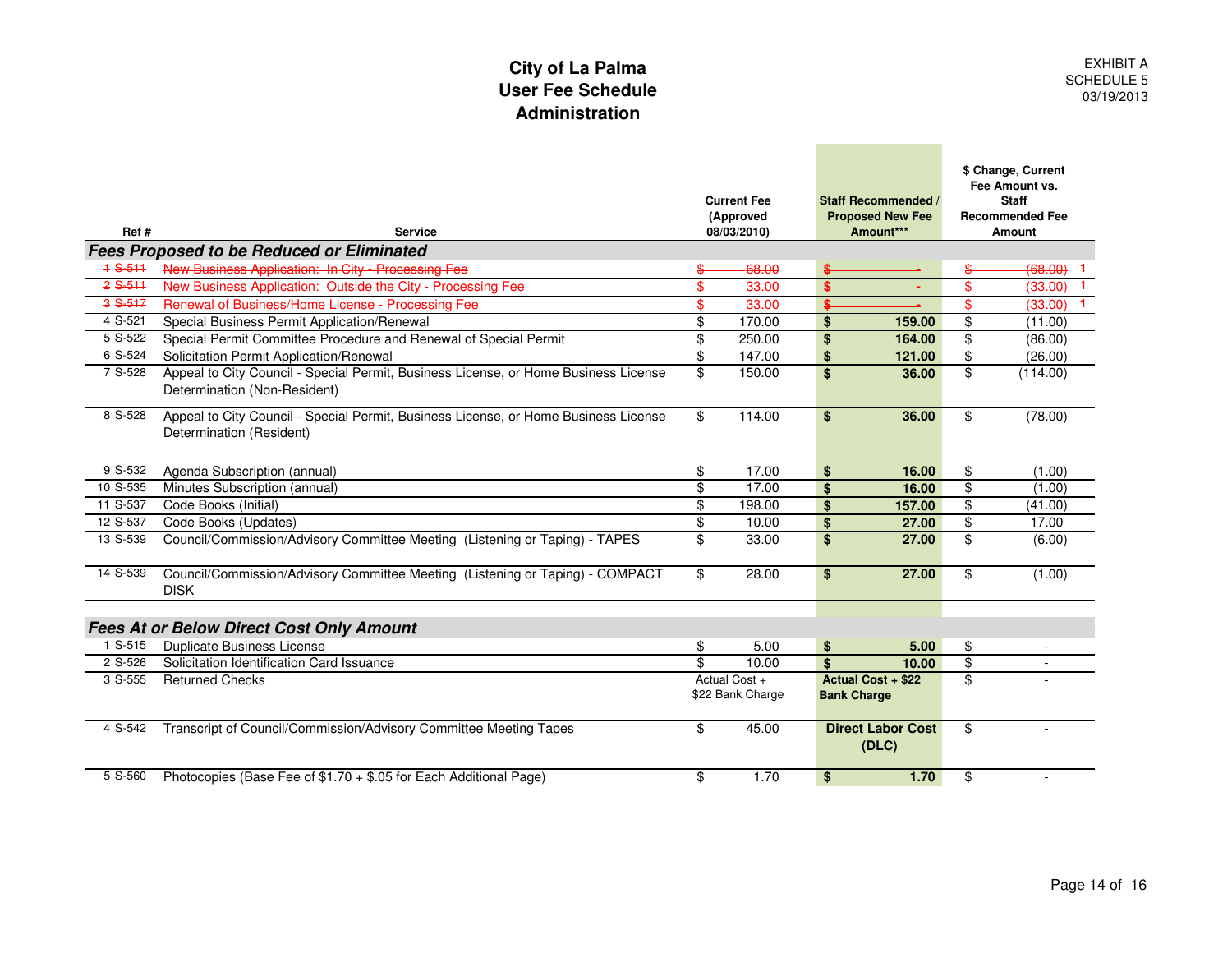# City of La Palma
## User Fee Schedule
## Administration

EXHIBIT A
SCHEDULE 5
03/19/2013

| Ref # | Service | Current Fee (Approved 08/03/2010) | Staff Recommended / Proposed New Fee Amount*** | $ Change, Current Fee Amount vs. Staff Recommended Fee Amount |
|---|---|---|---|---|
| ***Fees Proposed to be Reduced or Eliminated*** | | | | |
| ~~1 S-511~~ | ~~New Business Application: In City - Processing Fee~~ | ~~$ 68.00~~ | ~~$ -~~ | ~~$ (68.00)~~ 1 |
| ~~2 S-511~~ | ~~New Business Application: Outside the City - Processing Fee~~ | ~~$ 33.00~~ | ~~$ -~~ | ~~$ (33.00)~~ 1 |
| ~~3 S-517~~ | ~~Renewal of Business/Home License - Processing Fee~~ | ~~$ 33.00~~ | ~~$ -~~ | ~~$ (33.00)~~ 1 |
| 4 S-521 | Special Business Permit Application/Renewal | $ 170.00 | **$ 159.00** | $ (11.00) |
| 5 S-522 | Special Permit Committee Procedure and Renewal of Special Permit | $ 250.00 | **$ 164.00** | $ (86.00) |
| 6 S-524 | Solicitation Permit Application/Renewal | $ 147.00 | **$ 121.00** | $ (26.00) |
| 7 S-528 | Appeal to City Council - Special Permit, Business License, or Home Business License Determination (Non-Resident) | $ 150.00 | **$ 36.00** | $ (114.00) |
| 8 S-528 | Appeal to City Council - Special Permit, Business License, or Home Business License Determination (Resident) | $ 114.00 | **$ 36.00** | $ (78.00) |
| 9 S-532 | Agenda Subscription (annual) | $ 17.00 | **$ 16.00** | $ (1.00) |
| 10 S-535 | Minutes Subscription (annual) | $ 17.00 | **$ 16.00** | $ (1.00) |
| 11 S-537 | Code Books (Initial) | $ 198.00 | **$ 157.00** | $ (41.00) |
| 12 S-537 | Code Books (Updates) | $ 10.00 | **$ 27.00** | $ 17.00 |
| 13 S-539 | Council/Commission/Advisory Committee Meeting (Listening or Taping) - TAPES | $ 33.00 | **$ 27.00** | $ (6.00) |
| 14 S-539 | Council/Commission/Advisory Committee Meeting (Listening or Taping) - COMPACT DISK | $ 28.00 | **$ 27.00** | $ (1.00) |
| ***Fees At or Below Direct Cost Only Amount*** | | | | |
| 1 S-515 | Duplicate Business License | $ 5.00 | **$ 5.00** | $ - |
| 2 S-526 | Solicitation Identification Card Issuance | $ 10.00 | **$ 10.00** | $ - |
| 3 S-555 | Returned Checks | Actual Cost + $22 Bank Charge | **Actual Cost + $22 Bank Charge** | $ - |
| 4 S-542 | Transcript of Council/Commission/Advisory Committee Meeting Tapes | $ 45.00 | **Direct Labor Cost (DLC)** | $ - |
| 5 S-560 | Photocopies (Base Fee of $1.70 + $.05 for Each Additional Page) | $ 1.70 | **$ 1.70** | $ - |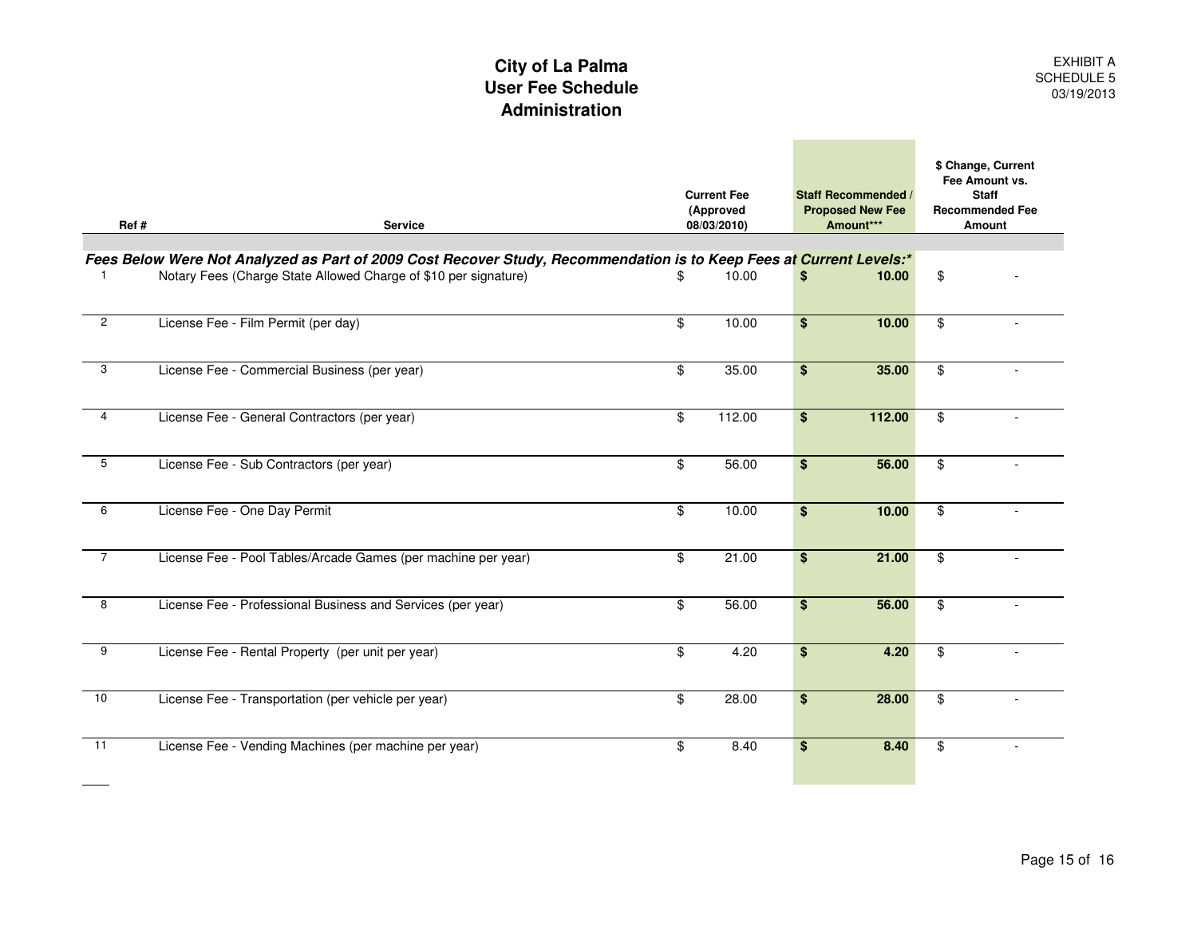EXHIBIT A
SCHEDULE 5
03/19/2013

# City of La Palma
## User Fee Schedule
## Administration

| Ref # | Service | Current Fee (Approved 08/03/2010) | Staff Recommended / Proposed New Fee Amount*** | $ Change, Current Fee Amount vs. Staff Recommended Fee Amount |
|---|---|---|---|---|
| | ***Fees Below Were Not Analyzed as Part of 2009 Cost Recover Study, Recommendation is to Keep Fees at Current Levels:**** | | | |
| 1 | Notary Fees (Charge State Allowed Charge of $10 per signature) | $ 10.00 | **$ 10.00** | $ - |
| 2 | License Fee - Film Permit (per day) | $ 10.00 | **$ 10.00** | $ - |
| 3 | License Fee - Commercial Business (per year) | $ 35.00 | **$ 35.00** | $ - |
| 4 | License Fee - General Contractors (per year) | $ 112.00 | **$ 112.00** | $ - |
| 5 | License Fee - Sub Contractors (per year) | $ 56.00 | **$ 56.00** | $ - |
| 6 | License Fee - One Day Permit | $ 10.00 | **$ 10.00** | $ - |
| 7 | License Fee - Pool Tables/Arcade Games (per machine per year) | $ 21.00 | **$ 21.00** | $ - |
| 8 | License Fee - Professional Business and Services (per year) | $ 56.00 | **$ 56.00** | $ - |
| 9 | License Fee - Rental Property (per unit per year) | $ 4.20 | **$ 4.20** | $ - |
| 10 | License Fee - Transportation (per vehicle per year) | $ 28.00 | **$ 28.00** | $ - |
| 11 | License Fee - Vending Machines (per machine per year) | $ 8.40 | **$ 8.40** | $ - |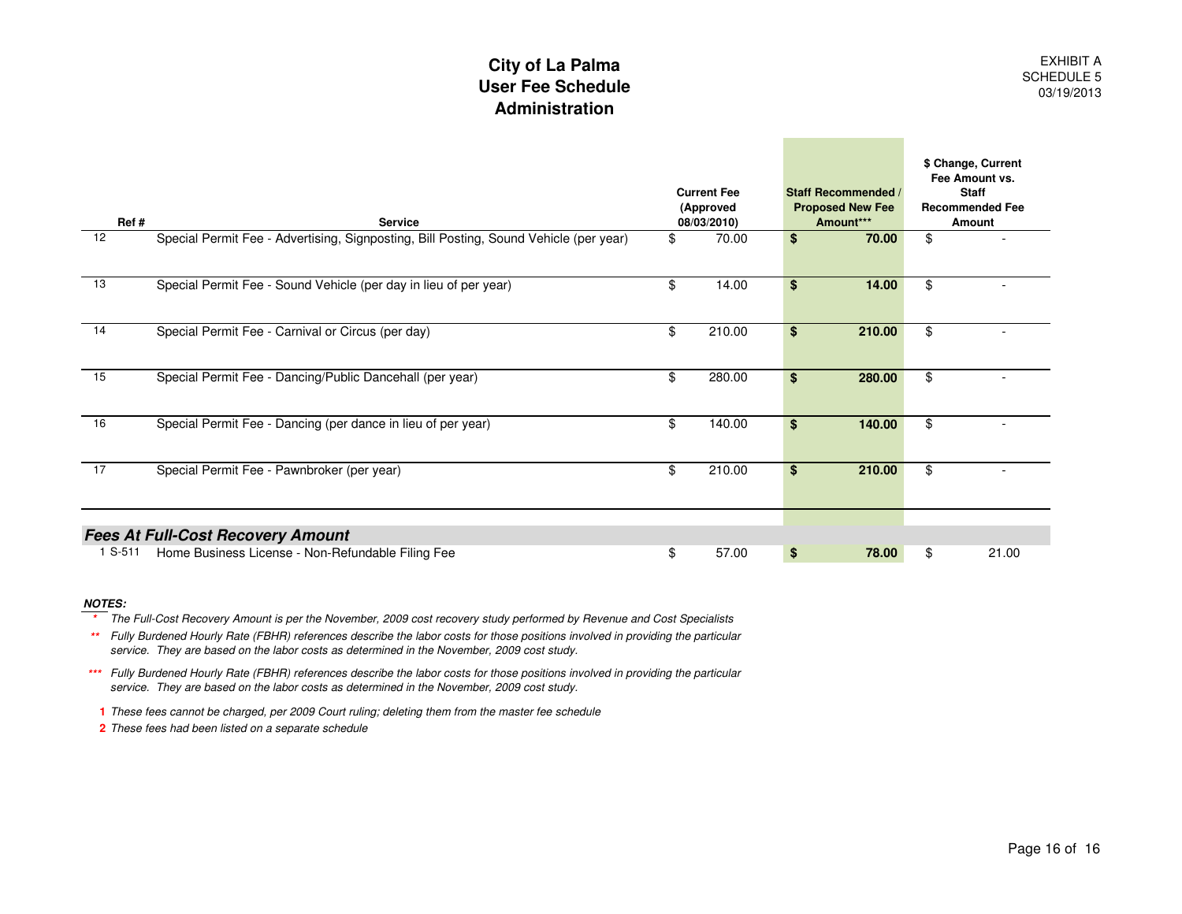# City of La Palma
# User Fee Schedule
# Administration

EXHIBIT A
SCHEDULE 5
03/19/2013

| Ref # | Service | Current Fee (Approved 08/03/2010) | Staff Recommended / Proposed New Fee Amount*** | $ Change, Current Fee Amount vs. Staff Recommended Fee Amount |
|---|---|---|---|---|
| 12 | Special Permit Fee - Advertising, Signposting, Bill Posting, Sound Vehicle (per year) | $ 70.00 | **$ 70.00** | $ - |
| 13 | Special Permit Fee - Sound Vehicle (per day in lieu of per year) | $ 14.00 | **$ 14.00** | $ - |
| 14 | Special Permit Fee - Carnival or Circus (per day) | $ 210.00 | **$ 210.00** | $ - |
| 15 | Special Permit Fee - Dancing/Public Dancehall (per year) | $ 280.00 | **$ 280.00** | $ - |
| 16 | Special Permit Fee - Dancing (per dance in lieu of per year) | $ 140.00 | **$ 140.00** | $ - |
| 17 | Special Permit Fee - Pawnbroker (per year) | $ 210.00 | **$ 210.00** | $ - |
| | ***Fees At Full-Cost Recovery Amount*** | | | |
| 1 S-511 | Home Business License - Non-Refundable Filing Fee | $ 57.00 | **$ 78.00** | $ 21.00 |

***NOTES:***

\* *The Full-Cost Recovery Amount is per the November, 2009 cost recovery study performed by Revenue and Cost Specialists*

\*\* *Fully Burdened Hourly Rate (FBHR) references describe the labor costs for those positions involved in providing the particular service. They are based on the labor costs as determined in the November, 2009 cost study.*

\*\*\* *Fully Burdened Hourly Rate (FBHR) references describe the labor costs for those positions involved in providing the particular service. They are based on the labor costs as determined in the November, 2009 cost study.*

**1** *These fees cannot be charged, per 2009 Court ruling; deleting them from the master fee schedule*

**2** *These fees had been listed on a separate schedule*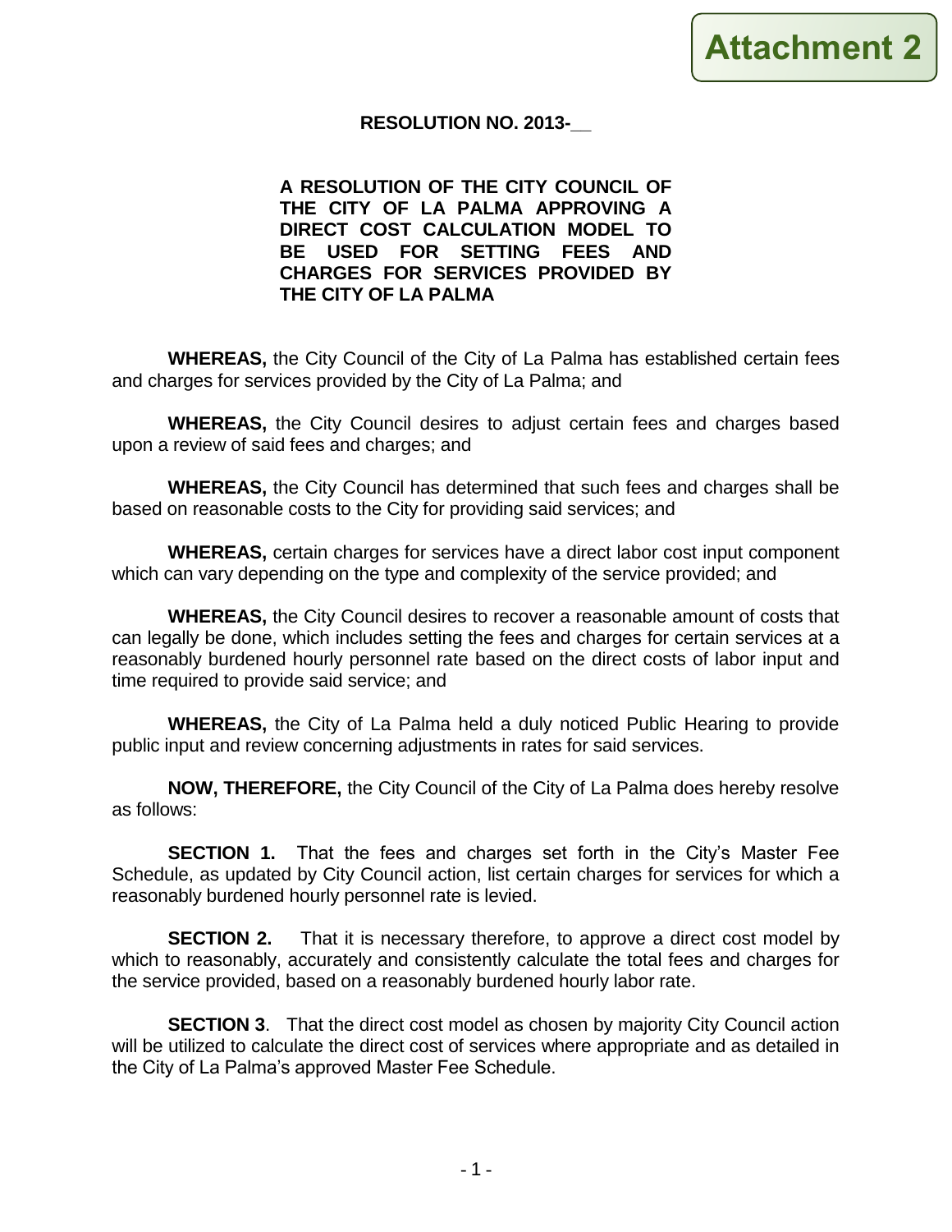**Attachment 2**

**RESOLUTION NO. 2013-__**

**A RESOLUTION OF THE CITY COUNCIL OF THE CITY OF LA PALMA APPROVING A DIRECT COST CALCULATION MODEL TO BE USED FOR SETTING FEES AND CHARGES FOR SERVICES PROVIDED BY THE CITY OF LA PALMA**

**WHEREAS,** the City Council of the City of La Palma has established certain fees and charges for services provided by the City of La Palma; and

**WHEREAS,** the City Council desires to adjust certain fees and charges based upon a review of said fees and charges; and

**WHEREAS,** the City Council has determined that such fees and charges shall be based on reasonable costs to the City for providing said services; and

**WHEREAS,** certain charges for services have a direct labor cost input component which can vary depending on the type and complexity of the service provided; and

**WHEREAS,** the City Council desires to recover a reasonable amount of costs that can legally be done, which includes setting the fees and charges for certain services at a reasonably burdened hourly personnel rate based on the direct costs of labor input and time required to provide said service; and

**WHEREAS,** the City of La Palma held a duly noticed Public Hearing to provide public input and review concerning adjustments in rates for said services.

**NOW, THEREFORE,** the City Council of the City of La Palma does hereby resolve as follows:

**SECTION 1.** That the fees and charges set forth in the City's Master Fee Schedule, as updated by City Council action, list certain charges for services for which a reasonably burdened hourly personnel rate is levied.

**SECTION 2.** That it is necessary therefore, to approve a direct cost model by which to reasonably, accurately and consistently calculate the total fees and charges for the service provided, based on a reasonably burdened hourly labor rate.

**SECTION 3**. That the direct cost model as chosen by majority City Council action will be utilized to calculate the direct cost of services where appropriate and as detailed in the City of La Palma's approved Master Fee Schedule.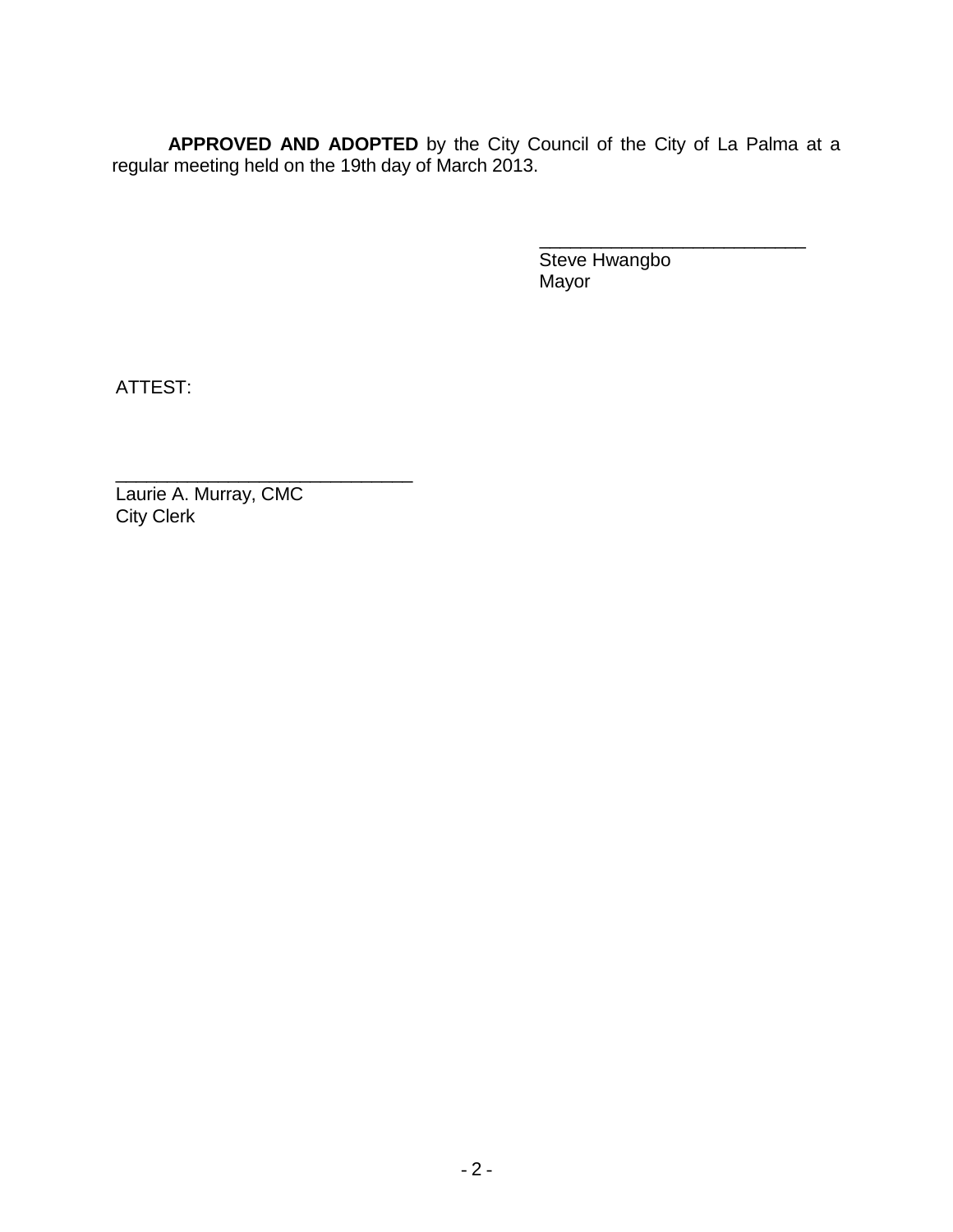**APPROVED AND ADOPTED** by the City Council of the City of La Palma at a regular meeting held on the 19th day of March 2013.

___________________________
Steve Hwangbo
Mayor

ATTEST:

______________________________
Laurie A. Murray, CMC
City Clerk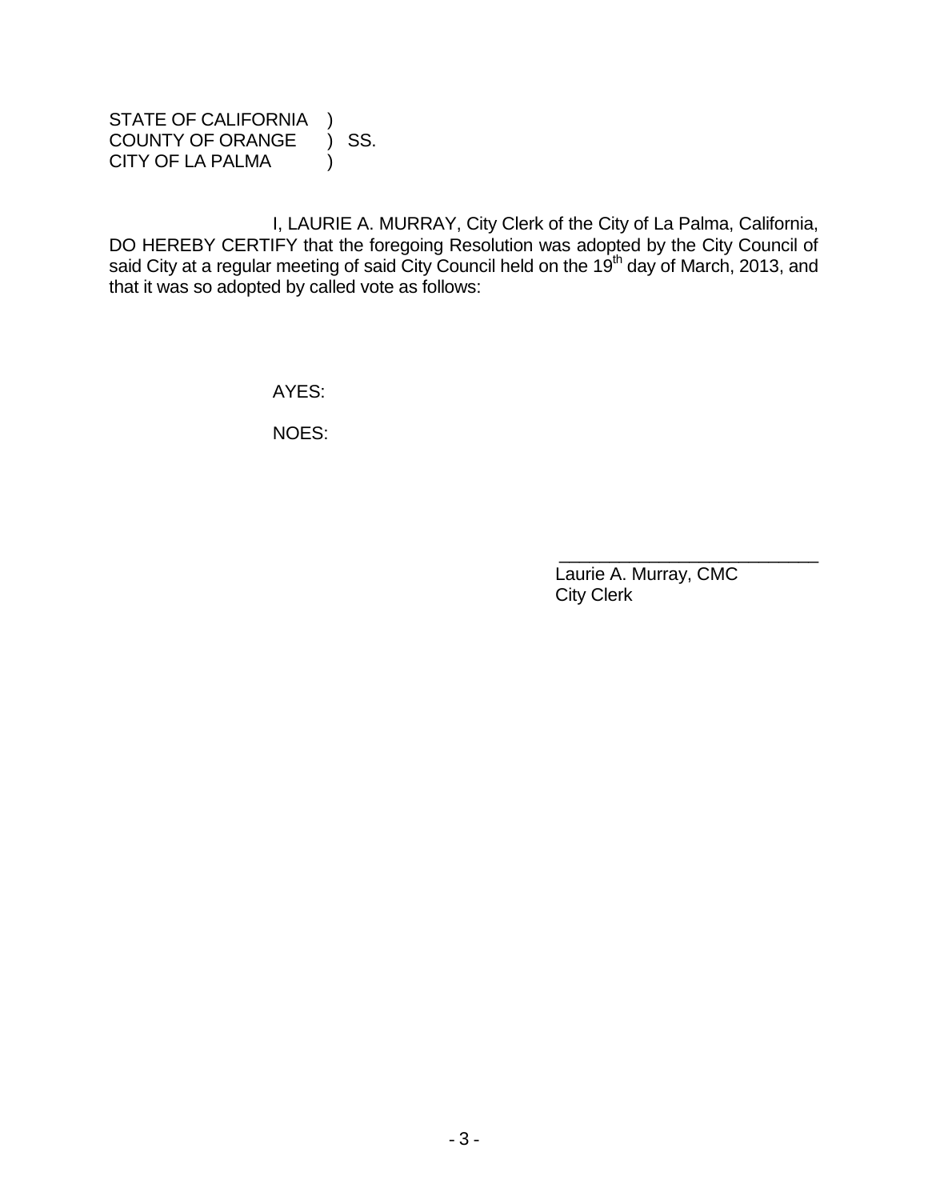STATE OF CALIFORNIA )
COUNTY OF ORANGE ) SS.
CITY OF LA PALMA )

I, LAURIE A. MURRAY, City Clerk of the City of La Palma, California, DO HEREBY CERTIFY that the foregoing Resolution was adopted by the City Council of said City at a regular meeting of said City Council held on the 19th day of March, 2013, and that it was so adopted by called vote as follows:

AYES:

NOES:

___________________________
Laurie A. Murray, CMC
City Clerk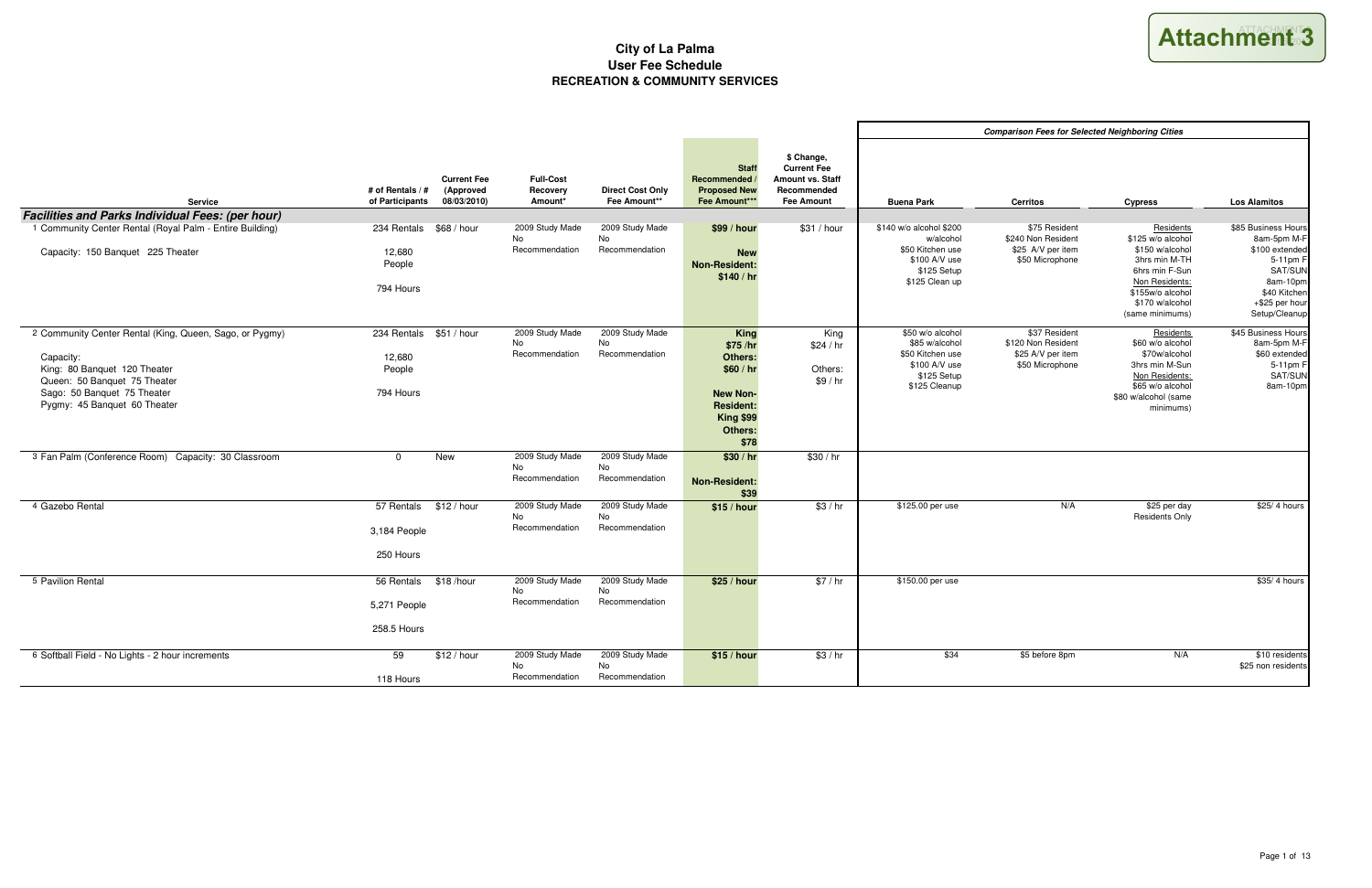**Attachment 3**

# City of La Palma
## User Fee Schedule
## RECREATION & COMMUNITY SERVICES

| Service | # of Rentals / # of Participants | Current Fee (Approved 08/03/2010) | Full-Cost Recovery Amount* | Direct Cost Only Fee Amount** | Staff Recommended / Proposed New Fee Amount*** | $ Change, Current Fee Amount vs. Staff Recommended Fee Amount | Comparison Fees for Selected Neighboring Cities: Buena Park | Cerritos | Cypress | Los Alamitos |
|---|---|---|---|---|---|---|---|---|---|---|
| ***Facilities and Parks Individual Fees: (per hour)*** | | | | | | | | | | |
| 1 Community Center Rental (Royal Palm - Entire Building)<br><br>Capacity: 150 Banquet 225 Theater | 234 Rentals<br><br>12,680 People<br><br>794 Hours | $68 / hour | 2009 Study Made No Recommendation | 2009 Study Made No Recommendation | **$99 / hour**<br><br>**New Non-Resident: $140 / hr** | $31 / hour | $140 w/o alcohol $200 w/alcohol<br>$50 Kitchen use<br>$100 A/V use<br>$125 Setup<br>$125 Clean up | $75 Resident<br>$240 Non Resident<br>$25 A/V per item<br>$50 Microphone | Residents<br>$125 w/o alcohol<br>$150 w/alcohol<br>3hrs min M-TH<br>6hrs min F-Sun<br>Non Residents:<br>$155w/o alcohol<br>$170 w/alcohol<br>(same minimums) | $85 Business Hours 8am-5pm M-F<br>$100 extended 5-11pm F<br>SAT/SUN 8am-10pm<br>$40 Kitchen<br>+$25 per hour Setup/Cleanup |
| 2 Community Center Rental (King, Queen, Sago, or Pygmy)<br><br>Capacity:<br>King: 80 Banquet 120 Theater<br>Queen: 50 Banquet 75 Theater<br>Sago: 50 Banquet 75 Theater<br>Pygmy: 45 Banquet 60 Theater | 234 Rentals<br><br>12,680 People<br><br>794 Hours | $51 / hour | 2009 Study Made No Recommendation | 2009 Study Made No Recommendation | **King $75 /hr**<br>**Others: $60 / hr**<br><br>**New Non-Resident: King $99 Others: $78** | King $24 / hr<br><br>Others: $9 / hr | $50 w/o alcohol<br>$85 w/alcohol<br>$50 Kitchen use<br>$100 A/V use<br>$125 Setup<br>$125 Cleanup | $37 Resident<br>$120 Non Resident<br>$25 A/V per item<br>$50 Microphone | Residents<br>$60 w/o alcohol<br>$70w/alcohol<br>3hrs min M-Sun<br>Non Residents:<br>$65 w/o alcohol<br>$80 w/alcohol (same minimums) | $45 Business Hours 8am-5pm M-F<br>$60 extended 5-11pm F<br>SAT/SUN 8am-10pm |
| 3 Fan Palm (Conference Room) Capacity: 30 Classroom | 0 | New | 2009 Study Made No Recommendation | 2009 Study Made No Recommendation | **$30 / hr**<br><br>**Non-Resident: $39** | $30 / hr | | | | |
| 4 Gazebo Rental | 57 Rentals<br><br>3,184 People<br><br>250 Hours | $12 / hour | 2009 Study Made No Recommendation | 2009 Study Made No Recommendation | **$15 / hour** | $3 / hr | $125.00 per use | N/A | $25 per day Residents Only | $25/ 4 hours |
| 5 Pavilion Rental | 56 Rentals<br><br>5,271 People<br><br>258.5 Hours | $18 /hour | 2009 Study Made No Recommendation | 2009 Study Made No Recommendation | **$25 / hour** | $7 / hr | $150.00 per use | | | $35/ 4 hours |
| 6 Softball Field - No Lights - 2 hour increments | 59<br><br>118 Hours | $12 / hour | 2009 Study Made No Recommendation | 2009 Study Made No Recommendation | **$15 / hour** | $3 / hr | $34 | $5 before 8pm | N/A | $10 residents<br>$25 non residents |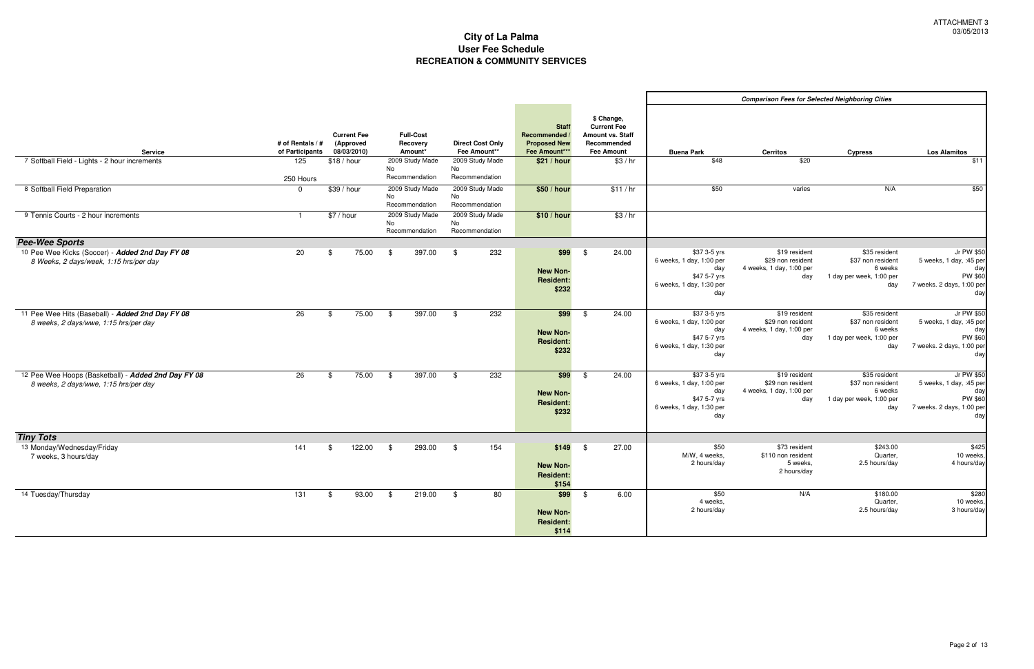ATTACHMENT 3
03/05/2013

# City of La Palma
## User Fee Schedule
## RECREATION & COMMUNITY SERVICES

| Service | # of Rentals / # of Participants | Current Fee (Approved 08/03/2010) | Full-Cost Recovery Amount* | Direct Cost Only Fee Amount** | Staff Recommended / Proposed New Fee Amount*** | $ Change, Current Fee Amount vs. Staff Recommended Fee Amount | Comparison Fees for Selected Neighboring Cities: Buena Park | Cerritos | Cypress | Los Alamitos |
|---|---|---|---|---|---|---|---|---|---|---|
| 7 Softball Field - Lights - 2 hour increments | 125<br>250 Hours | $18 / hour | 2009 Study Made No Recommendation | 2009 Study Made No Recommendation | **$21 / hour** | $3 / hr | $48 | $20 | | $11 |
| 8 Softball Field Preparation | 0 | $39 / hour | 2009 Study Made No Recommendation | 2009 Study Made No Recommendation | **$50 / hour** | $11 / hr | $50 | varies | N/A | $50 |
| 9 Tennis Courts - 2 hour increments | 1 | $7 / hour | 2009 Study Made No Recommendation | 2009 Study Made No Recommendation | **$10 / hour** | $3 / hr | | | | |
| ***Pee-Wee Sports*** | | | | | | | | | | |
| 10 Pee Wee Kicks (Soccer) - ***Added 2nd Day FY 08***<br>*8 Weeks, 2 days/week, 1:15 hrs/per day* | 20 | $ 75.00 | $ 397.00 | $ 232 | **$99**<br>**New Non-Resident: $232** | $ 24.00 | $37 3-5 yrs 6 weeks, 1 day, 1:00 per day<br>$47 5-7 yrs 6 weeks, 1 day, 1:30 per day | $19 resident<br>$29 non resident<br>4 weeks, 1 day, 1:00 per day | $35 resident<br>$37 non resident<br>6 weeks<br>1 day per week, 1:00 per day | Jr PW $50<br>5 weeks, 1 day, :45 per day<br>PW $60<br>7 weeks. 2 days, 1:00 per day |
| 11 Pee Wee Hits (Baseball) - ***Added 2nd Day FY 08***<br>*8 weeks, 2 days/wwe, 1:15 hrs/per day* | 26 | $ 75.00 | $ 397.00 | $ 232 | **$99**<br>**New Non-Resident: $232** | $ 24.00 | $37 3-5 yrs 6 weeks, 1 day, 1:00 per day<br>$47 5-7 yrs 6 weeks, 1 day, 1:30 per day | $19 resident<br>$29 non resident<br>4 weeks, 1 day, 1:00 per day | $35 resident<br>$37 non resident<br>6 weeks<br>1 day per week, 1:00 per day | Jr PW $50<br>5 weeks, 1 day, :45 per day<br>PW $60<br>7 weeks. 2 days, 1:00 per day |
| 12 Pee Wee Hoops (Basketball) - ***Added 2nd Day FY 08***<br>*8 weeks, 2 days/wwe, 1:15 hrs/per day* | 26 | $ 75.00 | $ 397.00 | $ 232 | **$99**<br>**New Non-Resident: $232** | $ 24.00 | $37 3-5 yrs 6 weeks, 1 day, 1:00 per day<br>$47 5-7 yrs 6 weeks, 1 day, 1:30 per day | $19 resident<br>$29 non resident<br>4 weeks, 1 day, 1:00 per day | $35 resident<br>$37 non resident<br>6 weeks<br>1 day per week, 1:00 per day | Jr PW $50<br>5 weeks, 1 day, :45 per day<br>PW $60<br>7 weeks. 2 days, 1:00 per day |
| ***Tiny Tots*** | | | | | | | | | | |
| 13 Monday/Wednesday/Friday<br>7 weeks, 3 hours/day | 141 | $ 122.00 | $ 293.00 | $ 154 | **$149**<br>**New Non-Resident: $154** | $ 27.00 | $50<br>M/W, 4 weeks,<br>2 hours/day | $73 resident<br>$110 non resident<br>5 weeks,<br>2 hours/day | $243.00<br>Quarter,<br>2.5 hours/day | $425<br>10 weeks,<br>4 hours/day |
| 14 Tuesday/Thursday | 131 | $ 93.00 | $ 219.00 | $ 80 | **$99**<br>**New Non-Resident: $114** | $ 6.00 | $50<br>4 weeks,<br>2 hours/day | N/A | $180.00<br>Quarter,<br>2.5 hours/day | $280<br>10 weeks,<br>3 hours/day |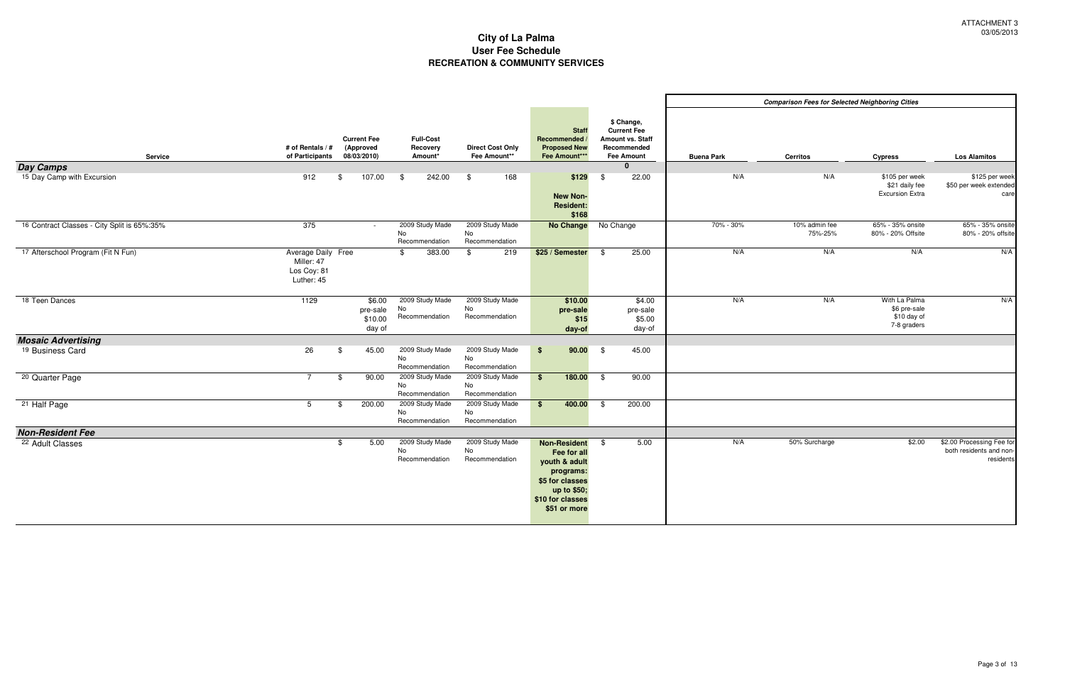ATTACHMENT 3
03/05/2013

# City of La Palma
## User Fee Schedule
## RECREATION & COMMUNITY SERVICES

| Service | # of Rentals / # of Participants | Current Fee (Approved 08/03/2010) | Full-Cost Recovery Amount* | Direct Cost Only Fee Amount** | Staff Recommended / Proposed New Fee Amount*** | $ Change, Current Fee Amount vs. Staff Recommended Fee Amount | Comparison Fees for Selected Neighboring Cities: Buena Park | Cerritos | Cypress | Los Alamitos |
|---|---|---|---|---|---|---|---|---|---|---|
| ***Day Camps*** | | | | | | 0 | | | | |
| 15 Day Camp with Excursion | 912 | $ 107.00 | $ 242.00 | $ 168 | **$129** **New Non-Resident: $168** | $ 22.00 | N/A | N/A | $105 per week $21 daily fee Excursion Extra | $125 per week $50 per week extended care |
| 16 Contract Classes - City Split is 65%:35% | 375 | - | 2009 Study Made No Recommendation | 2009 Study Made No Recommendation | **No Change** | No Change | 70% - 30% | 10% admin fee 75%-25% | 65% - 35% onsite 80% - 20% Offsite | 65% - 35% onsite 80% - 20% offsite |
| 17 Afterschool Program (Fit N Fun) | Average Daily Miller: 47 Los Coy: 81 Luther: 45 | Free | $ 383.00 | $ 219 | **$25 / Semester** | $ 25.00 | N/A | N/A | N/A | N/A |
| 18 Teen Dances | 1129 | $6.00 pre-sale $10.00 day of | 2009 Study Made No Recommendation | 2009 Study Made No Recommendation | **$10.00 pre-sale $15 day-of** | $4.00 pre-sale $5.00 day-of | N/A | N/A | With La Palma $6 pre-sale $10 day of 7-8 graders | N/A |
| ***Mosaic Advertising*** | | | | | | | | | | |
| 19 Business Card | 26 | $ 45.00 | 2009 Study Made No Recommendation | 2009 Study Made No Recommendation | **$ 90.00** | $ 45.00 | | | | |
| 20 Quarter Page | 7 | $ 90.00 | 2009 Study Made No Recommendation | 2009 Study Made No Recommendation | **$ 180.00** | $ 90.00 | | | | |
| 21 Half Page | 5 | $ 200.00 | 2009 Study Made No Recommendation | 2009 Study Made No Recommendation | **$ 400.00** | $ 200.00 | | | | |
| ***Non-Resident Fee*** | | | | | | | | | | |
| 22 Adult Classes | | $ 5.00 | 2009 Study Made No Recommendation | 2009 Study Made No Recommendation | **Non-Resident Fee for all youth & adult programs: $5 for classes up to $50; $10 for classes $51 or more** | $ 5.00 | N/A | 50% Surcharge | $2.00 | $2.00 Processing Fee for both residents and non-residents |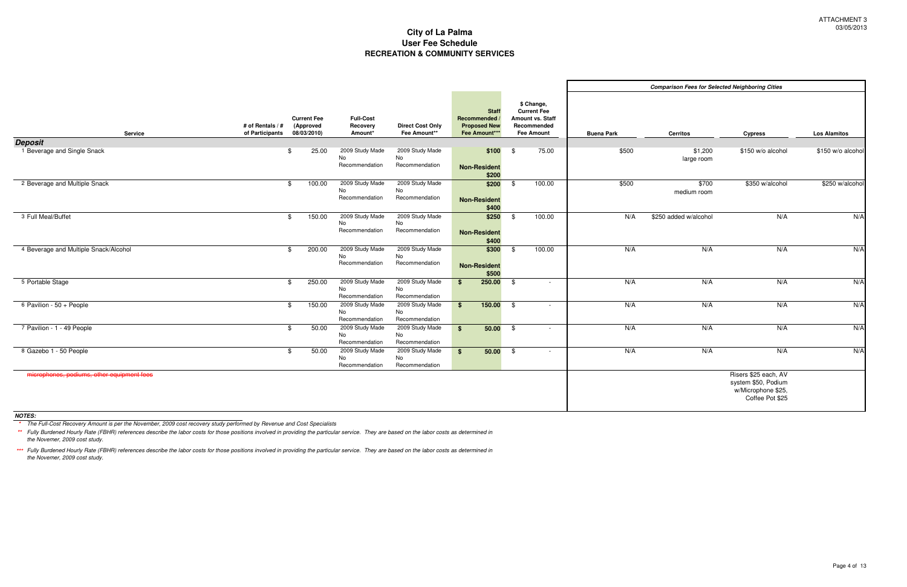ATTACHMENT 3
03/05/2013

# City of La Palma
## User Fee Schedule
## RECREATION & COMMUNITY SERVICES

| Service | # of Rentals / # of Participants | Current Fee (Approved 08/03/2010) | Full-Cost Recovery Amount* | Direct Cost Only Fee Amount** | Staff Recommended / Proposed New Fee Amount*** | $ Change, Current Fee Amount vs. Staff Recommended Fee Amount | Comparison Fees for Selected Neighboring Cities: Buena Park | Cerritos | Cypress | Los Alamitos |
|---|---|---|---|---|---|---|---|---|---|---|
| ***Deposit*** | | | | | | | | | | |
| 1 Beverage and Single Snack | | $ 25.00 | 2009 Study Made No Recommendation | 2009 Study Made No Recommendation | $100 **Non-Resident** $200 | $ 75.00 | $500 | $1,200 large room | $150 w/o alcohol | $150 w/o alcohol |
| 2 Beverage and Multiple Snack | | $ 100.00 | 2009 Study Made No Recommendation | 2009 Study Made No Recommendation | $200 **Non-Resident** $400 | $ 100.00 | $500 | $700 medium room | $350 w/alcohol | $250 w/alcohol |
| 3 Full Meal/Buffet | | $ 150.00 | 2009 Study Made No Recommendation | 2009 Study Made No Recommendation | $250 **Non-Resident** $400 | $ 100.00 | N/A | $250 added w/alcohol | N/A | N/A |
| 4 Beverage and Multiple Snack/Alcohol | | $ 200.00 | 2009 Study Made No Recommendation | 2009 Study Made No Recommendation | $300 **Non-Resident** $500 | $ 100.00 | N/A | N/A | N/A | N/A |
| 5 Portable Stage | | $ 250.00 | 2009 Study Made No Recommendation | 2009 Study Made No Recommendation | $ 250.00 | $ - | N/A | N/A | N/A | N/A |
| 6 Pavilion - 50 + People | | $ 150.00 | 2009 Study Made No Recommendation | 2009 Study Made No Recommendation | $ 150.00 | $ - | N/A | N/A | N/A | N/A |
| 7 Pavilion - 1 - 49 People | | $ 50.00 | 2009 Study Made No Recommendation | 2009 Study Made No Recommendation | $ 50.00 | $ - | N/A | N/A | N/A | N/A |
| 8 Gazebo 1 - 50 People | | $ 50.00 | 2009 Study Made No Recommendation | 2009 Study Made No Recommendation | $ 50.00 | $ - | N/A | N/A | N/A | N/A |
| ~~microphones, podiums, other equipment fees~~ | | | | | | | | | Risers $25 each, AV system $50, Podium w/Microphone $25, Coffee Pot $25 | |

***NOTES:***

\* *The Full-Cost Recovery Amount is per the November, 2009 cost recovery study performed by Revenue and Cost Specialists*

\*\* *Fully Burdened Hourly Rate (FBHR) references describe the labor costs for those positions involved in providing the particular service. They are based on the labor costs as determined in the Novemer, 2009 cost study.*

\*\*\* *Fully Burdened Hourly Rate (FBHR) references describe the labor costs for those positions involved in providing the particular service. They are based on the labor costs as determined in the Novemer, 2009 cost study.*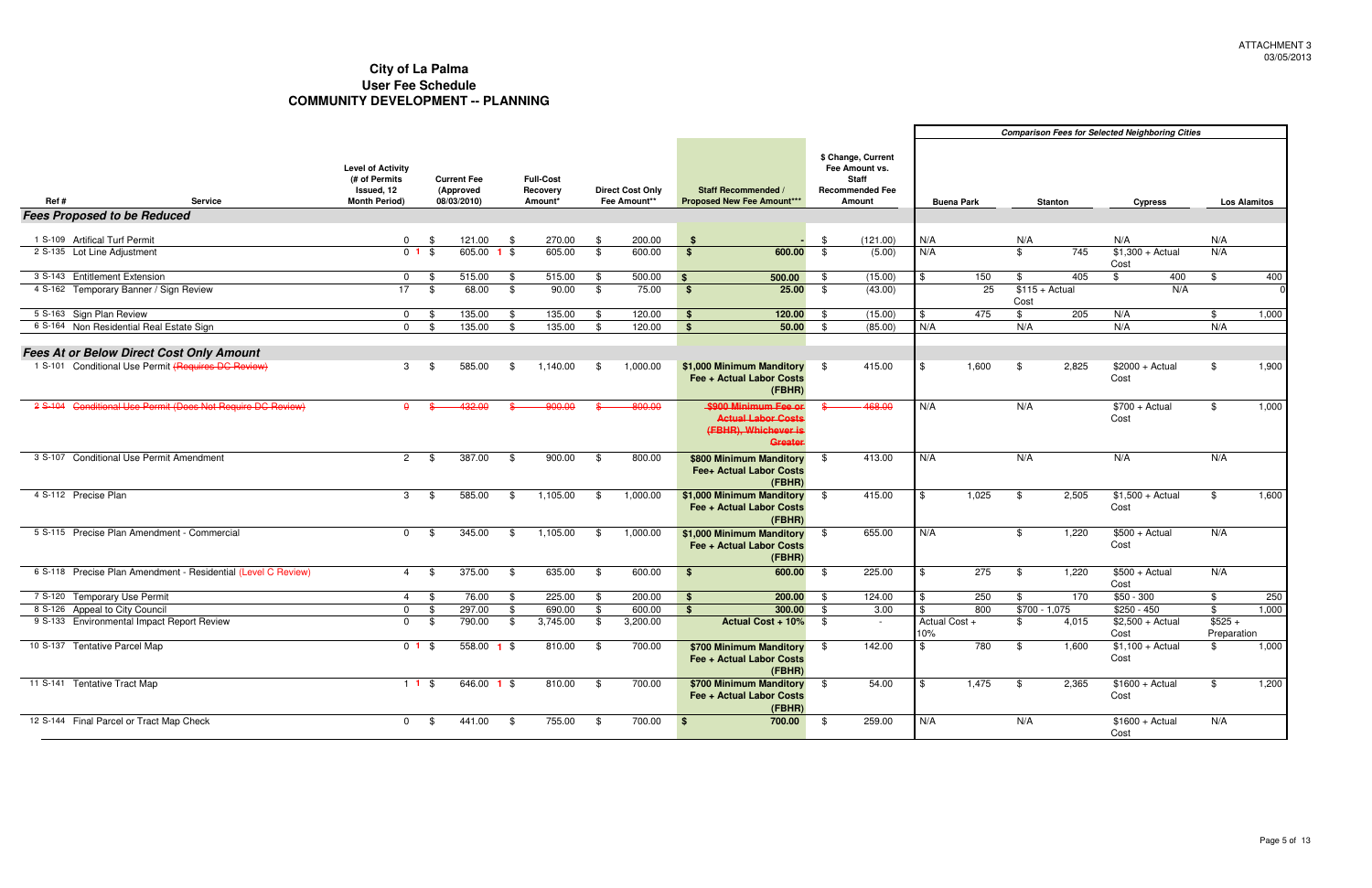ATTACHMENT 3
03/05/2013

# City of La Palma
## User Fee Schedule
## COMMUNITY DEVELOPMENT -- PLANNING

| Ref # | Service | Level of Activity (# of Permits Issued, 12 Month Period) | Current Fee (Approved 08/03/2010) | Full-Cost Recovery Amount* | Direct Cost Only Fee Amount** | Staff Recommended / Proposed New Fee Amount*** | $ Change, Current Fee Amount vs. Staff Recommended Fee Amount | Comparison Fees for Selected Neighboring Cities: Buena Park | Stanton | Cypress | Los Alamitos |
|---|---|---|---|---|---|---|---|---|---|---|---|
| **Fees Proposed to be Reduced** | | | | | | | | | | | |
| 1 S-109 | Artifical Turf Permit | 0 | $ 121.00 | $ 270.00 | $ 200.00 | $ - | $ (121.00) | N/A | N/A | N/A | N/A |
| 2 S-135 | Lot Line Adjustment | 0 1 | $ 605.00 1 | $ 605.00 | $ 600.00 | $ 600.00 | $ (5.00) | N/A | $ 745 | $1,300 + Actual Cost | N/A |
| 3 S-143 | Entitlement Extension | 0 | $ 515.00 | $ 515.00 | $ 500.00 | $ 500.00 | $ (15.00) | $ 150 | $ 405 | $ 400 | $ 400 |
| 4 S-162 | Temporary Banner / Sign Review | 17 | $ 68.00 | $ 90.00 | $ 75.00 | $ 25.00 | $ (43.00) | 25 | $115 + Actual Cost | N/A | 0 |
| 5 S-163 | Sign Plan Review | 0 | $ 135.00 | $ 135.00 | $ 120.00 | $ 120.00 | $ (15.00) | $ 475 | $ 205 | N/A | $ 1,000 |
| 6 S-164 | Non Residential Real Estate Sign | 0 | $ 135.00 | $ 135.00 | $ 120.00 | $ 50.00 | $ (85.00) | N/A | N/A | N/A | N/A |
| **Fees At or Below Direct Cost Only Amount** | | | | | | | | | | | |
| 1 S-101 | Conditional Use Permit ~~(Requires DC Review)~~ | 3 | $ 585.00 | $ 1,140.00 | $ 1,000.00 | $1,000 Minimum Manditory Fee + Actual Labor Costs (FBHR) | $ 415.00 | $ 1,600 | $ 2,825 | $2000 + Actual Cost | $ 1,900 |
| ~~2 S-104~~ | ~~Conditional Use Permit (Does Not Require DC Review)~~ | ~~0~~ | ~~$ 432.00~~ | ~~$ 900.00~~ | ~~$ 800.00~~ | ~~$900 Minimum Fee or Actual Labor Costs (FBHR), Whichever is Greater~~ | ~~$ 468.00~~ | N/A | N/A | $700 + Actual Cost | $ 1,000 |
| 3 S-107 | Conditional Use Permit Amendment | 2 | $ 387.00 | $ 900.00 | $ 800.00 | $800 Minimum Manditory Fee+ Actual Labor Costs (FBHR) | $ 413.00 | N/A | N/A | N/A | N/A |
| 4 S-112 | Precise Plan | 3 | $ 585.00 | $ 1,105.00 | $ 1,000.00 | $1,000 Minimum Manditory Fee + Actual Labor Costs (FBHR) | $ 415.00 | $ 1,025 | $ 2,505 | $1,500 + Actual Cost | $ 1,600 |
| 5 S-115 | Precise Plan Amendment - Commercial | 0 | $ 345.00 | $ 1,105.00 | $ 1,000.00 | $1,000 Minimum Manditory Fee + Actual Labor Costs (FBHR) | $ 655.00 | N/A | $ 1,220 | $500 + Actual Cost | N/A |
| 6 S-118 | Precise Plan Amendment - Residential (Level C Review) | 4 | $ 375.00 | $ 635.00 | $ 600.00 | $ 600.00 | $ 225.00 | $ 275 | $ 1,220 | $500 + Actual Cost | N/A |
| 7 S-120 | Temporary Use Permit | 4 | $ 76.00 | $ 225.00 | $ 200.00 | $ 200.00 | $ 124.00 | $ 250 | $ 170 | $50 - 300 | $ 250 |
| 8 S-126 | Appeal to City Council | 0 | $ 297.00 | $ 690.00 | $ 600.00 | $ 300.00 | $ 3.00 | $ 800 | $700 - 1,075 | $250 - 450 | $ 1,000 |
| 9 S-133 | Environmental Impact Report Review | 0 | $ 790.00 | $ 3,745.00 | $ 3,200.00 | Actual Cost + 10% | $ - | Actual Cost + 10% | $ 4,015 | $2,500 + Actual Cost | $525 + Preparation |
| 10 S-137 | Tentative Parcel Map | 0 1 | $ 558.00 1 | $ 810.00 | $ 700.00 | $700 Minimum Manditory Fee + Actual Labor Costs (FBHR) | $ 142.00 | $ 780 | $ 1,600 | $1,100 + Actual Cost | $ 1,000 |
| 11 S-141 | Tentative Tract Map | 1 1 | $ 646.00 1 | $ 810.00 | $ 700.00 | $700 Minimum Manditory Fee + Actual Labor Costs (FBHR) | $ 54.00 | $ 1,475 | $ 2,365 | $1600 + Actual Cost | $ 1,200 |
| 12 S-144 | Final Parcel or Tract Map Check | 0 | $ 441.00 | $ 755.00 | $ 700.00 | $ 700.00 | $ 259.00 | N/A | N/A | $1600 + Actual Cost | N/A |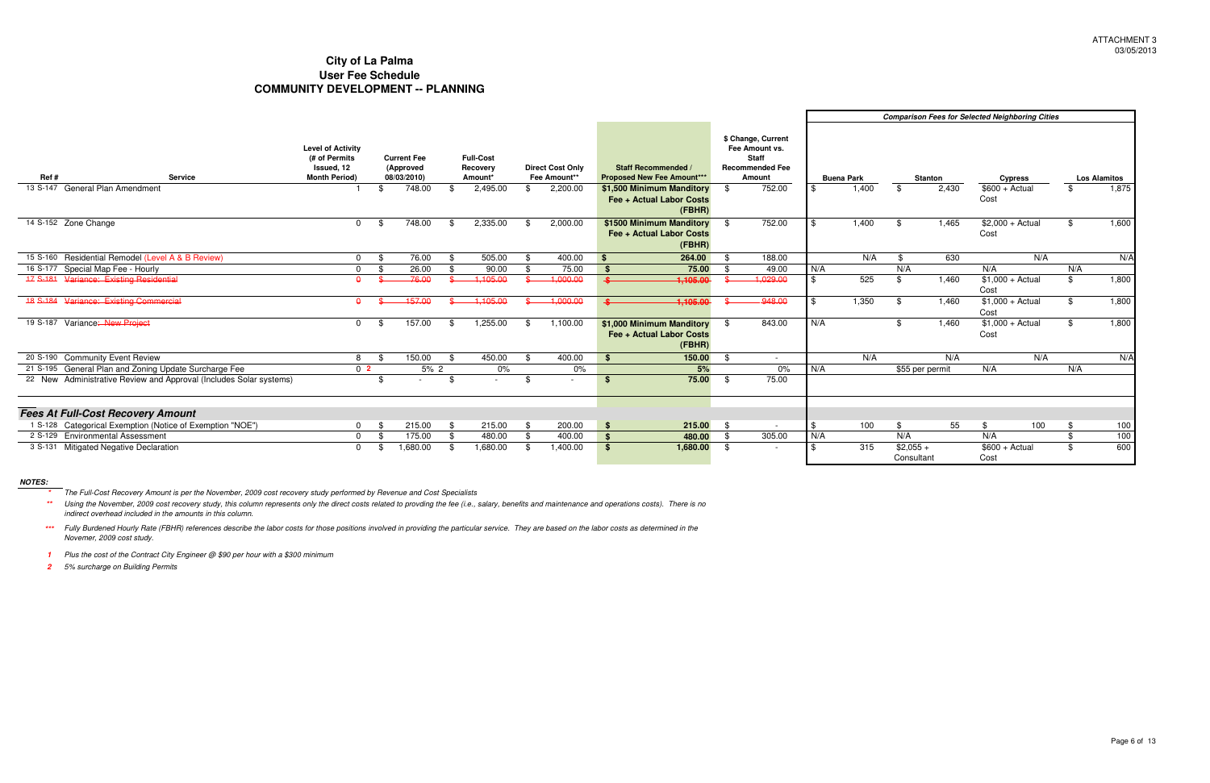ATTACHMENT 3
03/05/2013

# City of La Palma
## User Fee Schedule
## COMMUNITY DEVELOPMENT -- PLANNING

| Ref # | Service | Level of Activity (# of Permits Issued, 12 Month Period) | Current Fee (Approved 08/03/2010) | Full-Cost Recovery Amount* | Direct Cost Only Fee Amount** | Staff Recommended / Proposed New Fee Amount*** | $ Change, Current Fee Amount vs. Staff Recommended Fee Amount | Comparison Fees for Selected Neighboring Cities: Buena Park | Stanton | Cypress | Los Alamitos |
|---|---|---|---|---|---|---|---|---|---|---|---|
| 13 S-147 | General Plan Amendment | 1 | $ 748.00 | $ 2,495.00 | $ 2,200.00 | **$1,500 Minimum Manditory Fee + Actual Labor Costs (FBHR)** | $ 752.00 | $ 1,400 | $ 2,430 | $600 + Actual Cost | $ 1,875 |
| 14 S-152 | Zone Change | 0 | $ 748.00 | $ 2,335.00 | $ 2,000.00 | **$1500 Minimum Manditory Fee + Actual Labor Costs (FBHR)** | $ 752.00 | $ 1,400 | $ 1,465 | $2,000 + Actual Cost | $ 1,600 |
| 15 S-160 | Residential Remodel (Level A & B Review) | 0 | $ 76.00 | $ 505.00 | $ 400.00 | **$ 264.00** | $ 188.00 | N/A | $ 630 | N/A | N/A |
| 16 S-177 | Special Map Fee - Hourly | 0 | $ 26.00 | $ 90.00 | $ 75.00 | **$ 75.00** | $ 49.00 | N/A | N/A | N/A | N/A |
| ~~17 S-181~~ | ~~Variance: Existing Residential~~ | ~~0~~ | ~~$ 76.00~~ | ~~$ 1,105.00~~ | ~~$ 1,000.00~~ | ~~$ 1,105.00~~ | ~~$ 1,029.00~~ | $ 525 | $ 1,460 | $1,000 + Actual Cost | $ 1,800 |
| ~~18 S-184~~ | ~~Variance: Existing Commercial~~ | ~~0~~ | ~~$ 157.00~~ | ~~$ 1,105.00~~ | ~~$ 1,000.00~~ | ~~$ 1,105.00~~ | ~~$ 948.00~~ | $ 1,350 | $ 1,460 | $1,000 + Actual Cost | $ 1,800 |
| 19 S-187 | Variance~~: New Project~~ | 0 | $ 157.00 | $ 1,255.00 | $ 1,100.00 | **$1,000 Minimum Manditory Fee + Actual Labor Costs (FBHR)** | $ 843.00 | N/A | $ 1,460 | $1,000 + Actual Cost | $ 1,800 |
| 20 S-190 | Community Event Review | 8 | $ 150.00 | $ 450.00 | $ 400.00 | **$ 150.00** | $ - | N/A | N/A | N/A | N/A |
| 21 S-195 | General Plan and Zoning Update Surcharge Fee | 0 [2] | 5% [2] | 0% | 0% | **5%** | 0% | N/A | $55 per permit | N/A | N/A |
| 22 New | Administrative Review and Approval (Includes Solar systems) | | $ - | $ - | $ - | **$ 75.00** | $ 75.00 | | | | |
| **Fees At Full-Cost Recovery Amount** | | | | | | | | | | | |
| 1 S-128 | Categorical Exemption (Notice of Exemption "NOE") | 0 | $ 215.00 | $ 215.00 | $ 200.00 | **$ 215.00** | $ - | $ 100 | $ 55 | $ 100 | $ 100 |
| 2 S-129 | Environmental Assessment | 0 | $ 175.00 | $ 480.00 | $ 400.00 | **$ 480.00** | $ 305.00 | N/A | N/A | N/A | $ 100 |
| 3 S-131 | Mitigated Negative Declaration | 0 | $ 1,680.00 | $ 1,680.00 | $ 1,400.00 | **$ 1,680.00** | $ - | $ 315 | $2,055 + Consultant | $600 + Actual Cost | $ 600 |

**NOTES:**

\* *The Full-Cost Recovery Amount is per the November, 2009 cost recovery study performed by Revenue and Cost Specialists*

\*\* *Using the November, 2009 cost recovery study, this column represents only the direct costs related to provding the fee (i.e., salary, benefits and maintenance and operations costs). There is no indirect overhead included in the amounts in this column.*

\*\*\* *Fully Burdened Hourly Rate (FBHR) references describe the labor costs for those positions involved in providing the particular service. They are based on the labor costs as determined in the Novemer, 2009 cost study.*

*1 Plus the cost of the Contract City Engineer @ $90 per hour with a $300 minimum*

*2 5% surcharge on Building Permits*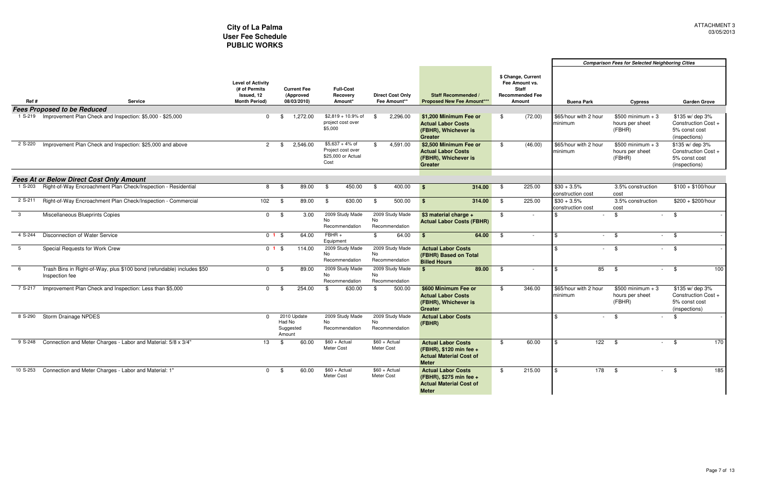# City of La Palma
## User Fee Schedule
## PUBLIC WORKS

ATTACHMENT 3
03/05/2013

| Ref # | Service | Level of Activity (# of Permits Issued, 12 Month Period) | Current Fee (Approved 08/03/2010) | Full-Cost Recovery Amount* | Direct Cost Only Fee Amount** | Staff Recommended / Proposed New Fee Amount*** | $ Change, Current Fee Amount vs. Staff Recommended Fee Amount | Comparison Fees for Selected Neighboring Cities: Buena Park | Cypress | Garden Grove |
|---|---|---|---|---|---|---|---|---|---|---|
| ***Fees Proposed to be Reduced*** | | | | | | | | | | |
| 1 S-219 | Improvement Plan Check and Inspection: $5,000 - $25,000 | 0 | $ 1,272.00 | $2,819 + 10.9% of project cost over $5,000 | $ 2,296.00 | **$1,200 Minimum Fee or Actual Labor Costs (FBHR), Whichever is Greater** | $ (72.00) | $65/hour with 2 hour minimum | $500 minimum + 3 hours per sheet (FBHR) | $135 w/ dep 3% Construction Cost + 5% const cost (inspections) |
| 2 S-220 | Improvement Plan Check and Inspection: $25,000 and above | 2 | $ 2,546.00 | $5,637 + 4% of Project cost over $25,000 or Actual Cost | $ 4,591.00 | **$2,500 Minimum Fee or Actual Labor Costs (FBHR), Whichever is Greater** | $ (46.00) | $65/hour with 2 hour minimum | $500 minimum + 3 hours per sheet (FBHR) | $135 w/ dep 3% Construction Cost + 5% const cost (inspections) |
| ***Fees At or Below Direct Cost Only Amount*** | | | | | | | | | | |
| 1 S-203 | Right-of-Way Encroachment Plan Check/Inspection - Residential | 8 | $ 89.00 | $ 450.00 | $ 400.00 | **$ 314.00** | $ 225.00 | $30 + 3.5% construction cost | 3.5% construction cost | $100 + $100/hour |
| 2 S-211 | Right-of-Way Encroachment Plan Check/Inspection - Commercial | 102 | $ 89.00 | $ 630.00 | $ 500.00 | **$ 314.00** | $ 225.00 | $30 + 3.5% construction cost | 3.5% construction cost | $200 + $200/hour |
| 3 | Miscellaneous Blueprints Copies | 0 | $ 3.00 | 2009 Study Made No Recommendation | 2009 Study Made No Recommendation | **$3 material charge + Actual Labor Costs (FBHR)** | $ - | $ - | $ - | $ - |
| 4 S-244 | Disconnection of Water Service | 0 1 | $ 64.00 | FBHR + Equipment | $ 64.00 | **$ 64.00** | $ - | $ - | $ - | $ - |
| 5 | Special Requests for Work Crew | 0 1 | $ 114.00 | 2009 Study Made No Recommendation | 2009 Study Made No Recommendation | **Actual Labor Costs (FBHR) Based on Total Billed Hours** | | $ - | $ - | $ - |
| 6 | Trash Bins in Right-of-Way, plus $100 bond (refundable) includes $50 Inspection fee | 0 | $ 89.00 | 2009 Study Made No Recommendation | 2009 Study Made No Recommendation | **$ 89.00** | $ - | $ 85 | $ - | $ 100 |
| 7 S-217 | Improvement Plan Check and Inspection: Less than $5,000 | 0 | $ 254.00 | $ 630.00 | $ 500.00 | **$600 Minimum Fee or Actual Labor Costs (FBHR), Whichever is Greater** | $ 346.00 | $65/hour with 2 hour minimum | $500 minimum + 3 hours per sheet (FBHR) | $135 w/ dep 3% Construction Cost + 5% const cost (inspections) |
| 8 S-290 | Storm Drainage NPDES | 0 | 2010 Update Had No Suggested Amount | 2009 Study Made No Recommendation | 2009 Study Made No Recommendation | **Actual Labor Costs (FBHR)** | | $ - | $ - | $ - |
| 9 S-248 | Connection and Meter Charges - Labor and Material: 5/8 x 3/4" | 13 | $ 60.00 | $60 + Actual Meter Cost | $60 + Actual Meter Cost | **Actual Labor Costs (FBHR), $120 min fee + Actual Material Cost of Meter** | $ 60.00 | $ 122 | $ - | $ 170 |
| 10 S-253 | Connection and Meter Charges - Labor and Material: 1" | 0 | $ 60.00 | $60 + Actual Meter Cost | $60 + Actual Meter Cost | **Actual Labor Costs (FBHR), $275 min fee + Actual Material Cost of Meter** | $ 215.00 | $ 178 | $ - | $ 185 |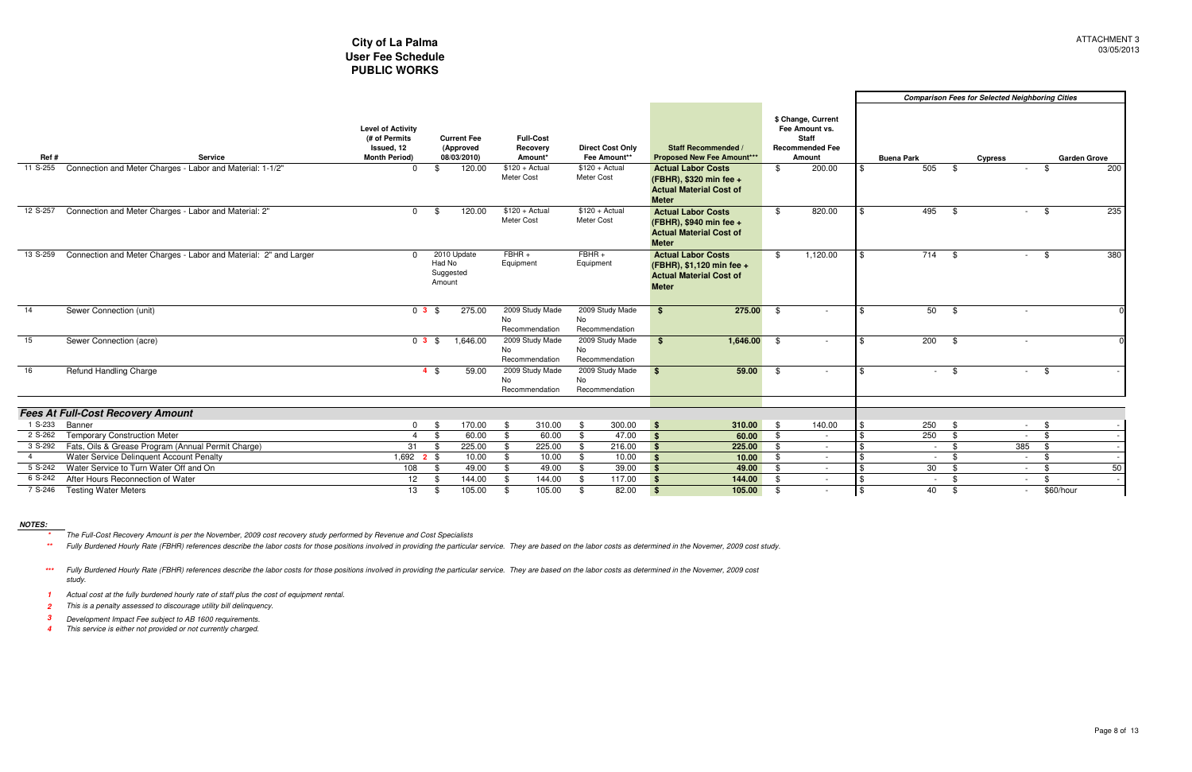# City of La Palma
## User Fee Schedule
## PUBLIC WORKS

ATTACHMENT 3
03/05/2013

| Ref # | Service | Level of Activity (# of Permits Issued, 12 Month Period) | Current Fee (Approved 08/03/2010) | Full-Cost Recovery Amount* | Direct Cost Only Fee Amount** | Staff Recommended / Proposed New Fee Amount*** | $ Change, Current Fee Amount vs. Staff Recommended Fee Amount | Comparison Fees for Selected Neighboring Cities: Buena Park | Cypress | Garden Grove |
|---|---|---|---|---|---|---|---|---|---|---|
| 11 S-255 | Connection and Meter Charges - Labor and Material: 1-1/2" | 0 | $ 120.00 | $120 + Actual Meter Cost | $120 + Actual Meter Cost | **Actual Labor Costs (FBHR), $320 min fee + Actual Material Cost of Meter** | $ 200.00 | $ 505 | $ - | $ 200 |
| 12 S-257 | Connection and Meter Charges - Labor and Material: 2" | 0 | $ 120.00 | $120 + Actual Meter Cost | $120 + Actual Meter Cost | **Actual Labor Costs (FBHR), $940 min fee + Actual Material Cost of Meter** | $ 820.00 | $ 495 | $ - | $ 235 |
| 13 S-259 | Connection and Meter Charges - Labor and Material: 2" and Larger | 0 | 2010 Update Had No Suggested Amount | FBHR + Equipment | FBHR + Equipment | **Actual Labor Costs (FBHR), $1,120 min fee + Actual Material Cost of Meter** | $ 1,120.00 | $ 714 | $ - | $ 380 |
| 14 | Sewer Connection (unit) | 0 3 | $ 275.00 | 2009 Study Made No Recommendation | 2009 Study Made No Recommendation | **$ 275.00** | $ - | $ 50 | $ - | 0 |
| 15 | Sewer Connection (acre) | 0 3 | $ 1,646.00 | 2009 Study Made No Recommendation | 2009 Study Made No Recommendation | **$ 1,646.00** | $ - | $ 200 | $ - | 0 |
| 16 | Refund Handling Charge | 4 | $ 59.00 | 2009 Study Made No Recommendation | 2009 Study Made No Recommendation | **$ 59.00** | $ - | $ - | $ - | $ - |
| | ***Fees At Full-Cost Recovery Amount*** | | | | | | | | | |
| 1 S-233 | Banner | 0 | $ 170.00 | $ 310.00 | $ 300.00 | **$ 310.00** | $ 140.00 | $ 250 | $ - | $ - |
| 2 S-262 | Temporary Construction Meter | 4 | $ 60.00 | $ 60.00 | $ 47.00 | **$ 60.00** | $ - | $ 250 | $ - | $ - |
| 3 S-292 | Fats, Oils & Grease Program (Annual Permit Charge) | 31 | $ 225.00 | $ 225.00 | $ 216.00 | **$ 225.00** | $ - | $ - | $ 385 | $ - |
| 4 | Water Service Delinquent Account Penalty | 1,692 2 | $ 10.00 | $ 10.00 | $ 10.00 | **$ 10.00** | $ - | $ - | $ - | $ - |
| 5 S-242 | Water Service to Turn Water Off and On | 108 | $ 49.00 | $ 49.00 | $ 39.00 | **$ 49.00** | $ - | $ 30 | $ - | $ 50 |
| 6 S-242 | After Hours Reconnection of Water | 12 | $ 144.00 | $ 144.00 | $ 117.00 | **$ 144.00** | $ - | $ - | $ - | $ - |
| 7 S-246 | Testing Water Meters | 13 | $ 105.00 | $ 105.00 | $ 82.00 | **$ 105.00** | $ - | $ 40 | $ - | $60/hour |

***NOTES:***

\* *The Full-Cost Recovery Amount is per the November, 2009 cost recovery study performed by Revenue and Cost Specialists*

\*\* *Fully Burdened Hourly Rate (FBHR) references describe the labor costs for those positions involved in providing the particular service. They are based on the labor costs as determined in the Novemer, 2009 cost study.*

\*\*\* *Fully Burdened Hourly Rate (FBHR) references describe the labor costs for those positions involved in providing the particular service. They are based on the labor costs as determined in the Novemer, 2009 cost study.*

*1* *Actual cost at the fully burdened hourly rate of staff plus the cost of equipment rental.*

*2* *This is a penalty assessed to discourage utility bill delinquency.*

*3* *Development Impact Fee subject to AB 1600 requirements.*

*4* *This service is either not provided or not currently charged.*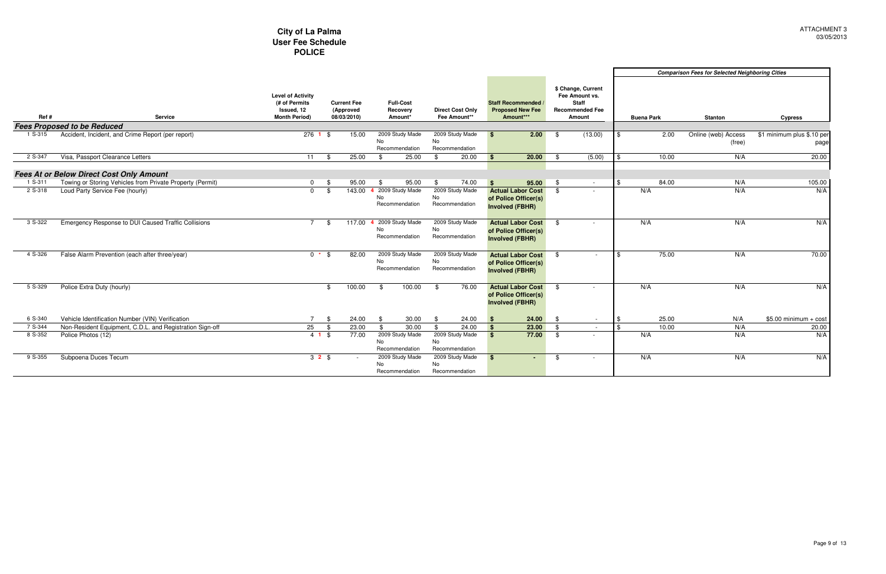# City of La Palma
## User Fee Schedule
## POLICE

ATTACHMENT 3
03/05/2013

| Ref # | Service | Level of Activity (# of Permits Issued, 12 Month Period) | Current Fee (Approved 08/03/2010) | Full-Cost Recovery Amount* | Direct Cost Only Fee Amount** | Staff Recommended / Proposed New Fee Amount*** | $ Change, Current Fee Amount vs. Staff Recommended Fee Amount | Comparison Fees for Selected Neighboring Cities: Buena Park | Stanton | Cypress |
|---|---|---|---|---|---|---|---|---|---|---|
| ***Fees Proposed to be Reduced*** | | | | | | | | | | |
| 1 S-315 | Accident, Incident, and Crime Report (per report) | 276 1 | $ 15.00 | 2009 Study Made No Recommendation | 2009 Study Made No Recommendation | **$ 2.00** | $ (13.00) | $ 2.00 | Online (web) Access (free) | $1 minimum plus $.10 per page |
| 2 S-347 | Visa, Passport Clearance Letters | 11 | $ 25.00 | $ 25.00 | $ 20.00 | **$ 20.00** | $ (5.00) | $ 10.00 | N/A | 20.00 |
| ***Fees At or Below Direct Cost Only Amount*** | | | | | | | | | | |
| 1 S-311 | Towing or Storing Vehicles from Private Property (Permit) | 0 | $ 95.00 | $ 95.00 | $ 74.00 | **$ 95.00** | $ - | $ 84.00 | N/A | 105.00 |
| 2 S-318 | Loud Party Service Fee (hourly) | 0 | $ 143.00 4 | 2009 Study Made No Recommendation | 2009 Study Made No Recommendation | **Actual Labor Cost of Police Officer(s) Involved (FBHR)** | $ - | N/A | N/A | N/A |
| 3 S-322 | Emergency Response to DUI Caused Traffic Collisions | 7 | $ 117.00 4 | 2009 Study Made No Recommendation | 2009 Study Made No Recommendation | **Actual Labor Cost of Police Officer(s) Involved (FBHR)** | $ - | N/A | N/A | N/A |
| 4 S-326 | False Alarm Prevention (each after three/year) | 0 * | $ 82.00 | 2009 Study Made No Recommendation | 2009 Study Made No Recommendation | **Actual Labor Cost of Police Officer(s) Involved (FBHR)** | $ - | $ 75.00 | N/A | 70.00 |
| 5 S-329 | Police Extra Duty (hourly) | | $ 100.00 | $ 100.00 | $ 76.00 | **Actual Labor Cost of Police Officer(s) Involved (FBHR)** | $ - | N/A | N/A | N/A |
| 6 S-340 | Vehicle Identification Number (VIN) Verification | 7 | $ 24.00 | $ 30.00 | $ 24.00 | **$ 24.00** | $ - | $ 25.00 | N/A | $5.00 minimum + cost |
| 7 S-344 | Non-Resident Equipment, C.D.L. and Registration Sign-off | 25 | $ 23.00 | $ 30.00 | $ 24.00 | **$ 23.00** | $ - | $ 10.00 | N/A | 20.00 |
| 8 S-352 | Police Photos (12) | 4 1 | $ 77.00 | 2009 Study Made No Recommendation | 2009 Study Made No Recommendation | **$ 77.00** | $ - | N/A | N/A | N/A |
| 9 S-355 | Subpoena Duces Tecum | 3 2 | $ - | 2009 Study Made No Recommendation | 2009 Study Made No Recommendation | **$ -** | $ - | N/A | N/A | N/A |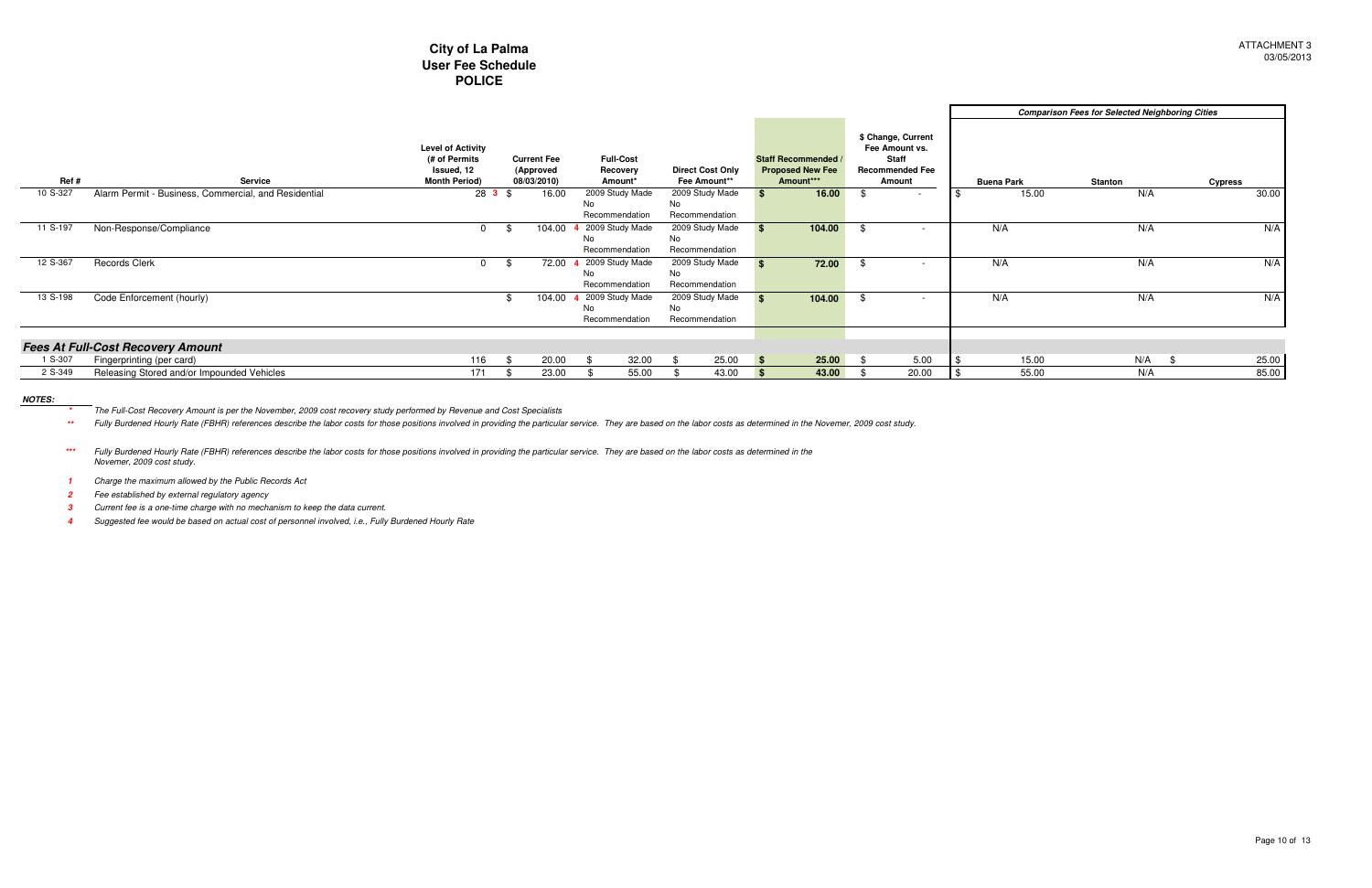# City of La Palma
## User Fee Schedule
## POLICE

ATTACHMENT 3
03/05/2013

| Ref # | Service | Level of Activity (# of Permits Issued, 12 Month Period) | Current Fee (Approved 08/03/2010) | Full-Cost Recovery Amount* | Direct Cost Only Fee Amount** | Staff Recommended / Proposed New Fee Amount*** | $ Change, Current Fee Amount vs. Staff Recommended Fee Amount | Comparison Fees for Selected Neighboring Cities: Buena Park | Stanton | Cypress |
|---|---|---|---|---|---|---|---|---|---|---|
| 10 S-327 | Alarm Permit - Business, Commercial, and Residential | 28 **3** | $ 16.00 | 2009 Study Made No Recommendation | 2009 Study Made No Recommendation | **$ 16.00** | $ - | $ 15.00 | N/A | 30.00 |
| 11 S-197 | Non-Response/Compliance | 0 | $ 104.00 **4** | 2009 Study Made No Recommendation | 2009 Study Made No Recommendation | **$ 104.00** | $ - | N/A | N/A | N/A |
| 12 S-367 | Records Clerk | 0 | $ 72.00 **4** | 2009 Study Made No Recommendation | 2009 Study Made No Recommendation | **$ 72.00** | $ - | N/A | N/A | N/A |
| 13 S-198 | Code Enforcement (hourly) | | $ 104.00 **4** | 2009 Study Made No Recommendation | 2009 Study Made No Recommendation | **$ 104.00** | $ - | N/A | N/A | N/A |
| | ***Fees At Full-Cost Recovery Amount*** | | | | | | | | | |
| 1 S-307 | Fingerprinting (per card) | 116 | $ 20.00 | $ 32.00 | $ 25.00 | **$ 25.00** | $ 5.00 | $ 15.00 | N/A | $ 25.00 |
| 2 S-349 | Releasing Stored and/or Impounded Vehicles | 171 | $ 23.00 | $ 55.00 | $ 43.00 | **$ 43.00** | $ 20.00 | $ 55.00 | N/A | 85.00 |

***NOTES:***

\* *The Full-Cost Recovery Amount is per the November, 2009 cost recovery study performed by Revenue and Cost Specialists*

\*\* *Fully Burdened Hourly Rate (FBHR) references describe the labor costs for those positions involved in providing the particular service. They are based on the labor costs as determined in the Novemer, 2009 cost study.*

\*\*\* *Fully Burdened Hourly Rate (FBHR) references describe the labor costs for those positions involved in providing the particular service. They are based on the labor costs as determined in the Novemer, 2009 cost study.*

**1** *Charge the maximum allowed by the Public Records Act*

**2** *Fee established by external regulatory agency*

**3** *Current fee is a one-time charge with no mechanism to keep the data current.*

**4** *Suggested fee would be based on actual cost of personnel involved, i.e., Fully Burdened Hourly Rate*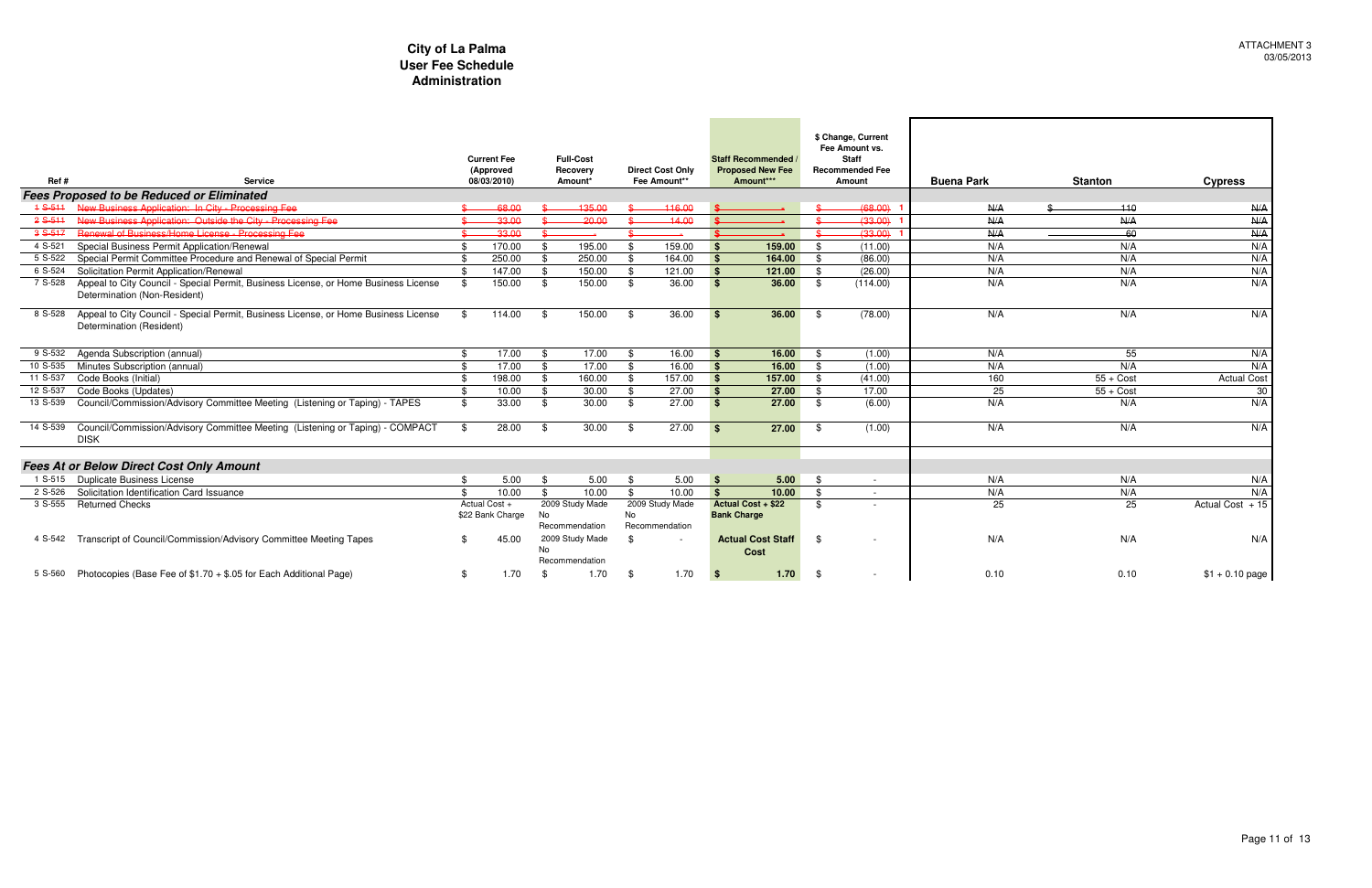# City of La Palma
## User Fee Schedule
## Administration

ATTACHMENT 3
03/05/2013

| Ref # | Service | Current Fee (Approved 08/03/2010) | Full-Cost Recovery Amount* | Direct Cost Only Fee Amount** | Staff Recommended / Proposed New Fee Amount*** | $ Change, Current Fee Amount vs. Staff Recommended Fee Amount | Buena Park | Stanton | Cypress |
|---|---|---|---|---|---|---|---|---|---|
| ***Fees Proposed to be Reduced or Eliminated*** | | | | | | | | | |
| ~~1 S-511~~ | ~~New Business Application: In City - Processing Fee~~ | ~~$ 68.00~~ | ~~$ 135.00~~ | ~~$ 116.00~~ | ~~$ -~~ | ~~$ (68.00)~~ 1 | ~~N/A~~ | ~~$ 110~~ | ~~N/A~~ |
| ~~2 S-511~~ | ~~New Business Application: Outside the City - Processing Fee~~ | ~~$ 33.00~~ | ~~$ 20.00~~ | ~~$ 14.00~~ | ~~$ -~~ | ~~$ (33.00)~~ 1 | ~~N/A~~ | ~~N/A~~ | ~~N/A~~ |
| ~~3 S-517~~ | ~~Renewal of Business/Home License - Processing Fee~~ | ~~$ 33.00~~ | ~~$ -~~ | ~~$ -~~ | ~~$ -~~ | ~~$ (33.00)~~ 1 | ~~N/A~~ | ~~60~~ | ~~N/A~~ |
| 4 S-521 | Special Business Permit Application/Renewal | $ 170.00 | $ 195.00 | $ 159.00 | **$ 159.00** | $ (11.00) | N/A | N/A | N/A |
| 5 S-522 | Special Permit Committee Procedure and Renewal of Special Permit | $ 250.00 | $ 250.00 | $ 164.00 | **$ 164.00** | $ (86.00) | N/A | N/A | N/A |
| 6 S-524 | Solicitation Permit Application/Renewal | $ 147.00 | $ 150.00 | $ 121.00 | **$ 121.00** | $ (26.00) | N/A | N/A | N/A |
| 7 S-528 | Appeal to City Council - Special Permit, Business License, or Home Business License Determination (Non-Resident) | $ 150.00 | $ 150.00 | $ 36.00 | **$ 36.00** | $ (114.00) | N/A | N/A | N/A |
| 8 S-528 | Appeal to City Council - Special Permit, Business License, or Home Business License Determination (Resident) | $ 114.00 | $ 150.00 | $ 36.00 | **$ 36.00** | $ (78.00) | N/A | N/A | N/A |
| 9 S-532 | Agenda Subscription (annual) | $ 17.00 | $ 17.00 | $ 16.00 | **$ 16.00** | $ (1.00) | N/A | 55 | N/A |
| 10 S-535 | Minutes Subscription (annual) | $ 17.00 | $ 17.00 | $ 16.00 | **$ 16.00** | $ (1.00) | N/A | N/A | N/A |
| 11 S-537 | Code Books (Initial) | $ 198.00 | $ 160.00 | $ 157.00 | **$ 157.00** | $ (41.00) | 160 | 55 + Cost | Actual Cost |
| 12 S-537 | Code Books (Updates) | $ 10.00 | $ 30.00 | $ 27.00 | **$ 27.00** | $ 17.00 | 25 | 55 + Cost | 30 |
| 13 S-539 | Council/Commission/Advisory Committee Meeting (Listening or Taping) - TAPES | $ 33.00 | $ 30.00 | $ 27.00 | **$ 27.00** | $ (6.00) | N/A | N/A | N/A |
| 14 S-539 | Council/Commission/Advisory Committee Meeting (Listening or Taping) - COMPACT DISK | $ 28.00 | $ 30.00 | $ 27.00 | **$ 27.00** | $ (1.00) | N/A | N/A | N/A |
| ***Fees At or Below Direct Cost Only Amount*** | | | | | | | | | |
| 1 S-515 | Duplicate Business License | $ 5.00 | $ 5.00 | $ 5.00 | **$ 5.00** | $ - | N/A | N/A | N/A |
| 2 S-526 | Solicitation Identification Card Issuance | $ 10.00 | $ 10.00 | $ 10.00 | **$ 10.00** | $ - | N/A | N/A | N/A |
| 3 S-555 | Returned Checks | Actual Cost + $22 Bank Charge | 2009 Study Made No Recommendation | 2009 Study Made No Recommendation | **Actual Cost + $22 Bank Charge** | $ - | 25 | 25 | Actual Cost + 15 |
| 4 S-542 | Transcript of Council/Commission/Advisory Committee Meeting Tapes | $ 45.00 | 2009 Study Made No Recommendation | $ - | **Actual Cost Staff Cost** | $ - | N/A | N/A | N/A |
| 5 S-560 | Photocopies (Base Fee of $1.70 + $.05 for Each Additional Page) | $ 1.70 | $ 1.70 | $ 1.70 | **$ 1.70** | $ - | 0.10 | 0.10 | $1 + 0.10 page |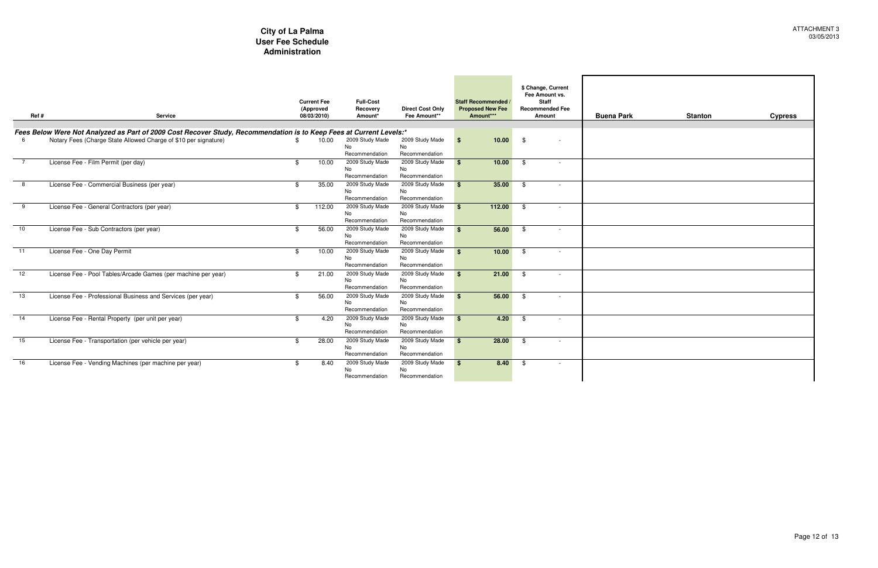# City of La Palma
## User Fee Schedule
### Administration

ATTACHMENT 3
03/05/2013

| Ref # | Service | Current Fee (Approved 08/03/2010) | Full-Cost Recovery Amount* | Direct Cost Only Fee Amount** | Staff Recommended / Proposed New Fee Amount*** | $ Change, Current Fee Amount vs. Staff Recommended Fee Amount | Buena Park | Stanton | Cypress |
|---|---|---|---|---|---|---|---|---|---|
| | ***Fees Below Were Not Analyzed as Part of 2009 Cost Recover Study, Recommendation is to Keep Fees at Current Levels:**** | | | | | | | | |
| 6 | Notary Fees (Charge State Allowed Charge of $10 per signature) | $ 10.00 | 2009 Study Made No Recommendation | 2009 Study Made No Recommendation | **$ 10.00** | $ - | | | |
| 7 | License Fee - Film Permit (per day) | $ 10.00 | 2009 Study Made No Recommendation | 2009 Study Made No Recommendation | **$ 10.00** | $ - | | | |
| 8 | License Fee - Commercial Business (per year) | $ 35.00 | 2009 Study Made No Recommendation | 2009 Study Made No Recommendation | **$ 35.00** | $ - | | | |
| 9 | License Fee - General Contractors (per year) | $ 112.00 | 2009 Study Made No Recommendation | 2009 Study Made No Recommendation | **$ 112.00** | $ - | | | |
| 10 | License Fee - Sub Contractors (per year) | $ 56.00 | 2009 Study Made No Recommendation | 2009 Study Made No Recommendation | **$ 56.00** | $ - | | | |
| 11 | License Fee - One Day Permit | $ 10.00 | 2009 Study Made No Recommendation | 2009 Study Made No Recommendation | **$ 10.00** | $ - | | | |
| 12 | License Fee - Pool Tables/Arcade Games (per machine per year) | $ 21.00 | 2009 Study Made No Recommendation | 2009 Study Made No Recommendation | **$ 21.00** | $ - | | | |
| 13 | License Fee - Professional Business and Services (per year) | $ 56.00 | 2009 Study Made No Recommendation | 2009 Study Made No Recommendation | **$ 56.00** | $ - | | | |
| 14 | License Fee - Rental Property (per unit per year) | $ 4.20 | 2009 Study Made No Recommendation | 2009 Study Made No Recommendation | **$ 4.20** | $ - | | | |
| 15 | License Fee - Transportation (per vehicle per year) | $ 28.00 | 2009 Study Made No Recommendation | 2009 Study Made No Recommendation | **$ 28.00** | $ - | | | |
| 16 | License Fee - Vending Machines (per machine per year) | $ 8.40 | 2009 Study Made No Recommendation | 2009 Study Made No Recommendation | **$ 8.40** | $ - | | | |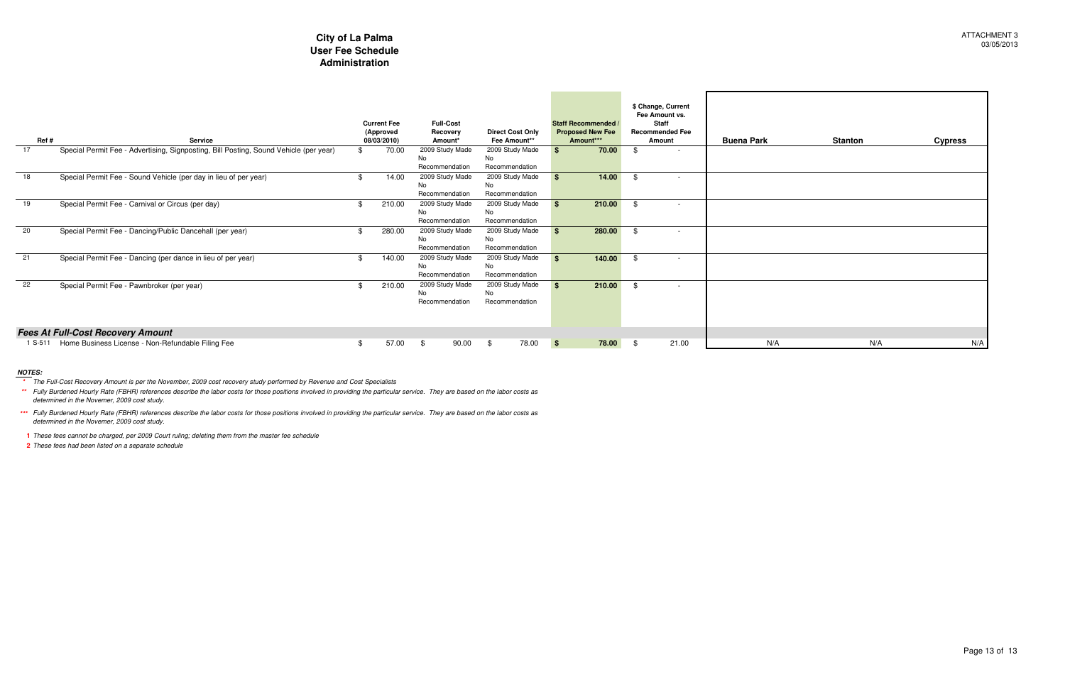ATTACHMENT 3
03/05/2013

# City of La Palma
## User Fee Schedule
### Administration

| Ref # | Service | Current Fee (Approved 08/03/2010) | Full-Cost Recovery Amount* | Direct Cost Only Fee Amount** | Staff Recommended / Proposed New Fee Amount*** | $ Change, Current Fee Amount vs. Staff Recommended Fee Amount | Buena Park | Stanton | Cypress |
|---|---|---|---|---|---|---|---|---|---|
| 17 | Special Permit Fee - Advertising, Signposting, Bill Posting, Sound Vehicle (per year) | $ 70.00 | 2009 Study Made No Recommendation | 2009 Study Made No Recommendation | **$ 70.00** | $ - | | | |
| 18 | Special Permit Fee - Sound Vehicle (per day in lieu of per year) | $ 14.00 | 2009 Study Made No Recommendation | 2009 Study Made No Recommendation | **$ 14.00** | $ - | | | |
| 19 | Special Permit Fee - Carnival or Circus (per day) | $ 210.00 | 2009 Study Made No Recommendation | 2009 Study Made No Recommendation | **$ 210.00** | $ - | | | |
| 20 | Special Permit Fee - Dancing/Public Dancehall (per year) | $ 280.00 | 2009 Study Made No Recommendation | 2009 Study Made No Recommendation | **$ 280.00** | $ - | | | |
| 21 | Special Permit Fee - Dancing (per dance in lieu of per year) | $ 140.00 | 2009 Study Made No Recommendation | 2009 Study Made No Recommendation | **$ 140.00** | $ - | | | |
| 22 | Special Permit Fee - Pawnbroker (per year) | $ 210.00 | 2009 Study Made No Recommendation | 2009 Study Made No Recommendation | **$ 210.00** | $ - | | | |
| | ***Fees At Full-Cost Recovery Amount*** | | | | | | | | |
| 1 S-511 | Home Business License - Non-Refundable Filing Fee | $ 57.00 | $ 90.00 | $ 78.00 | **$ 78.00** | $ 21.00 | N/A | N/A | N/A |

***NOTES:***

\* *The Full-Cost Recovery Amount is per the November, 2009 cost recovery study performed by Revenue and Cost Specialists*

\*\* *Fully Burdened Hourly Rate (FBHR) references describe the labor costs for those positions involved in providing the particular service. They are based on the labor costs as determined in the Novemer, 2009 cost study.*

\*\*\* *Fully Burdened Hourly Rate (FBHR) references describe the labor costs for those positions involved in providing the particular service. They are based on the labor costs as determined in the Novemer, 2009 cost study.*

**1** *These fees cannot be charged, per 2009 Court ruling; deleting them from the master fee schedule*

**2** *These fees had been listed on a separate schedule*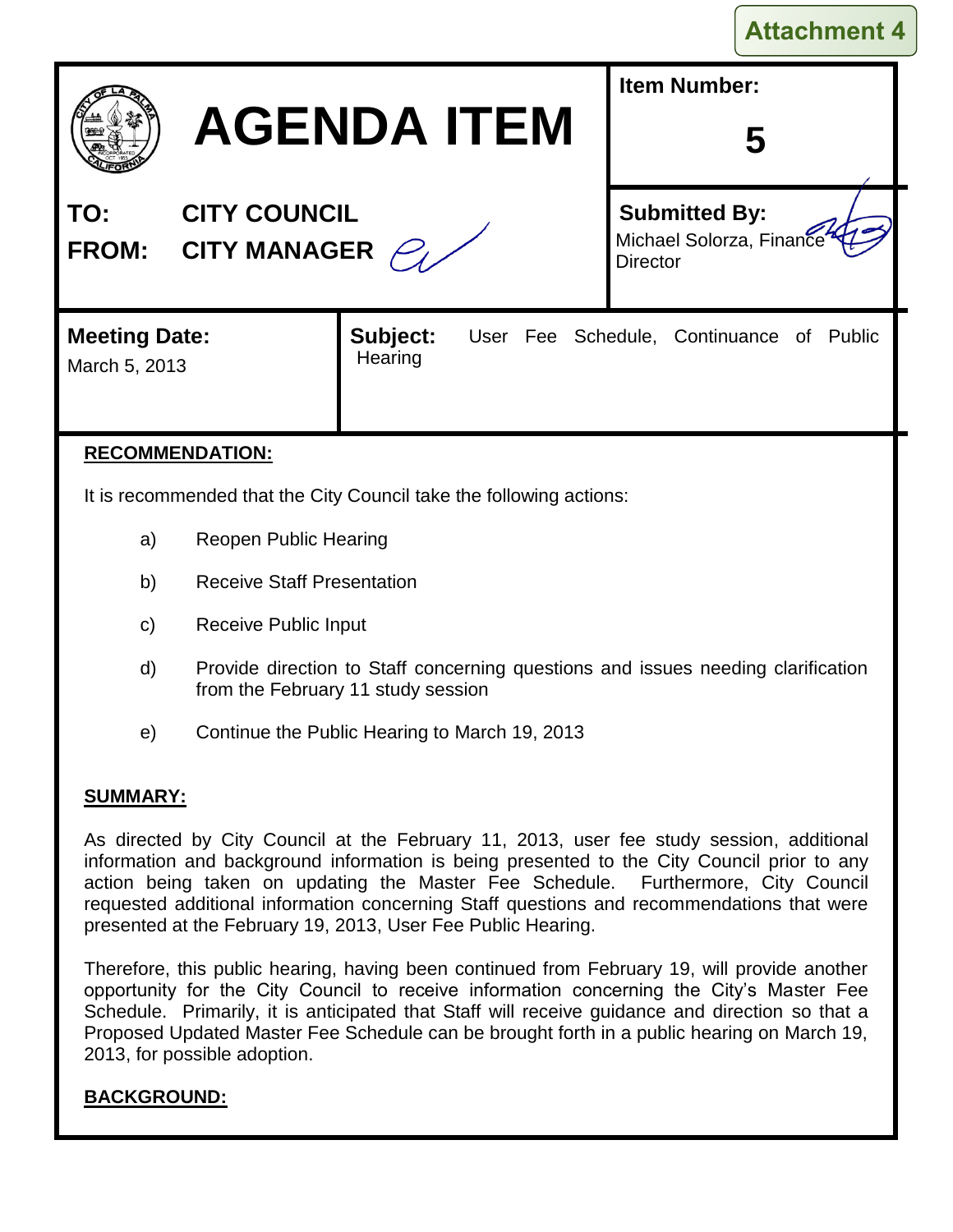Attachment 4

# AGENDA ITEM

**Item Number:** 5

**TO:** CITY COUNCIL

**FROM:** CITY MANAGER

**Submitted By:** Michael Solorza, Finance Director

**Meeting Date:** March 5, 2013

**Subject:** User Fee Schedule, Continuance of Public Hearing

**RECOMMENDATION:**

It is recommended that the City Council take the following actions:

a) Reopen Public Hearing

b) Receive Staff Presentation

c) Receive Public Input

d) Provide direction to Staff concerning questions and issues needing clarification from the February 11 study session

e) Continue the Public Hearing to March 19, 2013

**SUMMARY:**

As directed by City Council at the February 11, 2013, user fee study session, additional information and background information is being presented to the City Council prior to any action being taken on updating the Master Fee Schedule. Furthermore, City Council requested additional information concerning Staff questions and recommendations that were presented at the February 19, 2013, User Fee Public Hearing.

Therefore, this public hearing, having been continued from February 19, will provide another opportunity for the City Council to receive information concerning the City's Master Fee Schedule. Primarily, it is anticipated that Staff will receive guidance and direction so that a Proposed Updated Master Fee Schedule can be brought forth in a public hearing on March 19, 2013, for possible adoption.

**BACKGROUND:**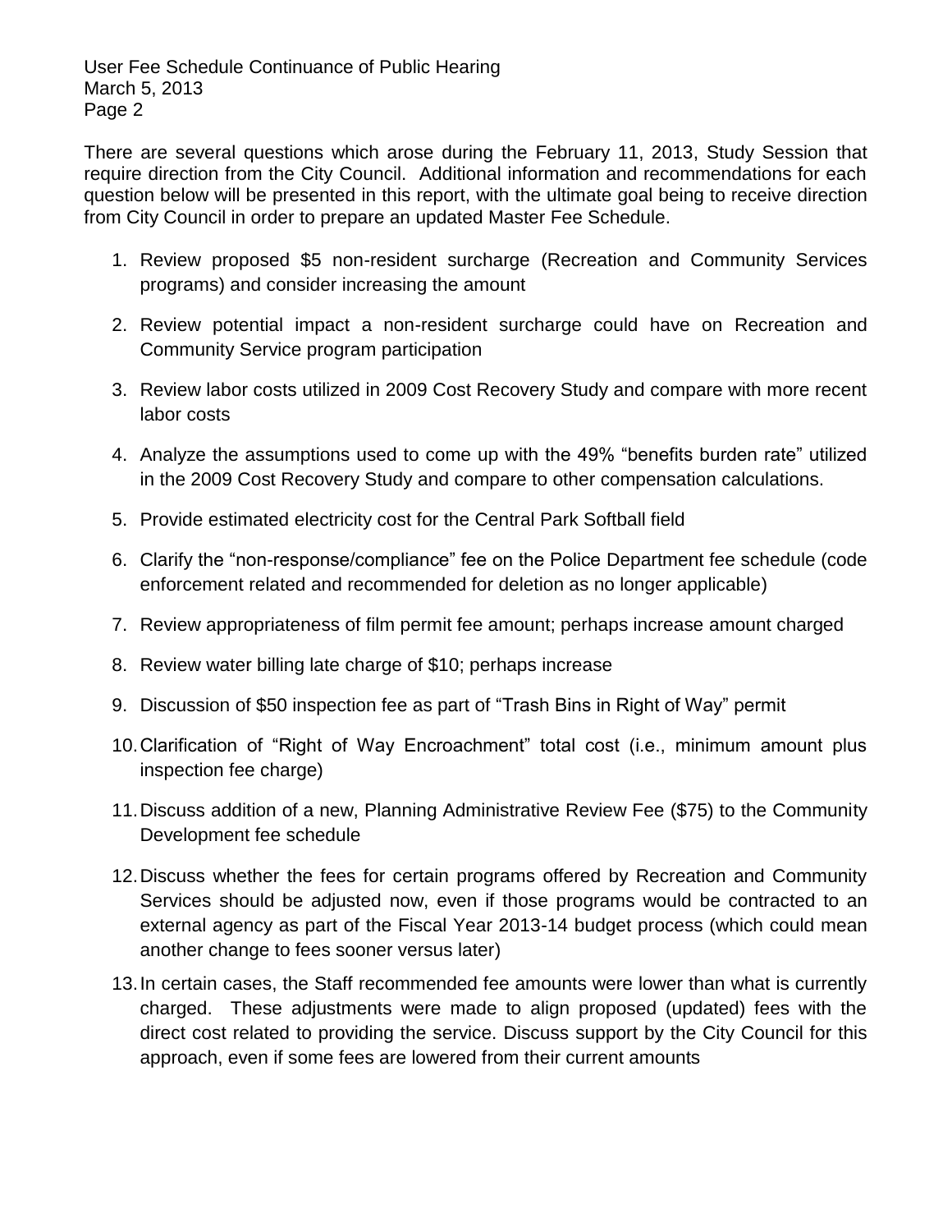There are several questions which arose during the February 11, 2013, Study Session that require direction from the City Council. Additional information and recommendations for each question below will be presented in this report, with the ultimate goal being to receive direction from City Council in order to prepare an updated Master Fee Schedule.

1. Review proposed $5 non-resident surcharge (Recreation and Community Services programs) and consider increasing the amount
2. Review potential impact a non-resident surcharge could have on Recreation and Community Service program participation
3. Review labor costs utilized in 2009 Cost Recovery Study and compare with more recent labor costs
4. Analyze the assumptions used to come up with the 49% "benefits burden rate" utilized in the 2009 Cost Recovery Study and compare to other compensation calculations.
5. Provide estimated electricity cost for the Central Park Softball field
6. Clarify the "non-response/compliance" fee on the Police Department fee schedule (code enforcement related and recommended for deletion as no longer applicable)
7. Review appropriateness of film permit fee amount; perhaps increase amount charged
8. Review water billing late charge of $10; perhaps increase
9. Discussion of $50 inspection fee as part of "Trash Bins in Right of Way" permit
10. Clarification of "Right of Way Encroachment" total cost (i.e., minimum amount plus inspection fee charge)
11. Discuss addition of a new, Planning Administrative Review Fee ($75) to the Community Development fee schedule
12. Discuss whether the fees for certain programs offered by Recreation and Community Services should be adjusted now, even if those programs would be contracted to an external agency as part of the Fiscal Year 2013-14 budget process (which could mean another change to fees sooner versus later)
13. In certain cases, the Staff recommended fee amounts were lower than what is currently charged. These adjustments were made to align proposed (updated) fees with the direct cost related to providing the service. Discuss support by the City Council for this approach, even if some fees are lowered from their current amounts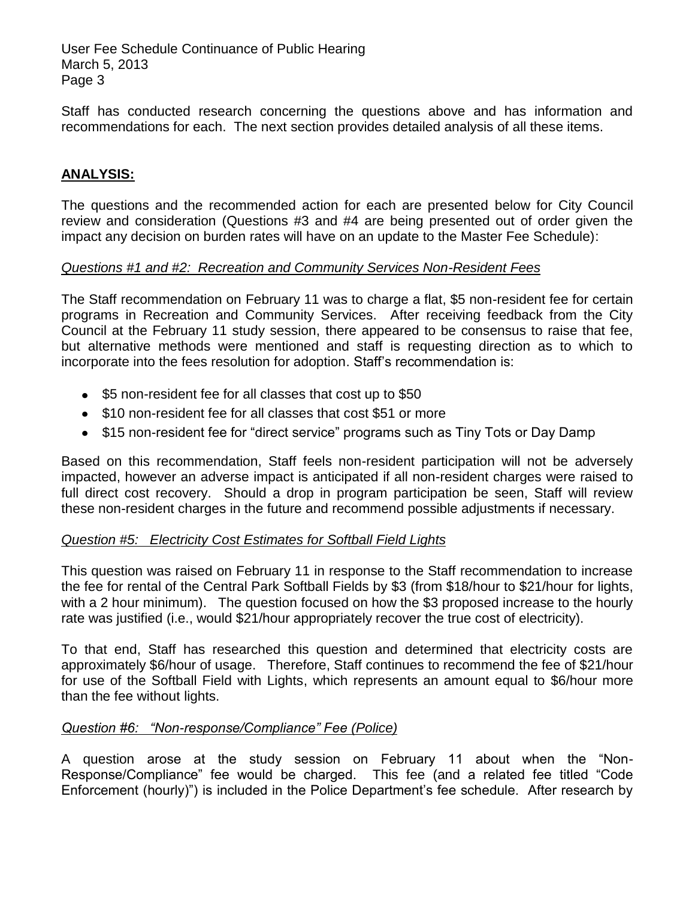Staff has conducted research concerning the questions above and has information and recommendations for each. The next section provides detailed analysis of all these items.

## **ANALYSIS:**

The questions and the recommended action for each are presented below for City Council review and consideration (Questions #3 and #4 are being presented out of order given the impact any decision on burden rates will have on an update to the Master Fee Schedule):

*Questions #1 and #2: Recreation and Community Services Non-Resident Fees*

The Staff recommendation on February 11 was to charge a flat, $5 non-resident fee for certain programs in Recreation and Community Services. After receiving feedback from the City Council at the February 11 study session, there appeared to be consensus to raise that fee, but alternative methods were mentioned and staff is requesting direction as to which to incorporate into the fees resolution for adoption. Staff's recommendation is:

- $5 non-resident fee for all classes that cost up to $50
- $10 non-resident fee for all classes that cost $51 or more
- $15 non-resident fee for "direct service" programs such as Tiny Tots or Day Damp

Based on this recommendation, Staff feels non-resident participation will not be adversely impacted, however an adverse impact is anticipated if all non-resident charges were raised to full direct cost recovery. Should a drop in program participation be seen, Staff will review these non-resident charges in the future and recommend possible adjustments if necessary.

*Question #5: Electricity Cost Estimates for Softball Field Lights*

This question was raised on February 11 in response to the Staff recommendation to increase the fee for rental of the Central Park Softball Fields by $3 (from $18/hour to $21/hour for lights, with a 2 hour minimum). The question focused on how the $3 proposed increase to the hourly rate was justified (i.e., would $21/hour appropriately recover the true cost of electricity).

To that end, Staff has researched this question and determined that electricity costs are approximately $6/hour of usage. Therefore, Staff continues to recommend the fee of $21/hour for use of the Softball Field with Lights, which represents an amount equal to $6/hour more than the fee without lights.

*Question #6: "Non-response/Compliance" Fee (Police)*

A question arose at the study session on February 11 about when the "Non-Response/Compliance" fee would be charged. This fee (and a related fee titled "Code Enforcement (hourly)") is included in the Police Department's fee schedule. After research by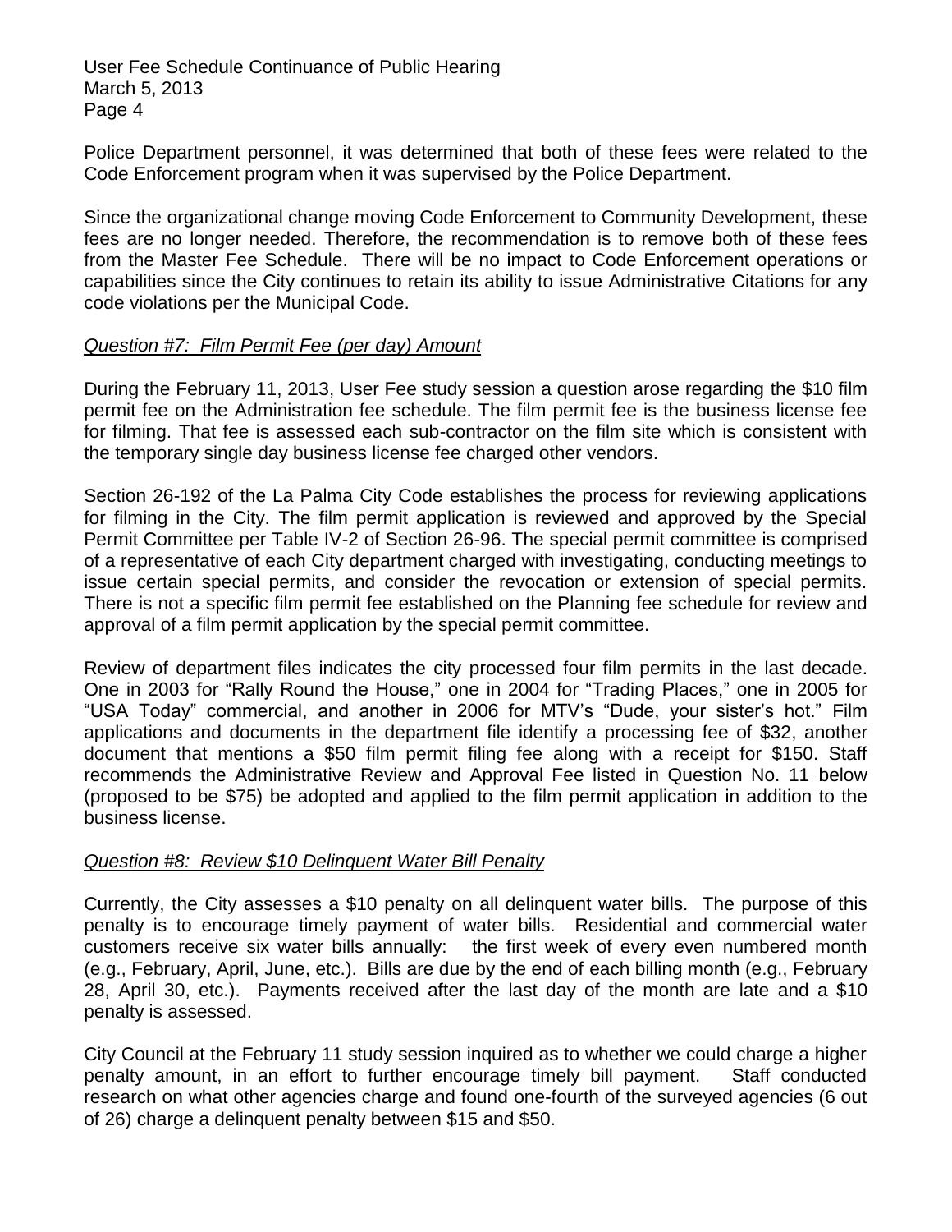Police Department personnel, it was determined that both of these fees were related to the Code Enforcement program when it was supervised by the Police Department.

Since the organizational change moving Code Enforcement to Community Development, these fees are no longer needed. Therefore, the recommendation is to remove both of these fees from the Master Fee Schedule. There will be no impact to Code Enforcement operations or capabilities since the City continues to retain its ability to issue Administrative Citations for any code violations per the Municipal Code.

*Question #7: Film Permit Fee (per day) Amount*

During the February 11, 2013, User Fee study session a question arose regarding the $10 film permit fee on the Administration fee schedule. The film permit fee is the business license fee for filming. That fee is assessed each sub-contractor on the film site which is consistent with the temporary single day business license fee charged other vendors.

Section 26-192 of the La Palma City Code establishes the process for reviewing applications for filming in the City. The film permit application is reviewed and approved by the Special Permit Committee per Table IV-2 of Section 26-96. The special permit committee is comprised of a representative of each City department charged with investigating, conducting meetings to issue certain special permits, and consider the revocation or extension of special permits. There is not a specific film permit fee established on the Planning fee schedule for review and approval of a film permit application by the special permit committee.

Review of department files indicates the city processed four film permits in the last decade. One in 2003 for "Rally Round the House," one in 2004 for "Trading Places," one in 2005 for "USA Today" commercial, and another in 2006 for MTV's "Dude, your sister's hot." Film applications and documents in the department file identify a processing fee of $32, another document that mentions a $50 film permit filing fee along with a receipt for $150. Staff recommends the Administrative Review and Approval Fee listed in Question No. 11 below (proposed to be $75) be adopted and applied to the film permit application in addition to the business license.

*Question #8: Review $10 Delinquent Water Bill Penalty*

Currently, the City assesses a $10 penalty on all delinquent water bills. The purpose of this penalty is to encourage timely payment of water bills. Residential and commercial water customers receive six water bills annually: the first week of every even numbered month (e.g., February, April, June, etc.). Bills are due by the end of each billing month (e.g., February 28, April 30, etc.). Payments received after the last day of the month are late and a $10 penalty is assessed.

City Council at the February 11 study session inquired as to whether we could charge a higher penalty amount, in an effort to further encourage timely bill payment. Staff conducted research on what other agencies charge and found one-fourth of the surveyed agencies (6 out of 26) charge a delinquent penalty between $15 and $50.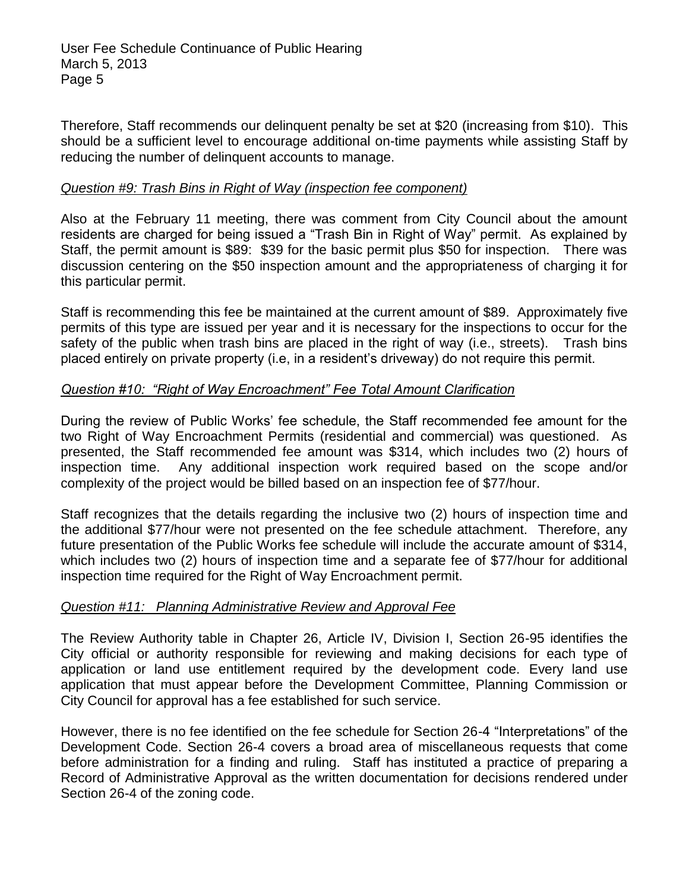Therefore, Staff recommends our delinquent penalty be set at $20 (increasing from $10). This should be a sufficient level to encourage additional on-time payments while assisting Staff by reducing the number of delinquent accounts to manage.

*Question #9: Trash Bins in Right of Way (inspection fee component)*

Also at the February 11 meeting, there was comment from City Council about the amount residents are charged for being issued a "Trash Bin in Right of Way" permit. As explained by Staff, the permit amount is $89: $39 for the basic permit plus $50 for inspection. There was discussion centering on the $50 inspection amount and the appropriateness of charging it for this particular permit.

Staff is recommending this fee be maintained at the current amount of $89. Approximately five permits of this type are issued per year and it is necessary for the inspections to occur for the safety of the public when trash bins are placed in the right of way (i.e., streets). Trash bins placed entirely on private property (i.e, in a resident's driveway) do not require this permit.

*Question #10: "Right of Way Encroachment" Fee Total Amount Clarification*

During the review of Public Works' fee schedule, the Staff recommended fee amount for the two Right of Way Encroachment Permits (residential and commercial) was questioned. As presented, the Staff recommended fee amount was $314, which includes two (2) hours of inspection time. Any additional inspection work required based on the scope and/or complexity of the project would be billed based on an inspection fee of $77/hour.

Staff recognizes that the details regarding the inclusive two (2) hours of inspection time and the additional $77/hour were not presented on the fee schedule attachment. Therefore, any future presentation of the Public Works fee schedule will include the accurate amount of $314, which includes two (2) hours of inspection time and a separate fee of $77/hour for additional inspection time required for the Right of Way Encroachment permit.

*Question #11: Planning Administrative Review and Approval Fee*

The Review Authority table in Chapter 26, Article IV, Division I, Section 26-95 identifies the City official or authority responsible for reviewing and making decisions for each type of application or land use entitlement required by the development code. Every land use application that must appear before the Development Committee, Planning Commission or City Council for approval has a fee established for such service.

However, there is no fee identified on the fee schedule for Section 26-4 "Interpretations" of the Development Code. Section 26-4 covers a broad area of miscellaneous requests that come before administration for a finding and ruling. Staff has instituted a practice of preparing a Record of Administrative Approval as the written documentation for decisions rendered under Section 26-4 of the zoning code.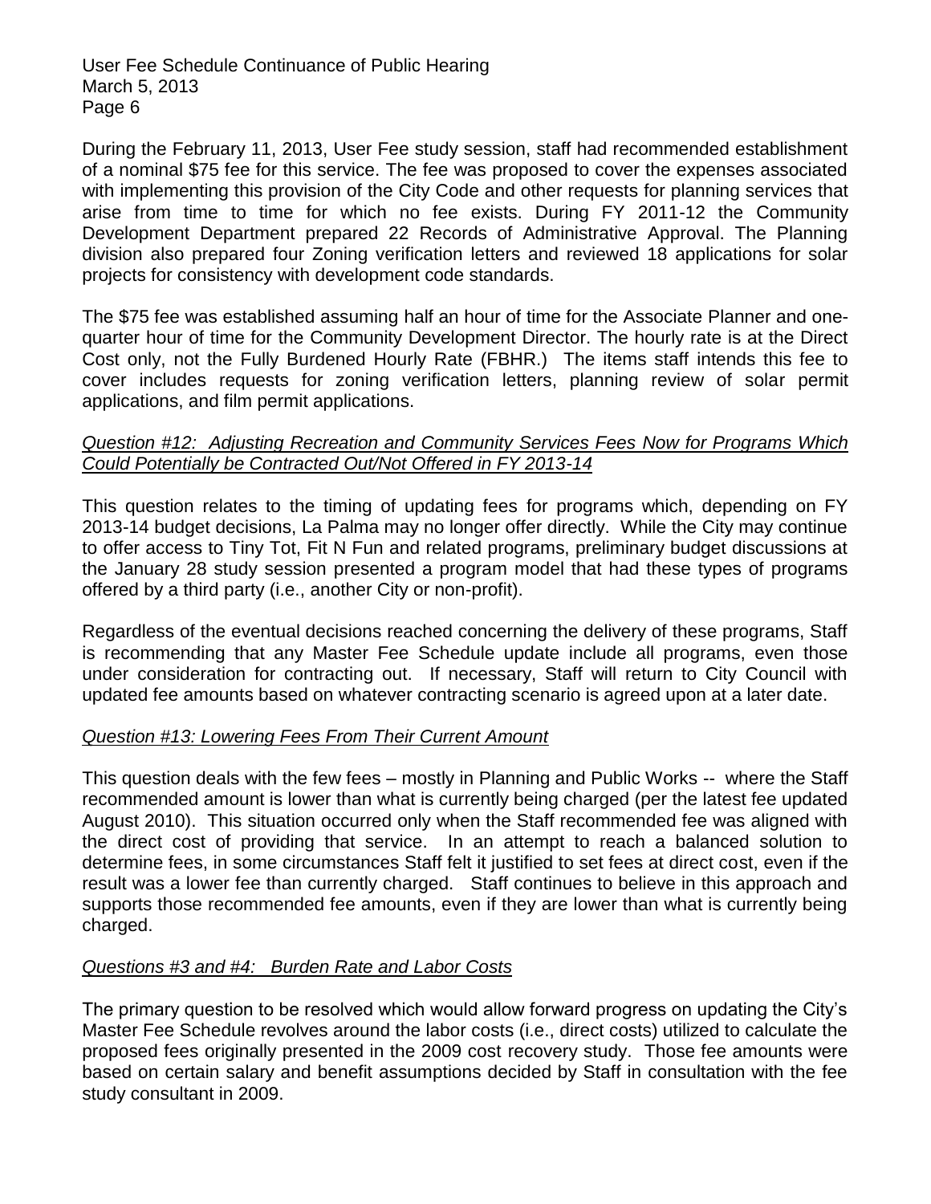During the February 11, 2013, User Fee study session, staff had recommended establishment of a nominal $75 fee for this service. The fee was proposed to cover the expenses associated with implementing this provision of the City Code and other requests for planning services that arise from time to time for which no fee exists. During FY 2011-12 the Community Development Department prepared 22 Records of Administrative Approval. The Planning division also prepared four Zoning verification letters and reviewed 18 applications for solar projects for consistency with development code standards.

The $75 fee was established assuming half an hour of time for the Associate Planner and one-quarter hour of time for the Community Development Director. The hourly rate is at the Direct Cost only, not the Fully Burdened Hourly Rate (FBHR.) The items staff intends this fee to cover includes requests for zoning verification letters, planning review of solar permit applications, and film permit applications.

*Question #12: Adjusting Recreation and Community Services Fees Now for Programs Which Could Potentially be Contracted Out/Not Offered in FY 2013-14*

This question relates to the timing of updating fees for programs which, depending on FY 2013-14 budget decisions, La Palma may no longer offer directly. While the City may continue to offer access to Tiny Tot, Fit N Fun and related programs, preliminary budget discussions at the January 28 study session presented a program model that had these types of programs offered by a third party (i.e., another City or non-profit).

Regardless of the eventual decisions reached concerning the delivery of these programs, Staff is recommending that any Master Fee Schedule update include all programs, even those under consideration for contracting out. If necessary, Staff will return to City Council with updated fee amounts based on whatever contracting scenario is agreed upon at a later date.

*Question #13: Lowering Fees From Their Current Amount*

This question deals with the few fees – mostly in Planning and Public Works -- where the Staff recommended amount is lower than what is currently being charged (per the latest fee updated August 2010). This situation occurred only when the Staff recommended fee was aligned with the direct cost of providing that service. In an attempt to reach a balanced solution to determine fees, in some circumstances Staff felt it justified to set fees at direct cost, even if the result was a lower fee than currently charged. Staff continues to believe in this approach and supports those recommended fee amounts, even if they are lower than what is currently being charged.

*Questions #3 and #4: Burden Rate and Labor Costs*

The primary question to be resolved which would allow forward progress on updating the City's Master Fee Schedule revolves around the labor costs (i.e., direct costs) utilized to calculate the proposed fees originally presented in the 2009 cost recovery study. Those fee amounts were based on certain salary and benefit assumptions decided by Staff in consultation with the fee study consultant in 2009.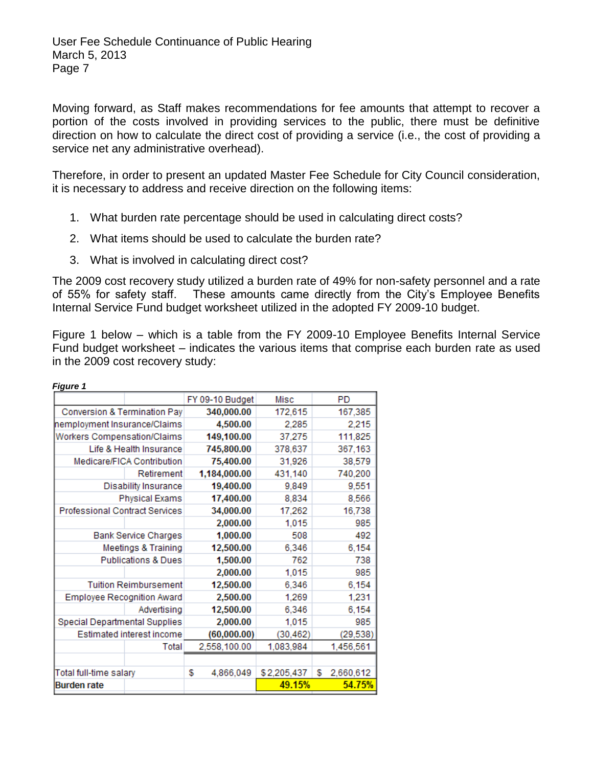Moving forward, as Staff makes recommendations for fee amounts that attempt to recover a portion of the costs involved in providing services to the public, there must be definitive direction on how to calculate the direct cost of providing a service (i.e., the cost of providing a service net any administrative overhead).

Therefore, in order to present an updated Master Fee Schedule for City Council consideration, it is necessary to address and receive direction on the following items:

1. What burden rate percentage should be used in calculating direct costs?
2. What items should be used to calculate the burden rate?
3. What is involved in calculating direct cost?

The 2009 cost recovery study utilized a burden rate of 49% for non-safety personnel and a rate of 55% for safety staff. These amounts came directly from the City's Employee Benefits Internal Service Fund budget worksheet utilized in the adopted FY 2009-10 budget.

Figure 1 below – which is a table from the FY 2009-10 Employee Benefits Internal Service Fund budget worksheet – indicates the various items that comprise each burden rate as used in the 2009 cost recovery study:

***Figure 1***

| | FY 09-10 Budget | Misc | PD |
|---|---|---|---|
| Conversion & Termination Pay | **340,000.00** | 172,615 | 167,385 |
| nemployment Insurance/Claims | **4,500.00** | 2,285 | 2,215 |
| Workers Compensation/Claims | **149,100.00** | 37,275 | 111,825 |
| Life & Health Insurance | **745,800.00** | 378,637 | 367,163 |
| Medicare/FICA Contribution | **75,400.00** | 31,926 | 38,579 |
| Retirement | **1,184,000.00** | 431,140 | 740,200 |
| Disability Insurance | **19,400.00** | 9,849 | 9,551 |
| Physical Exams | **17,400.00** | 8,834 | 8,566 |
| Professional Contract Services | **34,000.00** | 17,262 | 16,738 |
| | **2,000.00** | 1,015 | 985 |
| Bank Service Charges | **1,000.00** | 508 | 492 |
| Meetings & Training | **12,500.00** | 6,346 | 6,154 |
| Publications & Dues | **1,500.00** | 762 | 738 |
| | **2,000.00** | 1,015 | 985 |
| Tuition Reimbursement | **12,500.00** | 6,346 | 6,154 |
| Employee Recognition Award | **2,500.00** | 1,269 | 1,231 |
| Advertising | **12,500.00** | 6,346 | 6,154 |
| Special Departmental Supplies | **2,000.00** | 1,015 | 985 |
| Estimated interest income | **(60,000.00)** | (30,462) | (29,538) |
| Total | 2,558,100.00 | 1,083,984 | 1,456,561 |
| | | | |
| Total full-time salary | $ 4,866,049 | $2,205,437 | $ 2,660,612 |
| **Burden rate** | | **49.15%** | **54.75%** |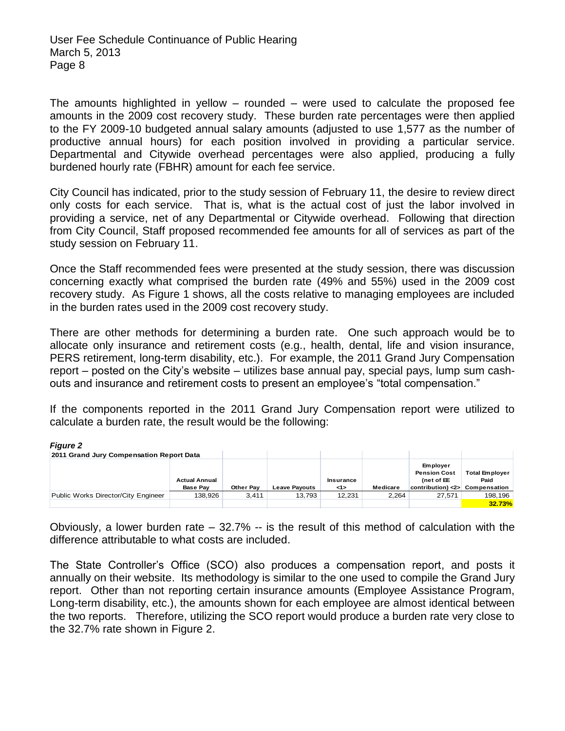The amounts highlighted in yellow – rounded – were used to calculate the proposed fee amounts in the 2009 cost recovery study. These burden rate percentages were then applied to the FY 2009-10 budgeted annual salary amounts (adjusted to use 1,577 as the number of productive annual hours) for each position involved in providing a particular service. Departmental and Citywide overhead percentages were also applied, producing a fully burdened hourly rate (FBHR) amount for each fee service.

City Council has indicated, prior to the study session of February 11, the desire to review direct only costs for each service. That is, what is the actual cost of just the labor involved in providing a service, net of any Departmental or Citywide overhead. Following that direction from City Council, Staff proposed recommended fee amounts for all of services as part of the study session on February 11.

Once the Staff recommended fees were presented at the study session, there was discussion concerning exactly what comprised the burden rate (49% and 55%) used in the 2009 cost recovery study. As Figure 1 shows, all the costs relative to managing employees are included in the burden rates used in the 2009 cost recovery study.

There are other methods for determining a burden rate. One such approach would be to allocate only insurance and retirement costs (e.g., health, dental, life and vision insurance, PERS retirement, long-term disability, etc.). For example, the 2011 Grand Jury Compensation report – posted on the City's website – utilizes base annual pay, special pays, lump sum cash-outs and insurance and retirement costs to present an employee's "total compensation."

If the components reported in the 2011 Grand Jury Compensation report were utilized to calculate a burden rate, the result would be the following:

***Figure 2***

**2011 Grand Jury Compensation Report Data**

| | Actual Annual Base Pay | Other Pay | Leave Payouts | Insurance <1> | Medicare | Employer Pension Cost (net of EE contribution) <2> | Total Employer Paid Compensation |
|---|---|---|---|---|---|---|---|
| Public Works Director/City Engineer | 138,926 | 3,411 | 13,793 | 12,231 | 2,264 | 27,571 | 198,196 |
| | | | | | | | **32.73%** |

Obviously, a lower burden rate – 32.7% -- is the result of this method of calculation with the difference attributable to what costs are included.

The State Controller's Office (SCO) also produces a compensation report, and posts it annually on their website. Its methodology is similar to the one used to compile the Grand Jury report. Other than not reporting certain insurance amounts (Employee Assistance Program, Long-term disability, etc.), the amounts shown for each employee are almost identical between the two reports. Therefore, utilizing the SCO report would produce a burden rate very close to the 32.7% rate shown in Figure 2.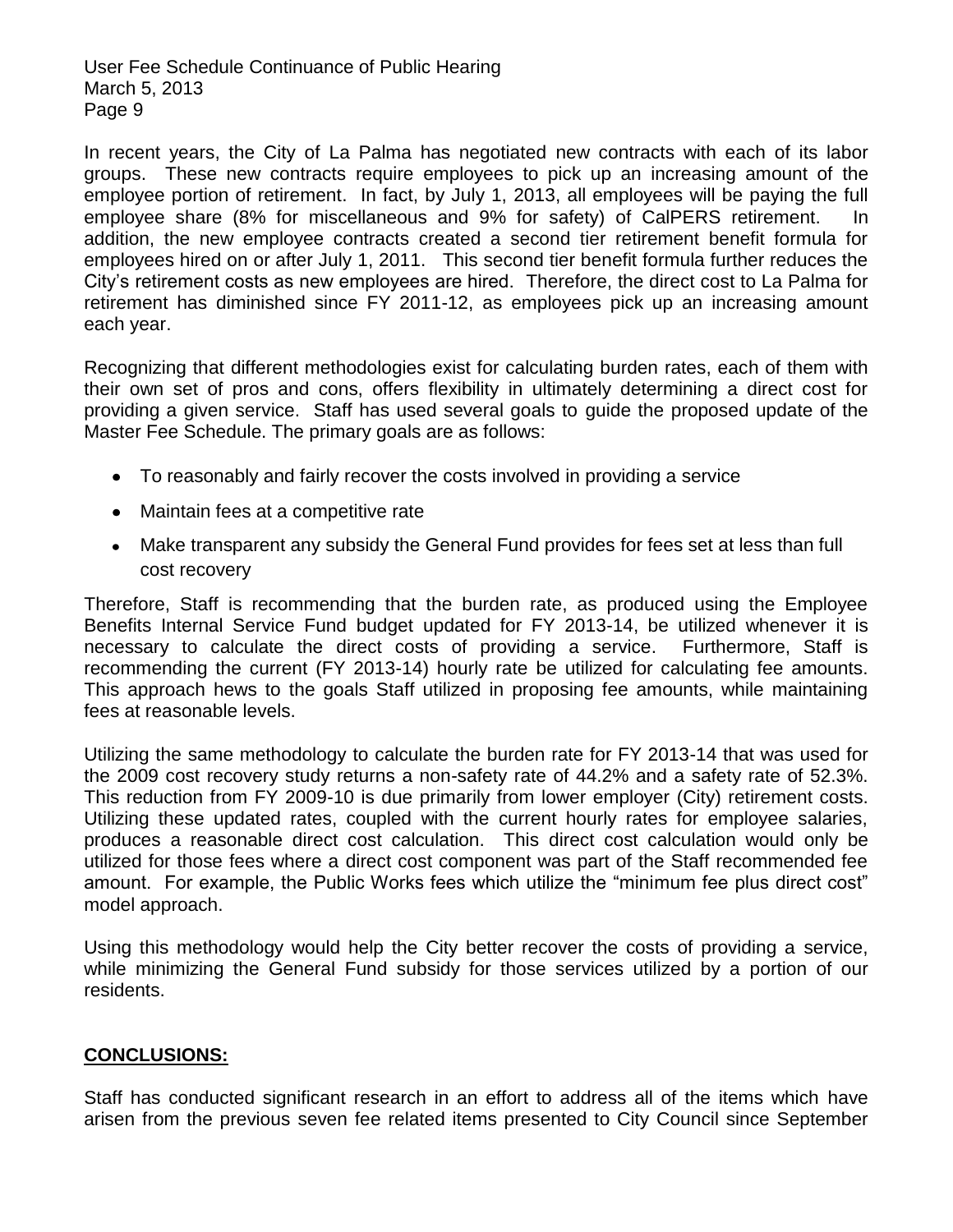In recent years, the City of La Palma has negotiated new contracts with each of its labor groups. These new contracts require employees to pick up an increasing amount of the employee portion of retirement. In fact, by July 1, 2013, all employees will be paying the full employee share (8% for miscellaneous and 9% for safety) of CalPERS retirement. In addition, the new employee contracts created a second tier retirement benefit formula for employees hired on or after July 1, 2011. This second tier benefit formula further reduces the City's retirement costs as new employees are hired. Therefore, the direct cost to La Palma for retirement has diminished since FY 2011-12, as employees pick up an increasing amount each year.

Recognizing that different methodologies exist for calculating burden rates, each of them with their own set of pros and cons, offers flexibility in ultimately determining a direct cost for providing a given service. Staff has used several goals to guide the proposed update of the Master Fee Schedule. The primary goals are as follows:

- To reasonably and fairly recover the costs involved in providing a service
- Maintain fees at a competitive rate
- Make transparent any subsidy the General Fund provides for fees set at less than full cost recovery

Therefore, Staff is recommending that the burden rate, as produced using the Employee Benefits Internal Service Fund budget updated for FY 2013-14, be utilized whenever it is necessary to calculate the direct costs of providing a service. Furthermore, Staff is recommending the current (FY 2013-14) hourly rate be utilized for calculating fee amounts. This approach hews to the goals Staff utilized in proposing fee amounts, while maintaining fees at reasonable levels.

Utilizing the same methodology to calculate the burden rate for FY 2013-14 that was used for the 2009 cost recovery study returns a non-safety rate of 44.2% and a safety rate of 52.3%. This reduction from FY 2009-10 is due primarily from lower employer (City) retirement costs. Utilizing these updated rates, coupled with the current hourly rates for employee salaries, produces a reasonable direct cost calculation. This direct cost calculation would only be utilized for those fees where a direct cost component was part of the Staff recommended fee amount. For example, the Public Works fees which utilize the "minimum fee plus direct cost" model approach.

Using this methodology would help the City better recover the costs of providing a service, while minimizing the General Fund subsidy for those services utilized by a portion of our residents.

## CONCLUSIONS:

Staff has conducted significant research in an effort to address all of the items which have arisen from the previous seven fee related items presented to City Council since September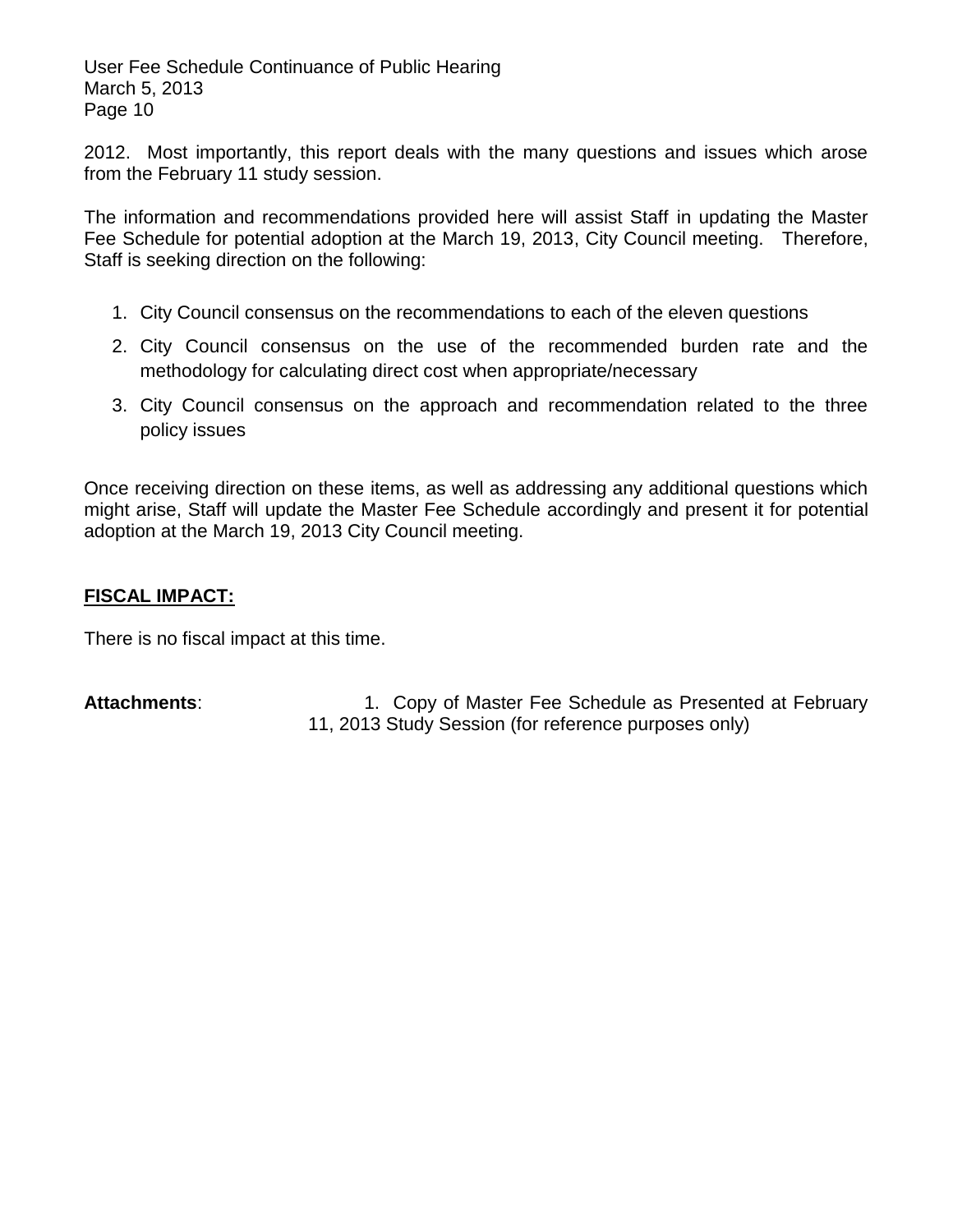2012. Most importantly, this report deals with the many questions and issues which arose from the February 11 study session.

The information and recommendations provided here will assist Staff in updating the Master Fee Schedule for potential adoption at the March 19, 2013, City Council meeting. Therefore, Staff is seeking direction on the following:

1. City Council consensus on the recommendations to each of the eleven questions
2. City Council consensus on the use of the recommended burden rate and the methodology for calculating direct cost when appropriate/necessary
3. City Council consensus on the approach and recommendation related to the three policy issues

Once receiving direction on these items, as well as addressing any additional questions which might arise, Staff will update the Master Fee Schedule accordingly and present it for potential adoption at the March 19, 2013 City Council meeting.

**FISCAL IMPACT:**

There is no fiscal impact at this time.

**Attachments**: 1. Copy of Master Fee Schedule as Presented at February 11, 2013 Study Session (for reference purposes only)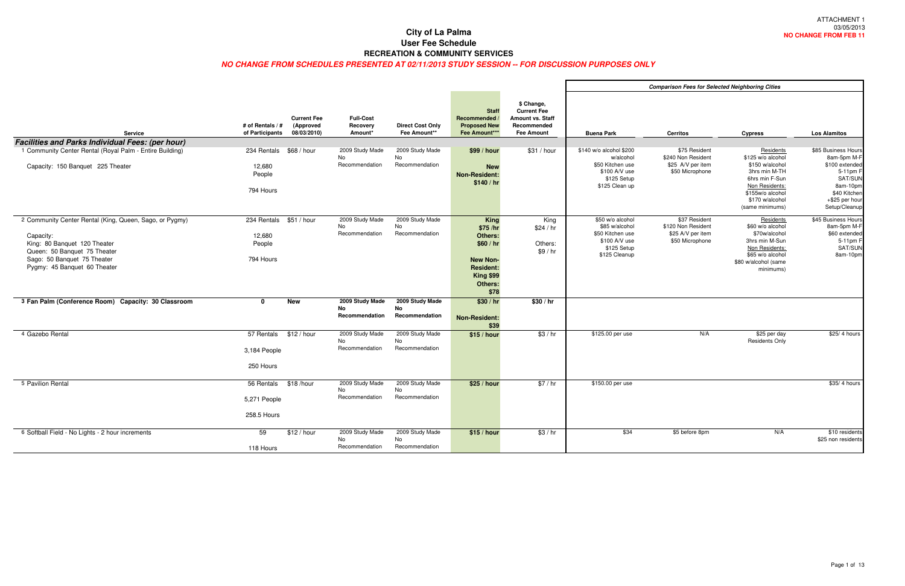ATTACHMENT 1
03/05/2013
**NO CHANGE FROM FEB 11**

# City of La Palma
## User Fee Schedule
## RECREATION & COMMUNITY SERVICES

***NO CHANGE FROM SCHEDULES PRESENTED AT 02/11/2013 STUDY SESSION -- FOR DISCUSSION PURPOSES ONLY***

| Service | # of Rentals / # of Participants | Current Fee (Approved 08/03/2010) | Full-Cost Recovery Amount* | Direct Cost Only Fee Amount** | Staff Recommended / Proposed New Fee Amount*** | $ Change, Current Fee Amount vs. Staff Recommended Fee Amount | *Comparison Fees for Selected Neighboring Cities* Buena Park | Cerritos | Cypress | Los Alamitos |
|---|---|---|---|---|---|---|---|---|---|---|
| ***Facilities and Parks Individual Fees: (per hour)*** | | | | | | | | | | |
| 1 Community Center Rental (Royal Palm - Entire Building)<br><br>Capacity: 150 Banquet 225 Theater | 234 Rentals<br><br>12,680 People<br><br>794 Hours | $68 / hour | 2009 Study Made No Recommendation | 2009 Study Made No Recommendation | **$99 / hour**<br><br>**New Non-Resident: $140 / hr** | $31 / hour | $140 w/o alcohol $200 w/alcohol<br>$50 Kitchen use<br>$100 A/V use<br>$125 Setup<br>$125 Clean up | $75 Resident<br>$240 Non Resident<br>$25 A/V per item<br>$50 Microphone | Residents<br>$125 w/o alcohol<br>$150 w/alcohol<br>3hrs min M-TH<br>6hrs min F-Sun<br>Non Residents:<br>$155w/o alcohol<br>$170 w/alcohol<br>(same minimums) | $85 Business Hours 8am-5pm M-F<br>$100 extended 5-11pm F SAT/SUN 8am-10pm<br>$40 Kitchen<br>+$25 per hour Setup/Cleanup |
| 2 Community Center Rental (King, Queen, Sago, or Pygmy)<br><br>Capacity:<br>King: 80 Banquet 120 Theater<br>Queen: 50 Banquet 75 Theater<br>Sago: 50 Banquet 75 Theater<br>Pygmy: 45 Banquet 60 Theater | 234 Rentals<br><br>12,680 People<br><br>794 Hours | $51 / hour | 2009 Study Made No Recommendation | 2009 Study Made No Recommendation | **King $75 /hr**<br>**Others: $60 / hr**<br><br>**New Non-Resident: King $99 Others: $78** | King $24 / hr<br><br>Others: $9 / hr | $50 w/o alcohol<br>$85 w/alcohol<br>$50 Kitchen use<br>$100 A/V use<br>$125 Setup<br>$125 Cleanup | $37 Resident<br>$120 Non Resident<br>$25 A/V per item<br>$50 Microphone | Residents<br>$60 w/o alcohol<br>$70w/alcohol<br>3hrs min M-Sun<br>Non Residents:<br>$65 w/o alcohol<br>$80 w/alcohol (same minimums) | $45 Business Hours 8am-5pm M-F<br>$60 extended 5-11pm F SAT/SUN 8am-10pm |
| **3 Fan Palm (Conference Room) Capacity: 30 Classroom** | **0** | **New** | **2009 Study Made No Recommendation** | **2009 Study Made No Recommendation** | **$30 / hr**<br><br>**Non-Resident: $39** | **$30 / hr** | | | | |
| 4 Gazebo Rental | 57 Rentals<br><br>3,184 People<br><br>250 Hours | $12 / hour | 2009 Study Made No Recommendation | 2009 Study Made No Recommendation | **$15 / hour** | $3 / hr | $125.00 per use | N/A | $25 per day Residents Only | $25/ 4 hours |
| 5 Pavilion Rental | 56 Rentals<br><br>5,271 People<br><br>258.5 Hours | $18 /hour | 2009 Study Made No Recommendation | 2009 Study Made No Recommendation | **$25 / hour** | $7 / hr | $150.00 per use | | | $35/ 4 hours |
| 6 Softball Field - No Lights - 2 hour increments | 59<br><br>118 Hours | $12 / hour | 2009 Study Made No Recommendation | 2009 Study Made No Recommendation | **$15 / hour** | $3 / hr | $34 | $5 before 8pm | N/A | $10 residents<br>$25 non residents |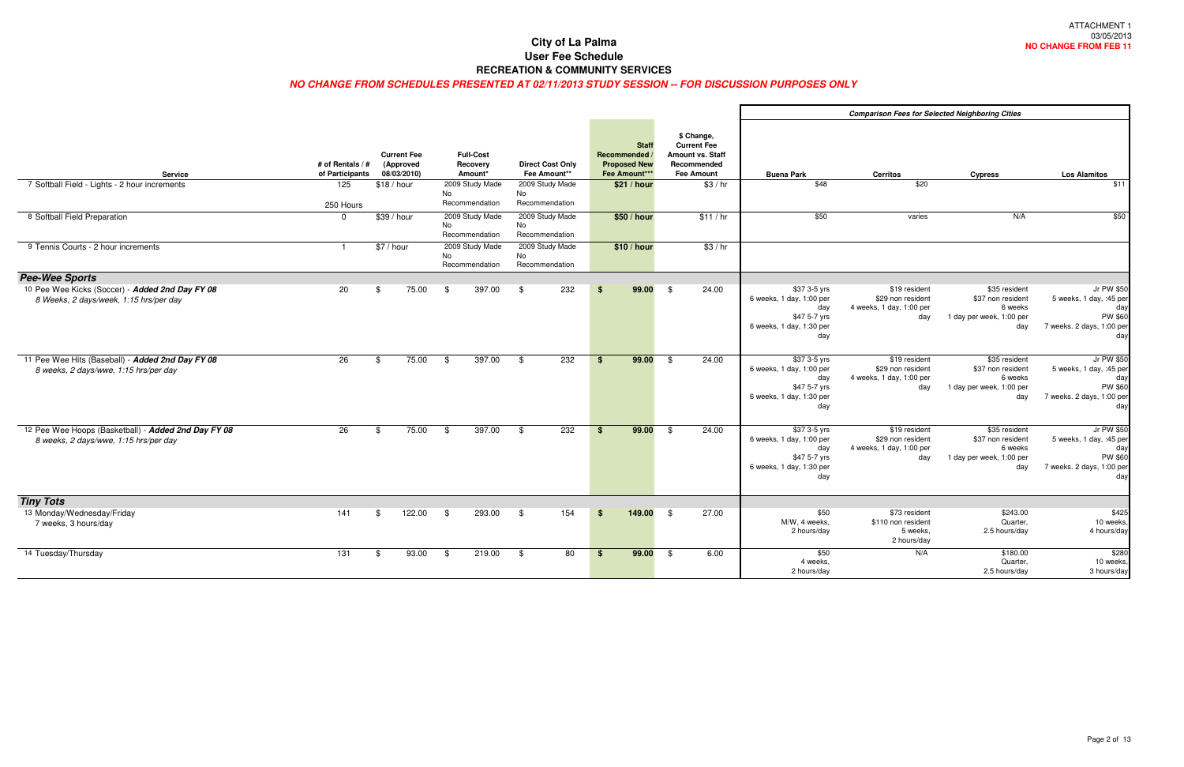ATTACHMENT 1
03/05/2013
**NO CHANGE FROM FEB 11**

# City of La Palma
## User Fee Schedule
## RECREATION & COMMUNITY SERVICES

***NO CHANGE FROM SCHEDULES PRESENTED AT 02/11/2013 STUDY SESSION -- FOR DISCUSSION PURPOSES ONLY***

| Service | # of Rentals / # of Participants | Current Fee (Approved 08/03/2010) | Full-Cost Recovery Amount* | Direct Cost Only Fee Amount** | Staff Recommended / Proposed New Fee Amount*** | $ Change, Current Fee Amount vs. Staff Recommended Fee Amount | Buena Park | Cerritos | Cypress | Los Alamitos |
|---|---|---|---|---|---|---|---|---|---|---|
| | | | | | | | ***Comparison Fees for Selected Neighboring Cities*** | | | |
| 7 Softball Field - Lights - 2 hour increments | 125<br>250 Hours | $18 / hour | 2009 Study Made No Recommendation | 2009 Study Made No Recommendation | **$21 / hour** | $3 / hr | $48 | $20 | | $11 |
| 8 Softball Field Preparation | 0 | $39 / hour | 2009 Study Made No Recommendation | 2009 Study Made No Recommendation | **$50 / hour** | $11 / hr | $50 | varies | N/A | $50 |
| 9 Tennis Courts - 2 hour increments | 1 | $7 / hour | 2009 Study Made No Recommendation | 2009 Study Made No Recommendation | **$10 / hour** | $3 / hr | | | | |
| ***Pee-Wee Sports*** | | | | | | | | | | |
| 10 Pee Wee Kicks (Soccer) - ***Added 2nd Day FY 08***<br>*8 Weeks, 2 days/week, 1:15 hrs/per day* | 20 | $ 75.00 | $ 397.00 | $ 232 | **$ 99.00** | $ 24.00 | $37 3-5 yrs<br>6 weeks, 1 day, 1:00 per day<br>$47 5-7 yrs<br>6 weeks, 1 day, 1:30 per day | $19 resident<br>$29 non resident<br>4 weeks, 1 day, 1:00 per day | $35 resident<br>$37 non resident<br>6 weeks<br>1 day per week, 1:00 per day | Jr PW $50<br>5 weeks, 1 day, :45 per day<br>PW $60<br>7 weeks. 2 days, 1:00 per day |
| 11 Pee Wee Hits (Baseball) - ***Added 2nd Day FY 08***<br>*8 weeks, 2 days/wwe, 1:15 hrs/per day* | 26 | $ 75.00 | $ 397.00 | $ 232 | **$ 99.00** | $ 24.00 | $37 3-5 yrs<br>6 weeks, 1 day, 1:00 per day<br>$47 5-7 yrs<br>6 weeks, 1 day, 1:30 per day | $19 resident<br>$29 non resident<br>4 weeks, 1 day, 1:00 per day | $35 resident<br>$37 non resident<br>6 weeks<br>1 day per week, 1:00 per day | Jr PW $50<br>5 weeks, 1 day, :45 per day<br>PW $60<br>7 weeks. 2 days, 1:00 per day |
| 12 Pee Wee Hoops (Basketball) - ***Added 2nd Day FY 08***<br>*8 weeks, 2 days/wwe, 1:15 hrs/per day* | 26 | $ 75.00 | $ 397.00 | $ 232 | **$ 99.00** | $ 24.00 | $37 3-5 yrs<br>6 weeks, 1 day, 1:00 per day<br>$47 5-7 yrs<br>6 weeks, 1 day, 1:30 per day | $19 resident<br>$29 non resident<br>4 weeks, 1 day, 1:00 per day | $35 resident<br>$37 non resident<br>6 weeks<br>1 day per week, 1:00 per day | Jr PW $50<br>5 weeks, 1 day, :45 per day<br>PW $60<br>7 weeks. 2 days, 1:00 per day |
| ***Tiny Tots*** | | | | | | | | | | |
| 13 Monday/Wednesday/Friday<br>7 weeks, 3 hours/day | 141 | $ 122.00 | $ 293.00 | $ 154 | **$ 149.00** | $ 27.00 | $50<br>M/W, 4 weeks,<br>2 hours/day | $73 resident<br>$110 non resident<br>5 weeks,<br>2 hours/day | $243.00<br>Quarter,<br>2.5 hours/day | $425<br>10 weeks,<br>4 hours/day |
| 14 Tuesday/Thursday | 131 | $ 93.00 | $ 219.00 | $ 80 | **$ 99.00** | $ 6.00 | $50<br>4 weeks,<br>2 hours/day | N/A | $180.00<br>Quarter,<br>2.5 hours/day | $280<br>10 weeks,<br>3 hours/day |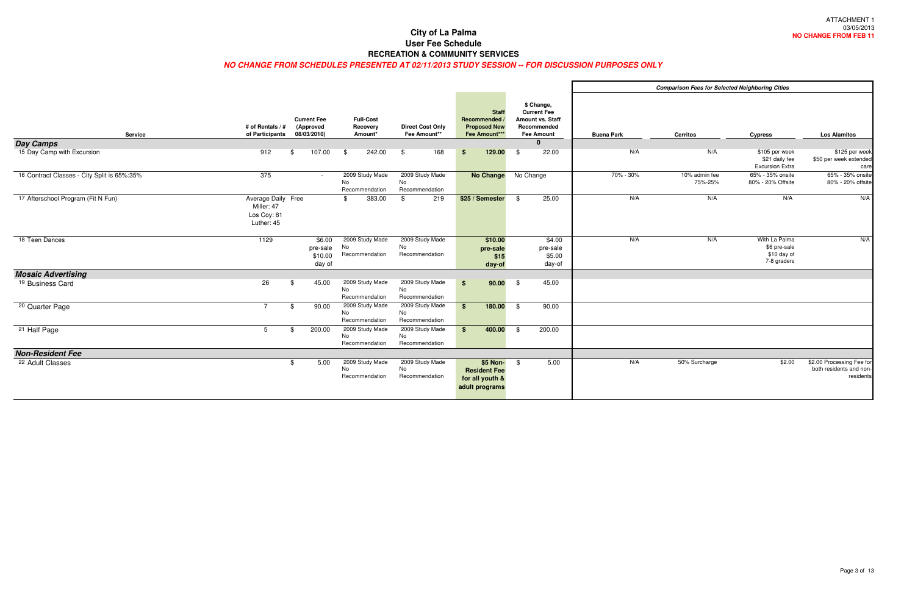ATTACHMENT 1
03/05/2013
**NO CHANGE FROM FEB 11**

# City of La Palma
## User Fee Schedule
## RECREATION & COMMUNITY SERVICES

***NO CHANGE FROM SCHEDULES PRESENTED AT 02/11/2013 STUDY SESSION -- FOR DISCUSSION PURPOSES ONLY***

| Service | # of Rentals / # of Participants | Current Fee (Approved 08/03/2010) | Full-Cost Recovery Amount* | Direct Cost Only Fee Amount** | Staff Recommended / Proposed New Fee Amount*** | $ Change, Current Fee Amount vs. Staff Recommended Fee Amount | Comparison Fees for Selected Neighboring Cities: Buena Park | Cerritos | Cypress | Los Alamitos |
|---|---|---|---|---|---|---|---|---|---|---|
| ***Day Camps*** | | | | | | 0 | | | | |
| 15 Day Camp with Excursion | 912 | $ 107.00 | $ 242.00 | $ 168 | **$ 129.00** | $ 22.00 | N/A | N/A | $105 per week $21 daily fee Excursion Extra | $125 per week $50 per week extended care |
| 16 Contract Classes - City Split is 65%:35% | 375 | - | 2009 Study Made No Recommendation | 2009 Study Made No Recommendation | **No Change** | No Change | 70% - 30% | 10% admin fee 75%-25% | 65% - 35% onsite 80% - 20% Offsite | 65% - 35% onsite 80% - 20% offsite |
| 17 Afterschool Program (Fit N Fun) | Average Daily Miller: 47 Los Coy: 81 Luther: 45 | Free | $ 383.00 | $ 219 | **$25 / Semester** | $ 25.00 | N/A | N/A | N/A | N/A |
| 18 Teen Dances | 1129 | $6.00 pre-sale $10.00 day of | 2009 Study Made No Recommendation | 2009 Study Made No Recommendation | **$10.00 pre-sale $15 day-of** | $4.00 pre-sale $5.00 day-of | N/A | N/A | With La Palma $6 pre-sale $10 day of 7-8 graders | N/A |
| ***Mosaic Advertising*** | | | | | | | | | | |
| 19 Business Card | 26 | $ 45.00 | 2009 Study Made No Recommendation | 2009 Study Made No Recommendation | **$ 90.00** | $ 45.00 | | | | |
| 20 Quarter Page | 7 | $ 90.00 | 2009 Study Made No Recommendation | 2009 Study Made No Recommendation | **$ 180.00** | $ 90.00 | | | | |
| 21 Half Page | 5 | $ 200.00 | 2009 Study Made No Recommendation | 2009 Study Made No Recommendation | **$ 400.00** | $ 200.00 | | | | |
| ***Non-Resident Fee*** | | | | | | | | | | |
| 22 Adult Classes | | $ 5.00 | 2009 Study Made No Recommendation | 2009 Study Made No Recommendation | **$5 Non-Resident Fee for all youth & adult programs** | $ 5.00 | N/A | 50% Surcharge | $2.00 | $2.00 Processing Fee for both residents and non-residents |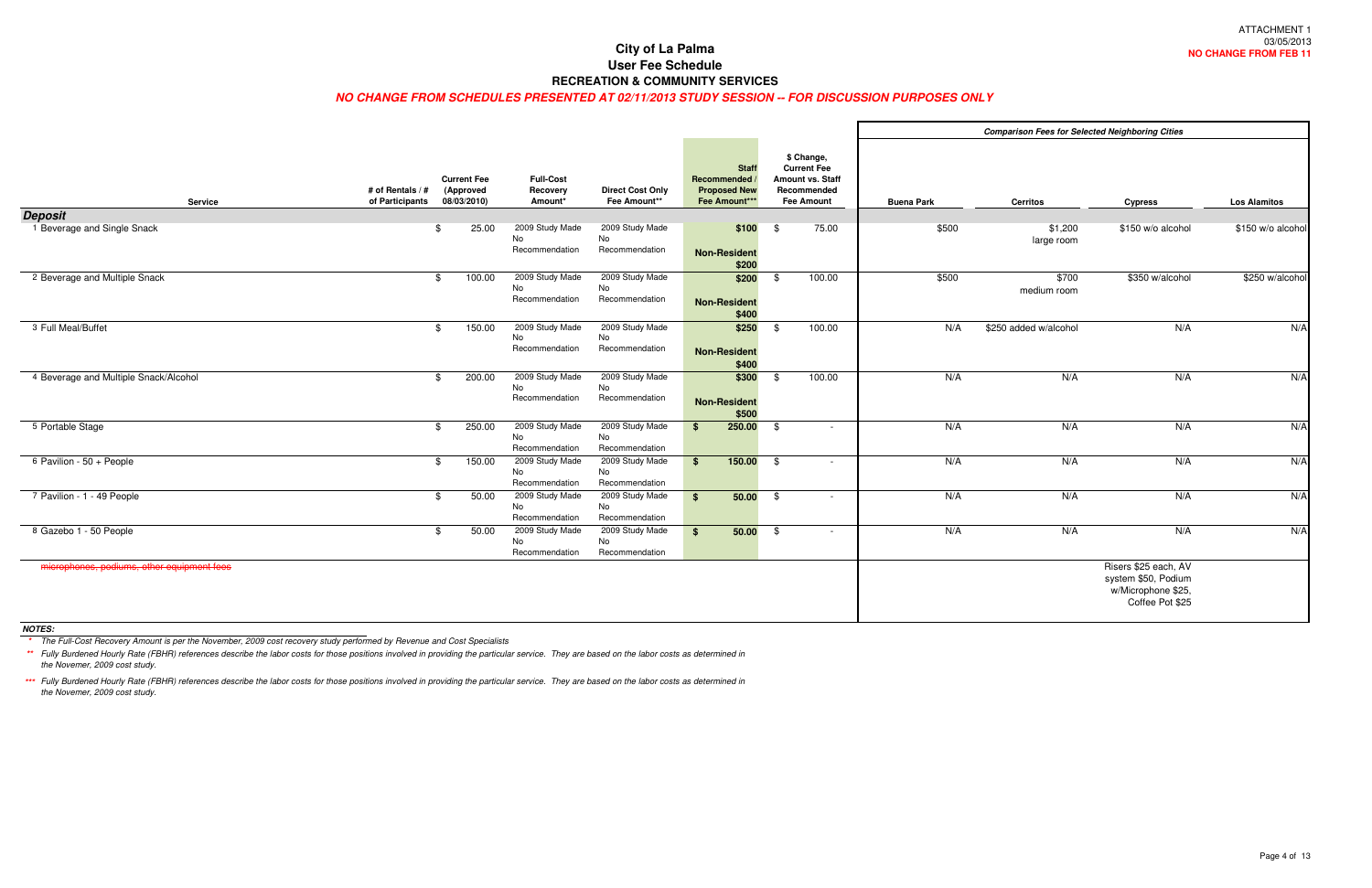ATTACHMENT 1
03/05/2013
**NO CHANGE FROM FEB 11**

# City of La Palma
## User Fee Schedule
## RECREATION & COMMUNITY SERVICES

***NO CHANGE FROM SCHEDULES PRESENTED AT 02/11/2013 STUDY SESSION -- FOR DISCUSSION PURPOSES ONLY***

| Service | # of Rentals / # of Participants | Current Fee (Approved 08/03/2010) | Full-Cost Recovery Amount* | Direct Cost Only Fee Amount** | Staff Recommended / Proposed New Fee Amount*** | $ Change, Current Fee Amount vs. Staff Recommended Fee Amount | *Comparison Fees for Selected Neighboring Cities* | | | |
|---|---|---|---|---|---|---|---|---|---|---|
| | | | | | | | Buena Park | Cerritos | Cypress | Los Alamitos |
| **Deposit** | | | | | | | | | | |
| 1 Beverage and Single Snack | | $ 25.00 | 2009 Study Made No Recommendation | 2009 Study Made No Recommendation | $100 **Non-Resident $200** | $ 75.00 | $500 | $1,200 large room | $150 w/o alcohol | $150 w/o alcohol |
| 2 Beverage and Multiple Snack | | $ 100.00 | 2009 Study Made No Recommendation | 2009 Study Made No Recommendation | $200 **Non-Resident $400** | $ 100.00 | $500 | $700 medium room | $350 w/alcohol | $250 w/alcohol |
| 3 Full Meal/Buffet | | $ 150.00 | 2009 Study Made No Recommendation | 2009 Study Made No Recommendation | $250 **Non-Resident $400** | $ 100.00 | N/A | $250 added w/alcohol | N/A | N/A |
| 4 Beverage and Multiple Snack/Alcohol | | $ 200.00 | 2009 Study Made No Recommendation | 2009 Study Made No Recommendation | $300 **Non-Resident $500** | $ 100.00 | N/A | N/A | N/A | N/A |
| 5 Portable Stage | | $ 250.00 | 2009 Study Made No Recommendation | 2009 Study Made No Recommendation | $ 250.00 | $ - | N/A | N/A | N/A | N/A |
| 6 Pavilion - 50 + People | | $ 150.00 | 2009 Study Made No Recommendation | 2009 Study Made No Recommendation | $ 150.00 | $ - | N/A | N/A | N/A | N/A |
| 7 Pavilion - 1 - 49 People | | $ 50.00 | 2009 Study Made No Recommendation | 2009 Study Made No Recommendation | $ 50.00 | $ - | N/A | N/A | N/A | N/A |
| 8 Gazebo 1 - 50 People | | $ 50.00 | 2009 Study Made No Recommendation | 2009 Study Made No Recommendation | $ 50.00 | $ - | N/A | N/A | N/A | N/A |
| ~~microphones, podiums, other equipment fees~~ | | | | | | | | | Risers $25 each, AV system $50, Podium w/Microphone $25, Coffee Pot $25 | |

***NOTES:***

\* *The Full-Cost Recovery Amount is per the November, 2009 cost recovery study performed by Revenue and Cost Specialists*

\*\* *Fully Burdened Hourly Rate (FBHR) references describe the labor costs for those positions involved in providing the particular service. They are based on the labor costs as determined in the Novemer, 2009 cost study.*

\*\*\* *Fully Burdened Hourly Rate (FBHR) references describe the labor costs for those positions involved in providing the particular service. They are based on the labor costs as determined in the Novemer, 2009 cost study.*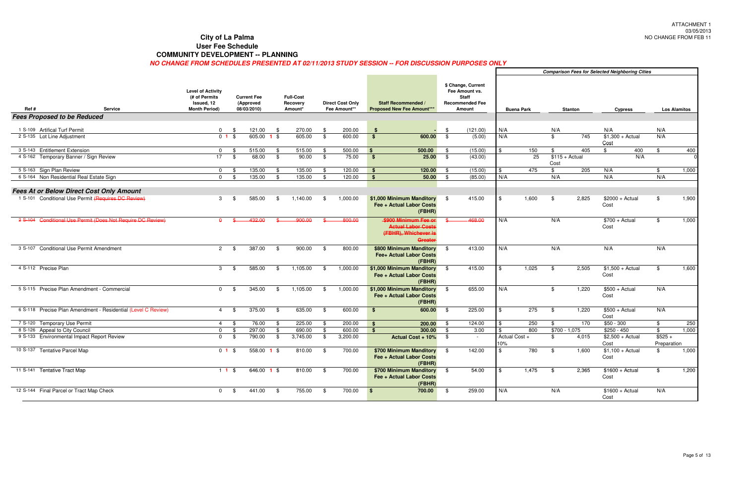ATTACHMENT 1
03/05/2013
NO CHANGE FROM FEB 11

# City of La Palma
## User Fee Schedule
## COMMUNITY DEVELOPMENT -- PLANNING

***NO CHANGE FROM SCHEDULES PRESENTED AT 02/11/2013 STUDY SESSION -- FOR DISCUSSION PURPOSES ONLY***

| Ref # | Service | Level of Activity (# of Permits Issued, 12 Month Period) | Current Fee (Approved 08/03/2010) | Full-Cost Recovery Amount* | Direct Cost Only Fee Amount** | Staff Recommended / Proposed New Fee Amount*** | $ Change, Current Fee Amount vs. Staff Recommended Fee Amount | Comparison Fees for Selected Neighboring Cities: Buena Park | Stanton | Cypress | Los Alamitos |
|---|---|---|---|---|---|---|---|---|---|---|---|
| ***Fees Proposed to be Reduced*** | | | | | | | | | | | |
| 1 S-109 | Artifical Turf Permit | 0 | $ 121.00 | $ 270.00 | $ 200.00 | $ - | $ (121.00) | N/A | N/A | N/A | N/A |
| 2 S-135 | Lot Line Adjustment | 0 1 | $ 605.00 1 | $ 605.00 | $ 600.00 | $ 600.00 | $ (5.00) | N/A | $ 745 | $1,300 + Actual Cost | N/A |
| 3 S-143 | Entitlement Extension | 0 | $ 515.00 | $ 515.00 | $ 500.00 | $ 500.00 | $ (15.00) | $ 150 | $ 405 | $ 400 | $ 400 |
| 4 S-162 | Temporary Banner / Sign Review | 17 | $ 68.00 | $ 90.00 | $ 75.00 | $ 25.00 | $ (43.00) | 25 | $115 + Actual Cost | N/A | 0 |
| 5 S-163 | Sign Plan Review | 0 | $ 135.00 | $ 135.00 | $ 120.00 | $ 120.00 | $ (15.00) | $ 475 | $ 205 | N/A | $ 1,000 |
| 6 S-164 | Non Residential Real Estate Sign | 0 | $ 135.00 | $ 135.00 | $ 120.00 | $ 50.00 | $ (85.00) | N/A | N/A | N/A | N/A |
| ***Fees At or Below Direct Cost Only Amount*** | | | | | | | | | | | |
| 1 S-101 | Conditional Use Permit ~~(Requires DC Review)~~ | 3 | $ 585.00 | $ 1,140.00 | $ 1,000.00 | **$1,000 Minimum Manditory Fee + Actual Labor Costs (FBHR)** | $ 415.00 | $ 1,600 | $ 2,825 | $2000 + Actual Cost | $ 1,900 |
| ~~2 S-104~~ | ~~Conditional Use Permit (Does Not Require DC Review)~~ | ~~0~~ | ~~$ 432.00~~ | ~~$ 900.00~~ | ~~$ 800.00~~ | ~~**$900 Minimum Fee or Actual Labor Costs (FBHR), Whichever is Greater**~~ | ~~$ 468.00~~ | N/A | N/A | $700 + Actual Cost | $ 1,000 |
| 3 S-107 | Conditional Use Permit Amendment | 2 | $ 387.00 | $ 900.00 | $ 800.00 | **$800 Minimum Manditory Fee+ Actual Labor Costs (FBHR)** | $ 413.00 | N/A | N/A | N/A | N/A |
| 4 S-112 | Precise Plan | 3 | $ 585.00 | $ 1,105.00 | $ 1,000.00 | **$1,000 Minimum Manditory Fee + Actual Labor Costs (FBHR)** | $ 415.00 | $ 1,025 | $ 2,505 | $1,500 + Actual Cost | $ 1,600 |
| 5 S-115 | Precise Plan Amendment - Commercial | 0 | $ 345.00 | $ 1,105.00 | $ 1,000.00 | **$1,000 Minimum Manditory Fee + Actual Labor Costs (FBHR)** | $ 655.00 | N/A | $ 1,220 | $500 + Actual Cost | N/A |
| 6 S-118 | Precise Plan Amendment - Residential (Level C Review) | 4 | $ 375.00 | $ 635.00 | $ 600.00 | $ 600.00 | $ 225.00 | $ 275 | $ 1,220 | $500 + Actual Cost | N/A |
| 7 S-120 | Temporary Use Permit | 4 | $ 76.00 | $ 225.00 | $ 200.00 | $ 200.00 | $ 124.00 | $ 250 | $ 170 | $50 - 300 | $ 250 |
| 8 S-126 | Appeal to City Council | 0 | $ 297.00 | $ 690.00 | $ 600.00 | $ 300.00 | $ 3.00 | $ 800 | $700 - 1,075 | $250 - 450 | $ 1,000 |
| 9 S-133 | Environmental Impact Report Review | 0 | $ 790.00 | $ 3,745.00 | $ 3,200.00 | **Actual Cost + 10%** | $ - | Actual Cost + 10% | $ 4,015 | $2,500 + Actual Cost | $525 + Preparation |
| 10 S-137 | Tentative Parcel Map | 0 1 | $ 558.00 1 | $ 810.00 | $ 700.00 | **$700 Minimum Manditory Fee + Actual Labor Costs (FBHR)** | $ 142.00 | $ 780 | $ 1,600 | $1,100 + Actual Cost | $ 1,000 |
| 11 S-141 | Tentative Tract Map | 1 1 | $ 646.00 1 | $ 810.00 | $ 700.00 | **$700 Minimum Manditory Fee + Actual Labor Costs (FBHR)** | $ 54.00 | $ 1,475 | $ 2,365 | $1600 + Actual Cost | $ 1,200 |
| 12 S-144 | Final Parcel or Tract Map Check | 0 | $ 441.00 | $ 755.00 | $ 700.00 | $ 700.00 | $ 259.00 | N/A | N/A | $1600 + Actual Cost | N/A |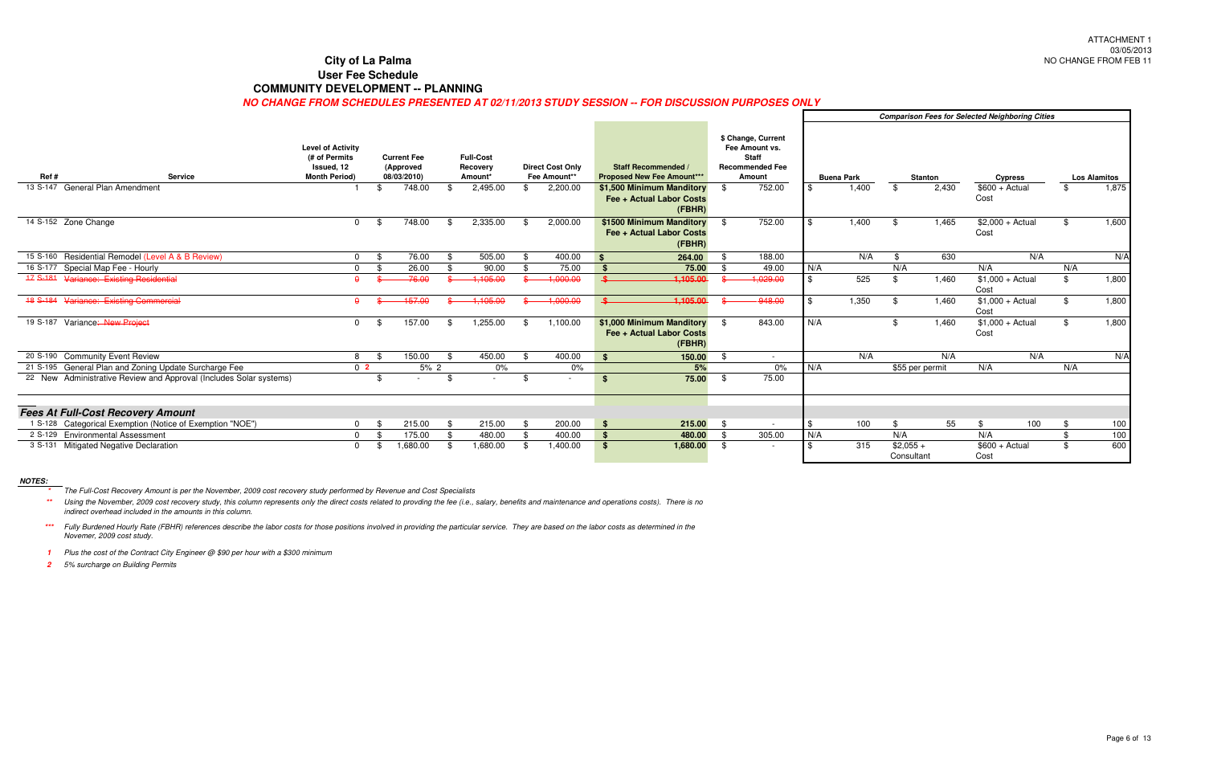ATTACHMENT 1
03/05/2013
NO CHANGE FROM FEB 11

# City of La Palma
## User Fee Schedule
## COMMUNITY DEVELOPMENT -- PLANNING

***NO CHANGE FROM SCHEDULES PRESENTED AT 02/11/2013 STUDY SESSION -- FOR DISCUSSION PURPOSES ONLY***

| Ref # | Service | Level of Activity (# of Permits Issued, 12 Month Period) | Current Fee (Approved 08/03/2010) | Full-Cost Recovery Amount* | Direct Cost Only Fee Amount** | Staff Recommended / Proposed New Fee Amount*** | $ Change, Current Fee Amount vs. Staff Recommended Fee Amount | Comparison Fees for Selected Neighboring Cities: Buena Park | Stanton | Cypress | Los Alamitos |
|---|---|---|---|---|---|---|---|---|---|---|---|
| 13 S-147 | General Plan Amendment | 1 | $ 748.00 | $ 2,495.00 | $ 2,200.00 | **$1,500 Minimum Manditory Fee + Actual Labor Costs (FBHR)** | $ 752.00 | $ 1,400 | $ 2,430 | $600 + Actual Cost | $ 1,875 |
| 14 S-152 | Zone Change | 0 | $ 748.00 | $ 2,335.00 | $ 2,000.00 | **$1500 Minimum Manditory Fee + Actual Labor Costs (FBHR)** | $ 752.00 | $ 1,400 | $ 1,465 | $2,000 + Actual Cost | $ 1,600 |
| 15 S-160 | Residential Remodel (Level A & B Review) | 0 | $ 76.00 | $ 505.00 | $ 400.00 | **$ 264.00** | $ 188.00 | N/A | $ 630 | N/A | N/A |
| 16 S-177 | Special Map Fee - Hourly | 0 | $ 26.00 | $ 90.00 | $ 75.00 | **$ 75.00** | $ 49.00 | N/A | N/A | N/A | N/A |
| ~~17 S-181~~ | ~~Variance: Existing Residential~~ | ~~0~~ | ~~$ 76.00~~ | ~~$ 1,105.00~~ | ~~$ 1,000.00~~ | ~~**$ 1,105.00**~~ | ~~$ 1,029.00~~ | $ 525 | $ 1,460 | $1,000 + Actual Cost | $ 1,800 |
| ~~18 S-184~~ | ~~Variance: Existing Commercial~~ | ~~0~~ | ~~$ 157.00~~ | ~~$ 1,105.00~~ | ~~$ 1,000.00~~ | ~~**$ 1,105.00**~~ | ~~$ 948.00~~ | $ 1,350 | $ 1,460 | $1,000 + Actual Cost | $ 1,800 |
| 19 S-187 | Variance~~: New Project~~ | 0 | $ 157.00 | $ 1,255.00 | $ 1,100.00 | **$1,000 Minimum Manditory Fee + Actual Labor Costs (FBHR)** | $ 843.00 | N/A | $ 1,460 | $1,000 + Actual Cost | $ 1,800 |
| 20 S-190 | Community Event Review | 8 | $ 150.00 | $ 450.00 | $ 400.00 | **$ 150.00** | $ - | N/A | N/A | N/A | N/A |
| 21 S-195 | General Plan and Zoning Update Surcharge Fee | 0 2 | 5% 2 | 0% | 0% | **5%** | 0% | N/A | $55 per permit | N/A | N/A |
| 22 New | Administrative Review and Approval (Includes Solar systems) | | $ - | $ - | $ - | **$ 75.00** | $ 75.00 | | | | |
| | ***Fees At Full-Cost Recovery Amount*** | | | | | | | | | | |
| 1 S-128 | Categorical Exemption (Notice of Exemption "NOE") | 0 | $ 215.00 | $ 215.00 | $ 200.00 | **$ 215.00** | $ - | $ 100 | $ 55 | $ 100 | $ 100 |
| 2 S-129 | Environmental Assessment | 0 | $ 175.00 | $ 480.00 | $ 400.00 | **$ 480.00** | $ 305.00 | N/A | N/A | N/A | $ 100 |
| 3 S-131 | Mitigated Negative Declaration | 0 | $ 1,680.00 | $ 1,680.00 | $ 1,400.00 | **$ 1,680.00** | $ - | $ 315 | $2,055 + Consultant | $600 + Actual Cost | $ 600 |

***NOTES:***

\* *The Full-Cost Recovery Amount is per the November, 2009 cost recovery study performed by Revenue and Cost Specialists*

\*\* *Using the November, 2009 cost recovery study, this column represents only the direct costs related to provding the fee (i.e., salary, benefits and maintenance and operations costs). There is no indirect overhead included in the amounts in this column.*

\*\*\* *Fully Burdened Hourly Rate (FBHR) references describe the labor costs for those positions involved in providing the particular service. They are based on the labor costs as determined in the Novemer, 2009 cost study.*

*1 Plus the cost of the Contract City Engineer @ $90 per hour with a $300 minimum*

*2 5% surcharge on Building Permits*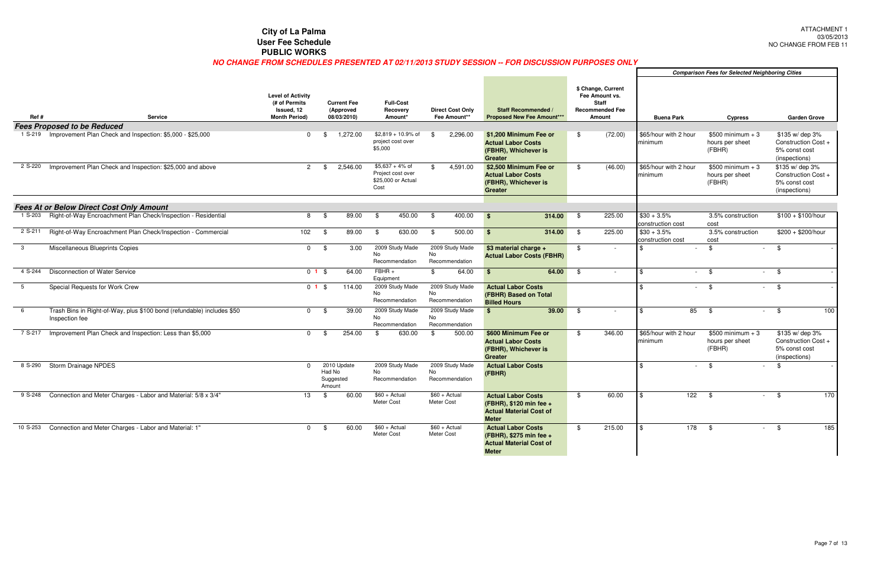ATTACHMENT 1
03/05/2013
NO CHANGE FROM FEB 11

# City of La Palma
## User Fee Schedule
## PUBLIC WORKS

***NO CHANGE FROM SCHEDULES PRESENTED AT 02/11/2013 STUDY SESSION -- FOR DISCUSSION PURPOSES ONLY***

| Ref # | Service | Level of Activity (# of Permits Issued, 12 Month Period) | Current Fee (Approved 08/03/2010) | Full-Cost Recovery Amount* | Direct Cost Only Fee Amount** | Staff Recommended / Proposed New Fee Amount*** | $ Change, Current Fee Amount vs. Staff Recommended Fee Amount | Comparison Fees for Selected Neighboring Cities: Buena Park | Cypress | Garden Grove |
|---|---|---|---|---|---|---|---|---|---|---|
| ***Fees Proposed to be Reduced*** | | | | | | | | | | |
| 1 S-219 | Improvement Plan Check and Inspection: $5,000 - $25,000 | 0 | $ 1,272.00 | $2,819 + 10.9% of project cost over $5,000 | $ 2,296.00 | **$1,200 Minimum Fee or Actual Labor Costs (FBHR), Whichever is Greater** | $ (72.00) | $65/hour with 2 hour minimum | $500 minimum + 3 hours per sheet (FBHR) | $135 w/ dep 3% Construction Cost + 5% const cost (inspections) |
| 2 S-220 | Improvement Plan Check and Inspection: $25,000 and above | 2 | $ 2,546.00 | $5,637 + 4% of Project cost over $25,000 or Actual Cost | $ 4,591.00 | **$2,500 Minimum Fee or Actual Labor Costs (FBHR), Whichever is Greater** | $ (46.00) | $65/hour with 2 hour minimum | $500 minimum + 3 hours per sheet (FBHR) | $135 w/ dep 3% Construction Cost + 5% const cost (inspections) |
| ***Fees At or Below Direct Cost Only Amount*** | | | | | | | | | | |
| 1 S-203 | Right-of-Way Encroachment Plan Check/Inspection - Residential | 8 | $ 89.00 | $ 450.00 | $ 400.00 | **$ 314.00** | $ 225.00 | $30 + 3.5% construction cost | 3.5% construction cost | $100 + $100/hour |
| 2 S-211 | Right-of-Way Encroachment Plan Check/Inspection - Commercial | 102 | $ 89.00 | $ 630.00 | $ 500.00 | **$ 314.00** | $ 225.00 | $30 + 3.5% construction cost | 3.5% construction cost | $200 + $200/hour |
| 3 | Miscellaneous Blueprints Copies | 0 | $ 3.00 | 2009 Study Made No Recommendation | 2009 Study Made No Recommendation | **$3 material charge + Actual Labor Costs (FBHR)** | $ - | $ - | $ - | $ - |
| 4 S-244 | Disconnection of Water Service | 0 1 | $ 64.00 | FBHR + Equipment | $ 64.00 | **$ 64.00** | $ - | $ - | $ - | $ - |
| 5 | Special Requests for Work Crew | 0 1 | $ 114.00 | 2009 Study Made No Recommendation | 2009 Study Made No Recommendation | **Actual Labor Costs (FBHR) Based on Total Billed Hours** | | $ - | $ - | $ - |
| 6 | Trash Bins in Right-of-Way, plus $100 bond (refundable) includes $50 Inspection fee | 0 | $ 39.00 | 2009 Study Made No Recommendation | 2009 Study Made No Recommendation | **$ 39.00** | $ - | $ 85 | $ - | $ 100 |
| 7 S-217 | Improvement Plan Check and Inspection: Less than $5,000 | 0 | $ 254.00 | $ 630.00 | $ 500.00 | **$600 Minimum Fee or Actual Labor Costs (FBHR), Whichever is Greater** | $ 346.00 | $65/hour with 2 hour minimum | $500 minimum + 3 hours per sheet (FBHR) | $135 w/ dep 3% Construction Cost + 5% const cost (inspections) |
| 8 S-290 | Storm Drainage NPDES | 0 | 2010 Update Had No Suggested Amount | 2009 Study Made No Recommendation | 2009 Study Made No Recommendation | **Actual Labor Costs (FBHR)** | | $ - | $ - | $ - |
| 9 S-248 | Connection and Meter Charges - Labor and Material: 5/8 x 3/4" | 13 | $ 60.00 | $60 + Actual Meter Cost | $60 + Actual Meter Cost | **Actual Labor Costs (FBHR), $120 min fee + Actual Material Cost of Meter** | $ 60.00 | $ 122 | $ - | $ 170 |
| 10 S-253 | Connection and Meter Charges - Labor and Material: 1" | 0 | $ 60.00 | $60 + Actual Meter Cost | $60 + Actual Meter Cost | **Actual Labor Costs (FBHR), $275 min fee + Actual Material Cost of Meter** | $ 215.00 | $ 178 | $ - | $ 185 |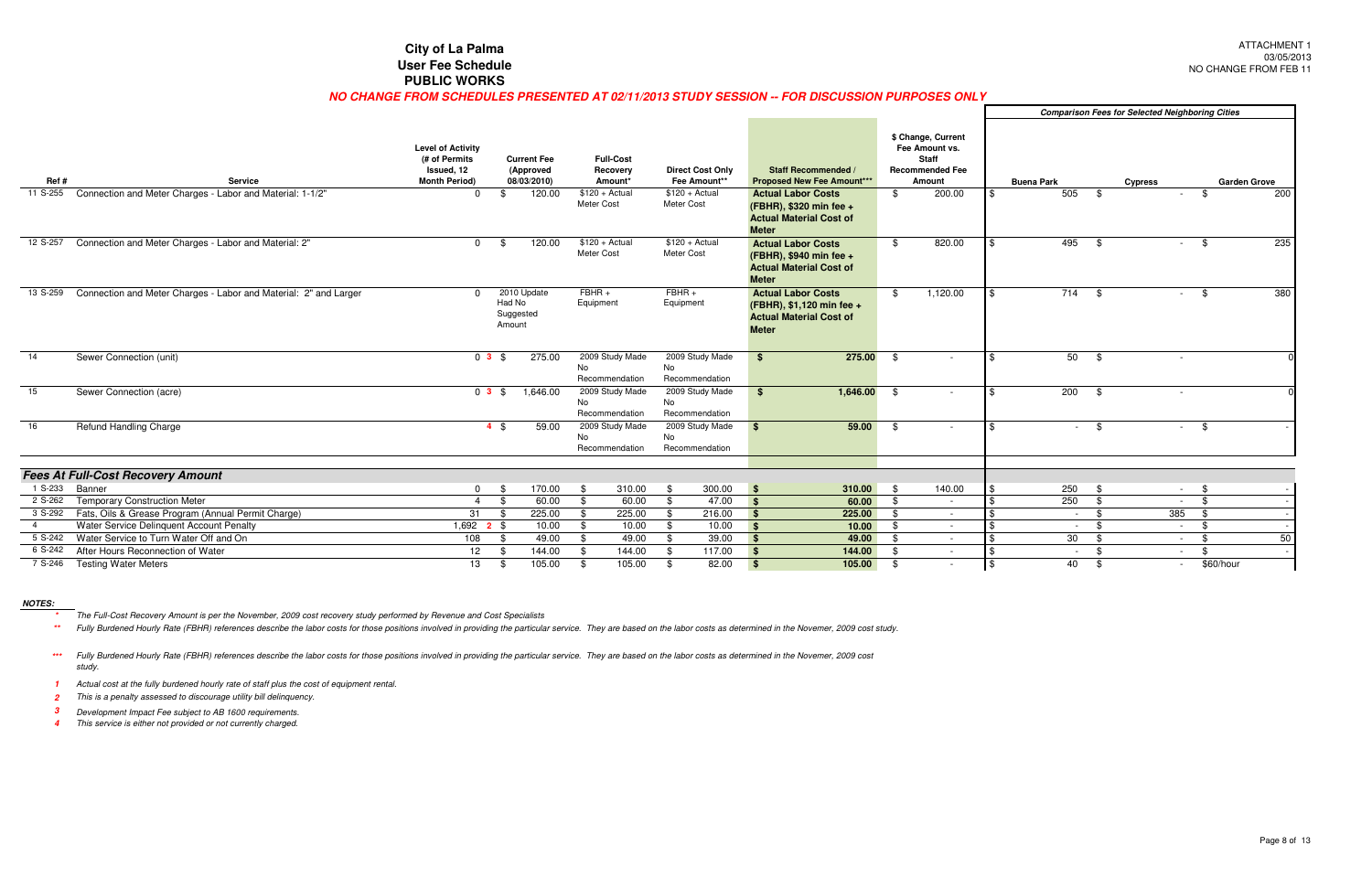ATTACHMENT 1
03/05/2013
NO CHANGE FROM FEB 11

# City of La Palma
## User Fee Schedule
## PUBLIC WORKS

***NO CHANGE FROM SCHEDULES PRESENTED AT 02/11/2013 STUDY SESSION -- FOR DISCUSSION PURPOSES ONLY***

| Ref # | Service | Level of Activity (# of Permits Issued, 12 Month Period) | Current Fee (Approved 08/03/2010) | Full-Cost Recovery Amount* | Direct Cost Only Fee Amount** | Staff Recommended / Proposed New Fee Amount*** | $ Change, Current Fee Amount vs. Staff Recommended Fee Amount | Comparison Fees for Selected Neighboring Cities: Buena Park | Cypress | Garden Grove |
|---|---|---|---|---|---|---|---|---|---|---|
| 11 S-255 | Connection and Meter Charges - Labor and Material: 1-1/2" | 0 | $ 120.00 | $120 + Actual Meter Cost | $120 + Actual Meter Cost | **Actual Labor Costs (FBHR), $320 min fee + Actual Material Cost of Meter** | $ 200.00 | $ 505 | $ - | $ 200 |
| 12 S-257 | Connection and Meter Charges - Labor and Material: 2" | 0 | $ 120.00 | $120 + Actual Meter Cost | $120 + Actual Meter Cost | **Actual Labor Costs (FBHR), $940 min fee + Actual Material Cost of Meter** | $ 820.00 | $ 495 | $ - | $ 235 |
| 13 S-259 | Connection and Meter Charges - Labor and Material: 2" and Larger | 0 | 2010 Update Had No Suggested Amount | FBHR + Equipment | FBHR + Equipment | **Actual Labor Costs (FBHR), $1,120 min fee + Actual Material Cost of Meter** | $ 1,120.00 | $ 714 | $ - | $ 380 |
| 14 | Sewer Connection (unit) | 0 3 | $ 275.00 | 2009 Study Made No Recommendation | 2009 Study Made No Recommendation | **$ 275.00** | $ - | $ 50 | $ - | 0 |
| 15 | Sewer Connection (acre) | 0 3 | $ 1,646.00 | 2009 Study Made No Recommendation | 2009 Study Made No Recommendation | **$ 1,646.00** | $ - | $ 200 | $ - | 0 |
| 16 | Refund Handling Charge | 4 | $ 59.00 | 2009 Study Made No Recommendation | 2009 Study Made No Recommendation | **$ 59.00** | $ - | $ - | $ - | $ - |
| | ***Fees At Full-Cost Recovery Amount*** | | | | | | | | | |
| 1 S-233 | Banner | 0 | $ 170.00 | $ 310.00 | $ 300.00 | **$ 310.00** | $ 140.00 | $ 250 | $ - | $ - |
| 2 S-262 | Temporary Construction Meter | 4 | $ 60.00 | $ 60.00 | $ 47.00 | **$ 60.00** | $ - | $ 250 | $ - | $ - |
| 3 S-292 | Fats, Oils & Grease Program (Annual Permit Charge) | 31 | $ 225.00 | $ 225.00 | $ 216.00 | **$ 225.00** | $ - | $ - | $ 385 | $ - |
| 4 | Water Service Delinquent Account Penalty | 1,692 2 | $ 10.00 | $ 10.00 | $ 10.00 | **$ 10.00** | $ - | $ - | $ - | $ - |
| 5 S-242 | Water Service to Turn Water Off and On | 108 | $ 49.00 | $ 49.00 | $ 39.00 | **$ 49.00** | $ - | $ 30 | $ - | $ 50 |
| 6 S-242 | After Hours Reconnection of Water | 12 | $ 144.00 | $ 144.00 | $ 117.00 | **$ 144.00** | $ - | $ - | $ - | $ - |
| 7 S-246 | Testing Water Meters | 13 | $ 105.00 | $ 105.00 | $ 82.00 | **$ 105.00** | $ - | $ 40 | $ - | $60/hour |

***NOTES:***

\* *The Full-Cost Recovery Amount is per the November, 2009 cost recovery study performed by Revenue and Cost Specialists*

\*\* *Fully Burdened Hourly Rate (FBHR) references describe the labor costs for those positions involved in providing the particular service. They are based on the labor costs as determined in the Novemer, 2009 cost study.*

\*\*\* *Fully Burdened Hourly Rate (FBHR) references describe the labor costs for those positions involved in providing the particular service. They are based on the labor costs as determined in the Novemer, 2009 cost study.*

1 *Actual cost at the fully burdened hourly rate of staff plus the cost of equipment rental.*

2 *This is a penalty assessed to discourage utility bill delinquency.*

3 *Development Impact Fee subject to AB 1600 requirements.*

4 *This service is either not provided or not currently charged.*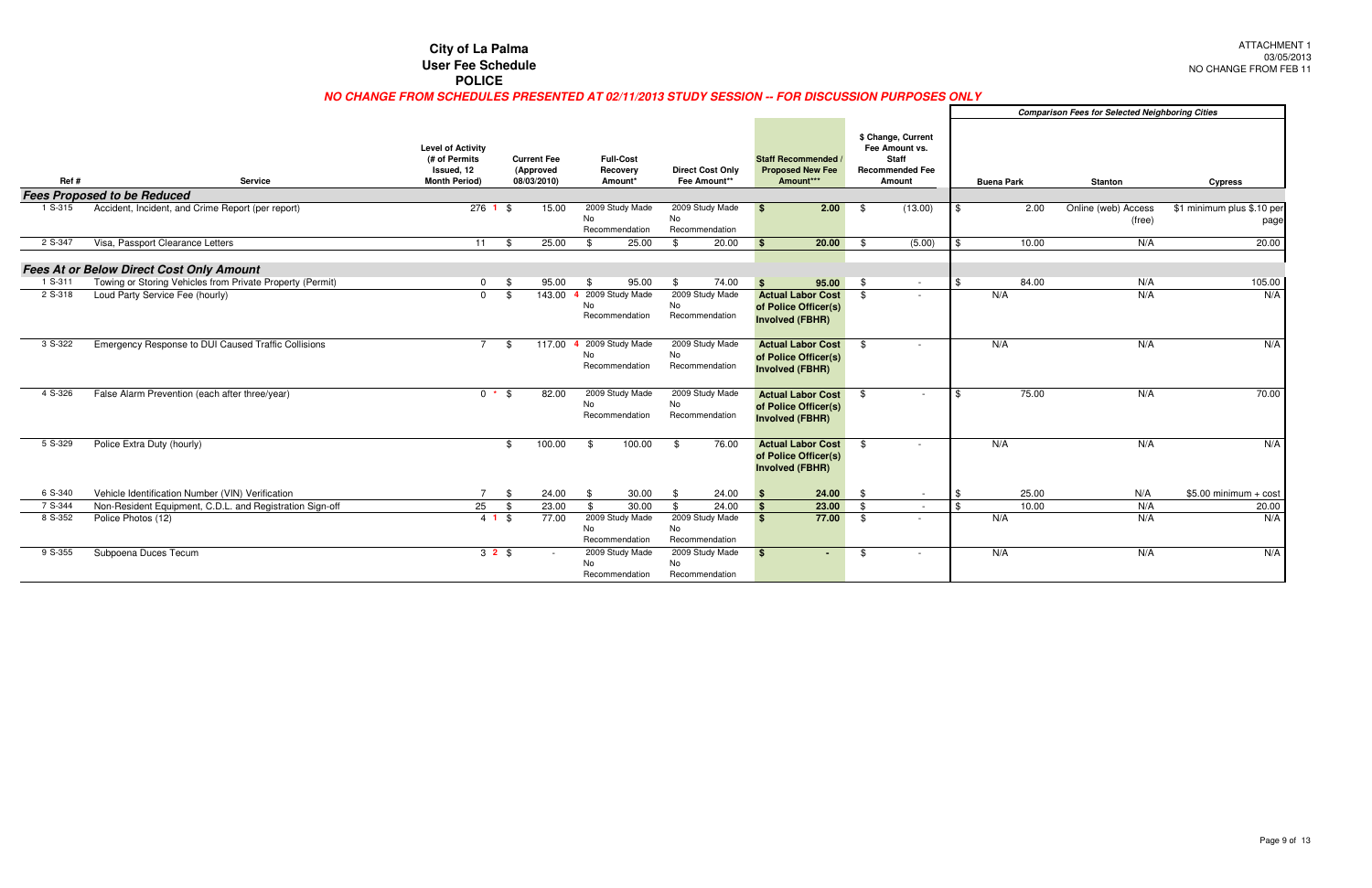# City of La Palma
## User Fee Schedule
## POLICE

ATTACHMENT 1
03/05/2013
NO CHANGE FROM FEB 11

***NO CHANGE FROM SCHEDULES PRESENTED AT 02/11/2013 STUDY SESSION -- FOR DISCUSSION PURPOSES ONLY***

| Ref # | Service | Level of Activity (# of Permits Issued, 12 Month Period) | Current Fee (Approved 08/03/2010) | Full-Cost Recovery Amount* | Direct Cost Only Fee Amount** | Staff Recommended / Proposed New Fee Amount*** | $ Change, Current Fee Amount vs. Staff Recommended Fee Amount | Comparison Fees for Selected Neighboring Cities: Buena Park | Stanton | Cypress |
|---|---|---|---|---|---|---|---|---|---|---|
| ***Fees Proposed to be Reduced*** | | | | | | | | | | |
| 1 S-315 | Accident, Incident, and Crime Report (per report) | 276 1 | $ 15.00 | 2009 Study Made No Recommendation | 2009 Study Made No Recommendation | **$ 2.00** | $ (13.00) | $ 2.00 | Online (web) Access (free) | $1 minimum plus $.10 per page |
| 2 S-347 | Visa, Passport Clearance Letters | 11 | $ 25.00 | $ 25.00 | $ 20.00 | **$ 20.00** | $ (5.00) | $ 10.00 | N/A | 20.00 |
| ***Fees At or Below Direct Cost Only Amount*** | | | | | | | | | | |
| 1 S-311 | Towing or Storing Vehicles from Private Property (Permit) | 0 | $ 95.00 | $ 95.00 | $ 74.00 | **$ 95.00** | $ - | $ 84.00 | N/A | 105.00 |
| 2 S-318 | Loud Party Service Fee (hourly) | 0 | $ 143.00 4 | 2009 Study Made No Recommendation | 2009 Study Made No Recommendation | **Actual Labor Cost of Police Officer(s) Involved (FBHR)** | $ - | N/A | N/A | N/A |
| 3 S-322 | Emergency Response to DUI Caused Traffic Collisions | 7 | $ 117.00 4 | 2009 Study Made No Recommendation | 2009 Study Made No Recommendation | **Actual Labor Cost of Police Officer(s) Involved (FBHR)** | $ - | N/A | N/A | N/A |
| 4 S-326 | False Alarm Prevention (each after three/year) | 0 * | $ 82.00 | 2009 Study Made No Recommendation | 2009 Study Made No Recommendation | **Actual Labor Cost of Police Officer(s) Involved (FBHR)** | $ - | $ 75.00 | N/A | 70.00 |
| 5 S-329 | Police Extra Duty (hourly) | | $ 100.00 | $ 100.00 | $ 76.00 | **Actual Labor Cost of Police Officer(s) Involved (FBHR)** | $ - | N/A | N/A | N/A |
| 6 S-340 | Vehicle Identification Number (VIN) Verification | 7 | $ 24.00 | $ 30.00 | $ 24.00 | **$ 24.00** | $ - | $ 25.00 | N/A | $5.00 minimum + cost |
| 7 S-344 | Non-Resident Equipment, C.D.L. and Registration Sign-off | 25 | $ 23.00 | $ 30.00 | $ 24.00 | **$ 23.00** | $ - | $ 10.00 | N/A | 20.00 |
| 8 S-352 | Police Photos (12) | 4 1 | $ 77.00 | 2009 Study Made No Recommendation | 2009 Study Made No Recommendation | **$ 77.00** | $ - | N/A | N/A | N/A |
| 9 S-355 | Subpoena Duces Tecum | 3 2 | $ - | 2009 Study Made No Recommendation | 2009 Study Made No Recommendation | **$ -** | $ - | N/A | N/A | N/A |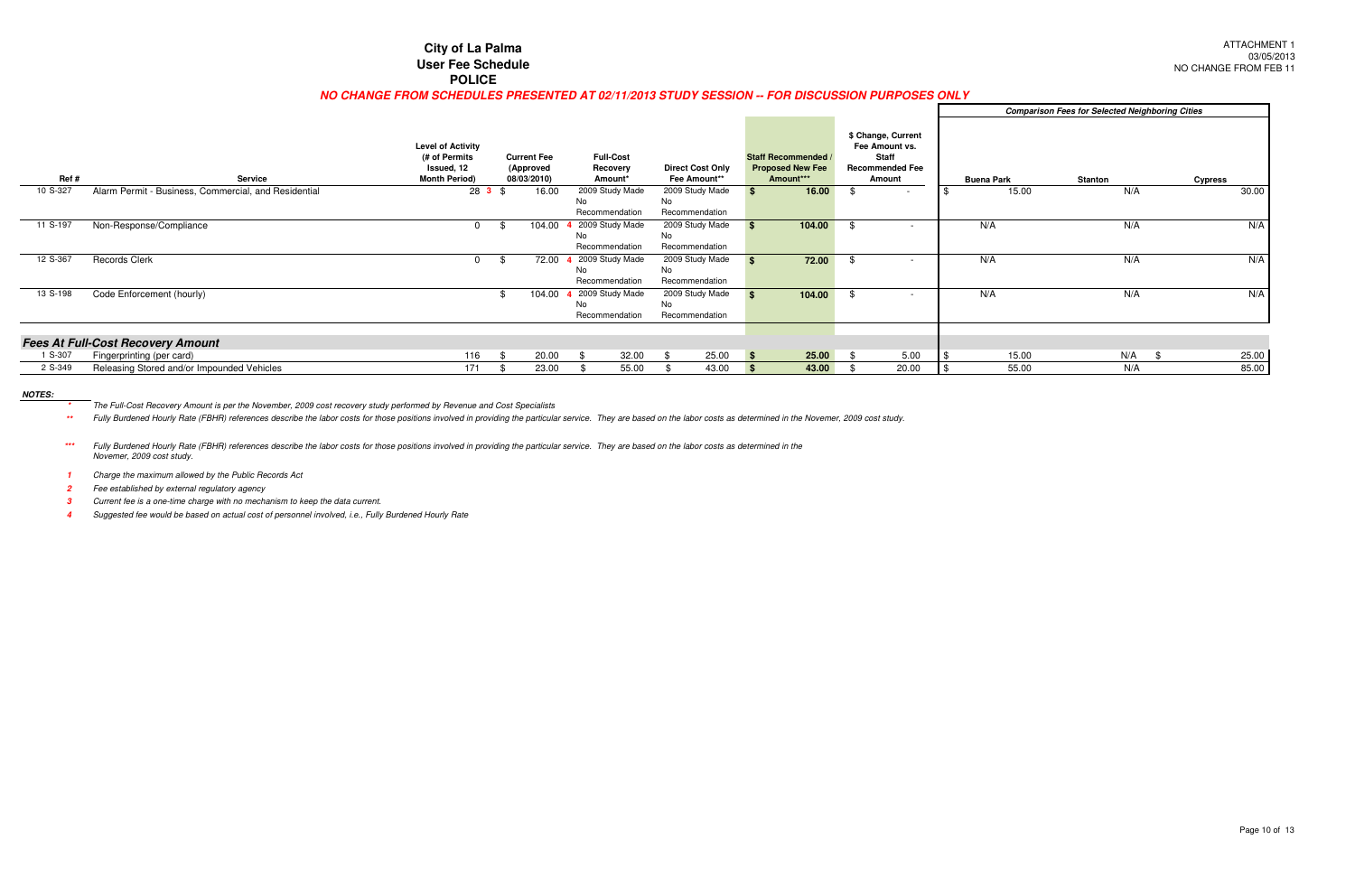ATTACHMENT 1
03/05/2013
NO CHANGE FROM FEB 11

# City of La Palma
## User Fee Schedule
## POLICE

***NO CHANGE FROM SCHEDULES PRESENTED AT 02/11/2013 STUDY SESSION -- FOR DISCUSSION PURPOSES ONLY***

| Ref # | Service | Level of Activity (# of Permits Issued, 12 Month Period) | Current Fee (Approved 08/03/2010) | Full-Cost Recovery Amount* | Direct Cost Only Fee Amount** | Staff Recommended / Proposed New Fee Amount*** | $ Change, Current Fee Amount vs. Staff Recommended Fee Amount | *Comparison Fees for Selected Neighboring Cities* Buena Park | Stanton | Cypress |
|---|---|---|---|---|---|---|---|---|---|---|
| 10 S-327 | Alarm Permit - Business, Commercial, and Residential | 28 **3** | $ 16.00 | 2009 Study Made No Recommendation | 2009 Study Made No Recommendation | **$ 16.00** | $ - | $ 15.00 | N/A | 30.00 |
| 11 S-197 | Non-Response/Compliance | 0 | $ 104.00 **4** | 2009 Study Made No Recommendation | 2009 Study Made No Recommendation | **$ 104.00** | $ - | N/A | N/A | N/A |
| 12 S-367 | Records Clerk | 0 | $ 72.00 **4** | 2009 Study Made No Recommendation | 2009 Study Made No Recommendation | **$ 72.00** | $ - | N/A | N/A | N/A |
| 13 S-198 | Code Enforcement (hourly) | | $ 104.00 **4** | 2009 Study Made No Recommendation | 2009 Study Made No Recommendation | **$ 104.00** | $ - | N/A | N/A | N/A |
| ***Fees At Full-Cost Recovery Amount*** | | | | | | | | | | |
| 1 S-307 | Fingerprinting (per card) | 116 | $ 20.00 | $ 32.00 | $ 25.00 | **$ 25.00** | $ 5.00 | $ 15.00 | N/A | $ 25.00 |
| 2 S-349 | Releasing Stored and/or Impounded Vehicles | 171 | $ 23.00 | $ 55.00 | $ 43.00 | **$ 43.00** | $ 20.00 | $ 55.00 | N/A | 85.00 |

***NOTES:***

\* *The Full-Cost Recovery Amount is per the November, 2009 cost recovery study performed by Revenue and Cost Specialists*

\*\* *Fully Burdened Hourly Rate (FBHR) references describe the labor costs for those positions involved in providing the particular service. They are based on the labor costs as determined in the Novemer, 2009 cost study.*

\*\*\* *Fully Burdened Hourly Rate (FBHR) references describe the labor costs for those positions involved in providing the particular service. They are based on the labor costs as determined in the Novemer, 2009 cost study.*

**1** *Charge the maximum allowed by the Public Records Act*

**2** *Fee established by external regulatory agency*

**3** *Current fee is a one-time charge with no mechanism to keep the data current.*

**4** *Suggested fee would be based on actual cost of personnel involved, i.e., Fully Burdened Hourly Rate*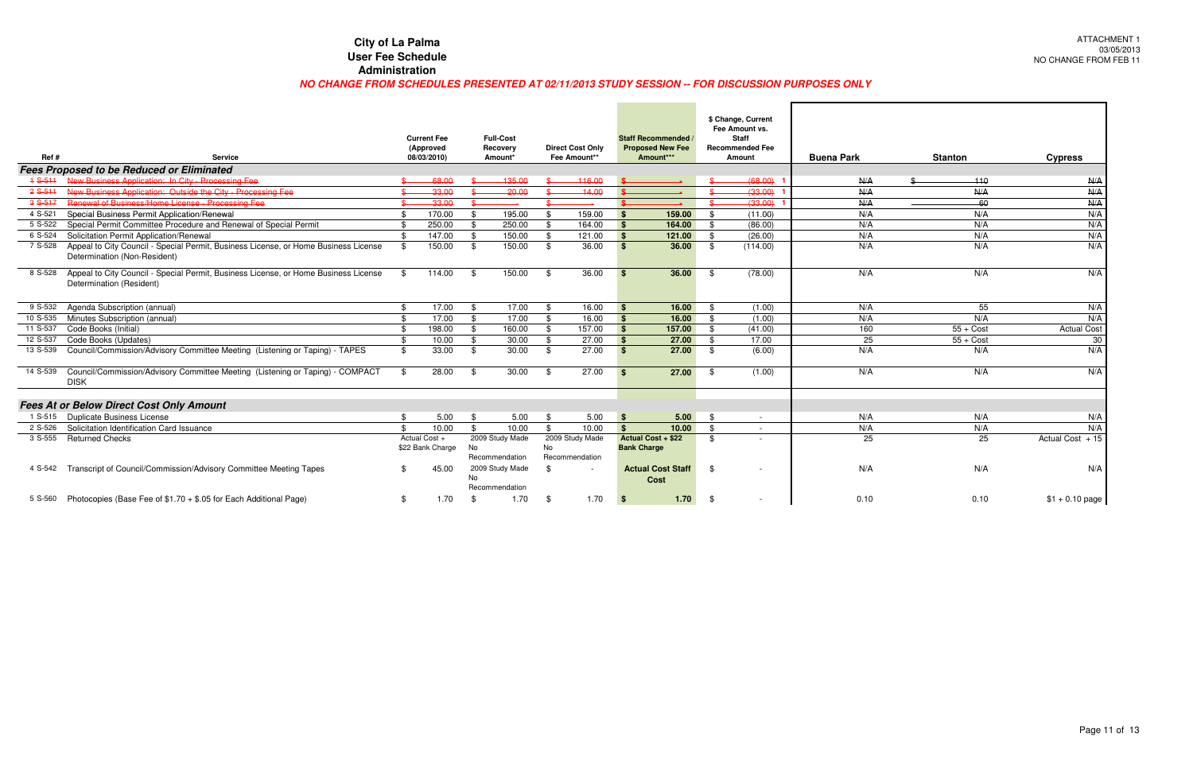# City of La Palma
## User Fee Schedule
## Administration

ATTACHMENT 1
03/05/2013
NO CHANGE FROM FEB 11

***NO CHANGE FROM SCHEDULES PRESENTED AT 02/11/2013 STUDY SESSION -- FOR DISCUSSION PURPOSES ONLY***

| Ref # | Service | Current Fee (Approved 08/03/2010) | Full-Cost Recovery Amount* | Direct Cost Only Fee Amount** | Staff Recommended / Proposed New Fee Amount*** | $ Change, Current Fee Amount vs. Staff Recommended Fee Amount | Buena Park | Stanton | Cypress |
|---|---|---|---|---|---|---|---|---|---|
| ***Fees Proposed to be Reduced or Eliminated*** | | | | | | | | | |
| ~~1 S-511~~ | ~~New Business Application: In City - Processing Fee~~ | ~~$ 68.00~~ | ~~$ 135.00~~ | ~~$ 116.00~~ | ~~$ -~~ | ~~$ (68.00)~~ 1 | ~~N/A~~ | ~~$ 110~~ | ~~N/A~~ |
| ~~2 S-511~~ | ~~New Business Application: Outside the City - Processing Fee~~ | ~~$ 33.00~~ | ~~$ 20.00~~ | ~~$ 14.00~~ | ~~$ -~~ | ~~$ (33.00)~~ 1 | ~~N/A~~ | ~~N/A~~ | ~~N/A~~ |
| ~~3 S-517~~ | ~~Renewal of Business/Home License - Processing Fee~~ | ~~$ 33.00~~ | ~~$ -~~ | ~~$ -~~ | ~~$ -~~ | ~~$ (33.00)~~ 1 | ~~N/A~~ | ~~60~~ | ~~N/A~~ |
| 4 S-521 | Special Business Permit Application/Renewal | $ 170.00 | $ 195.00 | $ 159.00 | **$ 159.00** | $ (11.00) | N/A | N/A | N/A |
| 5 S-522 | Special Permit Committee Procedure and Renewal of Special Permit | $ 250.00 | $ 250.00 | $ 164.00 | **$ 164.00** | $ (86.00) | N/A | N/A | N/A |
| 6 S-524 | Solicitation Permit Application/Renewal | $ 147.00 | $ 150.00 | $ 121.00 | **$ 121.00** | $ (26.00) | N/A | N/A | N/A |
| 7 S-528 | Appeal to City Council - Special Permit, Business License, or Home Business License Determination (Non-Resident) | $ 150.00 | $ 150.00 | $ 36.00 | **$ 36.00** | $ (114.00) | N/A | N/A | N/A |
| 8 S-528 | Appeal to City Council - Special Permit, Business License, or Home Business License Determination (Resident) | $ 114.00 | $ 150.00 | $ 36.00 | **$ 36.00** | $ (78.00) | N/A | N/A | N/A |
| 9 S-532 | Agenda Subscription (annual) | $ 17.00 | $ 17.00 | $ 16.00 | **$ 16.00** | $ (1.00) | N/A | 55 | N/A |
| 10 S-535 | Minutes Subscription (annual) | $ 17.00 | $ 17.00 | $ 16.00 | **$ 16.00** | $ (1.00) | N/A | N/A | N/A |
| 11 S-537 | Code Books (Initial) | $ 198.00 | $ 160.00 | $ 157.00 | **$ 157.00** | $ (41.00) | 160 | 55 + Cost | Actual Cost |
| 12 S-537 | Code Books (Updates) | $ 10.00 | $ 30.00 | $ 27.00 | **$ 27.00** | $ 17.00 | 25 | 55 + Cost | 30 |
| 13 S-539 | Council/Commission/Advisory Committee Meeting (Listening or Taping) - TAPES | $ 33.00 | $ 30.00 | $ 27.00 | **$ 27.00** | $ (6.00) | N/A | N/A | N/A |
| 14 S-539 | Council/Commission/Advisory Committee Meeting (Listening or Taping) - COMPACT DISK | $ 28.00 | $ 30.00 | $ 27.00 | **$ 27.00** | $ (1.00) | N/A | N/A | N/A |
| ***Fees At or Below Direct Cost Only Amount*** | | | | | | | | | |
| 1 S-515 | Duplicate Business License | $ 5.00 | $ 5.00 | $ 5.00 | **$ 5.00** | $ - | N/A | N/A | N/A |
| 2 S-526 | Solicitation Identification Card Issuance | $ 10.00 | $ 10.00 | $ 10.00 | **$ 10.00** | $ - | N/A | N/A | N/A |
| 3 S-555 | Returned Checks | Actual Cost + $22 Bank Charge | 2009 Study Made No Recommendation | 2009 Study Made No Recommendation | **Actual Cost + $22 Bank Charge** | $ - | 25 | 25 | Actual Cost + 15 |
| 4 S-542 | Transcript of Council/Commission/Advisory Committee Meeting Tapes | $ 45.00 | 2009 Study Made No Recommendation | $ - | **Actual Cost Staff Cost** | $ - | N/A | N/A | N/A |
| 5 S-560 | Photocopies (Base Fee of $1.70 + $.05 for Each Additional Page) | $ 1.70 | $ 1.70 | $ 1.70 | **$ 1.70** | $ - | 0.10 | 0.10 | $1 + 0.10 page |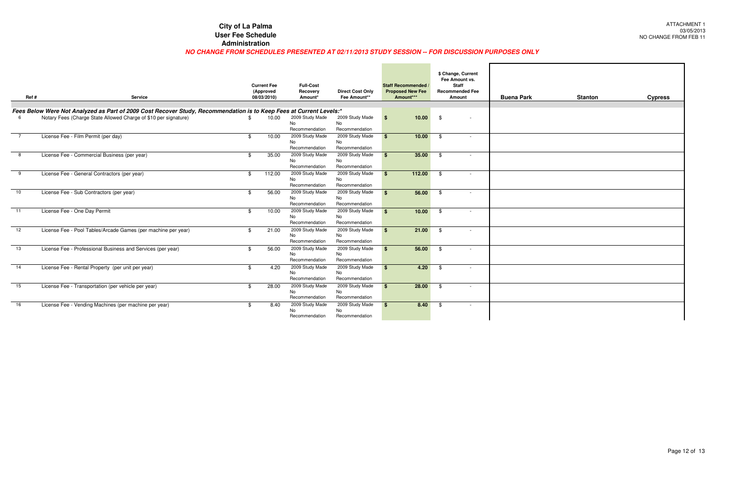ATTACHMENT 1
03/05/2013
NO CHANGE FROM FEB 11

# City of La Palma
## User Fee Schedule
## Administration

***NO CHANGE FROM SCHEDULES PRESENTED AT 02/11/2013 STUDY SESSION -- FOR DISCUSSION PURPOSES ONLY***

| Ref # | Service | Current Fee (Approved 08/03/2010) | Full-Cost Recovery Amount* | Direct Cost Only Fee Amount** | Staff Recommended / Proposed New Fee Amount*** | $ Change, Current Fee Amount vs. Staff Recommended Fee Amount | Buena Park | Stanton | Cypress |
|---|---|---|---|---|---|---|---|---|---|
| ***Fees Below Were Not Analyzed as Part of 2009 Cost Recover Study, Recommendation is to Keep Fees at Current Levels:**** | | | | | | | | | |
| 6 | Notary Fees (Charge State Allowed Charge of $10 per signature) | $ 10.00 | 2009 Study Made No Recommendation | 2009 Study Made No Recommendation | **$ 10.00** | $ - | | | |
| 7 | License Fee - Film Permit (per day) | $ 10.00 | 2009 Study Made No Recommendation | 2009 Study Made No Recommendation | **$ 10.00** | $ - | | | |
| 8 | License Fee - Commercial Business (per year) | $ 35.00 | 2009 Study Made No Recommendation | 2009 Study Made No Recommendation | **$ 35.00** | $ - | | | |
| 9 | License Fee - General Contractors (per year) | $ 112.00 | 2009 Study Made No Recommendation | 2009 Study Made No Recommendation | **$ 112.00** | $ - | | | |
| 10 | License Fee - Sub Contractors (per year) | $ 56.00 | 2009 Study Made No Recommendation | 2009 Study Made No Recommendation | **$ 56.00** | $ - | | | |
| 11 | License Fee - One Day Permit | $ 10.00 | 2009 Study Made No Recommendation | 2009 Study Made No Recommendation | **$ 10.00** | $ - | | | |
| 12 | License Fee - Pool Tables/Arcade Games (per machine per year) | $ 21.00 | 2009 Study Made No Recommendation | 2009 Study Made No Recommendation | **$ 21.00** | $ - | | | |
| 13 | License Fee - Professional Business and Services (per year) | $ 56.00 | 2009 Study Made No Recommendation | 2009 Study Made No Recommendation | **$ 56.00** | $ - | | | |
| 14 | License Fee - Rental Property (per unit per year) | $ 4.20 | 2009 Study Made No Recommendation | 2009 Study Made No Recommendation | **$ 4.20** | $ - | | | |
| 15 | License Fee - Transportation (per vehicle per year) | $ 28.00 | 2009 Study Made No Recommendation | 2009 Study Made No Recommendation | **$ 28.00** | $ - | | | |
| 16 | License Fee - Vending Machines (per machine per year) | $ 8.40 | 2009 Study Made No Recommendation | 2009 Study Made No Recommendation | **$ 8.40** | $ - | | | |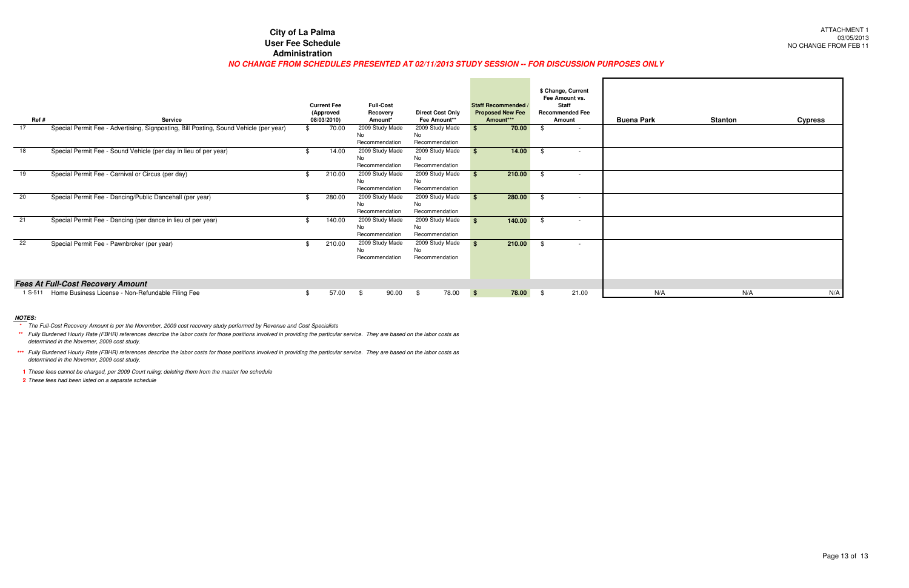# City of La Palma
## User Fee Schedule
## Administration

ATTACHMENT 1
03/05/2013
NO CHANGE FROM FEB 11

***NO CHANGE FROM SCHEDULES PRESENTED AT 02/11/2013 STUDY SESSION -- FOR DISCUSSION PURPOSES ONLY***

| Ref # | Service | Current Fee (Approved 08/03/2010) | Full-Cost Recovery Amount* | Direct Cost Only Fee Amount** | Staff Recommended / Proposed New Fee Amount*** | $ Change, Current Fee Amount vs. Staff Recommended Fee Amount | Buena Park | Stanton | Cypress |
|---|---|---|---|---|---|---|---|---|---|
| 17 | Special Permit Fee - Advertising, Signposting, Bill Posting, Sound Vehicle (per year) | $ 70.00 | 2009 Study Made No Recommendation | 2009 Study Made No Recommendation | **$ 70.00** | $ - | | | |
| 18 | Special Permit Fee - Sound Vehicle (per day in lieu of per year) | $ 14.00 | 2009 Study Made No Recommendation | 2009 Study Made No Recommendation | **$ 14.00** | $ - | | | |
| 19 | Special Permit Fee - Carnival or Circus (per day) | $ 210.00 | 2009 Study Made No Recommendation | 2009 Study Made No Recommendation | **$ 210.00** | $ - | | | |
| 20 | Special Permit Fee - Dancing/Public Dancehall (per year) | $ 280.00 | 2009 Study Made No Recommendation | 2009 Study Made No Recommendation | **$ 280.00** | $ - | | | |
| 21 | Special Permit Fee - Dancing (per dance in lieu of per year) | $ 140.00 | 2009 Study Made No Recommendation | 2009 Study Made No Recommendation | **$ 140.00** | $ - | | | |
| 22 | Special Permit Fee - Pawnbroker (per year) | $ 210.00 | 2009 Study Made No Recommendation | 2009 Study Made No Recommendation | **$ 210.00** | $ - | | | |
| | ***Fees At Full-Cost Recovery Amount*** | | | | | | | | |
| 1 S-511 | Home Business License - Non-Refundable Filing Fee | $ 57.00 | $ 90.00 | $ 78.00 | **$ 78.00** | $ 21.00 | N/A | N/A | N/A |

***NOTES:***

\* *The Full-Cost Recovery Amount is per the November, 2009 cost recovery study performed by Revenue and Cost Specialists*

\*\* *Fully Burdened Hourly Rate (FBHR) references describe the labor costs for those positions involved in providing the particular service. They are based on the labor costs as determined in the Novemer, 2009 cost study.*

\*\*\* *Fully Burdened Hourly Rate (FBHR) references describe the labor costs for those positions involved in providing the particular service. They are based on the labor costs as determined in the Novemer, 2009 cost study.*

**1** *These fees cannot be charged, per 2009 Court ruling; deleting them from the master fee schedule*

**2** *These fees had been listed on a separate schedule*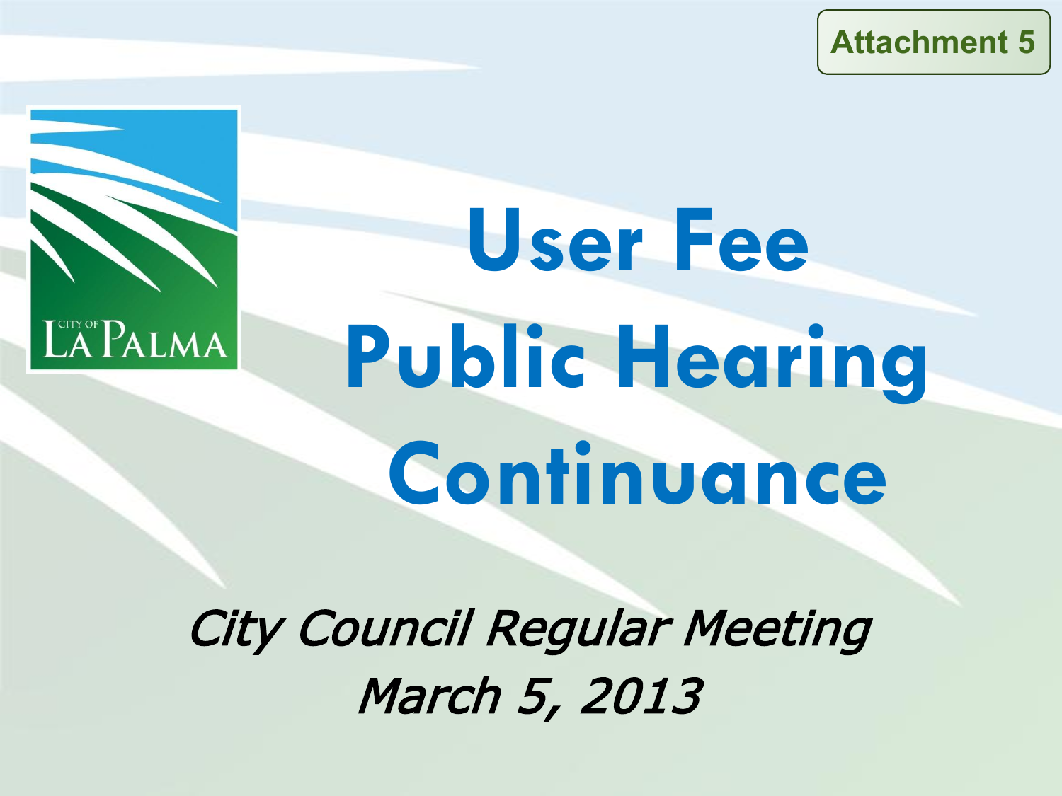Attachment 5

CITY OF LA PALMA

# User Fee Public Hearing Continuance

*City Council Regular Meeting*
*March 5, 2013*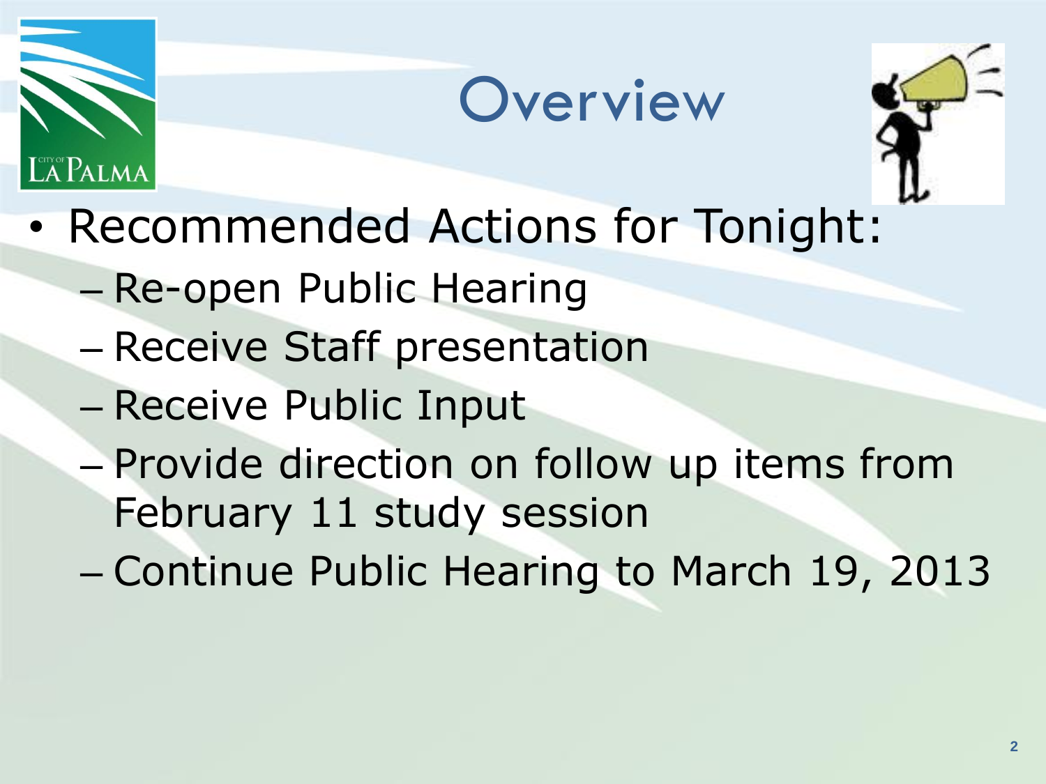# Overview

- Recommended Actions for Tonight:
  - Re-open Public Hearing
  - Receive Staff presentation
  - Receive Public Input
  - Provide direction on follow up items from February 11 study session
  - Continue Public Hearing to March 19, 2013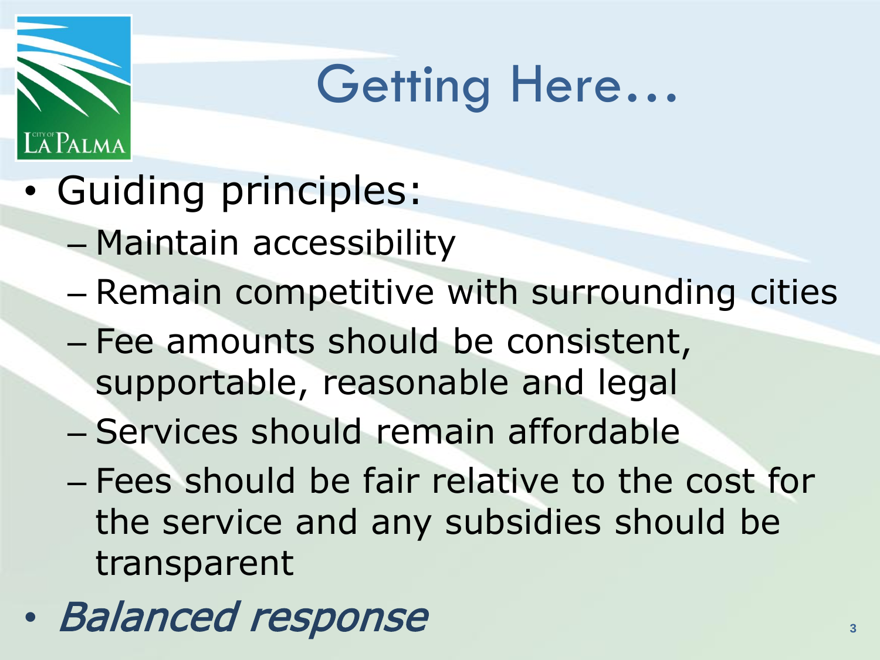# Getting Here…

- Guiding principles:
  - Maintain accessibility
  - Remain competitive with surrounding cities
  - Fee amounts should be consistent, supportable, reasonable and legal
  - Services should remain affordable
  - Fees should be fair relative to the cost for the service and any subsidies should be transparent
- *Balanced response*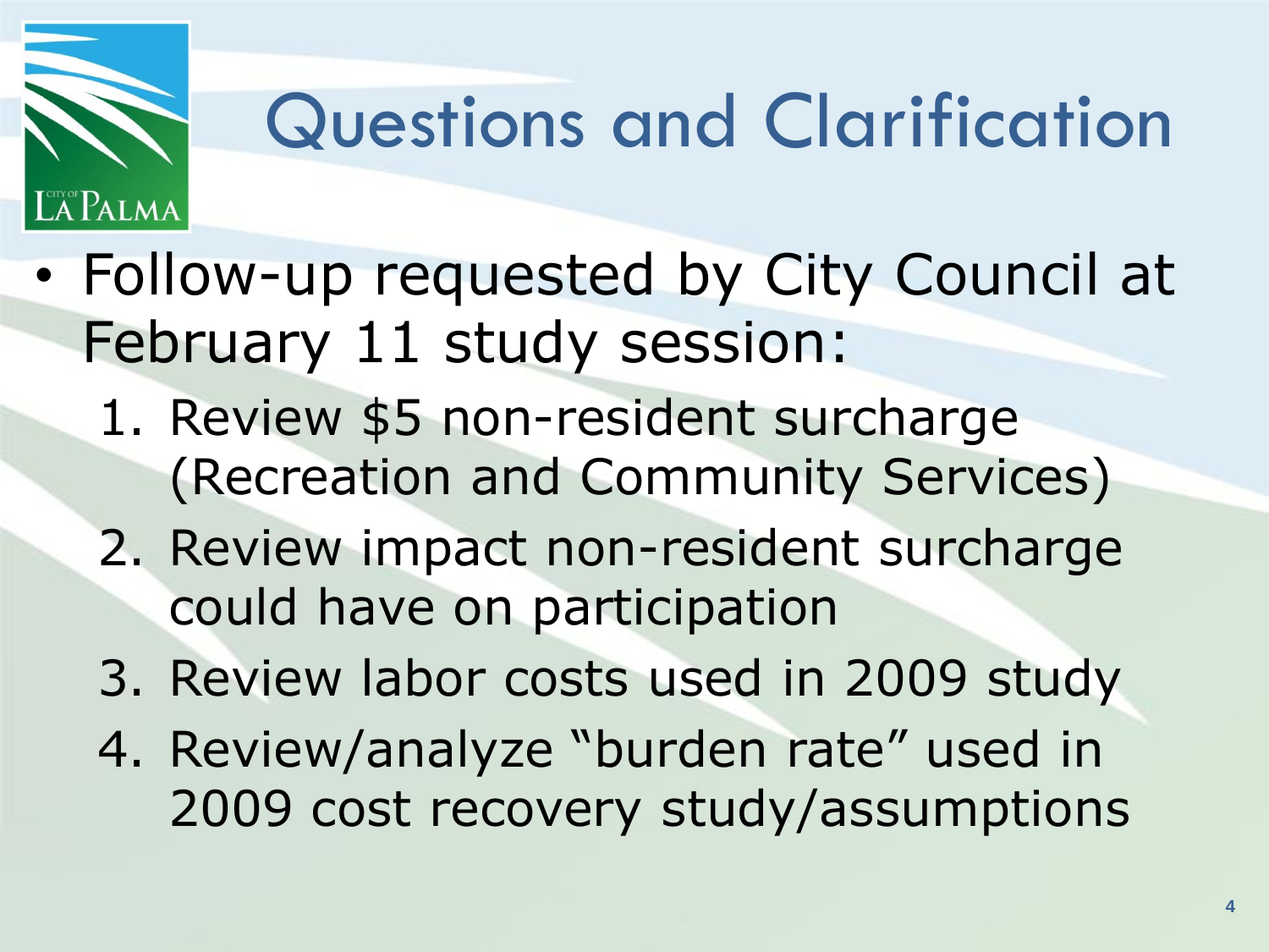# Questions and Clarification

- Follow-up requested by City Council at February 11 study session:
  1. Review $5 non-resident surcharge (Recreation and Community Services)
  2. Review impact non-resident surcharge could have on participation
  3. Review labor costs used in 2009 study
  4. Review/analyze "burden rate" used in 2009 cost recovery study/assumptions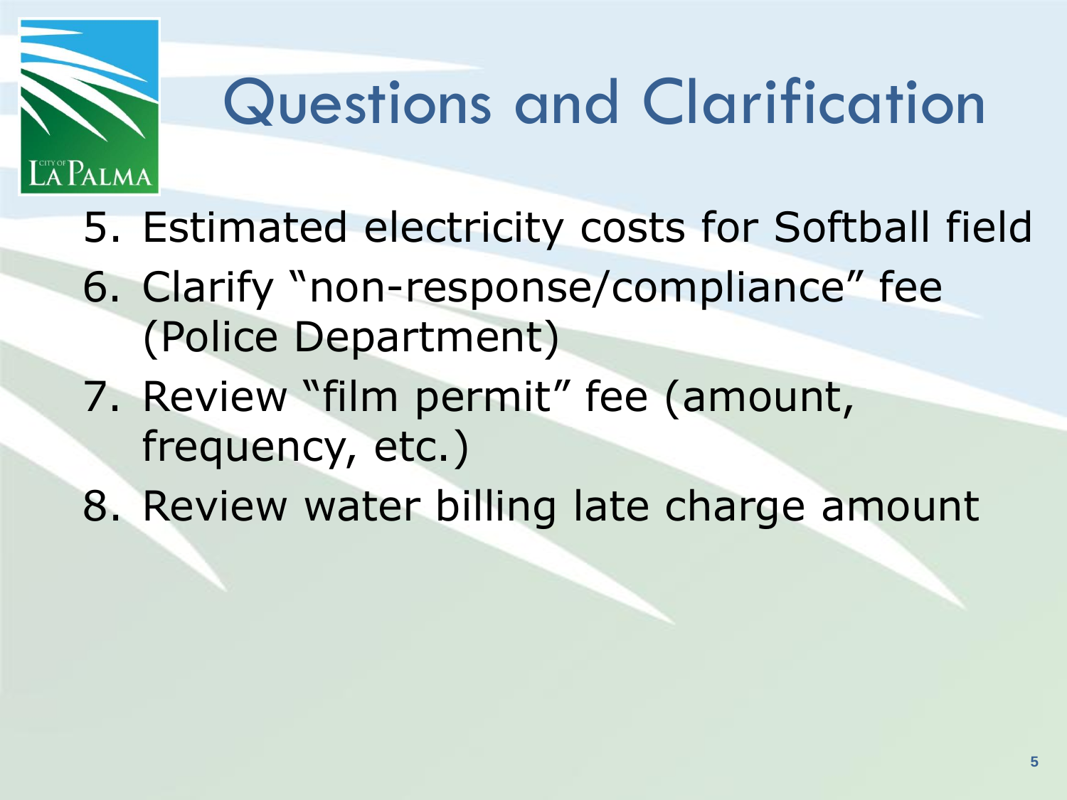# Questions and Clarification

5. Estimated electricity costs for Softball field
6. Clarify "non-response/compliance" fee (Police Department)
7. Review "film permit" fee (amount, frequency, etc.)
8. Review water billing late charge amount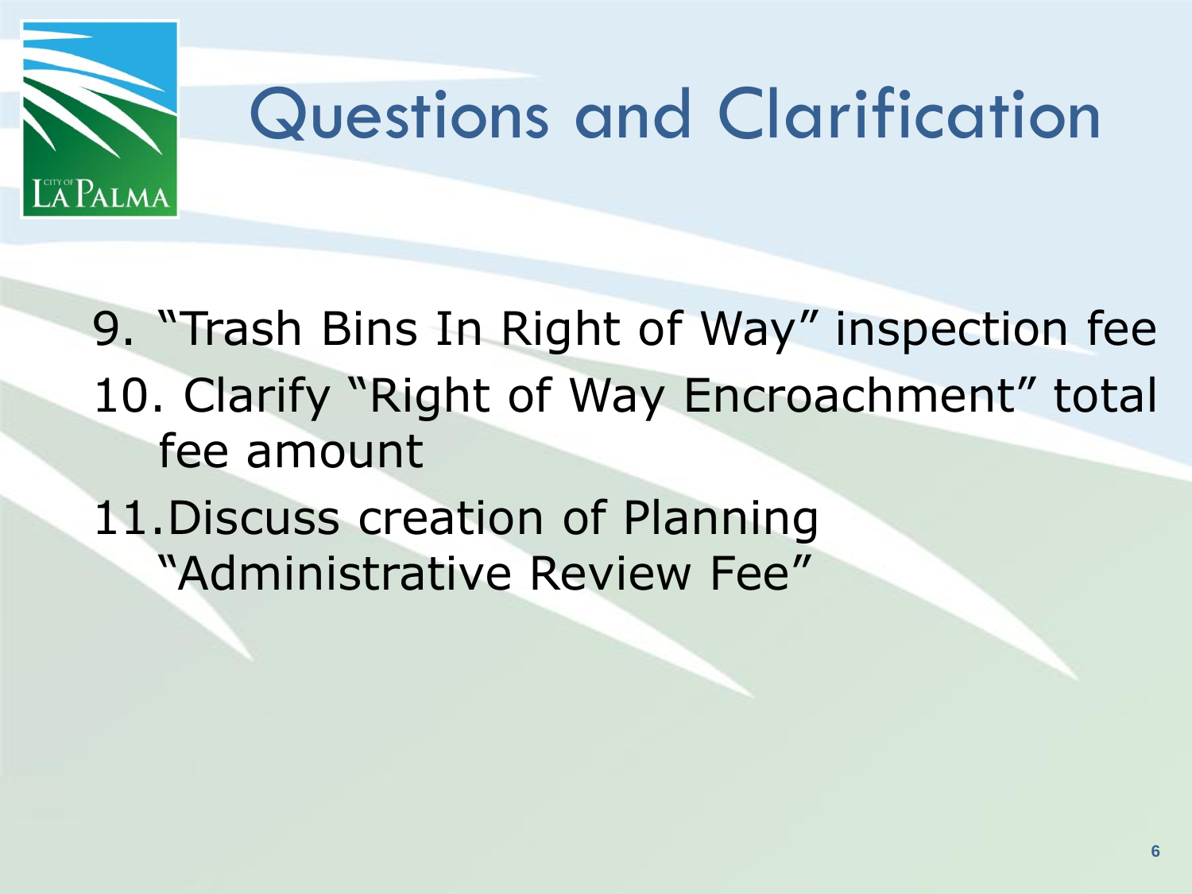# Questions and Clarification

9. "Trash Bins In Right of Way" inspection fee
10. Clarify "Right of Way Encroachment" total fee amount
11. Discuss creation of Planning "Administrative Review Fee"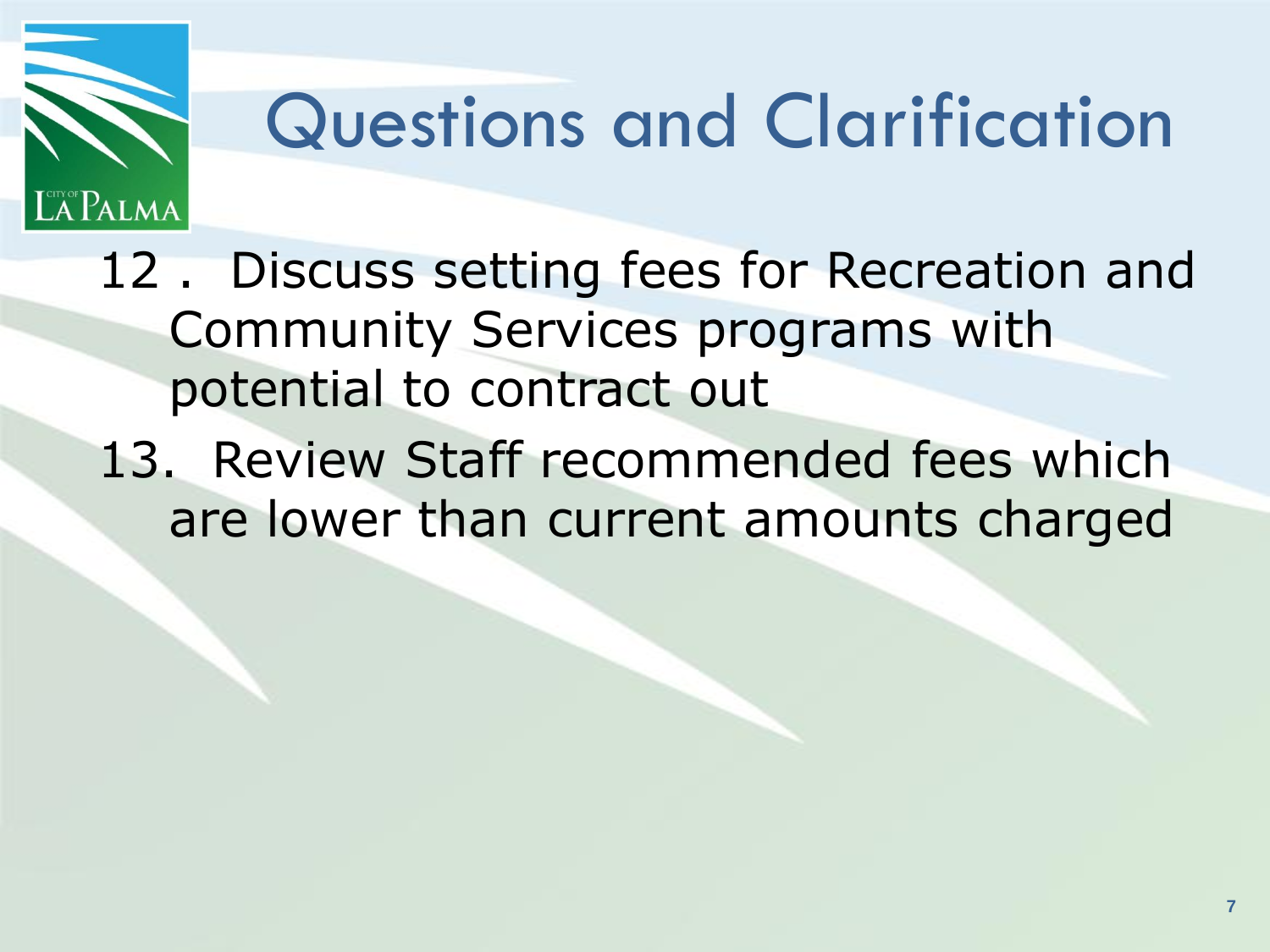# Questions and Clarification

12 . Discuss setting fees for Recreation and Community Services programs with potential to contract out

13. Review Staff recommended fees which are lower than current amounts charged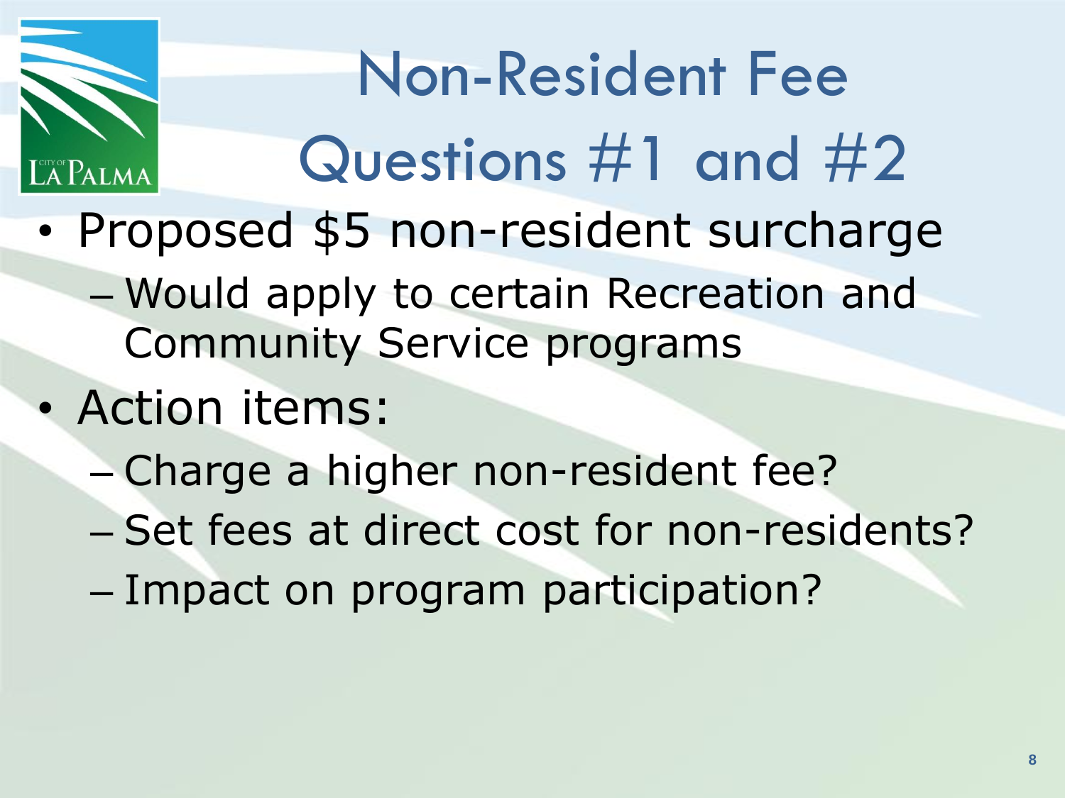# Non-Resident Fee Questions #1 and #2

- Proposed $5 non-resident surcharge
  - Would apply to certain Recreation and Community Service programs
- Action items:
  - Charge a higher non-resident fee?
  - Set fees at direct cost for non-residents?
  - Impact on program participation?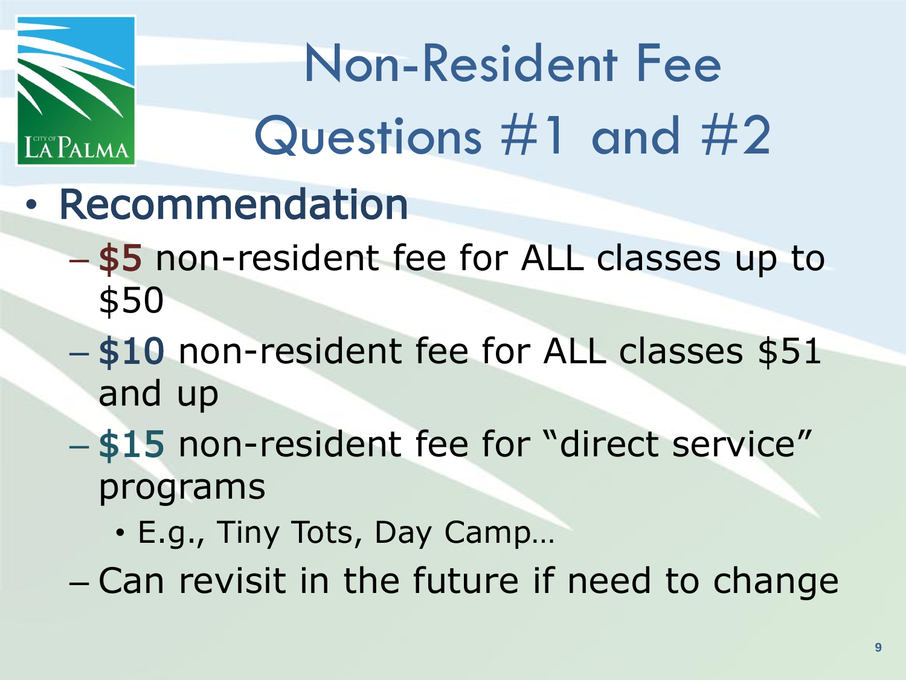# Non-Resident Fee Questions #1 and #2

- Recommendation
  - **$5** non-resident fee for ALL classes up to $50
  - **$10** non-resident fee for ALL classes $51 and up
  - **$15** non-resident fee for "direct service" programs
    - E.g., Tiny Tots, Day Camp…
  - Can revisit in the future if need to change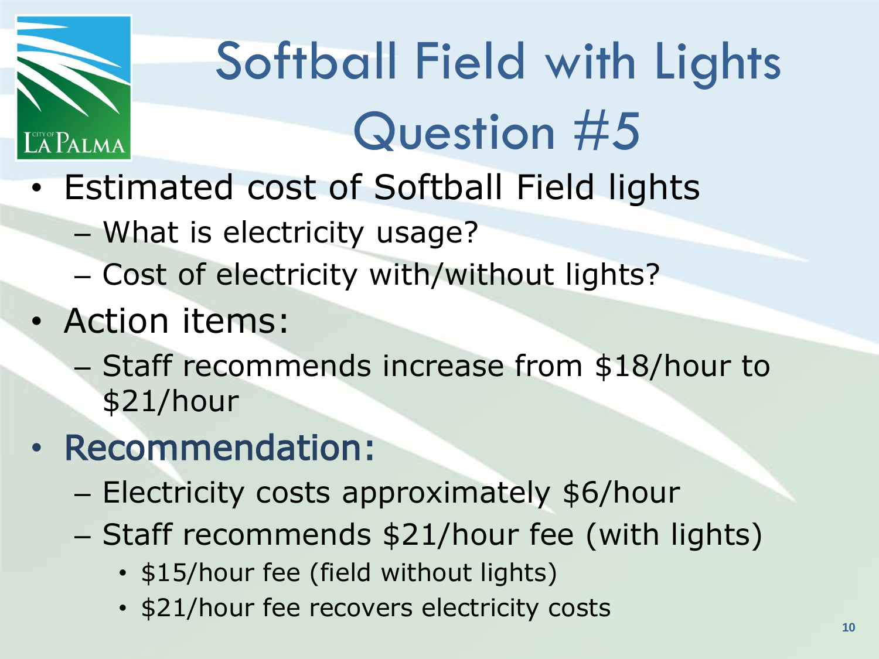# Softball Field with Lights Question #5

- Estimated cost of Softball Field lights
  - What is electricity usage?
  - Cost of electricity with/without lights?
- Action items:
  - Staff recommends increase from $18/hour to $21/hour
- **Recommendation:**
  - Electricity costs approximately $6/hour
  - Staff recommends $21/hour fee (with lights)
    - $15/hour fee (field without lights)
    - $21/hour fee recovers electricity costs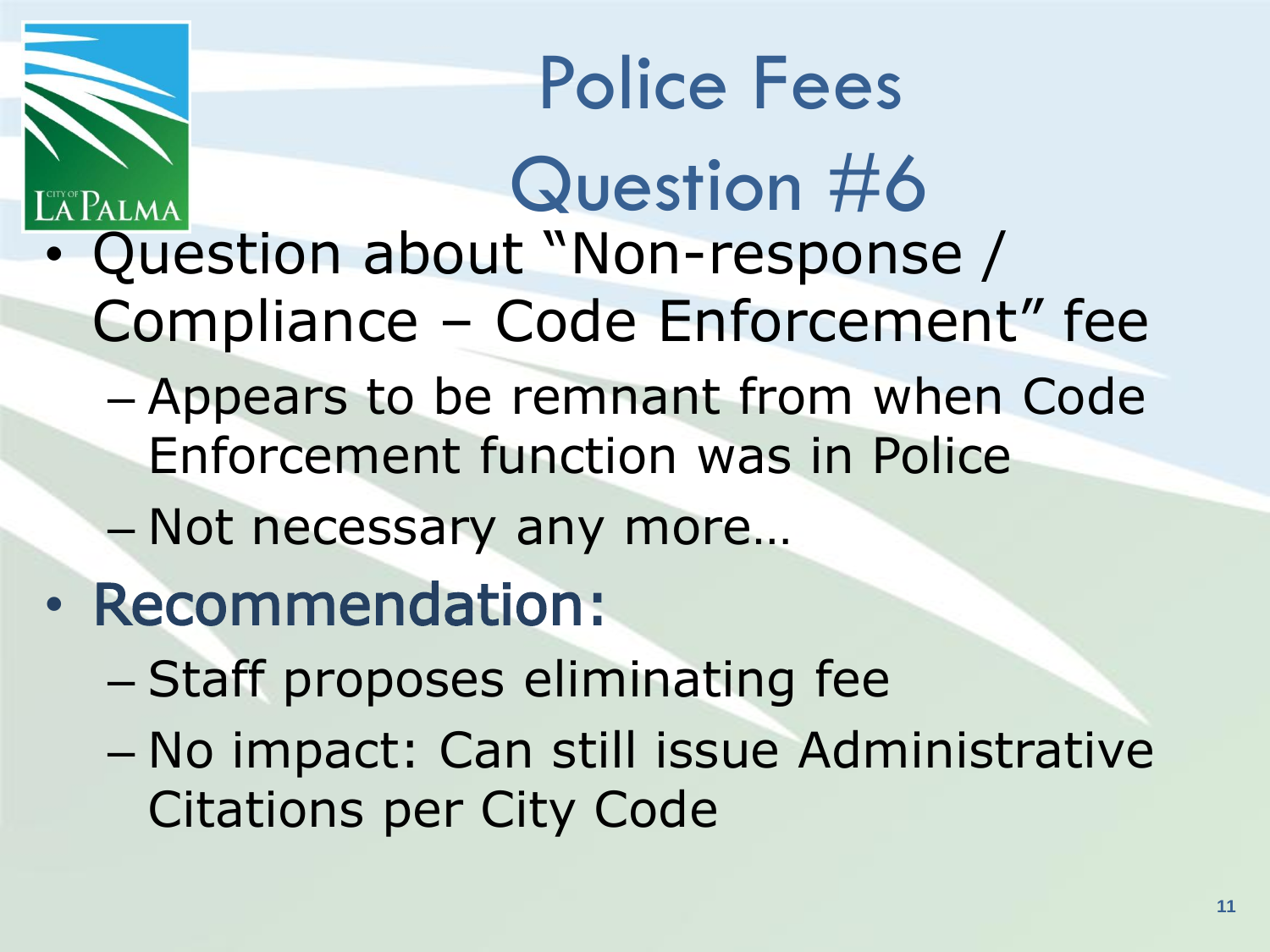# Police Fees

## Question #6

- Question about "Non-response / Compliance – Code Enforcement" fee
  - Appears to be remnant from when Code Enforcement function was in Police
  - Not necessary any more…
- **Recommendation:**
  - Staff proposes eliminating fee
  - No impact: Can still issue Administrative Citations per City Code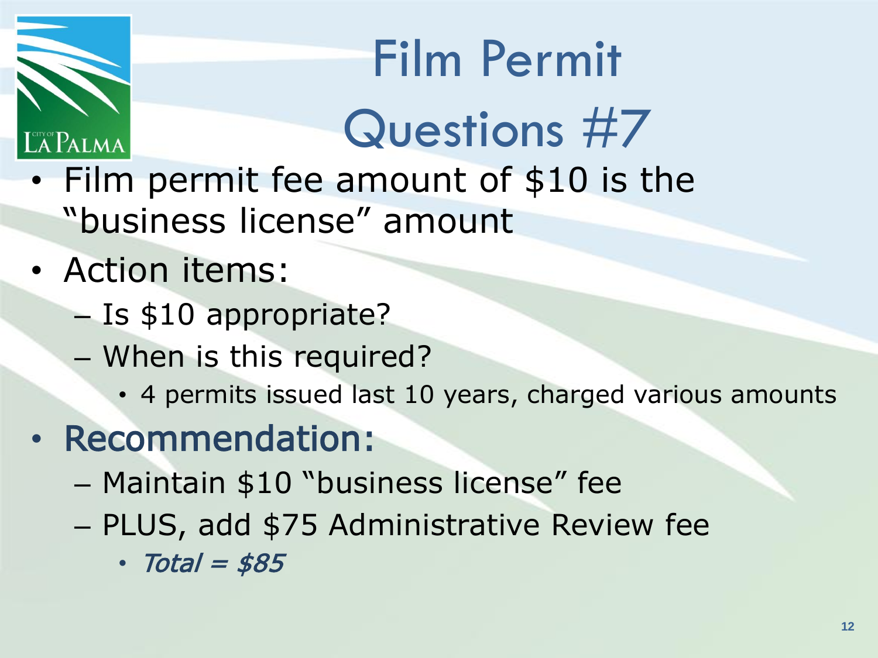# Film Permit Questions #7

- Film permit fee amount of $10 is the "business license" amount
- Action items:
  - Is $10 appropriate?
  - When is this required?
    - 4 permits issued last 10 years, charged various amounts
- **Recommendation:**
  - Maintain $10 "business license" fee
  - PLUS, add $75 Administrative Review fee
    - *Total = $85*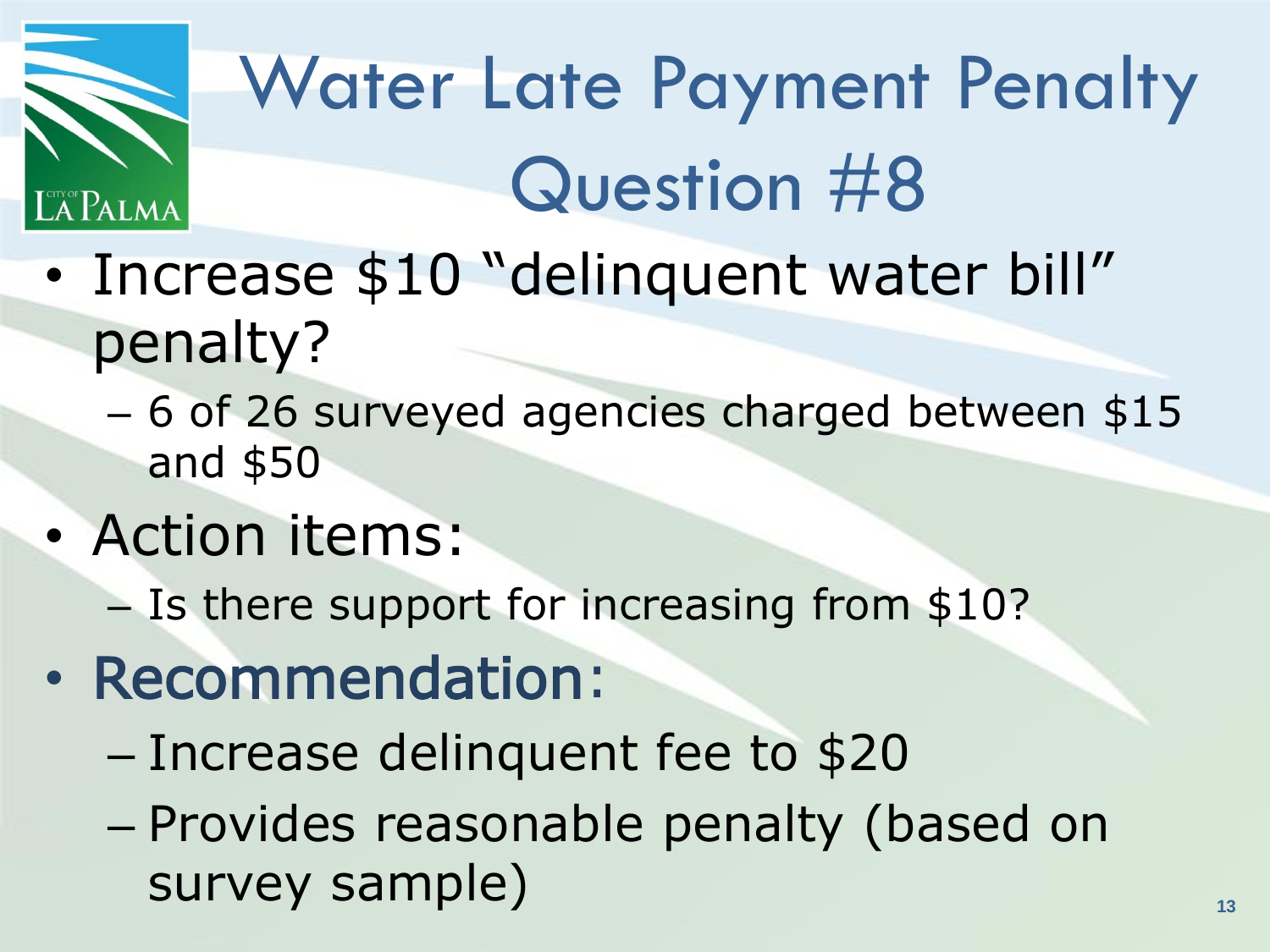# Water Late Payment Penalty Question #8

- Increase $10 "delinquent water bill" penalty?
  - 6 of 26 surveyed agencies charged between $15 and $50
- Action items:
  - Is there support for increasing from $10?
- **Recommendation:**
  - Increase delinquent fee to $20
  - Provides reasonable penalty (based on survey sample)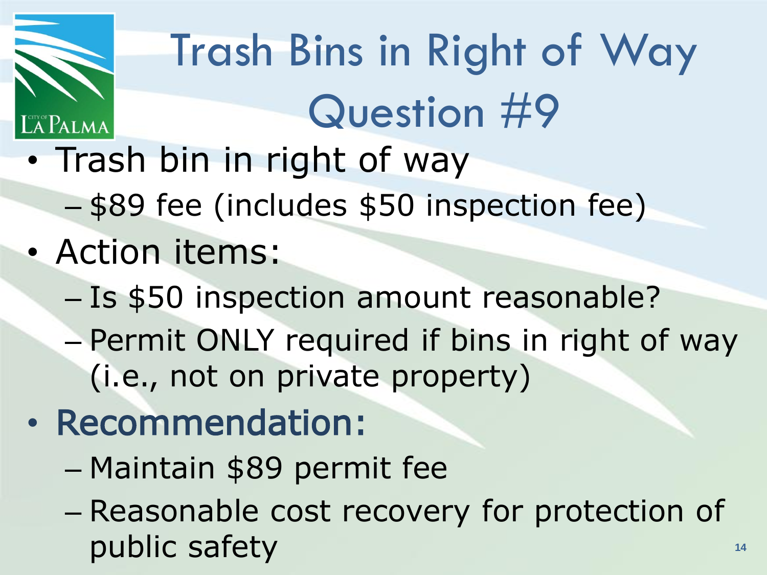# Trash Bins in Right of Way Question #9

- Trash bin in right of way
  - $89 fee (includes $50 inspection fee)
- Action items:
  - Is $50 inspection amount reasonable?
  - Permit ONLY required if bins in right of way (i.e., not on private property)
- **Recommendation:**
  - Maintain $89 permit fee
  - Reasonable cost recovery for protection of public safety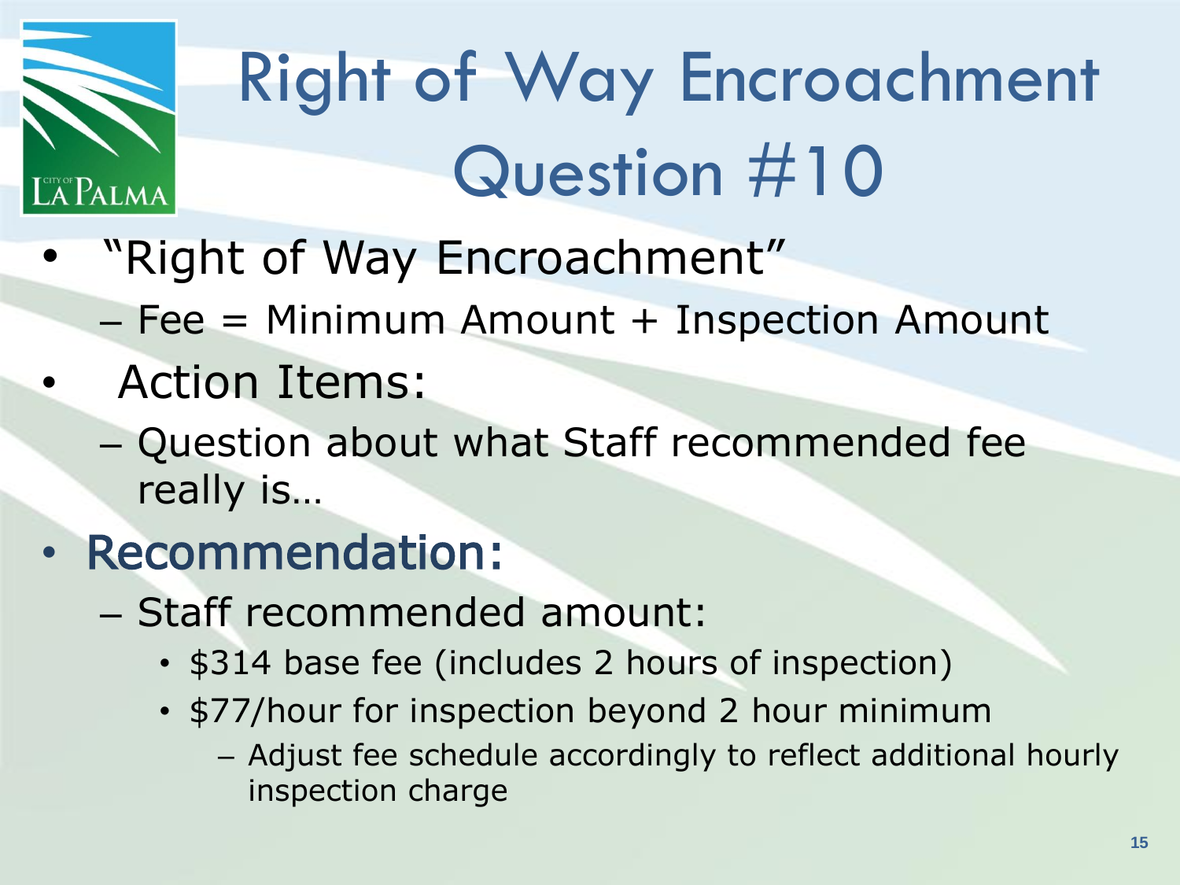# Right of Way Encroachment Question #10

- "Right of Way Encroachment"
  - Fee = Minimum Amount + Inspection Amount
- Action Items:
  - Question about what Staff recommended fee really is…
- **Recommendation:**
  - Staff recommended amount:
    - $314 base fee (includes 2 hours of inspection)
    - $77/hour for inspection beyond 2 hour minimum
      - Adjust fee schedule accordingly to reflect additional hourly inspection charge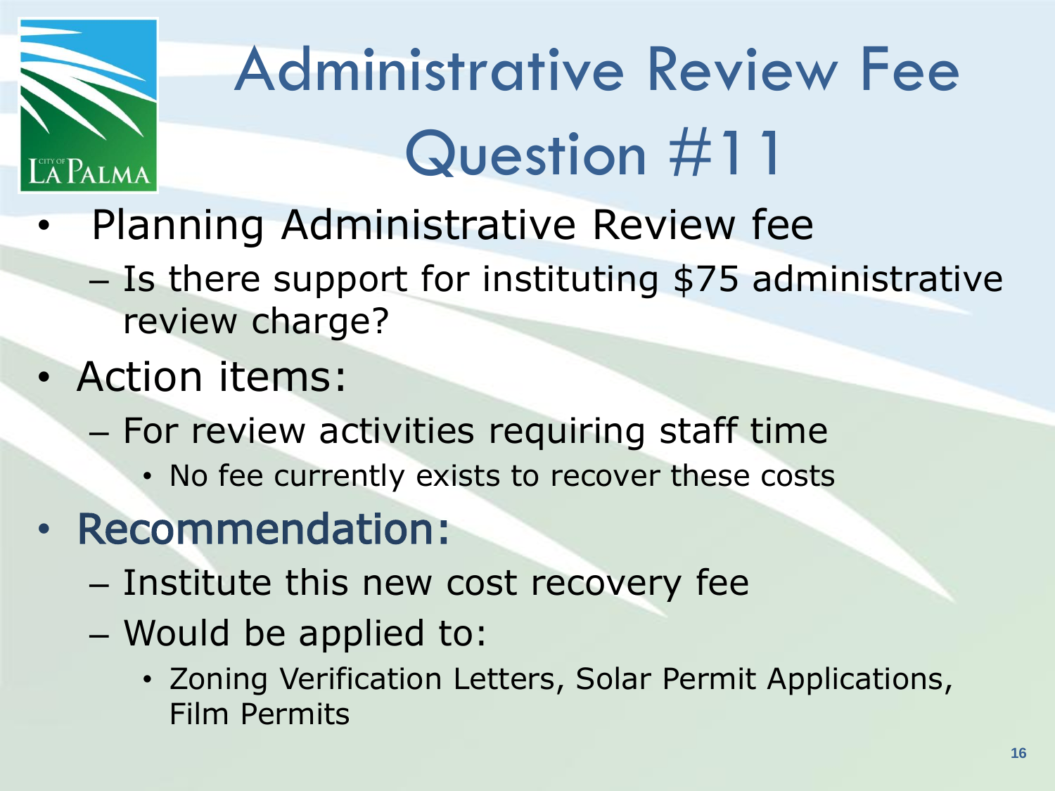# Administrative Review Fee Question #11

- Planning Administrative Review fee
  - Is there support for instituting $75 administrative review charge?
- Action items:
  - For review activities requiring staff time
    - No fee currently exists to recover these costs
- **Recommendation:**
  - Institute this new cost recovery fee
  - Would be applied to:
    - Zoning Verification Letters, Solar Permit Applications, Film Permits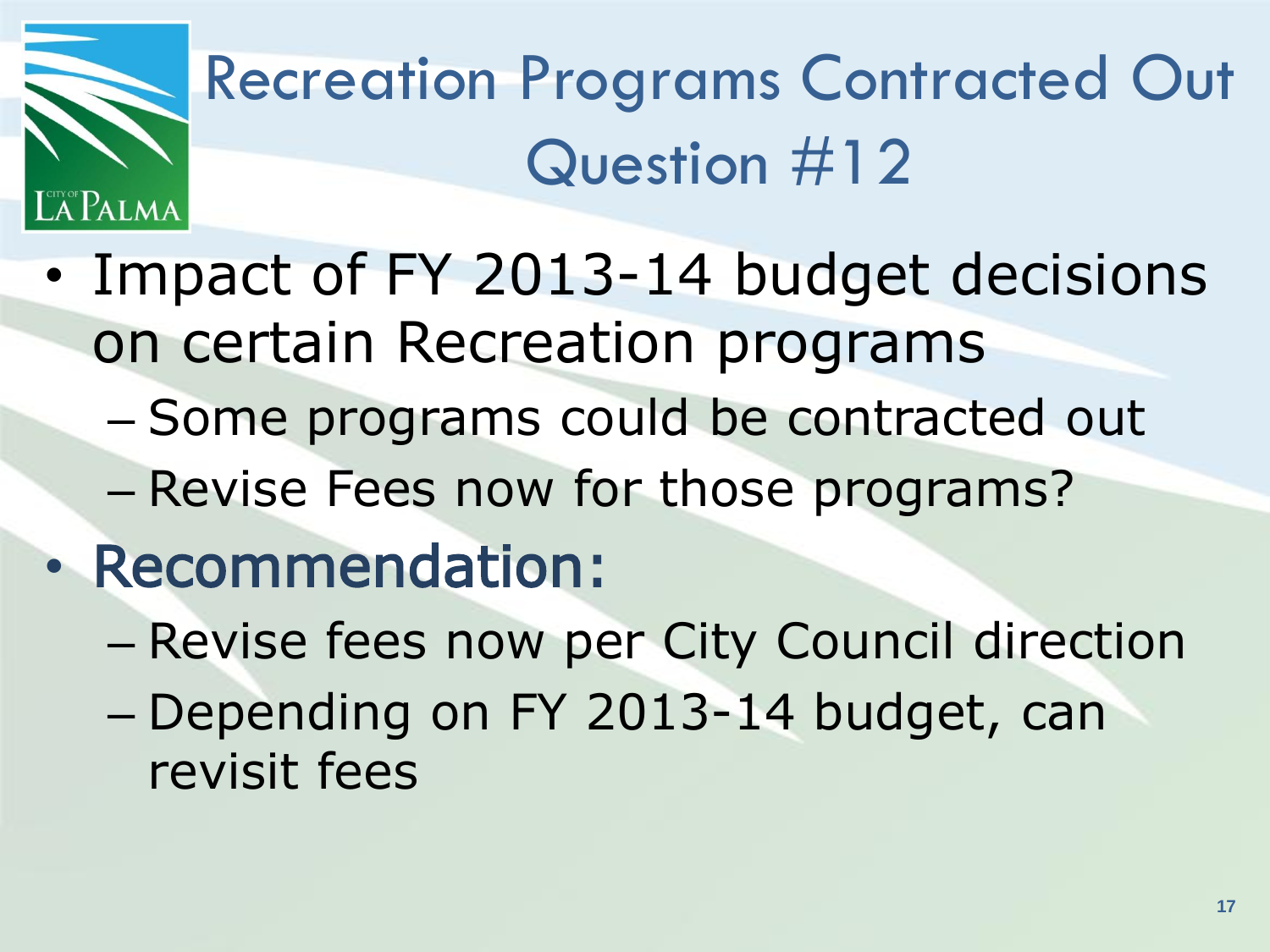# Recreation Programs Contracted Out Question #12

- Impact of FY 2013-14 budget decisions on certain Recreation programs
  - Some programs could be contracted out
  - Revise Fees now for those programs?
- **Recommendation:**
  - Revise fees now per City Council direction
  - Depending on FY 2013-14 budget, can revisit fees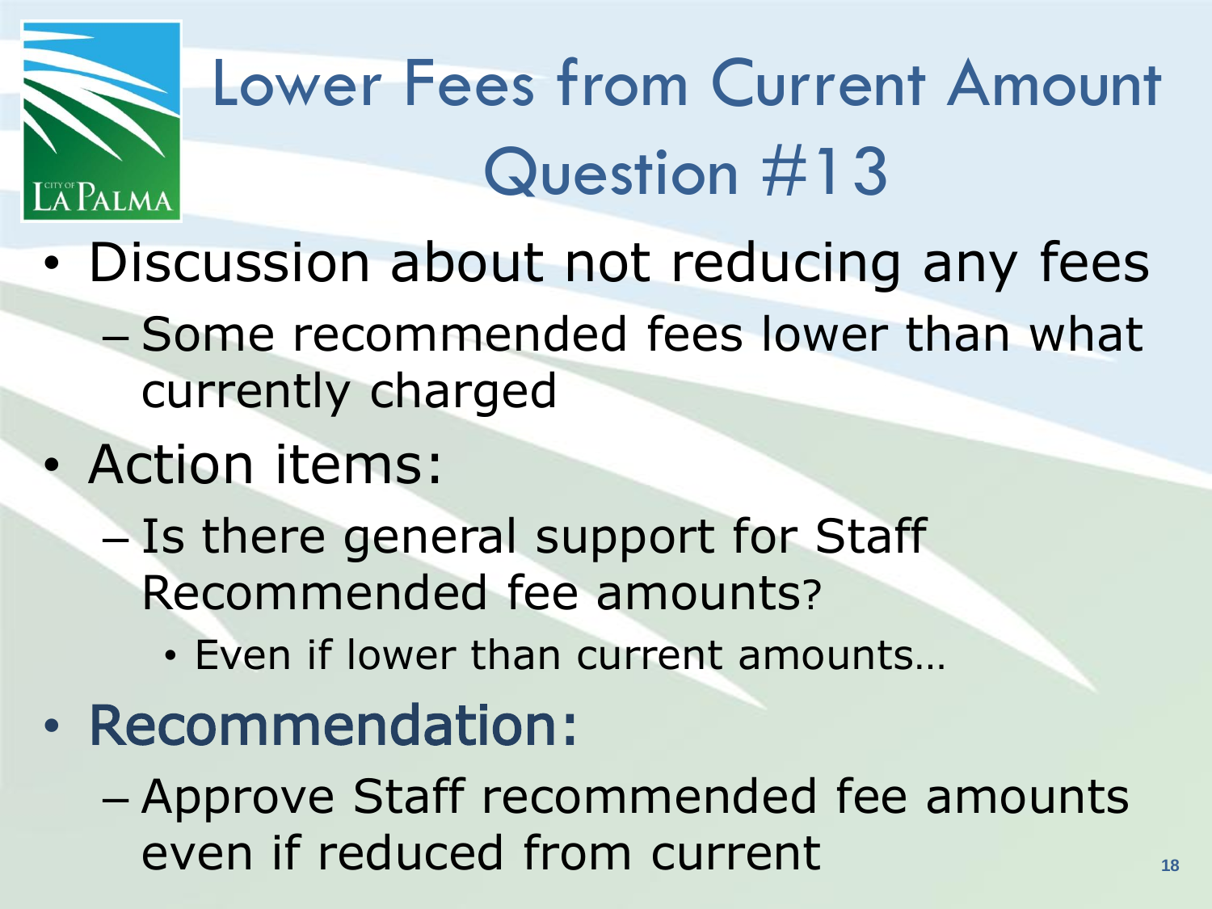# Lower Fees from Current Amount Question #13

- Discussion about not reducing any fees
  - Some recommended fees lower than what currently charged
- Action items:
  - Is there general support for Staff Recommended fee amounts?
    - Even if lower than current amounts…
- **Recommendation:**
  - Approve Staff recommended fee amounts even if reduced from current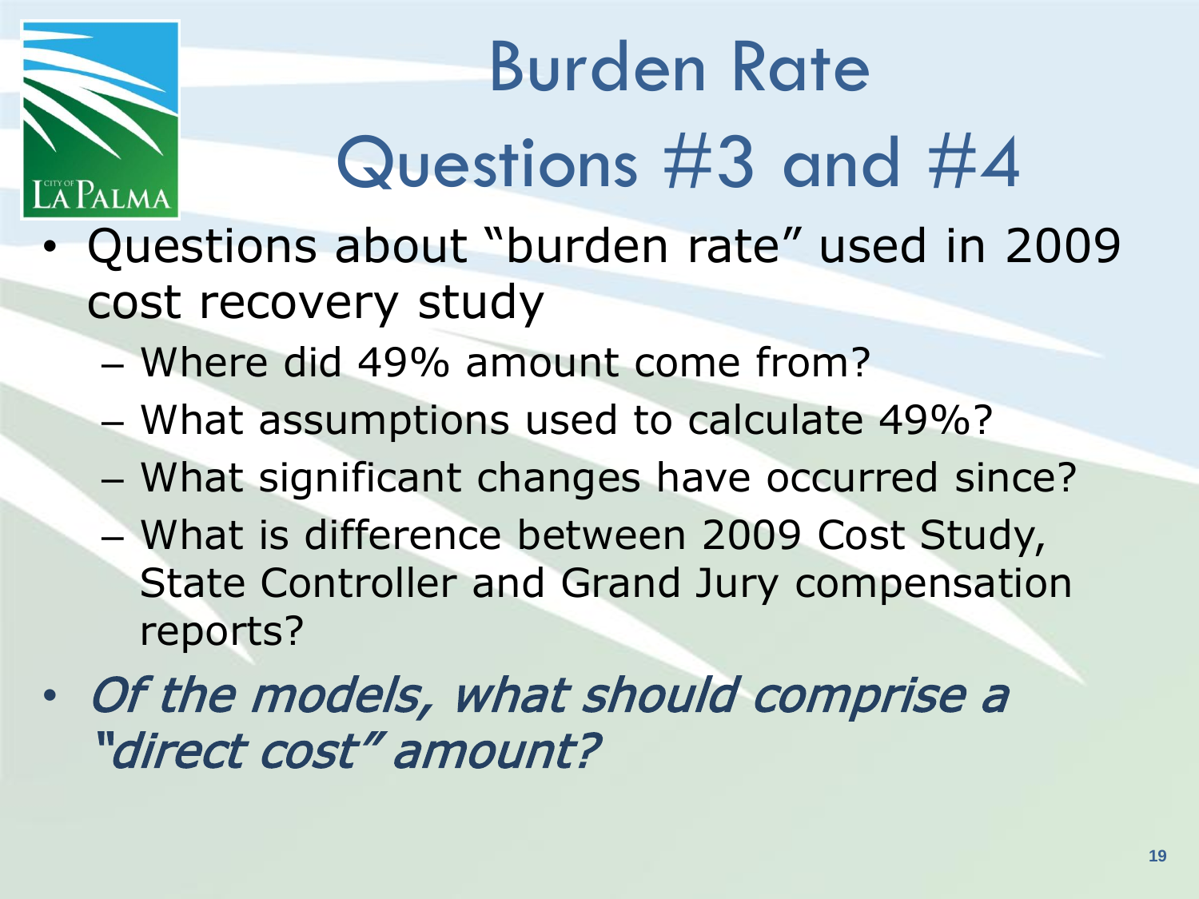# Burden Rate Questions #3 and #4

- Questions about "burden rate" used in 2009 cost recovery study
  - Where did 49% amount come from?
  - What assumptions used to calculate 49%?
  - What significant changes have occurred since?
  - What is difference between 2009 Cost Study, State Controller and Grand Jury compensation reports?
- *Of the models, what should comprise a "direct cost" amount?*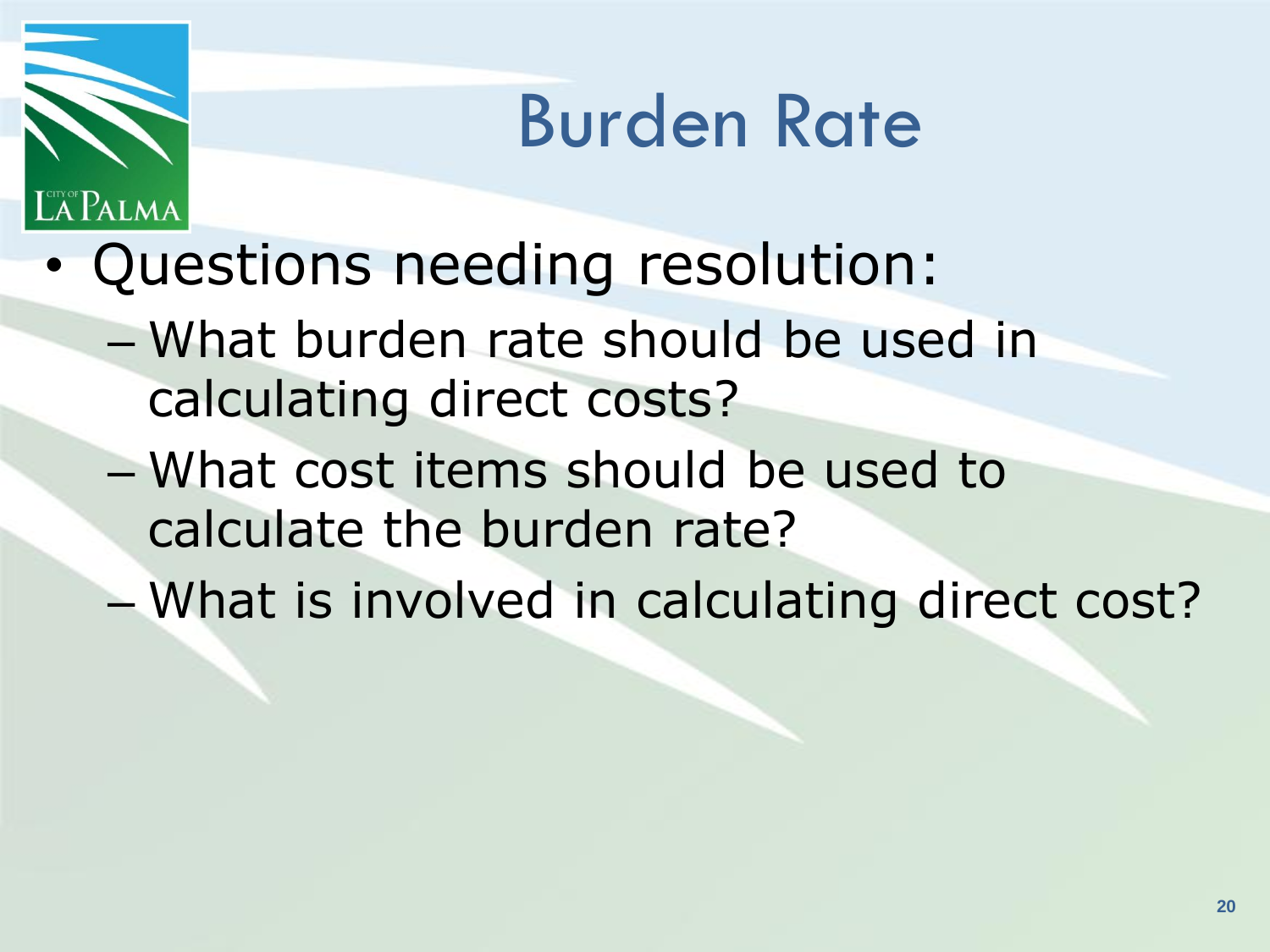# Burden Rate

- Questions needing resolution:
  - What burden rate should be used in calculating direct costs?
  - What cost items should be used to calculate the burden rate?
  - What is involved in calculating direct cost?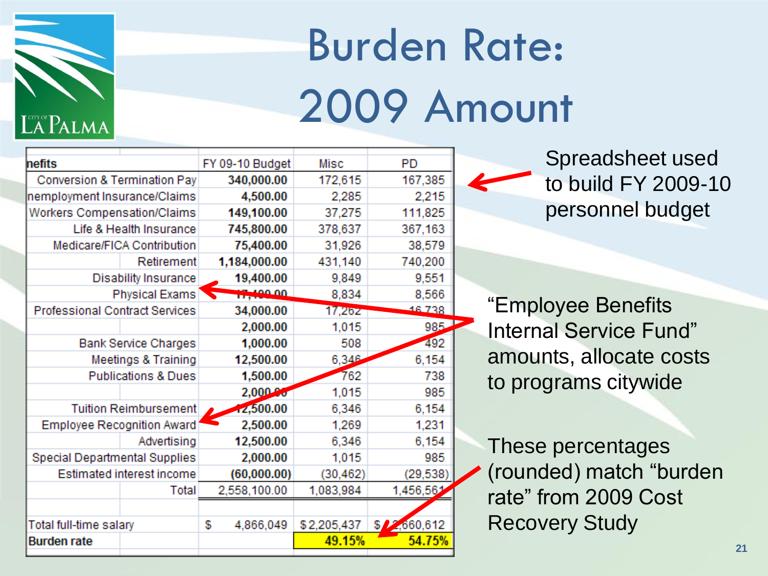# Burden Rate: 2009 Amount

| nefits | FY 09-10 Budget | Misc | PD |
|---|---|---|---|
| Conversion & Termination Pay | 340,000.00 | 172,615 | 167,385 |
| nemployment Insurance/Claims | 4,500.00 | 2,285 | 2,215 |
| Workers Compensation/Claims | 149,100.00 | 37,275 | 111,825 |
| Life & Health Insurance | 745,800.00 | 378,637 | 367,163 |
| Medicare/FICA Contribution | 75,400.00 | 31,926 | 38,579 |
| Retirement | 1,184,000.00 | 431,140 | 740,200 |
| Disability Insurance | 19,400.00 | 9,849 | 9,551 |
| Physical Exams | 17,400.00 | 8,834 | 8,566 |
| Professional Contract Services | 34,000.00 | 17,262 | 16,738 |
| | 2,000.00 | 1,015 | 985 |
| Bank Service Charges | 1,000.00 | 508 | 492 |
| Meetings & Training | 12,500.00 | 6,346 | 6,154 |
| Publications & Dues | 1,500.00 | 762 | 738 |
| | 2,000.00 | 1,015 | 985 |
| Tuition Reimbursement | 12,500.00 | 6,346 | 6,154 |
| Employee Recognition Award | 2,500.00 | 1,269 | 1,231 |
| Advertising | 12,500.00 | 6,346 | 6,154 |
| Special Departmental Supplies | 2,000.00 | 1,015 | 985 |
| Estimated interest income | (60,000.00) | (30,462) | (29,538) |
| Total | 2,558,100.00 | 1,083,984 | 1,456,561 |
| | | | |
| Total full-time salary | $ 4,866,049 | $ 2,205,437 | $ 2,660,612 |
| Burden rate | | 49.15% | 54.75% |

Spreadsheet used to build FY 2009-10 personnel budget

"Employee Benefits Internal Service Fund" amounts, allocate costs to programs citywide

These percentages (rounded) match "burden rate" from 2009 Cost Recovery Study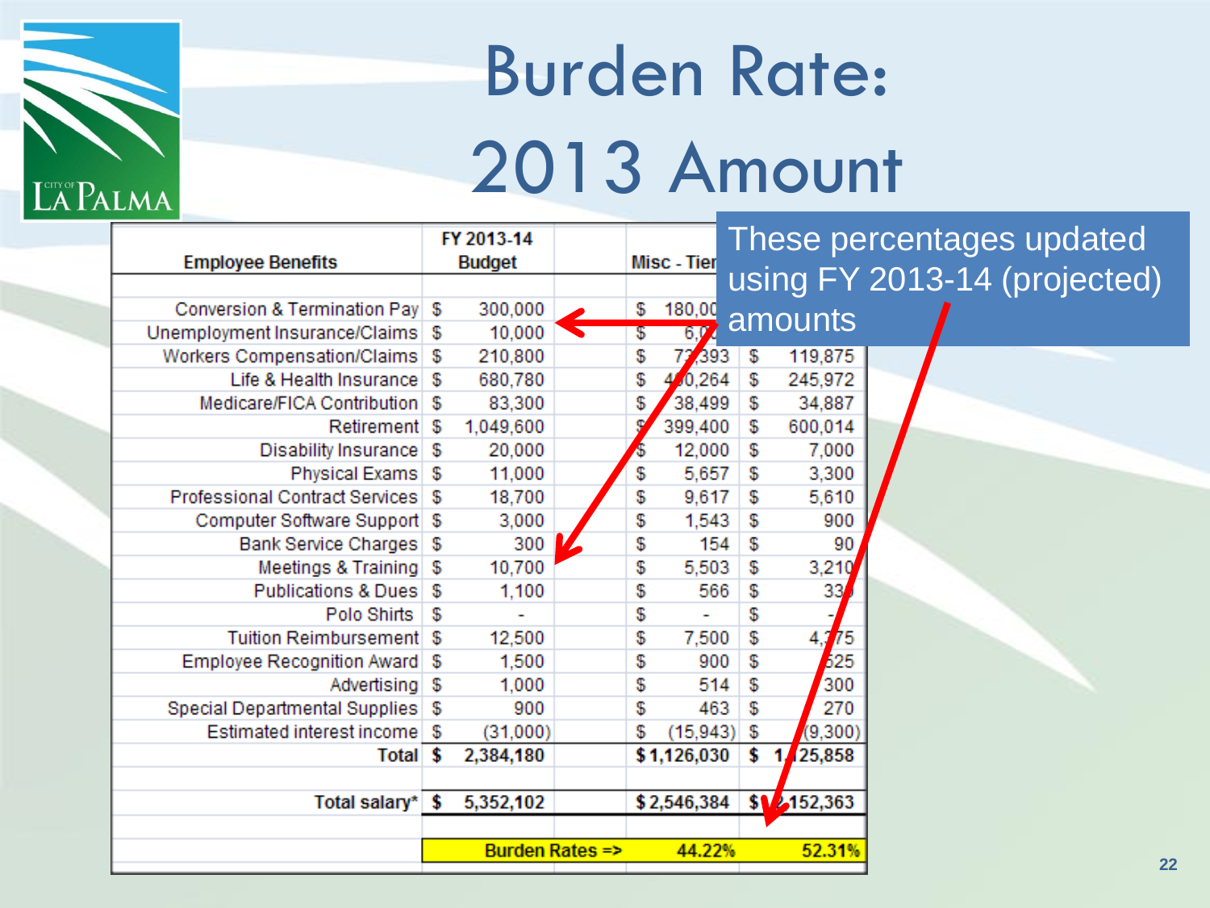# Burden Rate: 2013 Amount

| Employee Benefits | FY 2013-14 Budget | Misc - Tier | |
|---|---|---|---|
| Conversion & Termination Pay | $ 300,000 | $ 180,000 | |
| Unemployment Insurance/Claims | $ 10,000 | $ 6,000 | |
| Workers Compensation/Claims | $ 210,800 | $ 73,393 | $ 119,875 |
| Life & Health Insurance | $ 680,780 | $ 400,264 | $ 245,972 |
| Medicare/FICA Contribution | $ 83,300 | $ 38,499 | $ 34,887 |
| Retirement | $ 1,049,600 | $ 399,400 | $ 600,014 |
| Disability Insurance | $ 20,000 | $ 12,000 | $ 7,000 |
| Physical Exams | $ 11,000 | $ 5,657 | $ 3,300 |
| Professional Contract Services | $ 18,700 | $ 9,617 | $ 5,610 |
| Computer Software Support | $ 3,000 | $ 1,543 | $ 900 |
| Bank Service Charges | $ 300 | $ 154 | $ 90 |
| Meetings & Training | $ 10,700 | $ 5,503 | $ 3,210 |
| Publications & Dues | $ 1,100 | $ 566 | $ 330 |
| Polo Shirts | $ - | $ - | $ - |
| Tuition Reimbursement | $ 12,500 | $ 7,500 | $ 4,375 |
| Employee Recognition Award | $ 1,500 | $ 900 | $ 525 |
| Advertising | $ 1,000 | $ 514 | $ 300 |
| Special Departmental Supplies | $ 900 | $ 463 | $ 270 |
| Estimated interest income | $ (31,000) | $ (15,943) | $ (9,300) |
| **Total** | **$ 2,384,180** | **$ 1,126,030** | **$ 1,125,858** |
| | | | |
| **Total salary*** | **$ 5,352,102** | **$ 2,546,384** | **$ 2,152,363** |
| | | | |
| | **Burden Rates =>** | **44.22%** | **52.31%** |

These percentages updated using FY 2013-14 (projected) amounts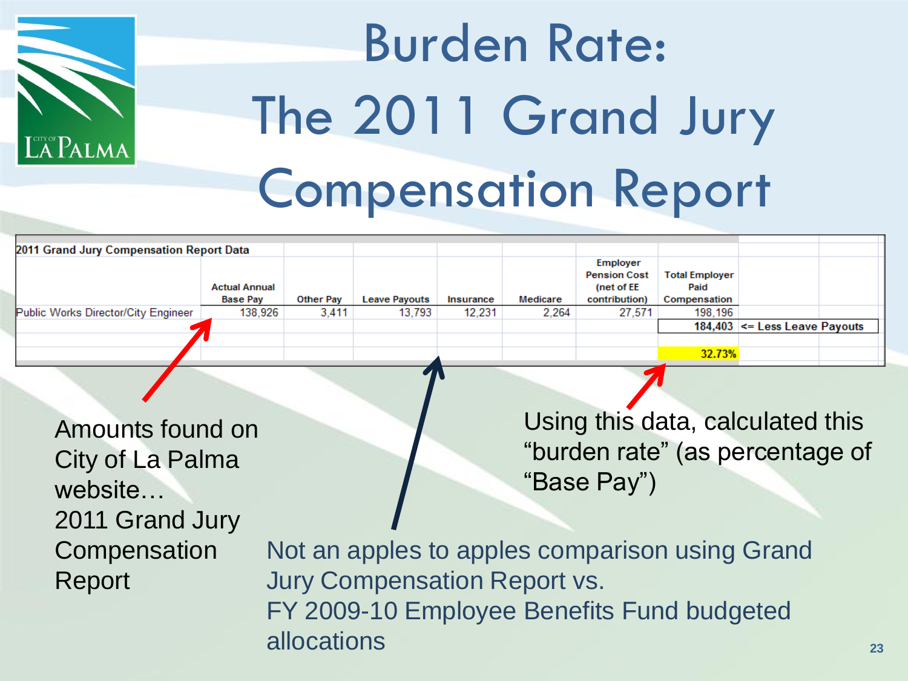# Burden Rate: The 2011 Grand Jury Compensation Report

**2011 Grand Jury Compensation Report Data**

| | Actual Annual Base Pay | Other Pay | Leave Payouts | Insurance | Medicare | Employer Pension Cost (net of EE contribution) | Total Employer Paid Compensation | |
|---|---|---|---|---|---|---|---|---|
| Public Works Director/City Engineer | 138,926 | 3,411 | 13,793 | 12,231 | 2,264 | 27,571 | 198,196 | |
| | | | | | | | 184,403 | <= Less Leave Payouts |
| | | | | | | | 32.73% | |

Amounts found on City of La Palma website… 2011 Grand Jury Compensation Report

Using this data, calculated this "burden rate" (as percentage of "Base Pay")

Not an apples to apples comparison using Grand Jury Compensation Report vs. FY 2009-10 Employee Benefits Fund budgeted allocations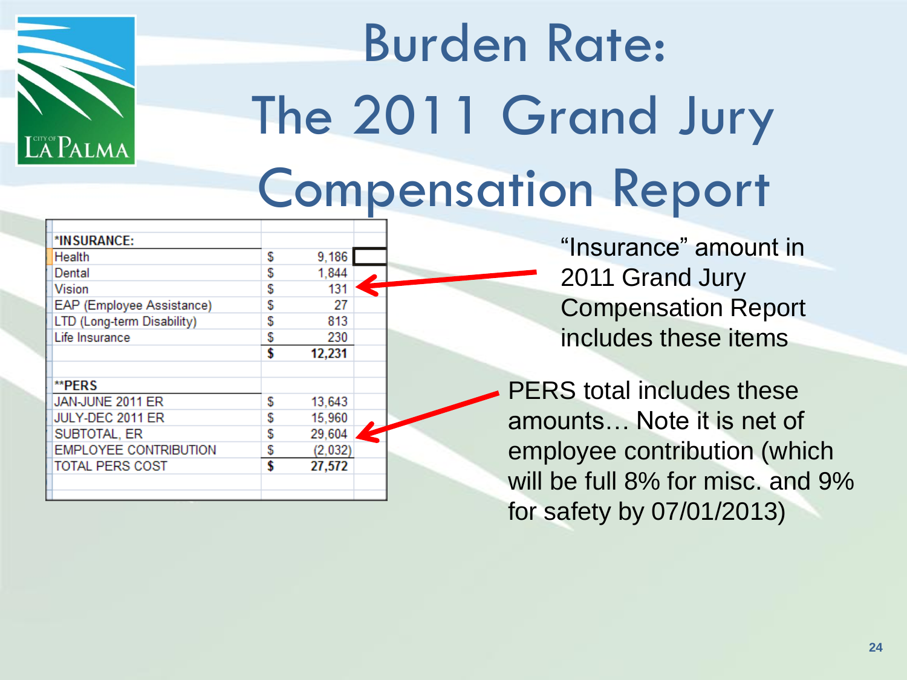# Burden Rate: The 2011 Grand Jury Compensation Report

| *INSURANCE: | | |
|---|---|---|
| Health | $ | 9,186 |
| Dental | $ | 1,844 |
| Vision | $ | 131 |
| EAP (Employee Assistance) | $ | 27 |
| LTD (Long-term Disability) | $ | 813 |
| Life Insurance | $ | 230 |
| | **$** | **12,231** |

| **PERS | | |
|---|---|---|
| JAN-JUNE 2011 ER | $ | 13,643 |
| JULY-DEC 2011 ER | $ | 15,960 |
| SUBTOTAL, ER | $ | 29,604 |
| EMPLOYEE CONTRIBUTION | $ | (2,032) |
| TOTAL PERS COST | **$** | **27,572** |

"Insurance" amount in 2011 Grand Jury Compensation Report includes these items

PERS total includes these amounts… Note it is net of employee contribution (which will be full 8% for misc. and 9% for safety by 07/01/2013)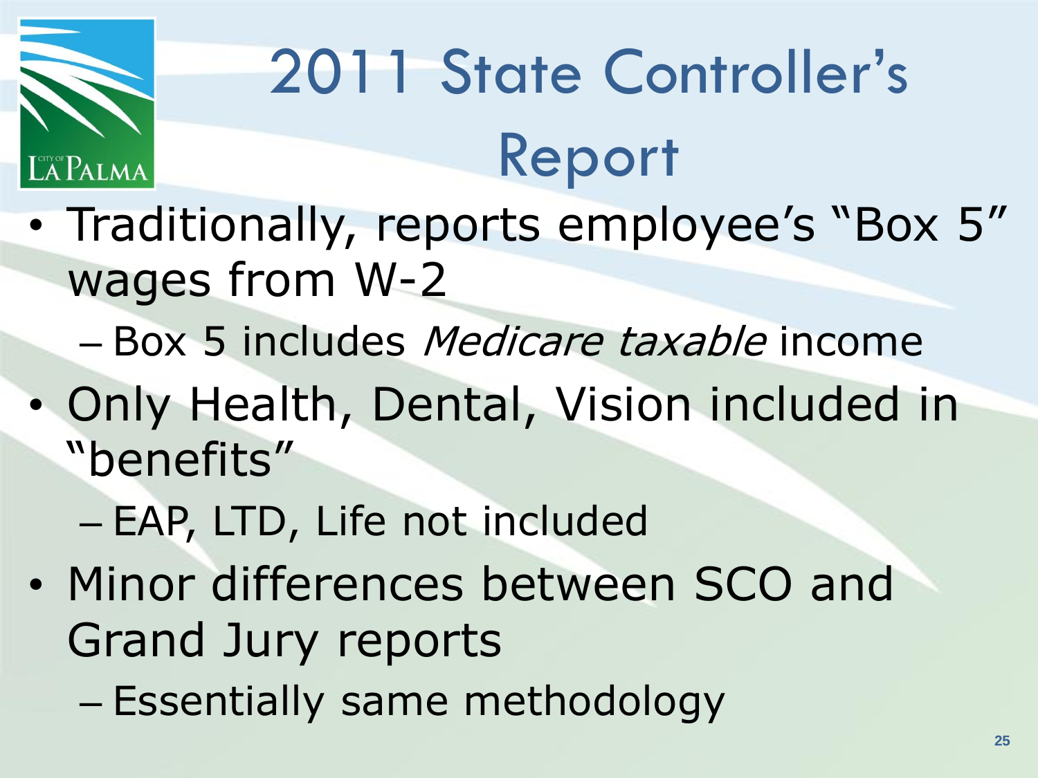# 2011 State Controller's Report

- Traditionally, reports employee's "Box 5" wages from W-2
  - Box 5 includes *Medicare taxable* income
- Only Health, Dental, Vision included in "benefits"
  - EAP, LTD, Life not included
- Minor differences between SCO and Grand Jury reports
  - Essentially same methodology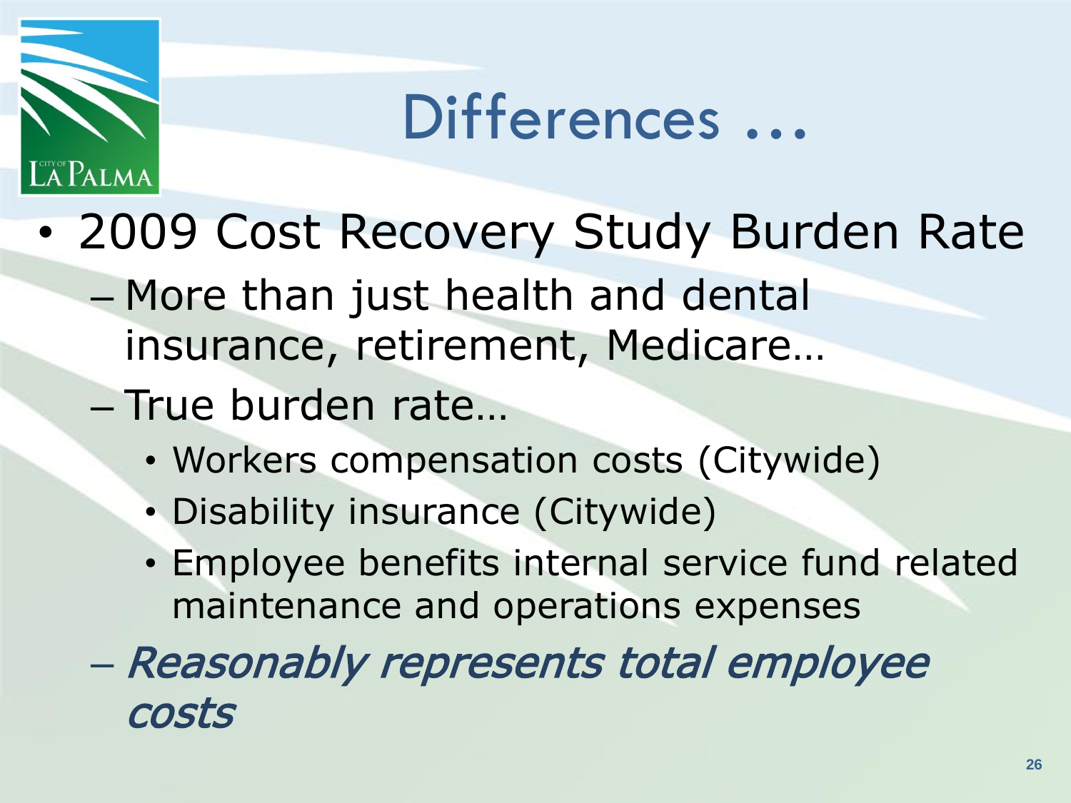# Differences …

- 2009 Cost Recovery Study Burden Rate
  - More than just health and dental insurance, retirement, Medicare…
  - True burden rate…
    - Workers compensation costs (Citywide)
    - Disability insurance (Citywide)
    - Employee benefits internal service fund related maintenance and operations expenses
  - *Reasonably represents total employee costs*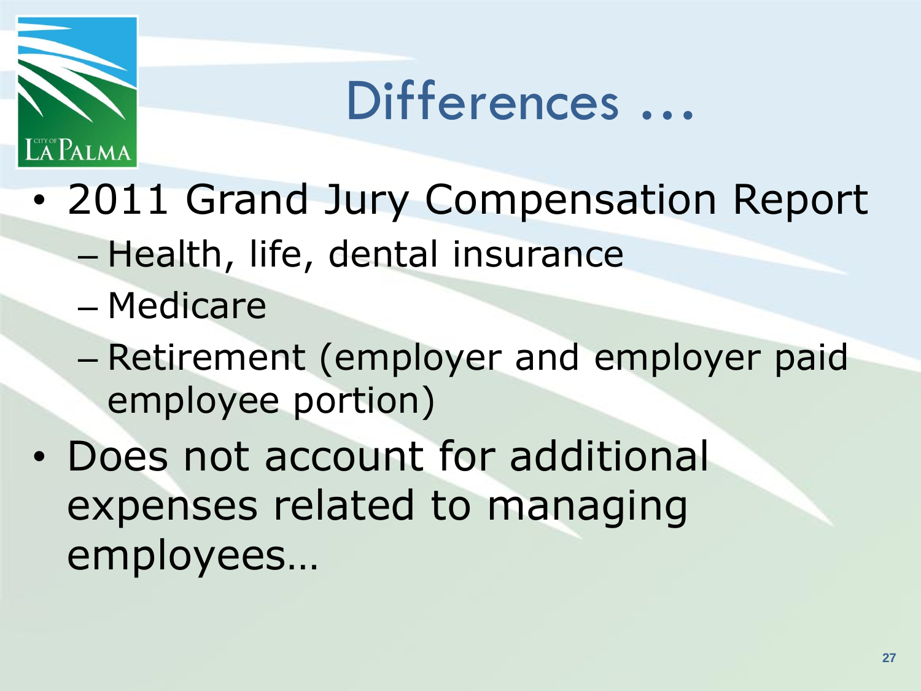# Differences …

- 2011 Grand Jury Compensation Report
  - Health, life, dental insurance
  - Medicare
  - Retirement (employer and employer paid employee portion)
- Does not account for additional expenses related to managing employees…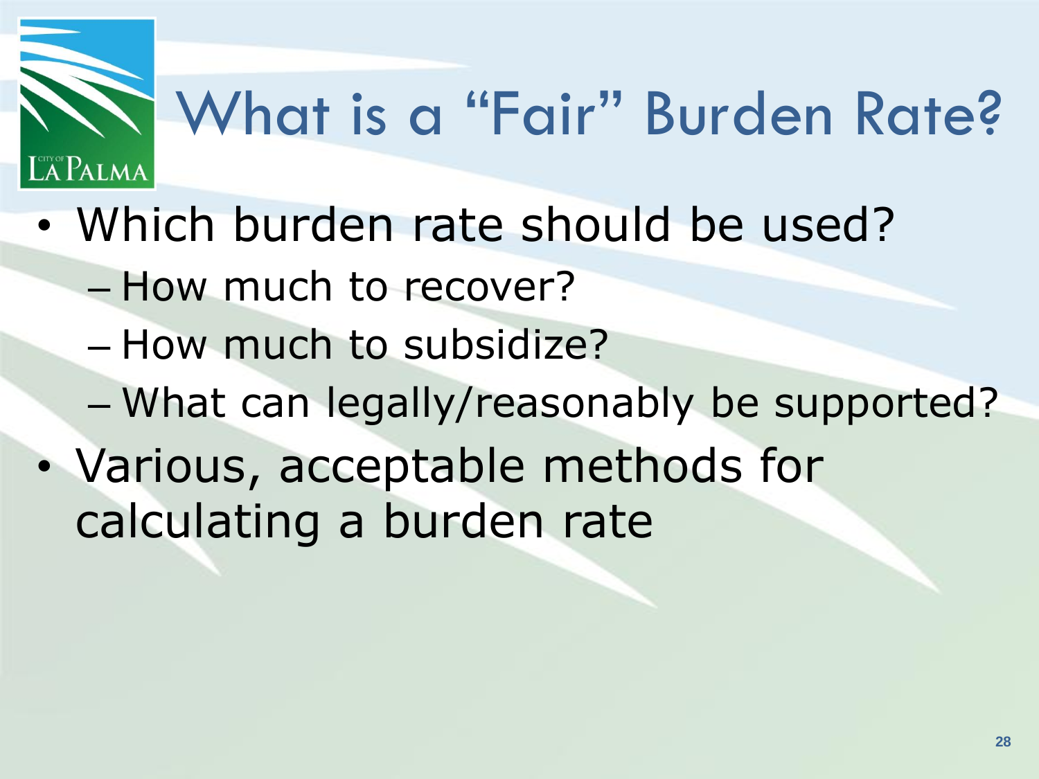# What is a "Fair" Burden Rate?

- Which burden rate should be used?
  - How much to recover?
  - How much to subsidize?
  - What can legally/reasonably be supported?
- Various, acceptable methods for calculating a burden rate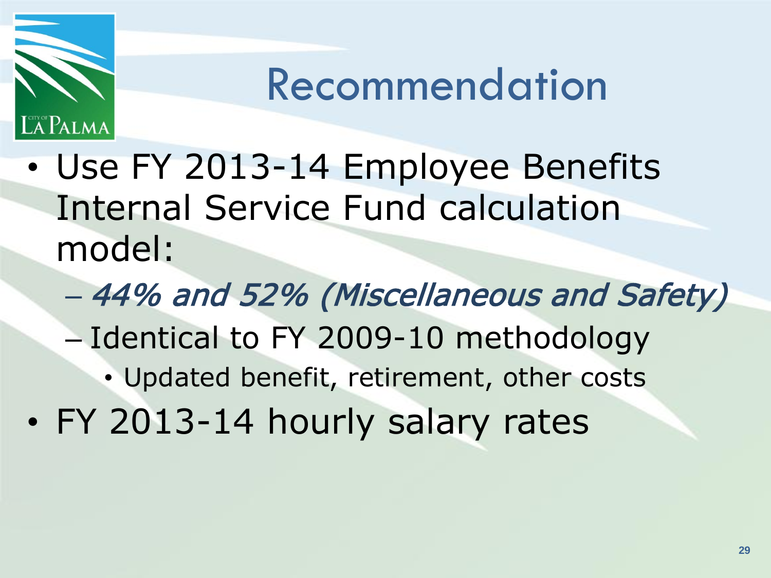# Recommendation

- Use FY 2013-14 Employee Benefits Internal Service Fund calculation model:
  - *44% and 52% (Miscellaneous and Safety)*
  - Identical to FY 2009-10 methodology
    - Updated benefit, retirement, other costs
- FY 2013-14 hourly salary rates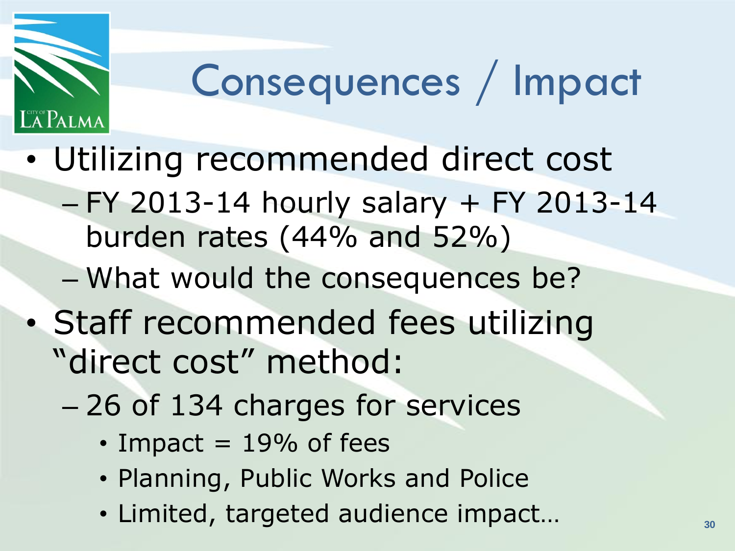# Consequences / Impact

- Utilizing recommended direct cost
  - FY 2013-14 hourly salary + FY 2013-14 burden rates (44% and 52%)
  - What would the consequences be?
- Staff recommended fees utilizing "direct cost" method:
  - 26 of 134 charges for services
    - Impact = 19% of fees
    - Planning, Public Works and Police
    - Limited, targeted audience impact…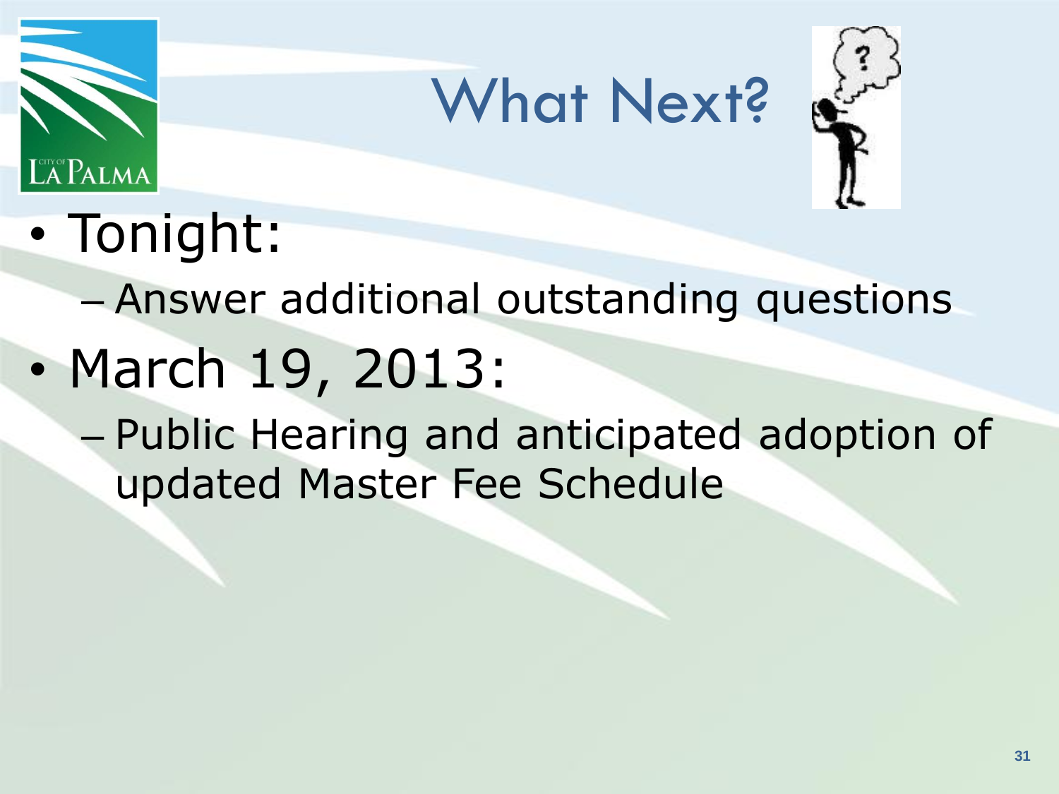# What Next?

- Tonight:
  - Answer additional outstanding questions
- March 19, 2013:
  - Public Hearing and anticipated adoption of updated Master Fee Schedule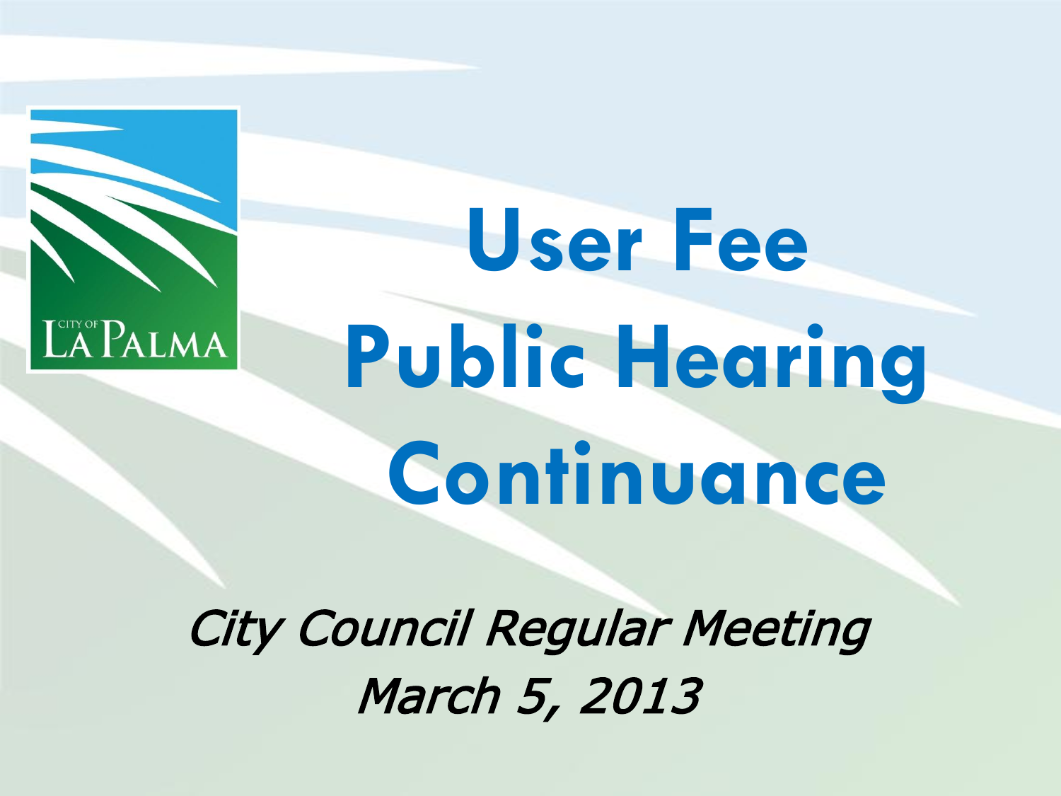CITY OF LA PALMA

# User Fee Public Hearing Continuance

*City Council Regular Meeting*
*March 5, 2013*